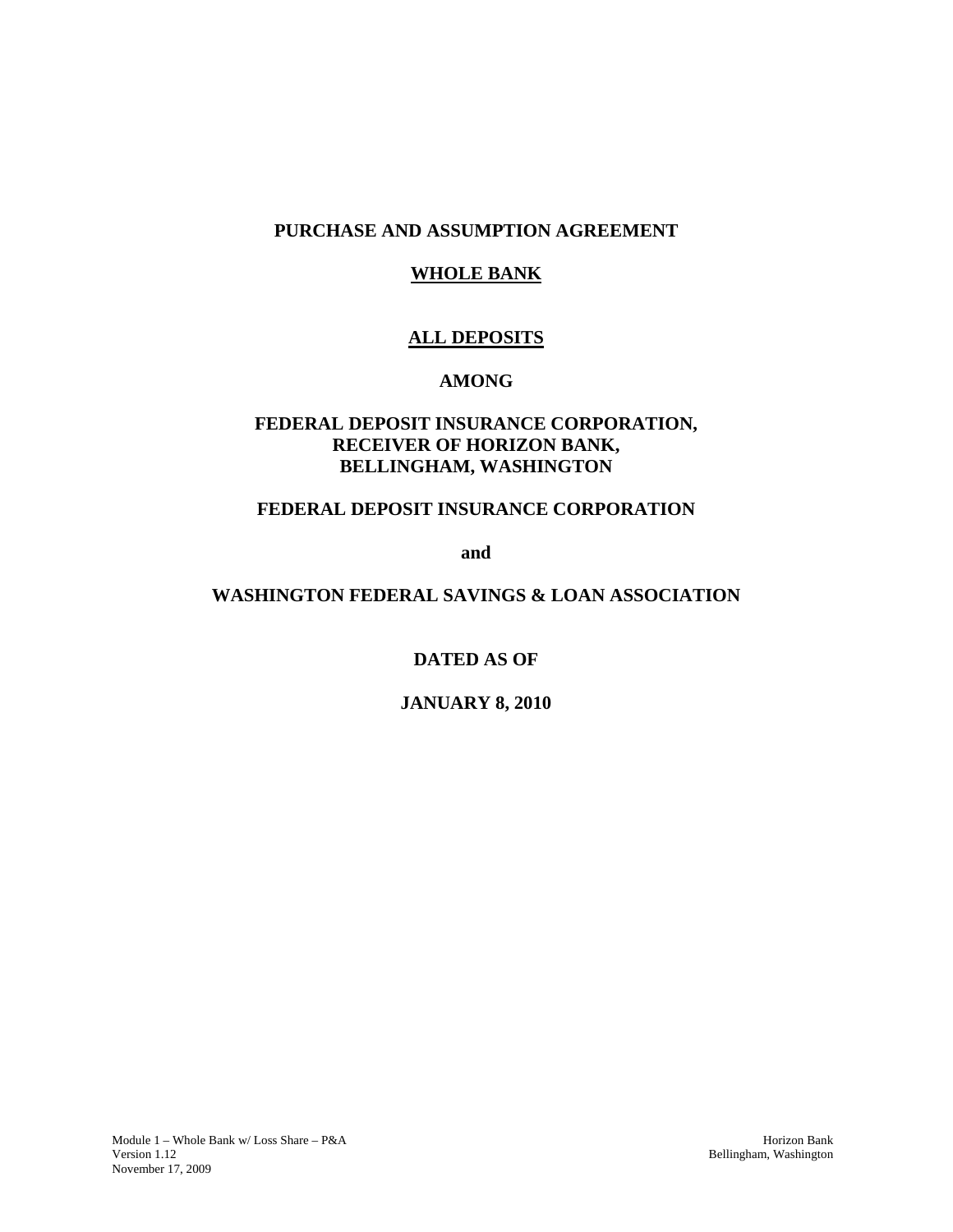**PURCHASE AND ASSUMPTION AGREEMENT**

**WHOLE BANK**

**ALL DEPOSITS**

**AMONG**

**FEDERAL DEPOSIT INSURANCE CORPORATION,**
**RECEIVER OF HORIZON BANK,**
**BELLINGHAM, WASHINGTON**

**FEDERAL DEPOSIT INSURANCE CORPORATION**

**and**

**WASHINGTON FEDERAL SAVINGS & LOAN ASSOCIATION**

**DATED AS OF**

**JANUARY 8, 2010**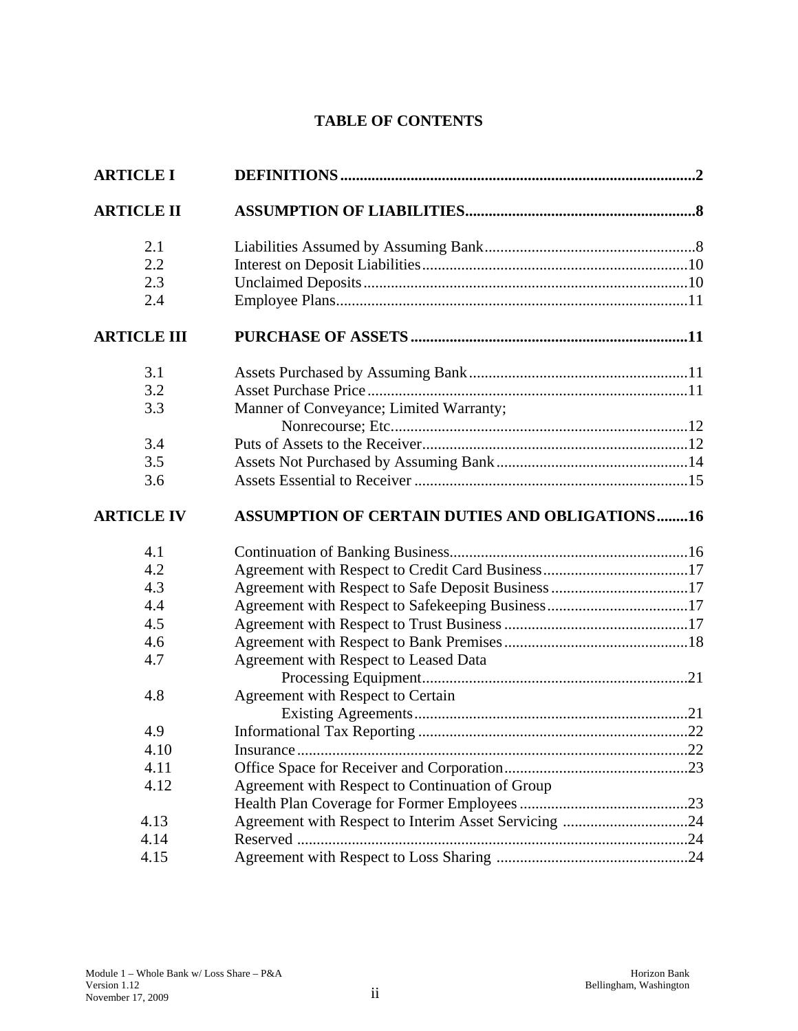# TABLE OF CONTENTS

| | | |
|---|---|---|
| **ARTICLE I** | **DEFINITIONS** | **2** |
| **ARTICLE II** | **ASSUMPTION OF LIABILITIES** | **8** |
| 2.1 | Liabilities Assumed by Assuming Bank | 8 |
| 2.2 | Interest on Deposit Liabilities | 10 |
| 2.3 | Unclaimed Deposits | 10 |
| 2.4 | Employee Plans | 11 |
| **ARTICLE III** | **PURCHASE OF ASSETS** | **11** |
| 3.1 | Assets Purchased by Assuming Bank | 11 |
| 3.2 | Asset Purchase Price | 11 |
| 3.3 | Manner of Conveyance; Limited Warranty; Nonrecourse; Etc. | 12 |
| 3.4 | Puts of Assets to the Receiver | 12 |
| 3.5 | Assets Not Purchased by Assuming Bank | 14 |
| 3.6 | Assets Essential to Receiver | 15 |
| **ARTICLE IV** | **ASSUMPTION OF CERTAIN DUTIES AND OBLIGATIONS** | **16** |
| 4.1 | Continuation of Banking Business | 16 |
| 4.2 | Agreement with Respect to Credit Card Business | 17 |
| 4.3 | Agreement with Respect to Safe Deposit Business | 17 |
| 4.4 | Agreement with Respect to Safekeeping Business | 17 |
| 4.5 | Agreement with Respect to Trust Business | 17 |
| 4.6 | Agreement with Respect to Bank Premises | 18 |
| 4.7 | Agreement with Respect to Leased Data Processing Equipment | 21 |
| 4.8 | Agreement with Respect to Certain Existing Agreements | 21 |
| 4.9 | Informational Tax Reporting | 22 |
| 4.10 | Insurance | 22 |
| 4.11 | Office Space for Receiver and Corporation | 23 |
| 4.12 | Agreement with Respect to Continuation of Group Health Plan Coverage for Former Employees | 23 |
| 4.13 | Agreement with Respect to Interim Asset Servicing | 24 |
| 4.14 | Reserved | 24 |
| 4.15 | Agreement with Respect to Loss Sharing | 24 |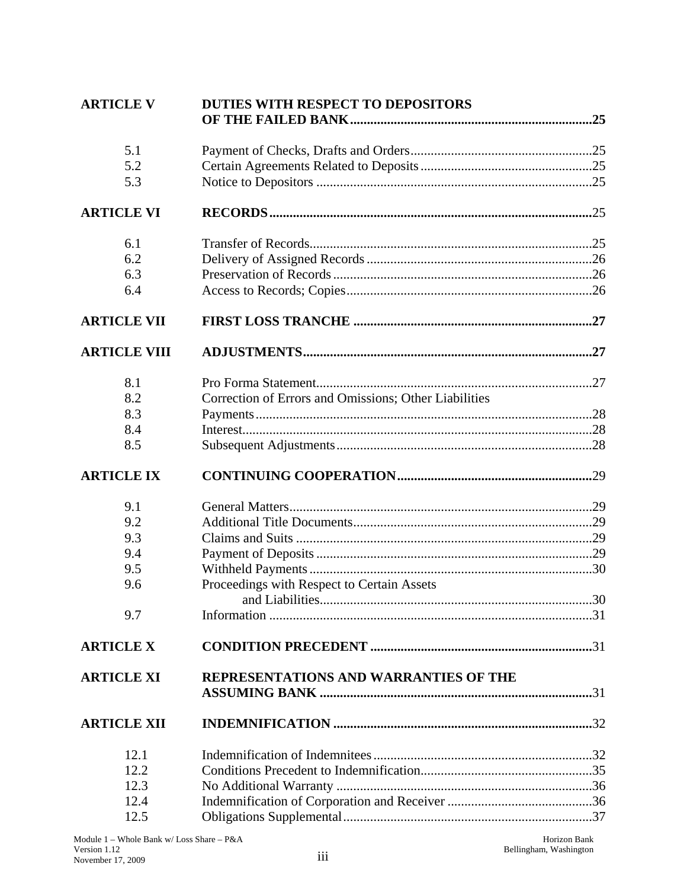| | | |
|---|---|---|
| **ARTICLE V** | **DUTIES WITH RESPECT TO DEPOSITORS OF THE FAILED BANK** | **25** |
| 5.1 | Payment of Checks, Drafts and Orders | 25 |
| 5.2 | Certain Agreements Related to Deposits | 25 |
| 5.3 | Notice to Depositors | 25 |
| **ARTICLE VI** | **RECORDS** | 25 |
| 6.1 | Transfer of Records | 25 |
| 6.2 | Delivery of Assigned Records | 26 |
| 6.3 | Preservation of Records | 26 |
| 6.4 | Access to Records; Copies | 26 |
| **ARTICLE VII** | **FIRST LOSS TRANCHE** | **27** |
| **ARTICLE VIII** | **ADJUSTMENTS** | **27** |
| 8.1 | Pro Forma Statement | 27 |
| 8.2 | Correction of Errors and Omissions; Other Liabilities | |
| 8.3 | Payments | 28 |
| 8.4 | Interest | 28 |
| 8.5 | Subsequent Adjustments | 28 |
| **ARTICLE IX** | **CONTINUING COOPERATION** | 29 |
| 9.1 | General Matters | 29 |
| 9.2 | Additional Title Documents | 29 |
| 9.3 | Claims and Suits | 29 |
| 9.4 | Payment of Deposits | 29 |
| 9.5 | Withheld Payments | 30 |
| 9.6 | Proceedings with Respect to Certain Assets and Liabilities | 30 |
| 9.7 | Information | 31 |
| **ARTICLE X** | **CONDITION PRECEDENT** | 31 |
| **ARTICLE XI** | **REPRESENTATIONS AND WARRANTIES OF THE ASSUMING BANK** | 31 |
| **ARTICLE XII** | **INDEMNIFICATION** | 32 |
| 12.1 | Indemnification of Indemnitees | 32 |
| 12.2 | Conditions Precedent to Indemnification | 35 |
| 12.3 | No Additional Warranty | 36 |
| 12.4 | Indemnification of Corporation and Receiver | 36 |
| 12.5 | Obligations Supplemental | 37 |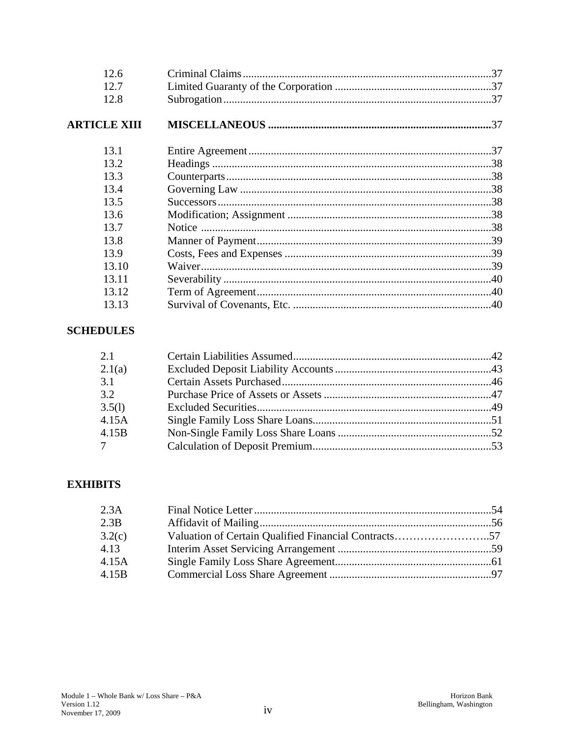| | | |
|---|---|---|
| 12.6 | Criminal Claims | 37 |
| 12.7 | Limited Guaranty of the Corporation | 37 |
| 12.8 | Subrogation | 37 |
| **ARTICLE XIII** | **MISCELLANEOUS** | **37** |
| 13.1 | Entire Agreement | 37 |
| 13.2 | Headings | 38 |
| 13.3 | Counterparts | 38 |
| 13.4 | Governing Law | 38 |
| 13.5 | Successors | 38 |
| 13.6 | Modification; Assignment | 38 |
| 13.7 | Notice | 38 |
| 13.8 | Manner of Payment | 39 |
| 13.9 | Costs, Fees and Expenses | 39 |
| 13.10 | Waiver | 39 |
| 13.11 | Severability | 40 |
| 13.12 | Term of Agreement | 40 |
| 13.13 | Survival of Covenants, Etc. | 40 |

**SCHEDULES**

| | | |
|---|---|---|
| 2.1 | Certain Liabilities Assumed | 42 |
| 2.1(a) | Excluded Deposit Liability Accounts | 43 |
| 3.1 | Certain Assets Purchased | 46 |
| 3.2 | Purchase Price of Assets or Assets | 47 |
| 3.5(l) | Excluded Securities | 49 |
| 4.15A | Single Family Loss Share Loans | 51 |
| 4.15B | Non-Single Family Loss Share Loans | 52 |
| 7 | Calculation of Deposit Premium | 53 |

**EXHIBITS**

| | | |
|---|---|---|
| 2.3A | Final Notice Letter | 54 |
| 2.3B | Affidavit of Mailing | 56 |
| 3.2(c) | Valuation of Certain Qualified Financial Contracts | 57 |
| 4.13 | Interim Asset Servicing Arrangement | 59 |
| 4.15A | Single Family Loss Share Agreement | 61 |
| 4.15B | Commercial Loss Share Agreement | 97 |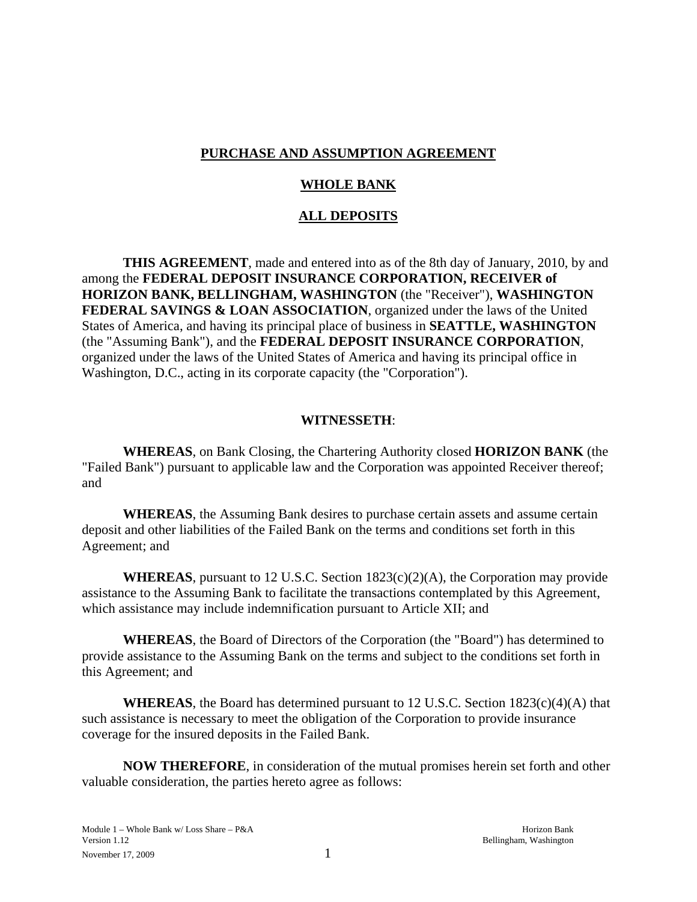**PURCHASE AND ASSUMPTION AGREEMENT**

**WHOLE BANK**

**ALL DEPOSITS**

**THIS AGREEMENT**, made and entered into as of the 8th day of January, 2010, by and among the **FEDERAL DEPOSIT INSURANCE CORPORATION, RECEIVER of HORIZON BANK, BELLINGHAM, WASHINGTON** (the "Receiver"), **WASHINGTON FEDERAL SAVINGS & LOAN ASSOCIATION**, organized under the laws of the United States of America, and having its principal place of business in **SEATTLE, WASHINGTON** (the "Assuming Bank"), and the **FEDERAL DEPOSIT INSURANCE CORPORATION**, organized under the laws of the United States of America and having its principal office in Washington, D.C., acting in its corporate capacity (the "Corporation").

**WITNESSETH**:

**WHEREAS**, on Bank Closing, the Chartering Authority closed **HORIZON BANK** (the "Failed Bank") pursuant to applicable law and the Corporation was appointed Receiver thereof; and

**WHEREAS**, the Assuming Bank desires to purchase certain assets and assume certain deposit and other liabilities of the Failed Bank on the terms and conditions set forth in this Agreement; and

**WHEREAS**, pursuant to 12 U.S.C. Section 1823(c)(2)(A), the Corporation may provide assistance to the Assuming Bank to facilitate the transactions contemplated by this Agreement, which assistance may include indemnification pursuant to Article XII; and

**WHEREAS**, the Board of Directors of the Corporation (the "Board") has determined to provide assistance to the Assuming Bank on the terms and subject to the conditions set forth in this Agreement; and

**WHEREAS**, the Board has determined pursuant to 12 U.S.C. Section 1823(c)(4)(A) that such assistance is necessary to meet the obligation of the Corporation to provide insurance coverage for the insured deposits in the Failed Bank.

**NOW THEREFORE**, in consideration of the mutual promises herein set forth and other valuable consideration, the parties hereto agree as follows: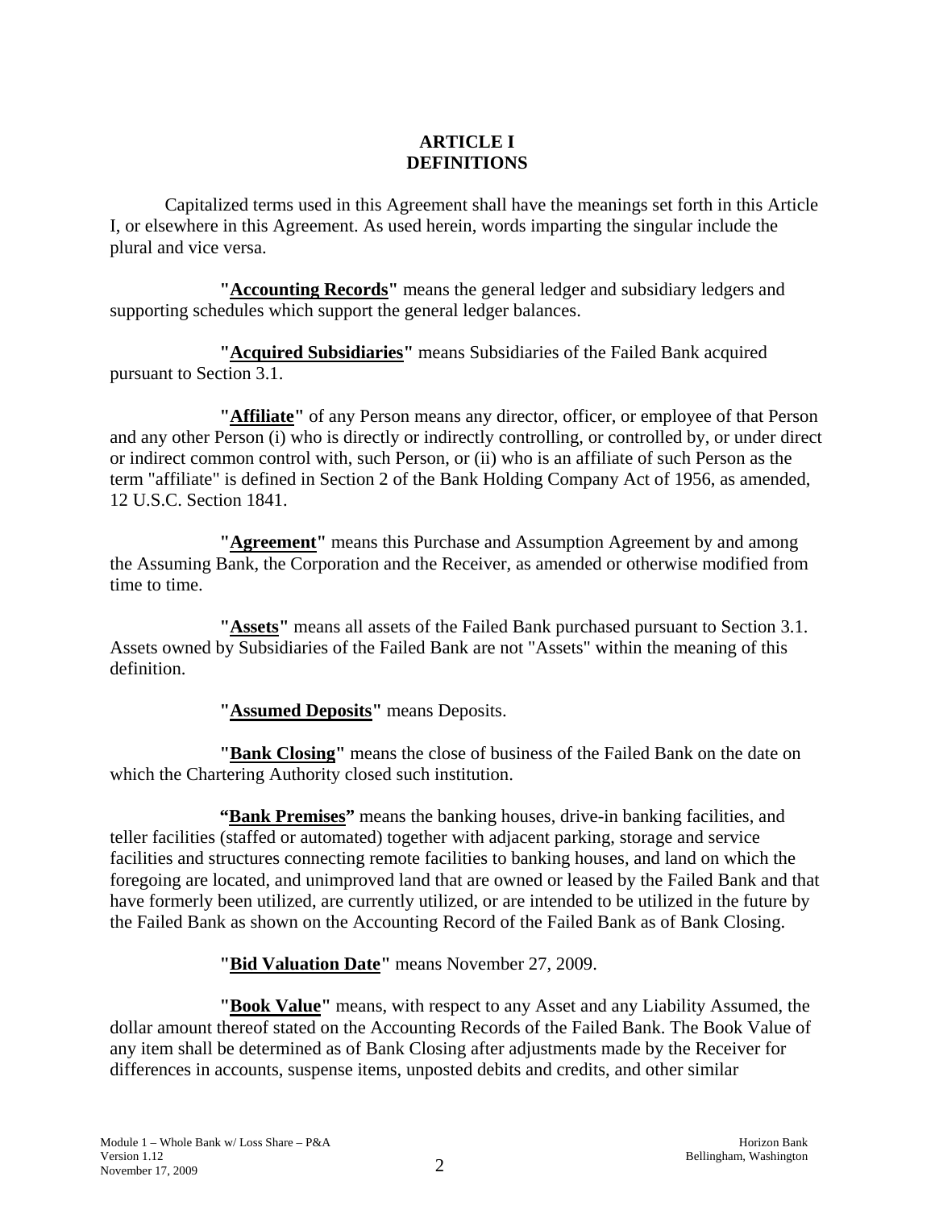# ARTICLE I
# DEFINITIONS

Capitalized terms used in this Agreement shall have the meanings set forth in this Article I, or elsewhere in this Agreement. As used herein, words imparting the singular include the plural and vice versa.

**"Accounting Records"** means the general ledger and subsidiary ledgers and supporting schedules which support the general ledger balances.

**"Acquired Subsidiaries"** means Subsidiaries of the Failed Bank acquired pursuant to Section 3.1.

**"Affiliate"** of any Person means any director, officer, or employee of that Person and any other Person (i) who is directly or indirectly controlling, or controlled by, or under direct or indirect common control with, such Person, or (ii) who is an affiliate of such Person as the term "affiliate" is defined in Section 2 of the Bank Holding Company Act of 1956, as amended, 12 U.S.C. Section 1841.

**"Agreement"** means this Purchase and Assumption Agreement by and among the Assuming Bank, the Corporation and the Receiver, as amended or otherwise modified from time to time.

**"Assets"** means all assets of the Failed Bank purchased pursuant to Section 3.1. Assets owned by Subsidiaries of the Failed Bank are not "Assets" within the meaning of this definition.

**"Assumed Deposits"** means Deposits.

**"Bank Closing"** means the close of business of the Failed Bank on the date on which the Chartering Authority closed such institution.

**"Bank Premises"** means the banking houses, drive-in banking facilities, and teller facilities (staffed or automated) together with adjacent parking, storage and service facilities and structures connecting remote facilities to banking houses, and land on which the foregoing are located, and unimproved land that are owned or leased by the Failed Bank and that have formerly been utilized, are currently utilized, or are intended to be utilized in the future by the Failed Bank as shown on the Accounting Record of the Failed Bank as of Bank Closing.

**"Bid Valuation Date"** means November 27, 2009.

**"Book Value"** means, with respect to any Asset and any Liability Assumed, the dollar amount thereof stated on the Accounting Records of the Failed Bank. The Book Value of any item shall be determined as of Bank Closing after adjustments made by the Receiver for differences in accounts, suspense items, unposted debits and credits, and other similar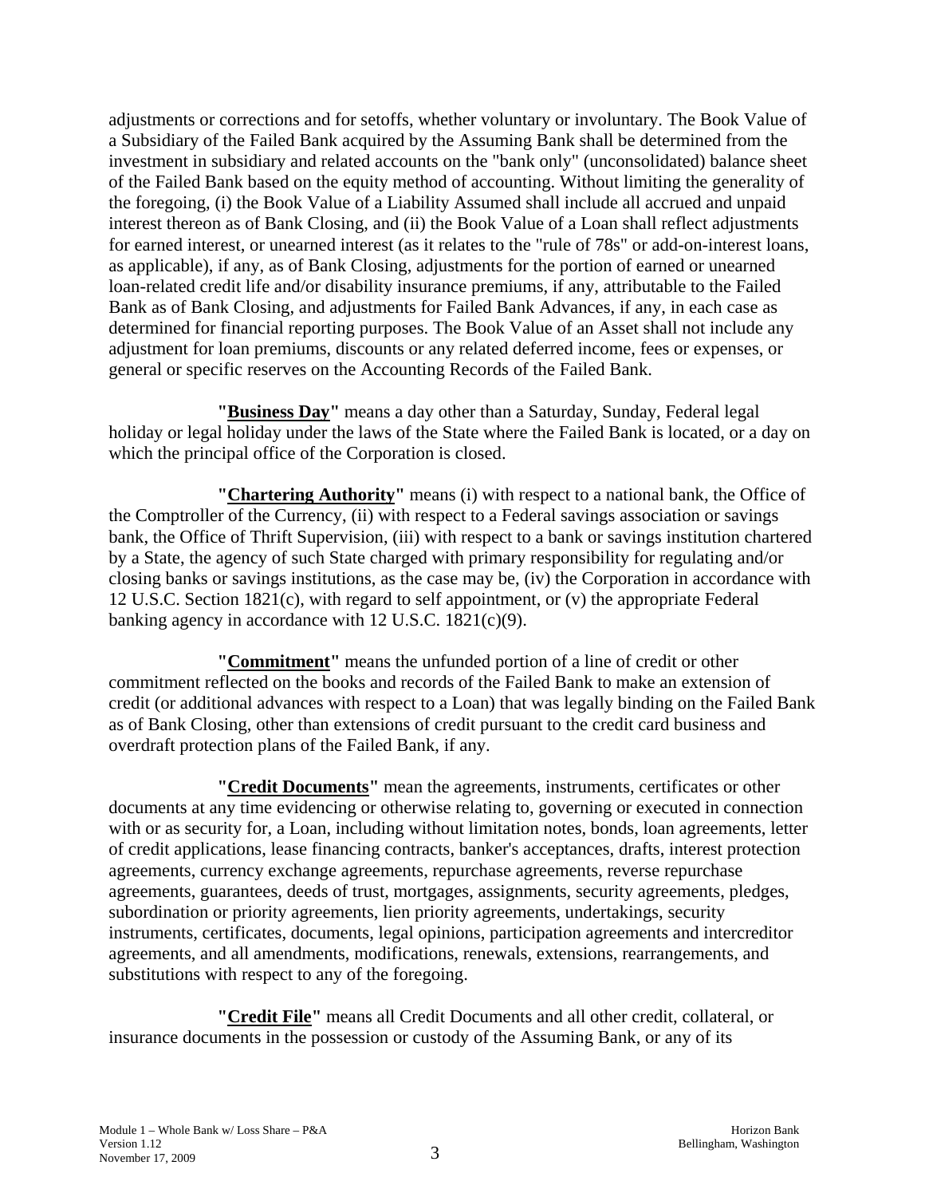adjustments or corrections and for setoffs, whether voluntary or involuntary. The Book Value of a Subsidiary of the Failed Bank acquired by the Assuming Bank shall be determined from the investment in subsidiary and related accounts on the "bank only" (unconsolidated) balance sheet of the Failed Bank based on the equity method of accounting. Without limiting the generality of the foregoing, (i) the Book Value of a Liability Assumed shall include all accrued and unpaid interest thereon as of Bank Closing, and (ii) the Book Value of a Loan shall reflect adjustments for earned interest, or unearned interest (as it relates to the "rule of 78s" or add-on-interest loans, as applicable), if any, as of Bank Closing, adjustments for the portion of earned or unearned loan-related credit life and/or disability insurance premiums, if any, attributable to the Failed Bank as of Bank Closing, and adjustments for Failed Bank Advances, if any, in each case as determined for financial reporting purposes. The Book Value of an Asset shall not include any adjustment for loan premiums, discounts or any related deferred income, fees or expenses, or general or specific reserves on the Accounting Records of the Failed Bank.

**"Business Day"** means a day other than a Saturday, Sunday, Federal legal holiday or legal holiday under the laws of the State where the Failed Bank is located, or a day on which the principal office of the Corporation is closed.

**"Chartering Authority"** means (i) with respect to a national bank, the Office of the Comptroller of the Currency, (ii) with respect to a Federal savings association or savings bank, the Office of Thrift Supervision, (iii) with respect to a bank or savings institution chartered by a State, the agency of such State charged with primary responsibility for regulating and/or closing banks or savings institutions, as the case may be, (iv) the Corporation in accordance with 12 U.S.C. Section 1821(c), with regard to self appointment, or (v) the appropriate Federal banking agency in accordance with 12 U.S.C. 1821(c)(9).

**"Commitment"** means the unfunded portion of a line of credit or other commitment reflected on the books and records of the Failed Bank to make an extension of credit (or additional advances with respect to a Loan) that was legally binding on the Failed Bank as of Bank Closing, other than extensions of credit pursuant to the credit card business and overdraft protection plans of the Failed Bank, if any.

**"Credit Documents"** mean the agreements, instruments, certificates or other documents at any time evidencing or otherwise relating to, governing or executed in connection with or as security for, a Loan, including without limitation notes, bonds, loan agreements, letter of credit applications, lease financing contracts, banker's acceptances, drafts, interest protection agreements, currency exchange agreements, repurchase agreements, reverse repurchase agreements, guarantees, deeds of trust, mortgages, assignments, security agreements, pledges, subordination or priority agreements, lien priority agreements, undertakings, security instruments, certificates, documents, legal opinions, participation agreements and intercreditor agreements, and all amendments, modifications, renewals, extensions, rearrangements, and substitutions with respect to any of the foregoing.

**"Credit File"** means all Credit Documents and all other credit, collateral, or insurance documents in the possession or custody of the Assuming Bank, or any of its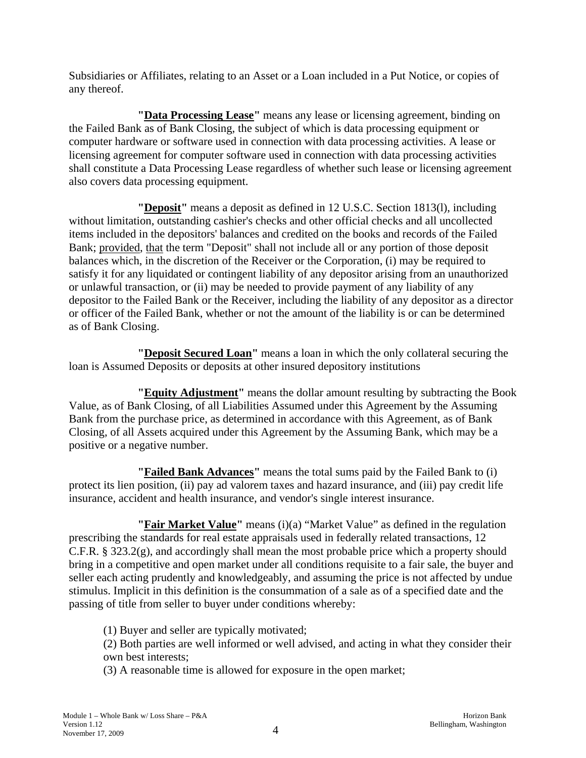Subsidiaries or Affiliates, relating to an Asset or a Loan included in a Put Notice, or copies of any thereof.

**"Data Processing Lease"** means any lease or licensing agreement, binding on the Failed Bank as of Bank Closing, the subject of which is data processing equipment or computer hardware or software used in connection with data processing activities. A lease or licensing agreement for computer software used in connection with data processing activities shall constitute a Data Processing Lease regardless of whether such lease or licensing agreement also covers data processing equipment.

**"Deposit"** means a deposit as defined in 12 U.S.C. Section 1813(l), including without limitation, outstanding cashier's checks and other official checks and all uncollected items included in the depositors' balances and credited on the books and records of the Failed Bank; provided, that the term "Deposit" shall not include all or any portion of those deposit balances which, in the discretion of the Receiver or the Corporation, (i) may be required to satisfy it for any liquidated or contingent liability of any depositor arising from an unauthorized or unlawful transaction, or (ii) may be needed to provide payment of any liability of any depositor to the Failed Bank or the Receiver, including the liability of any depositor as a director or officer of the Failed Bank, whether or not the amount of the liability is or can be determined as of Bank Closing.

**"Deposit Secured Loan"** means a loan in which the only collateral securing the loan is Assumed Deposits or deposits at other insured depository institutions

**"Equity Adjustment"** means the dollar amount resulting by subtracting the Book Value, as of Bank Closing, of all Liabilities Assumed under this Agreement by the Assuming Bank from the purchase price, as determined in accordance with this Agreement, as of Bank Closing, of all Assets acquired under this Agreement by the Assuming Bank, which may be a positive or a negative number.

**"Failed Bank Advances"** means the total sums paid by the Failed Bank to (i) protect its lien position, (ii) pay ad valorem taxes and hazard insurance, and (iii) pay credit life insurance, accident and health insurance, and vendor's single interest insurance.

**"Fair Market Value"** means (i)(a) "Market Value" as defined in the regulation prescribing the standards for real estate appraisals used in federally related transactions, 12 C.F.R. § 323.2(g), and accordingly shall mean the most probable price which a property should bring in a competitive and open market under all conditions requisite to a fair sale, the buyer and seller each acting prudently and knowledgeably, and assuming the price is not affected by undue stimulus. Implicit in this definition is the consummation of a sale as of a specified date and the passing of title from seller to buyer under conditions whereby:

(1) Buyer and seller are typically motivated;
(2) Both parties are well informed or well advised, and acting in what they consider their own best interests;
(3) A reasonable time is allowed for exposure in the open market;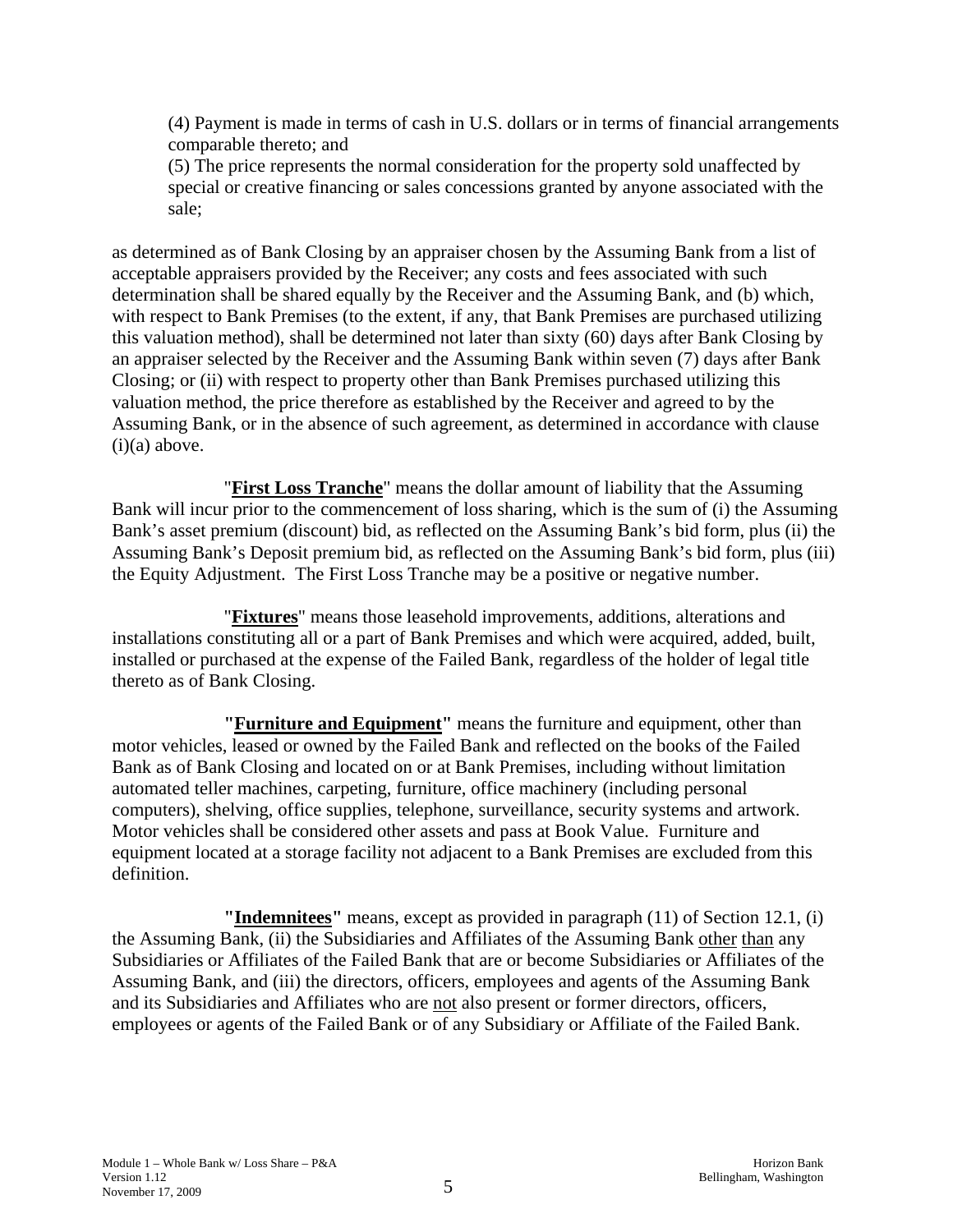(4) Payment is made in terms of cash in U.S. dollars or in terms of financial arrangements comparable thereto; and

(5) The price represents the normal consideration for the property sold unaffected by special or creative financing or sales concessions granted by anyone associated with the sale;

as determined as of Bank Closing by an appraiser chosen by the Assuming Bank from a list of acceptable appraisers provided by the Receiver; any costs and fees associated with such determination shall be shared equally by the Receiver and the Assuming Bank, and (b) which, with respect to Bank Premises (to the extent, if any, that Bank Premises are purchased utilizing this valuation method), shall be determined not later than sixty (60) days after Bank Closing by an appraiser selected by the Receiver and the Assuming Bank within seven (7) days after Bank Closing; or (ii) with respect to property other than Bank Premises purchased utilizing this valuation method, the price therefore as established by the Receiver and agreed to by the Assuming Bank, or in the absence of such agreement, as determined in accordance with clause (i)(a) above.

"**First Loss Tranche**" means the dollar amount of liability that the Assuming Bank will incur prior to the commencement of loss sharing, which is the sum of (i) the Assuming Bank's asset premium (discount) bid, as reflected on the Assuming Bank's bid form, plus (ii) the Assuming Bank's Deposit premium bid, as reflected on the Assuming Bank's bid form, plus (iii) the Equity Adjustment. The First Loss Tranche may be a positive or negative number.

"**Fixtures**" means those leasehold improvements, additions, alterations and installations constituting all or a part of Bank Premises and which were acquired, added, built, installed or purchased at the expense of the Failed Bank, regardless of the holder of legal title thereto as of Bank Closing.

**"Furniture and Equipment"** means the furniture and equipment, other than motor vehicles, leased or owned by the Failed Bank and reflected on the books of the Failed Bank as of Bank Closing and located on or at Bank Premises, including without limitation automated teller machines, carpeting, furniture, office machinery (including personal computers), shelving, office supplies, telephone, surveillance, security systems and artwork. Motor vehicles shall be considered other assets and pass at Book Value. Furniture and equipment located at a storage facility not adjacent to a Bank Premises are excluded from this definition.

**"Indemnitees"** means, except as provided in paragraph (11) of Section 12.1, (i) the Assuming Bank, (ii) the Subsidiaries and Affiliates of the Assuming Bank other than any Subsidiaries or Affiliates of the Failed Bank that are or become Subsidiaries or Affiliates of the Assuming Bank, and (iii) the directors, officers, employees and agents of the Assuming Bank and its Subsidiaries and Affiliates who are not also present or former directors, officers, employees or agents of the Failed Bank or of any Subsidiary or Affiliate of the Failed Bank.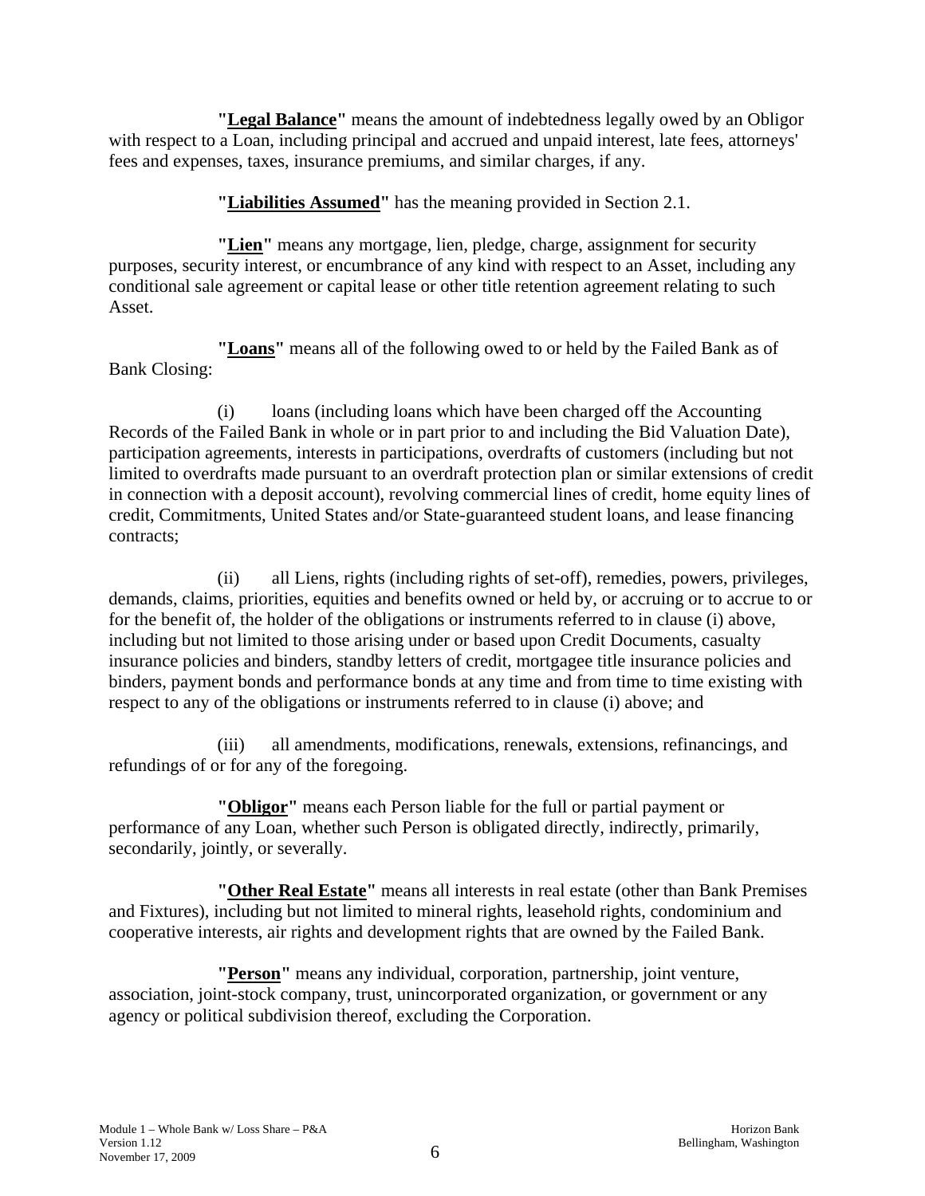**"Legal Balance"** means the amount of indebtedness legally owed by an Obligor with respect to a Loan, including principal and accrued and unpaid interest, late fees, attorneys' fees and expenses, taxes, insurance premiums, and similar charges, if any.

**"Liabilities Assumed"** has the meaning provided in Section 2.1.

**"Lien"** means any mortgage, lien, pledge, charge, assignment for security purposes, security interest, or encumbrance of any kind with respect to an Asset, including any conditional sale agreement or capital lease or other title retention agreement relating to such Asset.

**"Loans"** means all of the following owed to or held by the Failed Bank as of Bank Closing:

(i) loans (including loans which have been charged off the Accounting Records of the Failed Bank in whole or in part prior to and including the Bid Valuation Date), participation agreements, interests in participations, overdrafts of customers (including but not limited to overdrafts made pursuant to an overdraft protection plan or similar extensions of credit in connection with a deposit account), revolving commercial lines of credit, home equity lines of credit, Commitments, United States and/or State-guaranteed student loans, and lease financing contracts;

(ii) all Liens, rights (including rights of set-off), remedies, powers, privileges, demands, claims, priorities, equities and benefits owned or held by, or accruing or to accrue to or for the benefit of, the holder of the obligations or instruments referred to in clause (i) above, including but not limited to those arising under or based upon Credit Documents, casualty insurance policies and binders, standby letters of credit, mortgagee title insurance policies and binders, payment bonds and performance bonds at any time and from time to time existing with respect to any of the obligations or instruments referred to in clause (i) above; and

(iii) all amendments, modifications, renewals, extensions, refinancings, and refundings of or for any of the foregoing.

**"Obligor"** means each Person liable for the full or partial payment or performance of any Loan, whether such Person is obligated directly, indirectly, primarily, secondarily, jointly, or severally.

**"Other Real Estate"** means all interests in real estate (other than Bank Premises and Fixtures), including but not limited to mineral rights, leasehold rights, condominium and cooperative interests, air rights and development rights that are owned by the Failed Bank.

**"Person"** means any individual, corporation, partnership, joint venture, association, joint-stock company, trust, unincorporated organization, or government or any agency or political subdivision thereof, excluding the Corporation.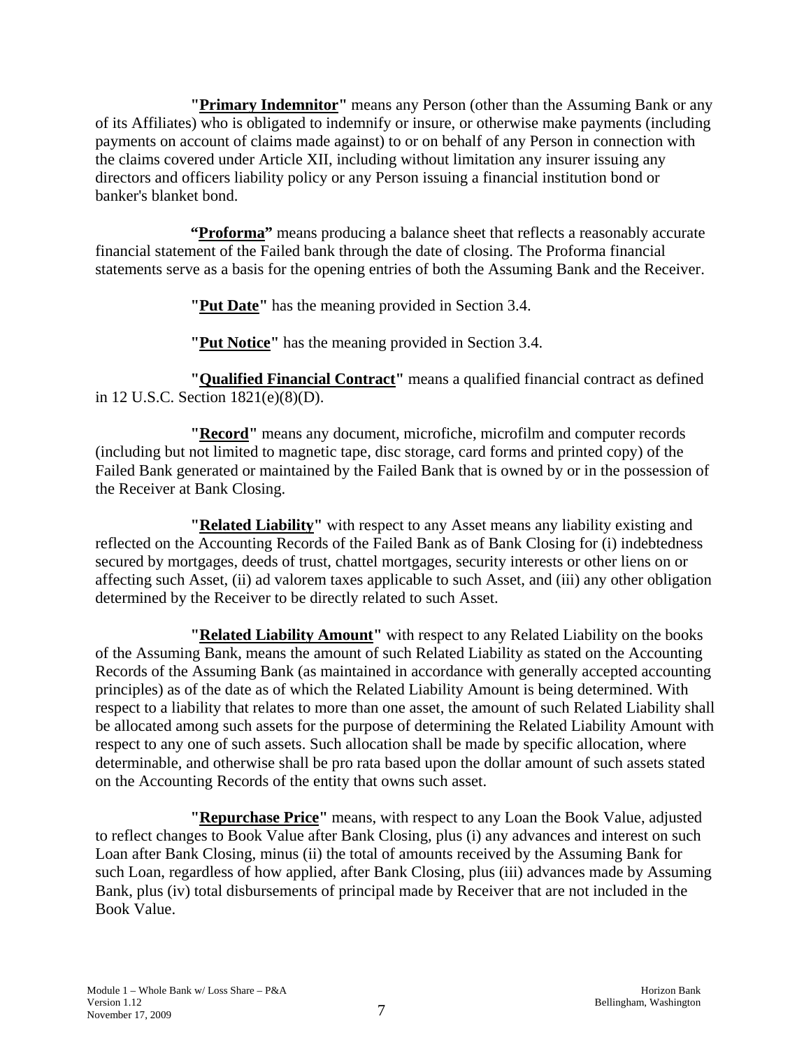**"Primary Indemnitor"** means any Person (other than the Assuming Bank or any of its Affiliates) who is obligated to indemnify or insure, or otherwise make payments (including payments on account of claims made against) to or on behalf of any Person in connection with the claims covered under Article XII, including without limitation any insurer issuing any directors and officers liability policy or any Person issuing a financial institution bond or banker's blanket bond.

**"Proforma"** means producing a balance sheet that reflects a reasonably accurate financial statement of the Failed bank through the date of closing. The Proforma financial statements serve as a basis for the opening entries of both the Assuming Bank and the Receiver.

**"Put Date"** has the meaning provided in Section 3.4.

**"Put Notice"** has the meaning provided in Section 3.4.

**"Qualified Financial Contract"** means a qualified financial contract as defined in 12 U.S.C. Section 1821(e)(8)(D).

**"Record"** means any document, microfiche, microfilm and computer records (including but not limited to magnetic tape, disc storage, card forms and printed copy) of the Failed Bank generated or maintained by the Failed Bank that is owned by or in the possession of the Receiver at Bank Closing.

**"Related Liability"** with respect to any Asset means any liability existing and reflected on the Accounting Records of the Failed Bank as of Bank Closing for (i) indebtedness secured by mortgages, deeds of trust, chattel mortgages, security interests or other liens on or affecting such Asset, (ii) ad valorem taxes applicable to such Asset, and (iii) any other obligation determined by the Receiver to be directly related to such Asset.

**"Related Liability Amount"** with respect to any Related Liability on the books of the Assuming Bank, means the amount of such Related Liability as stated on the Accounting Records of the Assuming Bank (as maintained in accordance with generally accepted accounting principles) as of the date as of which the Related Liability Amount is being determined. With respect to a liability that relates to more than one asset, the amount of such Related Liability shall be allocated among such assets for the purpose of determining the Related Liability Amount with respect to any one of such assets. Such allocation shall be made by specific allocation, where determinable, and otherwise shall be pro rata based upon the dollar amount of such assets stated on the Accounting Records of the entity that owns such asset.

**"Repurchase Price"** means, with respect to any Loan the Book Value, adjusted to reflect changes to Book Value after Bank Closing, plus (i) any advances and interest on such Loan after Bank Closing, minus (ii) the total of amounts received by the Assuming Bank for such Loan, regardless of how applied, after Bank Closing, plus (iii) advances made by Assuming Bank, plus (iv) total disbursements of principal made by Receiver that are not included in the Book Value.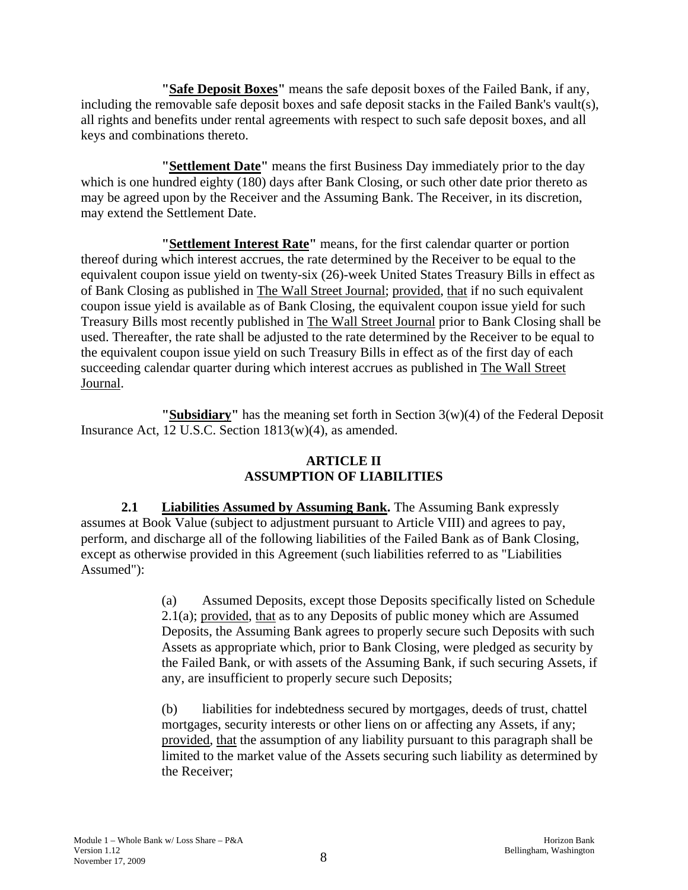**"Safe Deposit Boxes"** means the safe deposit boxes of the Failed Bank, if any, including the removable safe deposit boxes and safe deposit stacks in the Failed Bank's vault(s), all rights and benefits under rental agreements with respect to such safe deposit boxes, and all keys and combinations thereto.

**"Settlement Date"** means the first Business Day immediately prior to the day which is one hundred eighty (180) days after Bank Closing, or such other date prior thereto as may be agreed upon by the Receiver and the Assuming Bank. The Receiver, in its discretion, may extend the Settlement Date.

**"Settlement Interest Rate"** means, for the first calendar quarter or portion thereof during which interest accrues, the rate determined by the Receiver to be equal to the equivalent coupon issue yield on twenty-six (26)-week United States Treasury Bills in effect as of Bank Closing as published in The Wall Street Journal; provided, that if no such equivalent coupon issue yield is available as of Bank Closing, the equivalent coupon issue yield for such Treasury Bills most recently published in The Wall Street Journal prior to Bank Closing shall be used. Thereafter, the rate shall be adjusted to the rate determined by the Receiver to be equal to the equivalent coupon issue yield on such Treasury Bills in effect as of the first day of each succeeding calendar quarter during which interest accrues as published in The Wall Street Journal.

**"Subsidiary"** has the meaning set forth in Section 3(w)(4) of the Federal Deposit Insurance Act, 12 U.S.C. Section 1813(w)(4), as amended.

## ARTICLE II
## ASSUMPTION OF LIABILITIES

**2.1 Liabilities Assumed by Assuming Bank.** The Assuming Bank expressly assumes at Book Value (subject to adjustment pursuant to Article VIII) and agrees to pay, perform, and discharge all of the following liabilities of the Failed Bank as of Bank Closing, except as otherwise provided in this Agreement (such liabilities referred to as "Liabilities Assumed"):

(a) Assumed Deposits, except those Deposits specifically listed on Schedule 2.1(a); provided, that as to any Deposits of public money which are Assumed Deposits, the Assuming Bank agrees to properly secure such Deposits with such Assets as appropriate which, prior to Bank Closing, were pledged as security by the Failed Bank, or with assets of the Assuming Bank, if such securing Assets, if any, are insufficient to properly secure such Deposits;

(b) liabilities for indebtedness secured by mortgages, deeds of trust, chattel mortgages, security interests or other liens on or affecting any Assets, if any; provided, that the assumption of any liability pursuant to this paragraph shall be limited to the market value of the Assets securing such liability as determined by the Receiver;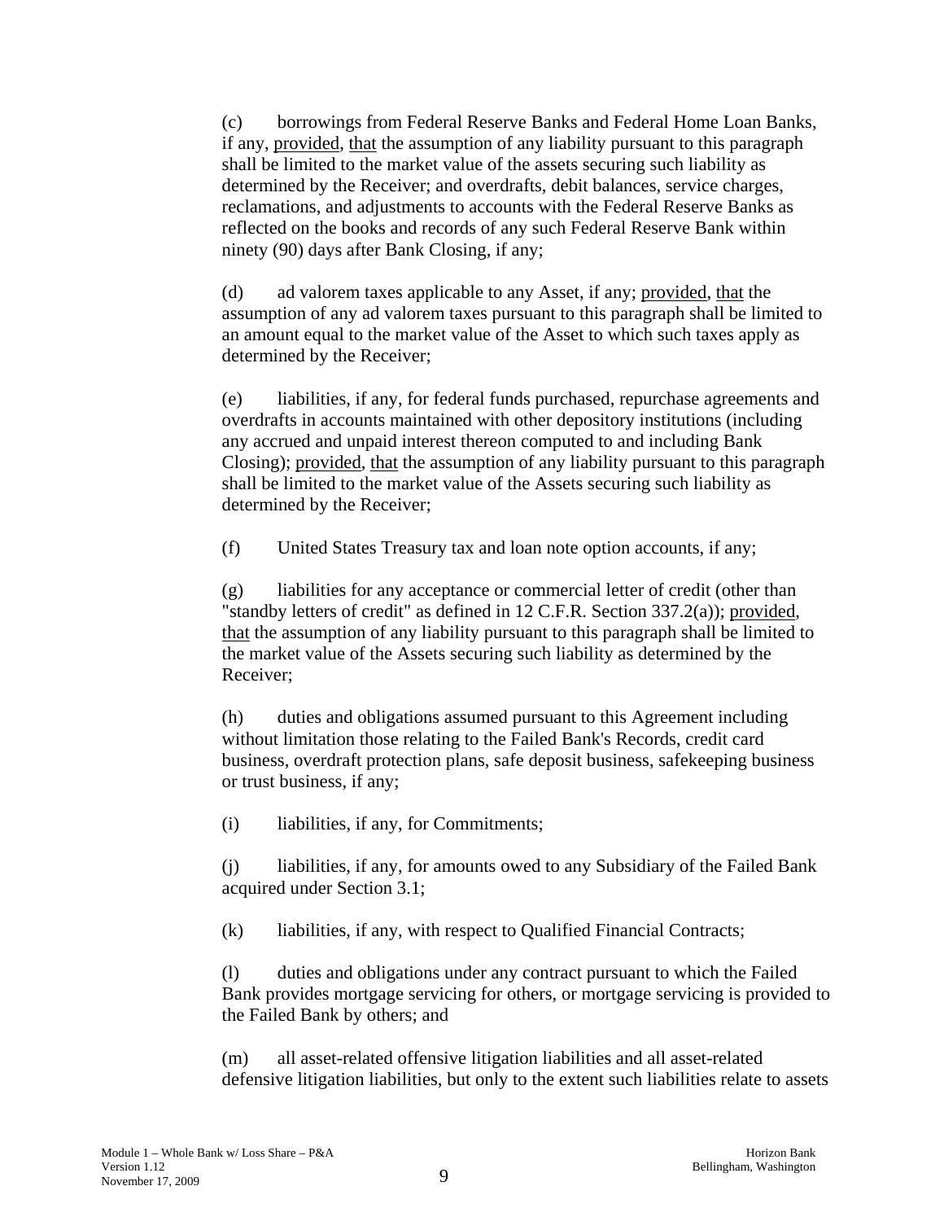(c) borrowings from Federal Reserve Banks and Federal Home Loan Banks, if any, provided, that the assumption of any liability pursuant to this paragraph shall be limited to the market value of the assets securing such liability as determined by the Receiver; and overdrafts, debit balances, service charges, reclamations, and adjustments to accounts with the Federal Reserve Banks as reflected on the books and records of any such Federal Reserve Bank within ninety (90) days after Bank Closing, if any;

(d) ad valorem taxes applicable to any Asset, if any; provided, that the assumption of any ad valorem taxes pursuant to this paragraph shall be limited to an amount equal to the market value of the Asset to which such taxes apply as determined by the Receiver;

(e) liabilities, if any, for federal funds purchased, repurchase agreements and overdrafts in accounts maintained with other depository institutions (including any accrued and unpaid interest thereon computed to and including Bank Closing); provided, that the assumption of any liability pursuant to this paragraph shall be limited to the market value of the Assets securing such liability as determined by the Receiver;

(f) United States Treasury tax and loan note option accounts, if any;

(g) liabilities for any acceptance or commercial letter of credit (other than "standby letters of credit" as defined in 12 C.F.R. Section 337.2(a)); provided, that the assumption of any liability pursuant to this paragraph shall be limited to the market value of the Assets securing such liability as determined by the Receiver;

(h) duties and obligations assumed pursuant to this Agreement including without limitation those relating to the Failed Bank's Records, credit card business, overdraft protection plans, safe deposit business, safekeeping business or trust business, if any;

(i) liabilities, if any, for Commitments;

(j) liabilities, if any, for amounts owed to any Subsidiary of the Failed Bank acquired under Section 3.1;

(k) liabilities, if any, with respect to Qualified Financial Contracts;

(l) duties and obligations under any contract pursuant to which the Failed Bank provides mortgage servicing for others, or mortgage servicing is provided to the Failed Bank by others; and

(m) all asset-related offensive litigation liabilities and all asset-related defensive litigation liabilities, but only to the extent such liabilities relate to assets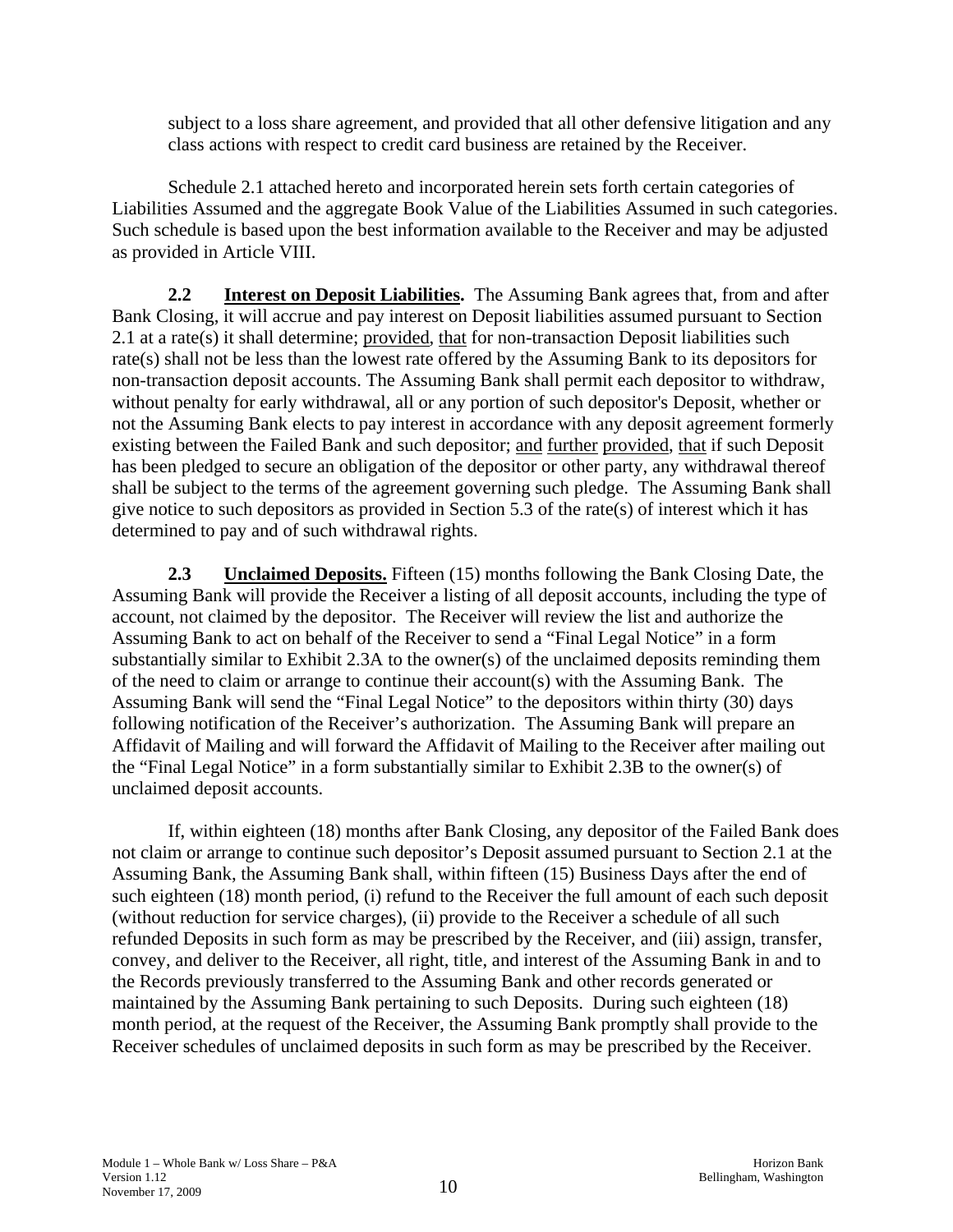subject to a loss share agreement, and provided that all other defensive litigation and any class actions with respect to credit card business are retained by the Receiver.

Schedule 2.1 attached hereto and incorporated herein sets forth certain categories of Liabilities Assumed and the aggregate Book Value of the Liabilities Assumed in such categories. Such schedule is based upon the best information available to the Receiver and may be adjusted as provided in Article VIII.

**2.2 Interest on Deposit Liabilities.** The Assuming Bank agrees that, from and after Bank Closing, it will accrue and pay interest on Deposit liabilities assumed pursuant to Section 2.1 at a rate(s) it shall determine; provided, that for non-transaction Deposit liabilities such rate(s) shall not be less than the lowest rate offered by the Assuming Bank to its depositors for non-transaction deposit accounts. The Assuming Bank shall permit each depositor to withdraw, without penalty for early withdrawal, all or any portion of such depositor's Deposit, whether or not the Assuming Bank elects to pay interest in accordance with any deposit agreement formerly existing between the Failed Bank and such depositor; and further provided, that if such Deposit has been pledged to secure an obligation of the depositor or other party, any withdrawal thereof shall be subject to the terms of the agreement governing such pledge. The Assuming Bank shall give notice to such depositors as provided in Section 5.3 of the rate(s) of interest which it has determined to pay and of such withdrawal rights.

**2.3 Unclaimed Deposits.** Fifteen (15) months following the Bank Closing Date, the Assuming Bank will provide the Receiver a listing of all deposit accounts, including the type of account, not claimed by the depositor. The Receiver will review the list and authorize the Assuming Bank to act on behalf of the Receiver to send a "Final Legal Notice" in a form substantially similar to Exhibit 2.3A to the owner(s) of the unclaimed deposits reminding them of the need to claim or arrange to continue their account(s) with the Assuming Bank. The Assuming Bank will send the "Final Legal Notice" to the depositors within thirty (30) days following notification of the Receiver's authorization. The Assuming Bank will prepare an Affidavit of Mailing and will forward the Affidavit of Mailing to the Receiver after mailing out the "Final Legal Notice" in a form substantially similar to Exhibit 2.3B to the owner(s) of unclaimed deposit accounts.

If, within eighteen (18) months after Bank Closing, any depositor of the Failed Bank does not claim or arrange to continue such depositor's Deposit assumed pursuant to Section 2.1 at the Assuming Bank, the Assuming Bank shall, within fifteen (15) Business Days after the end of such eighteen (18) month period, (i) refund to the Receiver the full amount of each such deposit (without reduction for service charges), (ii) provide to the Receiver a schedule of all such refunded Deposits in such form as may be prescribed by the Receiver, and (iii) assign, transfer, convey, and deliver to the Receiver, all right, title, and interest of the Assuming Bank in and to the Records previously transferred to the Assuming Bank and other records generated or maintained by the Assuming Bank pertaining to such Deposits. During such eighteen (18) month period, at the request of the Receiver, the Assuming Bank promptly shall provide to the Receiver schedules of unclaimed deposits in such form as may be prescribed by the Receiver.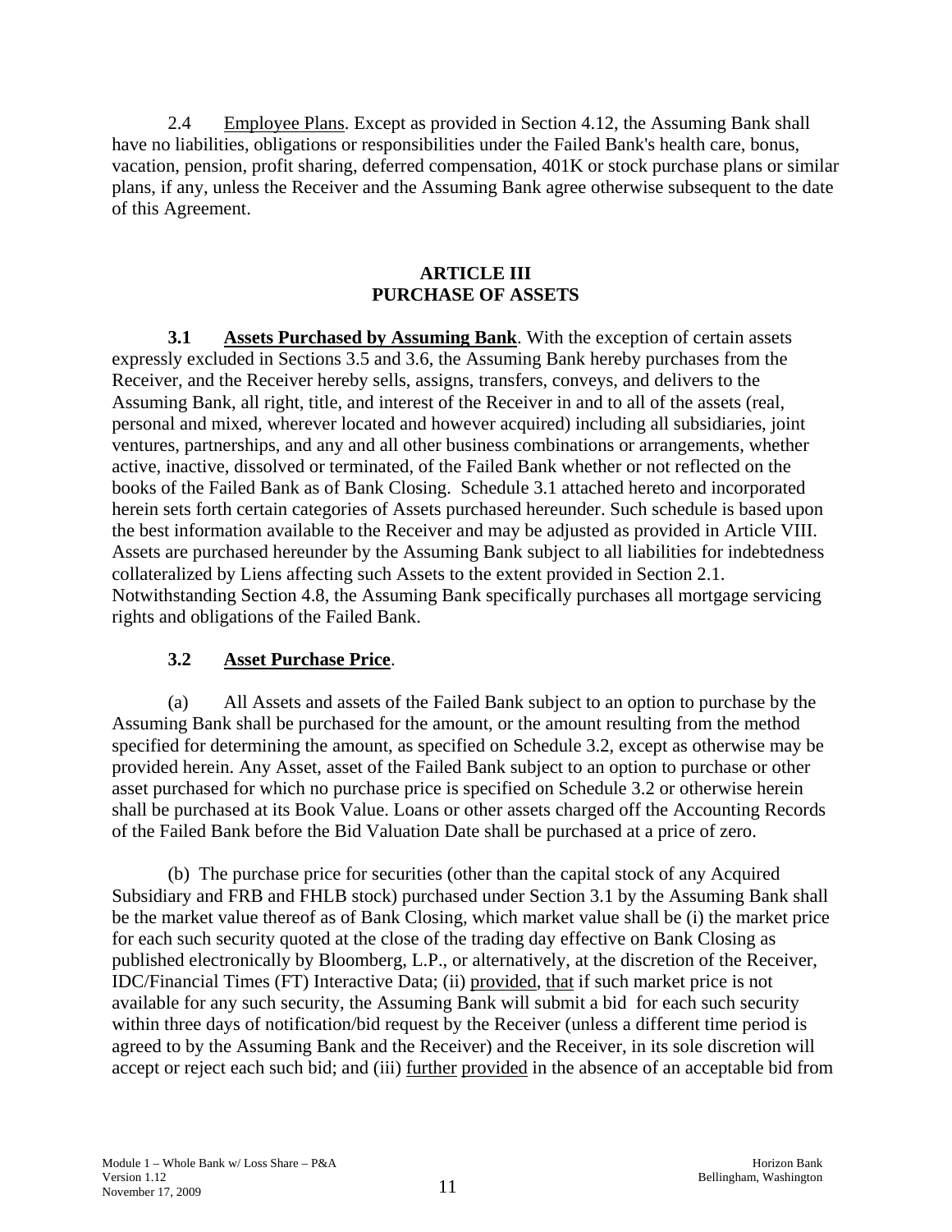2.4 Employee Plans. Except as provided in Section 4.12, the Assuming Bank shall have no liabilities, obligations or responsibilities under the Failed Bank's health care, bonus, vacation, pension, profit sharing, deferred compensation, 401K or stock purchase plans or similar plans, if any, unless the Receiver and the Assuming Bank agree otherwise subsequent to the date of this Agreement.

## ARTICLE III
## PURCHASE OF ASSETS

**3.1 Assets Purchased by Assuming Bank**. With the exception of certain assets expressly excluded in Sections 3.5 and 3.6, the Assuming Bank hereby purchases from the Receiver, and the Receiver hereby sells, assigns, transfers, conveys, and delivers to the Assuming Bank, all right, title, and interest of the Receiver in and to all of the assets (real, personal and mixed, wherever located and however acquired) including all subsidiaries, joint ventures, partnerships, and any and all other business combinations or arrangements, whether active, inactive, dissolved or terminated, of the Failed Bank whether or not reflected on the books of the Failed Bank as of Bank Closing. Schedule 3.1 attached hereto and incorporated herein sets forth certain categories of Assets purchased hereunder. Such schedule is based upon the best information available to the Receiver and may be adjusted as provided in Article VIII. Assets are purchased hereunder by the Assuming Bank subject to all liabilities for indebtedness collateralized by Liens affecting such Assets to the extent provided in Section 2.1. Notwithstanding Section 4.8, the Assuming Bank specifically purchases all mortgage servicing rights and obligations of the Failed Bank.

**3.2 Asset Purchase Price**.

(a) All Assets and assets of the Failed Bank subject to an option to purchase by the Assuming Bank shall be purchased for the amount, or the amount resulting from the method specified for determining the amount, as specified on Schedule 3.2, except as otherwise may be provided herein. Any Asset, asset of the Failed Bank subject to an option to purchase or other asset purchased for which no purchase price is specified on Schedule 3.2 or otherwise herein shall be purchased at its Book Value. Loans or other assets charged off the Accounting Records of the Failed Bank before the Bid Valuation Date shall be purchased at a price of zero.

(b) The purchase price for securities (other than the capital stock of any Acquired Subsidiary and FRB and FHLB stock) purchased under Section 3.1 by the Assuming Bank shall be the market value thereof as of Bank Closing, which market value shall be (i) the market price for each such security quoted at the close of the trading day effective on Bank Closing as published electronically by Bloomberg, L.P., or alternatively, at the discretion of the Receiver, IDC/Financial Times (FT) Interactive Data; (ii) provided, that if such market price is not available for any such security, the Assuming Bank will submit a bid for each such security within three days of notification/bid request by the Receiver (unless a different time period is agreed to by the Assuming Bank and the Receiver) and the Receiver, in its sole discretion will accept or reject each such bid; and (iii) further provided in the absence of an acceptable bid from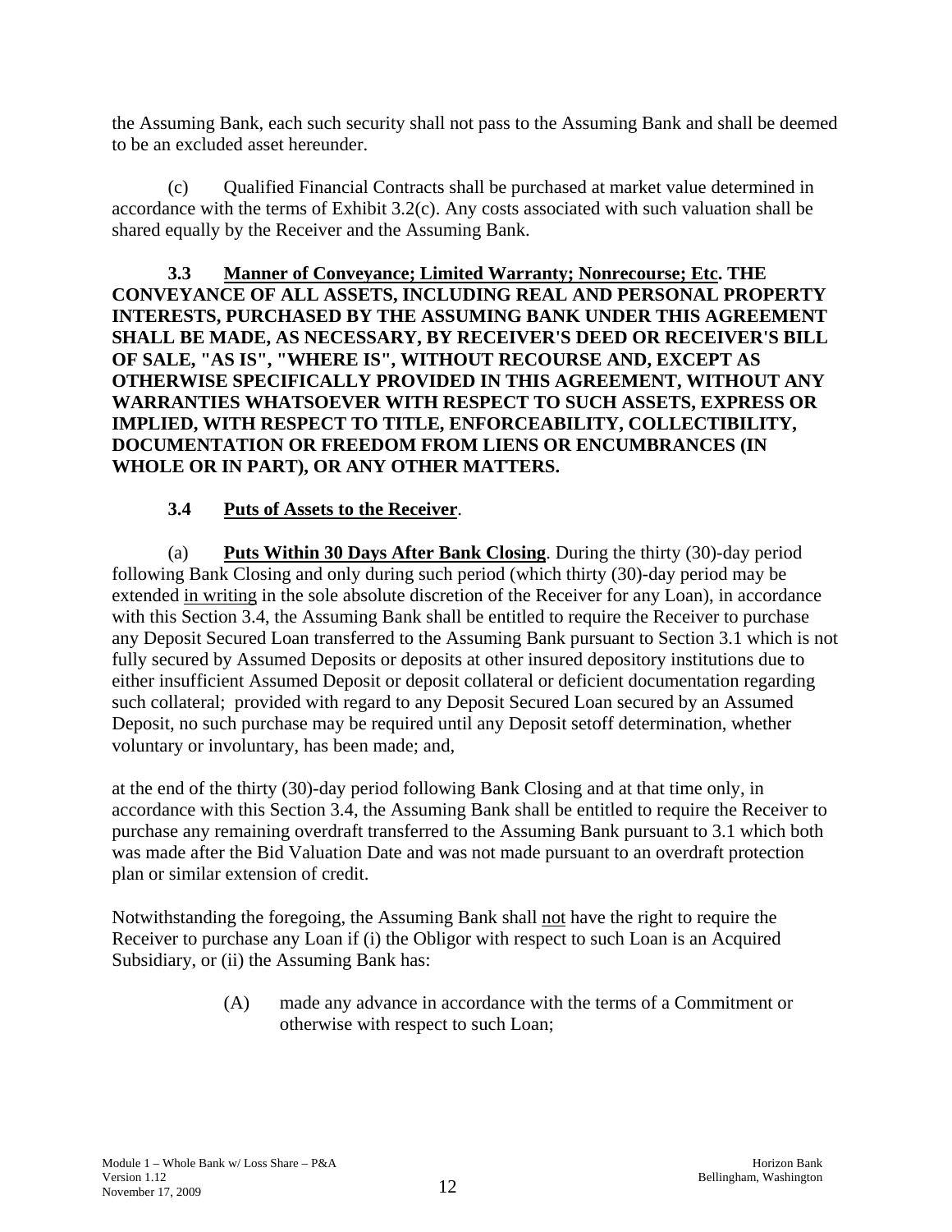the Assuming Bank, each such security shall not pass to the Assuming Bank and shall be deemed to be an excluded asset hereunder.

(c) Qualified Financial Contracts shall be purchased at market value determined in accordance with the terms of Exhibit 3.2(c). Any costs associated with such valuation shall be shared equally by the Receiver and the Assuming Bank.

**3.3 Manner of Conveyance; Limited Warranty; Nonrecourse; Etc. THE CONVEYANCE OF ALL ASSETS, INCLUDING REAL AND PERSONAL PROPERTY INTERESTS, PURCHASED BY THE ASSUMING BANK UNDER THIS AGREEMENT SHALL BE MADE, AS NECESSARY, BY RECEIVER'S DEED OR RECEIVER'S BILL OF SALE, "AS IS", "WHERE IS", WITHOUT RECOURSE AND, EXCEPT AS OTHERWISE SPECIFICALLY PROVIDED IN THIS AGREEMENT, WITHOUT ANY WARRANTIES WHATSOEVER WITH RESPECT TO SUCH ASSETS, EXPRESS OR IMPLIED, WITH RESPECT TO TITLE, ENFORCEABILITY, COLLECTIBILITY, DOCUMENTATION OR FREEDOM FROM LIENS OR ENCUMBRANCES (IN WHOLE OR IN PART), OR ANY OTHER MATTERS.**

**3.4 Puts of Assets to the Receiver**.

(a) **Puts Within 30 Days After Bank Closing**. During the thirty (30)-day period following Bank Closing and only during such period (which thirty (30)-day period may be extended in writing in the sole absolute discretion of the Receiver for any Loan), in accordance with this Section 3.4, the Assuming Bank shall be entitled to require the Receiver to purchase any Deposit Secured Loan transferred to the Assuming Bank pursuant to Section 3.1 which is not fully secured by Assumed Deposits or deposits at other insured depository institutions due to either insufficient Assumed Deposit or deposit collateral or deficient documentation regarding such collateral; provided with regard to any Deposit Secured Loan secured by an Assumed Deposit, no such purchase may be required until any Deposit setoff determination, whether voluntary or involuntary, has been made; and,

at the end of the thirty (30)-day period following Bank Closing and at that time only, in accordance with this Section 3.4, the Assuming Bank shall be entitled to require the Receiver to purchase any remaining overdraft transferred to the Assuming Bank pursuant to 3.1 which both was made after the Bid Valuation Date and was not made pursuant to an overdraft protection plan or similar extension of credit.

Notwithstanding the foregoing, the Assuming Bank shall not have the right to require the Receiver to purchase any Loan if (i) the Obligor with respect to such Loan is an Acquired Subsidiary, or (ii) the Assuming Bank has:

(A) made any advance in accordance with the terms of a Commitment or otherwise with respect to such Loan;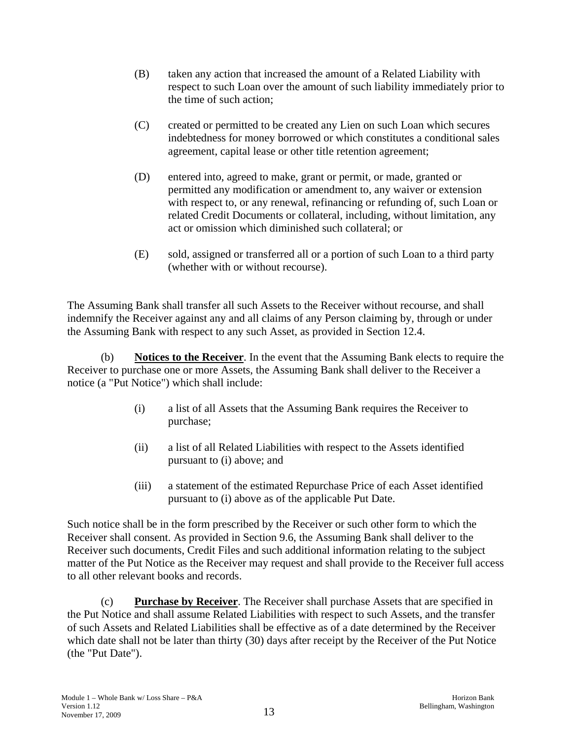(B) taken any action that increased the amount of a Related Liability with respect to such Loan over the amount of such liability immediately prior to the time of such action;

(C) created or permitted to be created any Lien on such Loan which secures indebtedness for money borrowed or which constitutes a conditional sales agreement, capital lease or other title retention agreement;

(D) entered into, agreed to make, grant or permit, or made, granted or permitted any modification or amendment to, any waiver or extension with respect to, or any renewal, refinancing or refunding of, such Loan or related Credit Documents or collateral, including, without limitation, any act or omission which diminished such collateral; or

(E) sold, assigned or transferred all or a portion of such Loan to a third party (whether with or without recourse).

The Assuming Bank shall transfer all such Assets to the Receiver without recourse, and shall indemnify the Receiver against any and all claims of any Person claiming by, through or under the Assuming Bank with respect to any such Asset, as provided in Section 12.4.

(b) **Notices to the Receiver**. In the event that the Assuming Bank elects to require the Receiver to purchase one or more Assets, the Assuming Bank shall deliver to the Receiver a notice (a "Put Notice") which shall include:

(i) a list of all Assets that the Assuming Bank requires the Receiver to purchase;

(ii) a list of all Related Liabilities with respect to the Assets identified pursuant to (i) above; and

(iii) a statement of the estimated Repurchase Price of each Asset identified pursuant to (i) above as of the applicable Put Date.

Such notice shall be in the form prescribed by the Receiver or such other form to which the Receiver shall consent. As provided in Section 9.6, the Assuming Bank shall deliver to the Receiver such documents, Credit Files and such additional information relating to the subject matter of the Put Notice as the Receiver may request and shall provide to the Receiver full access to all other relevant books and records.

(c) **Purchase by Receiver**. The Receiver shall purchase Assets that are specified in the Put Notice and shall assume Related Liabilities with respect to such Assets, and the transfer of such Assets and Related Liabilities shall be effective as of a date determined by the Receiver which date shall not be later than thirty (30) days after receipt by the Receiver of the Put Notice (the "Put Date").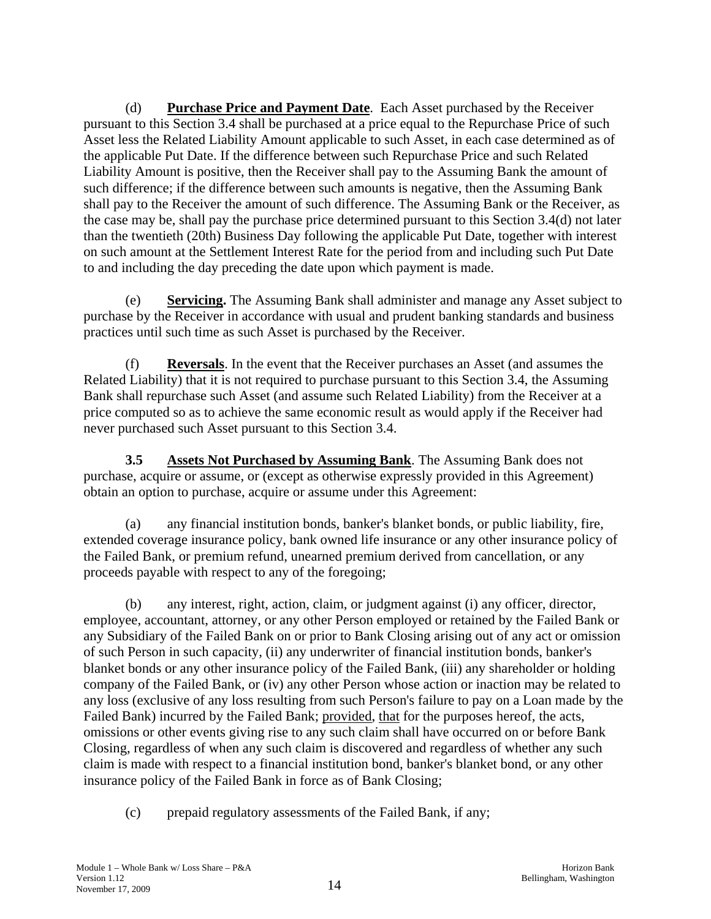(d) **Purchase Price and Payment Date**. Each Asset purchased by the Receiver pursuant to this Section 3.4 shall be purchased at a price equal to the Repurchase Price of such Asset less the Related Liability Amount applicable to such Asset, in each case determined as of the applicable Put Date. If the difference between such Repurchase Price and such Related Liability Amount is positive, then the Receiver shall pay to the Assuming Bank the amount of such difference; if the difference between such amounts is negative, then the Assuming Bank shall pay to the Receiver the amount of such difference. The Assuming Bank or the Receiver, as the case may be, shall pay the purchase price determined pursuant to this Section 3.4(d) not later than the twentieth (20th) Business Day following the applicable Put Date, together with interest on such amount at the Settlement Interest Rate for the period from and including such Put Date to and including the day preceding the date upon which payment is made.

(e) **Servicing.** The Assuming Bank shall administer and manage any Asset subject to purchase by the Receiver in accordance with usual and prudent banking standards and business practices until such time as such Asset is purchased by the Receiver.

(f) **Reversals**. In the event that the Receiver purchases an Asset (and assumes the Related Liability) that it is not required to purchase pursuant to this Section 3.4, the Assuming Bank shall repurchase such Asset (and assume such Related Liability) from the Receiver at a price computed so as to achieve the same economic result as would apply if the Receiver had never purchased such Asset pursuant to this Section 3.4.

**3.5 Assets Not Purchased by Assuming Bank**. The Assuming Bank does not purchase, acquire or assume, or (except as otherwise expressly provided in this Agreement) obtain an option to purchase, acquire or assume under this Agreement:

(a) any financial institution bonds, banker's blanket bonds, or public liability, fire, extended coverage insurance policy, bank owned life insurance or any other insurance policy of the Failed Bank, or premium refund, unearned premium derived from cancellation, or any proceeds payable with respect to any of the foregoing;

(b) any interest, right, action, claim, or judgment against (i) any officer, director, employee, accountant, attorney, or any other Person employed or retained by the Failed Bank or any Subsidiary of the Failed Bank on or prior to Bank Closing arising out of any act or omission of such Person in such capacity, (ii) any underwriter of financial institution bonds, banker's blanket bonds or any other insurance policy of the Failed Bank, (iii) any shareholder or holding company of the Failed Bank, or (iv) any other Person whose action or inaction may be related to any loss (exclusive of any loss resulting from such Person's failure to pay on a Loan made by the Failed Bank) incurred by the Failed Bank; provided, that for the purposes hereof, the acts, omissions or other events giving rise to any such claim shall have occurred on or before Bank Closing, regardless of when any such claim is discovered and regardless of whether any such claim is made with respect to a financial institution bond, banker's blanket bond, or any other insurance policy of the Failed Bank in force as of Bank Closing;

(c) prepaid regulatory assessments of the Failed Bank, if any;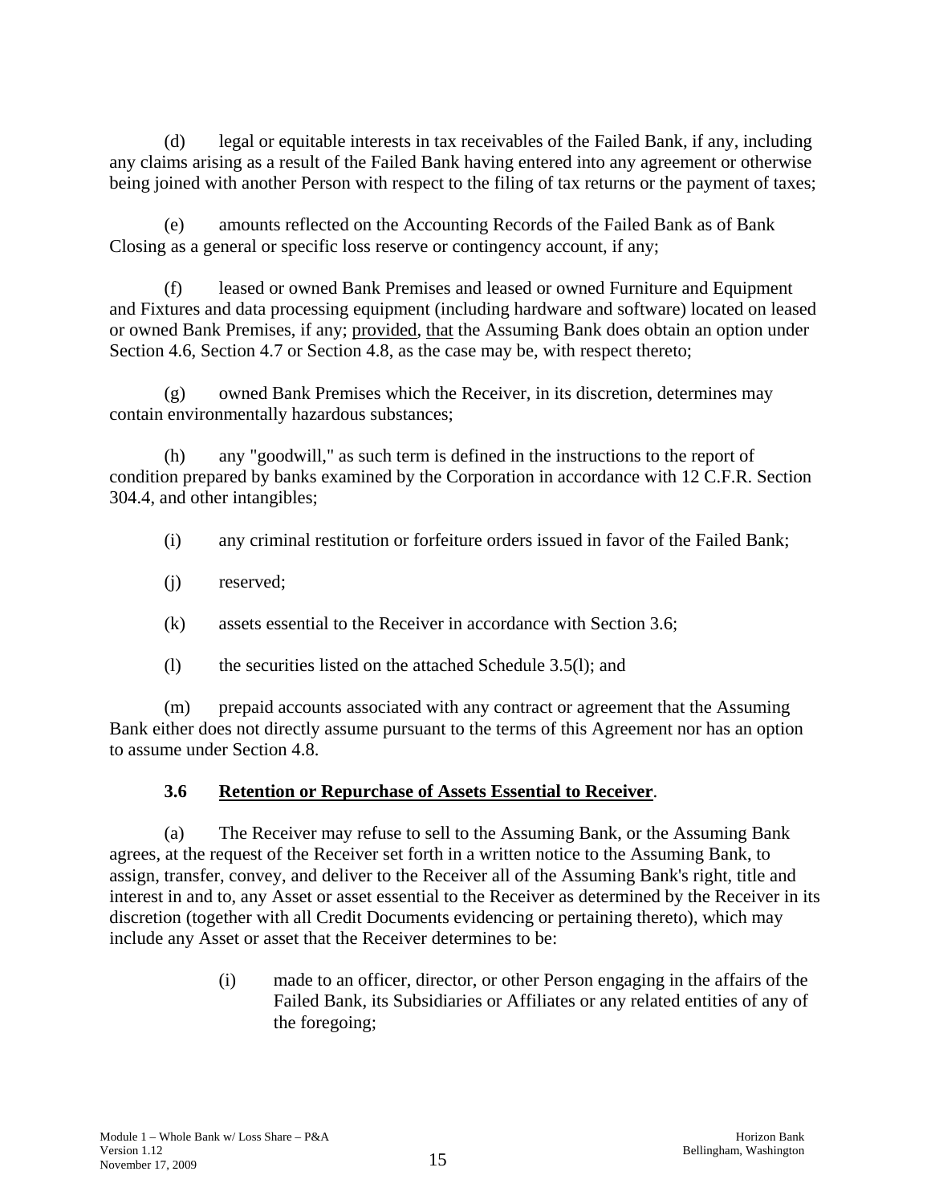(d) legal or equitable interests in tax receivables of the Failed Bank, if any, including any claims arising as a result of the Failed Bank having entered into any agreement or otherwise being joined with another Person with respect to the filing of tax returns or the payment of taxes;

(e) amounts reflected on the Accounting Records of the Failed Bank as of Bank Closing as a general or specific loss reserve or contingency account, if any;

(f) leased or owned Bank Premises and leased or owned Furniture and Equipment and Fixtures and data processing equipment (including hardware and software) located on leased or owned Bank Premises, if any; provided, that the Assuming Bank does obtain an option under Section 4.6, Section 4.7 or Section 4.8, as the case may be, with respect thereto;

(g) owned Bank Premises which the Receiver, in its discretion, determines may contain environmentally hazardous substances;

(h) any "goodwill," as such term is defined in the instructions to the report of condition prepared by banks examined by the Corporation in accordance with 12 C.F.R. Section 304.4, and other intangibles;

(i) any criminal restitution or forfeiture orders issued in favor of the Failed Bank;

(j) reserved;

(k) assets essential to the Receiver in accordance with Section 3.6;

(l) the securities listed on the attached Schedule 3.5(l); and

(m) prepaid accounts associated with any contract or agreement that the Assuming Bank either does not directly assume pursuant to the terms of this Agreement nor has an option to assume under Section 4.8.

### 3.6 Retention or Repurchase of Assets Essential to Receiver.

(a) The Receiver may refuse to sell to the Assuming Bank, or the Assuming Bank agrees, at the request of the Receiver set forth in a written notice to the Assuming Bank, to assign, transfer, convey, and deliver to the Receiver all of the Assuming Bank's right, title and interest in and to, any Asset or asset essential to the Receiver as determined by the Receiver in its discretion (together with all Credit Documents evidencing or pertaining thereto), which may include any Asset or asset that the Receiver determines to be:

(i) made to an officer, director, or other Person engaging in the affairs of the Failed Bank, its Subsidiaries or Affiliates or any related entities of any of the foregoing;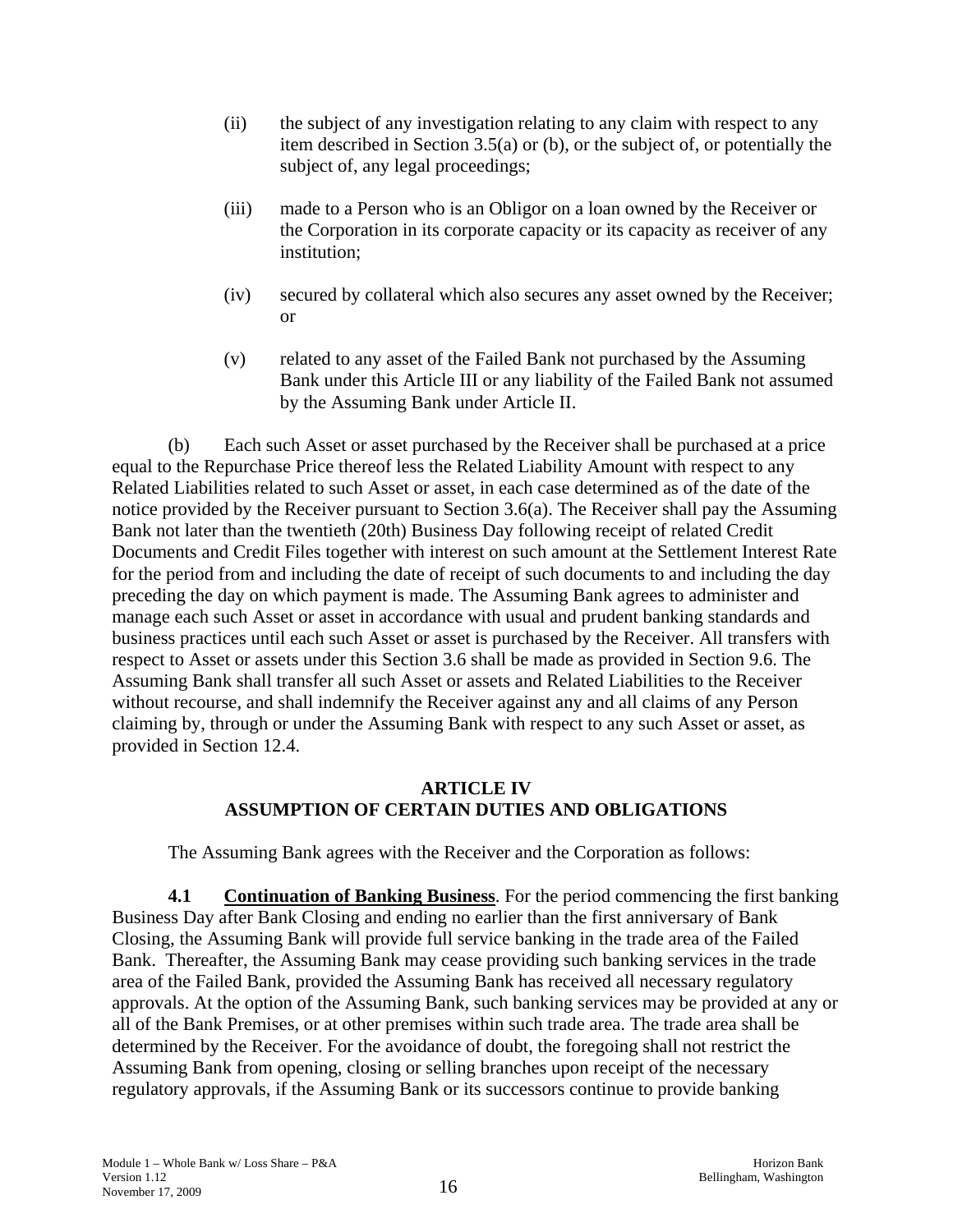(ii) the subject of any investigation relating to any claim with respect to any item described in Section 3.5(a) or (b), or the subject of, or potentially the subject of, any legal proceedings;

(iii) made to a Person who is an Obligor on a loan owned by the Receiver or the Corporation in its corporate capacity or its capacity as receiver of any institution;

(iv) secured by collateral which also secures any asset owned by the Receiver; or

(v) related to any asset of the Failed Bank not purchased by the Assuming Bank under this Article III or any liability of the Failed Bank not assumed by the Assuming Bank under Article II.

(b) Each such Asset or asset purchased by the Receiver shall be purchased at a price equal to the Repurchase Price thereof less the Related Liability Amount with respect to any Related Liabilities related to such Asset or asset, in each case determined as of the date of the notice provided by the Receiver pursuant to Section 3.6(a). The Receiver shall pay the Assuming Bank not later than the twentieth (20th) Business Day following receipt of related Credit Documents and Credit Files together with interest on such amount at the Settlement Interest Rate for the period from and including the date of receipt of such documents to and including the day preceding the day on which payment is made. The Assuming Bank agrees to administer and manage each such Asset or asset in accordance with usual and prudent banking standards and business practices until each such Asset or asset is purchased by the Receiver. All transfers with respect to Asset or assets under this Section 3.6 shall be made as provided in Section 9.6. The Assuming Bank shall transfer all such Asset or assets and Related Liabilities to the Receiver without recourse, and shall indemnify the Receiver against any and all claims of any Person claiming by, through or under the Assuming Bank with respect to any such Asset or asset, as provided in Section 12.4.

## ARTICLE IV
## ASSUMPTION OF CERTAIN DUTIES AND OBLIGATIONS

The Assuming Bank agrees with the Receiver and the Corporation as follows:

**4.1 Continuation of Banking Business**. For the period commencing the first banking Business Day after Bank Closing and ending no earlier than the first anniversary of Bank Closing, the Assuming Bank will provide full service banking in the trade area of the Failed Bank. Thereafter, the Assuming Bank may cease providing such banking services in the trade area of the Failed Bank, provided the Assuming Bank has received all necessary regulatory approvals. At the option of the Assuming Bank, such banking services may be provided at any or all of the Bank Premises, or at other premises within such trade area. The trade area shall be determined by the Receiver. For the avoidance of doubt, the foregoing shall not restrict the Assuming Bank from opening, closing or selling branches upon receipt of the necessary regulatory approvals, if the Assuming Bank or its successors continue to provide banking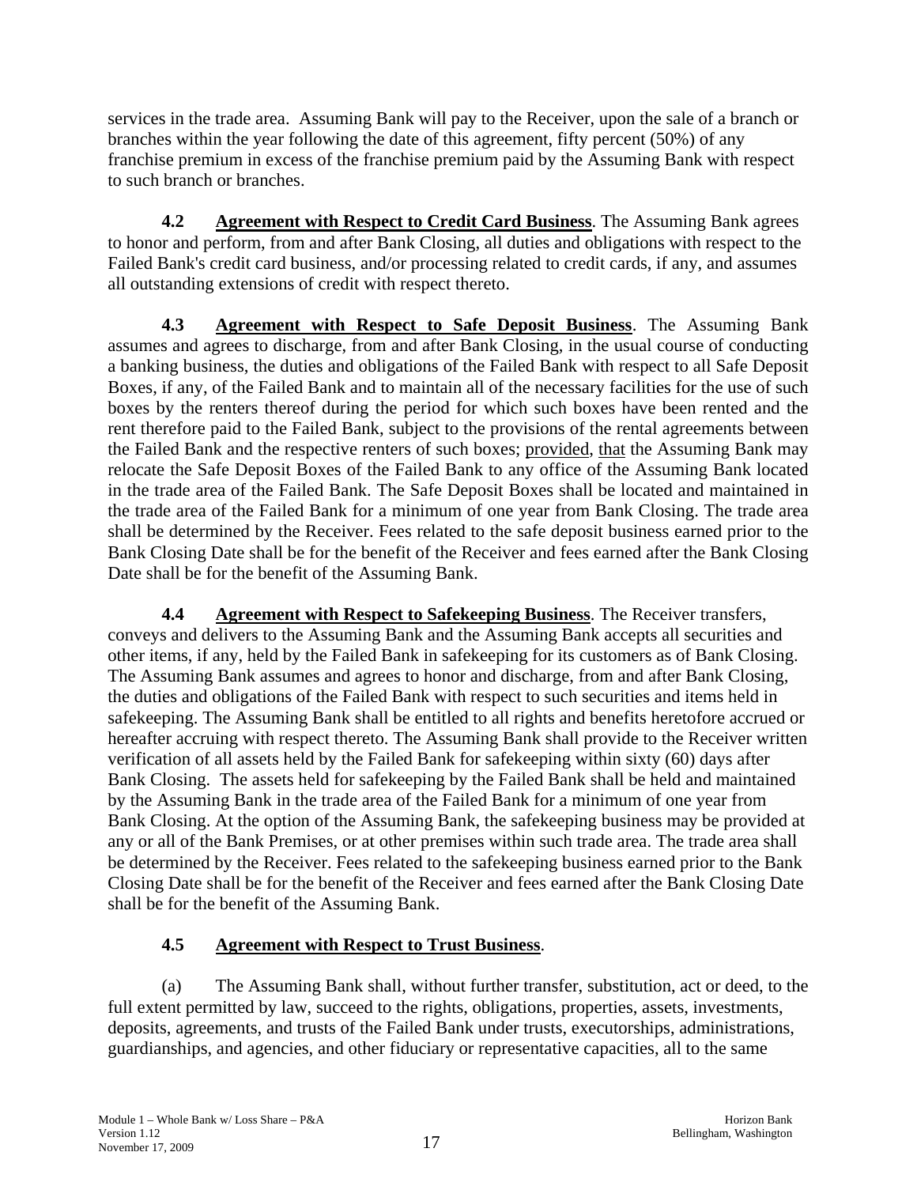services in the trade area. Assuming Bank will pay to the Receiver, upon the sale of a branch or branches within the year following the date of this agreement, fifty percent (50%) of any franchise premium in excess of the franchise premium paid by the Assuming Bank with respect to such branch or branches.

**4.2 Agreement with Respect to Credit Card Business**. The Assuming Bank agrees to honor and perform, from and after Bank Closing, all duties and obligations with respect to the Failed Bank's credit card business, and/or processing related to credit cards, if any, and assumes all outstanding extensions of credit with respect thereto.

**4.3 Agreement with Respect to Safe Deposit Business**. The Assuming Bank assumes and agrees to discharge, from and after Bank Closing, in the usual course of conducting a banking business, the duties and obligations of the Failed Bank with respect to all Safe Deposit Boxes, if any, of the Failed Bank and to maintain all of the necessary facilities for the use of such boxes by the renters thereof during the period for which such boxes have been rented and the rent therefore paid to the Failed Bank, subject to the provisions of the rental agreements between the Failed Bank and the respective renters of such boxes; provided, that the Assuming Bank may relocate the Safe Deposit Boxes of the Failed Bank to any office of the Assuming Bank located in the trade area of the Failed Bank. The Safe Deposit Boxes shall be located and maintained in the trade area of the Failed Bank for a minimum of one year from Bank Closing. The trade area shall be determined by the Receiver. Fees related to the safe deposit business earned prior to the Bank Closing Date shall be for the benefit of the Receiver and fees earned after the Bank Closing Date shall be for the benefit of the Assuming Bank.

**4.4 Agreement with Respect to Safekeeping Business**. The Receiver transfers, conveys and delivers to the Assuming Bank and the Assuming Bank accepts all securities and other items, if any, held by the Failed Bank in safekeeping for its customers as of Bank Closing. The Assuming Bank assumes and agrees to honor and discharge, from and after Bank Closing, the duties and obligations of the Failed Bank with respect to such securities and items held in safekeeping. The Assuming Bank shall be entitled to all rights and benefits heretofore accrued or hereafter accruing with respect thereto. The Assuming Bank shall provide to the Receiver written verification of all assets held by the Failed Bank for safekeeping within sixty (60) days after Bank Closing. The assets held for safekeeping by the Failed Bank shall be held and maintained by the Assuming Bank in the trade area of the Failed Bank for a minimum of one year from Bank Closing. At the option of the Assuming Bank, the safekeeping business may be provided at any or all of the Bank Premises, or at other premises within such trade area. The trade area shall be determined by the Receiver. Fees related to the safekeeping business earned prior to the Bank Closing Date shall be for the benefit of the Receiver and fees earned after the Bank Closing Date shall be for the benefit of the Assuming Bank.

**4.5 Agreement with Respect to Trust Business**.

(a) The Assuming Bank shall, without further transfer, substitution, act or deed, to the full extent permitted by law, succeed to the rights, obligations, properties, assets, investments, deposits, agreements, and trusts of the Failed Bank under trusts, executorships, administrations, guardianships, and agencies, and other fiduciary or representative capacities, all to the same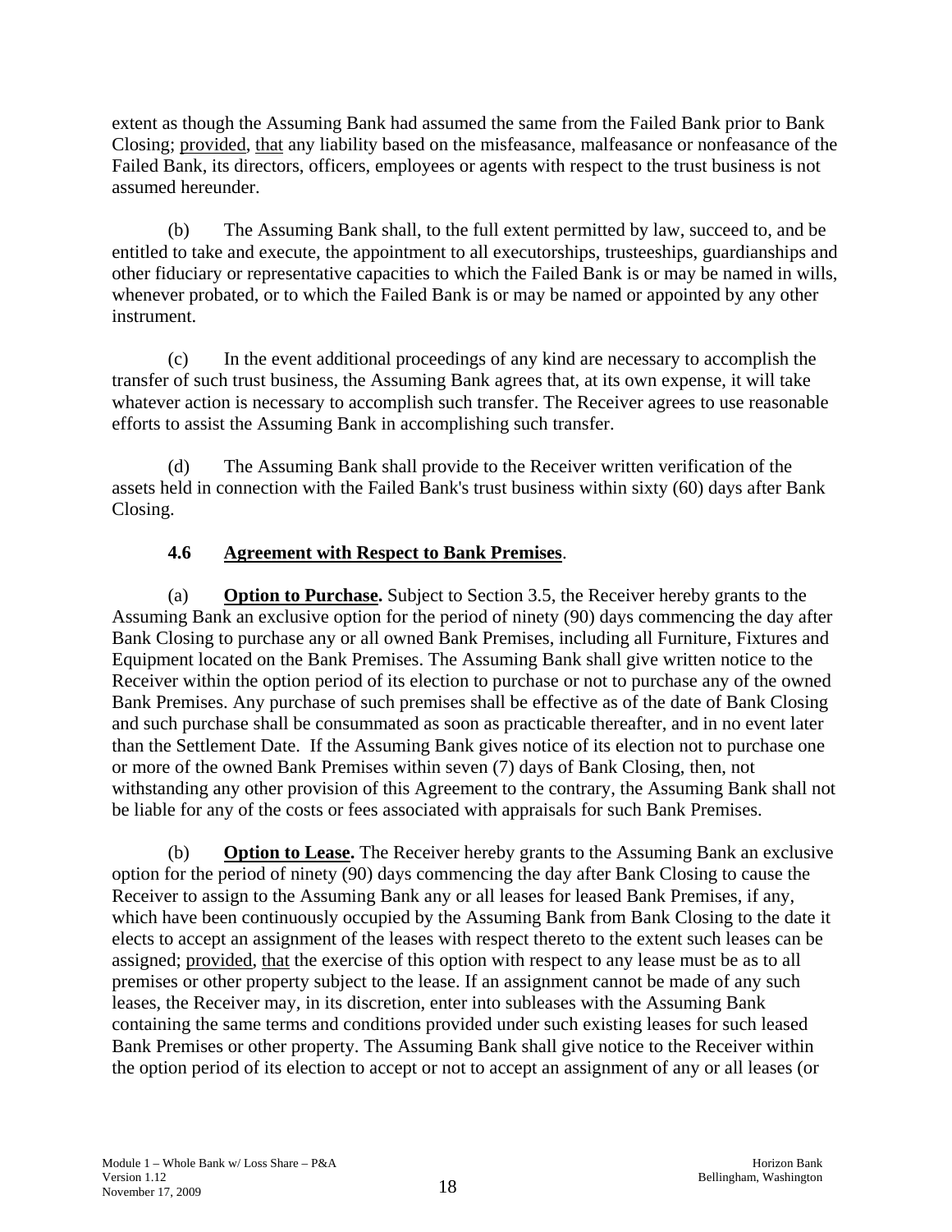extent as though the Assuming Bank had assumed the same from the Failed Bank prior to Bank Closing; provided, that any liability based on the misfeasance, malfeasance or nonfeasance of the Failed Bank, its directors, officers, employees or agents with respect to the trust business is not assumed hereunder.

(b) The Assuming Bank shall, to the full extent permitted by law, succeed to, and be entitled to take and execute, the appointment to all executorships, trusteeships, guardianships and other fiduciary or representative capacities to which the Failed Bank is or may be named in wills, whenever probated, or to which the Failed Bank is or may be named or appointed by any other instrument.

(c) In the event additional proceedings of any kind are necessary to accomplish the transfer of such trust business, the Assuming Bank agrees that, at its own expense, it will take whatever action is necessary to accomplish such transfer. The Receiver agrees to use reasonable efforts to assist the Assuming Bank in accomplishing such transfer.

(d) The Assuming Bank shall provide to the Receiver written verification of the assets held in connection with the Failed Bank's trust business within sixty (60) days after Bank Closing.

### 4.6 Agreement with Respect to Bank Premises.

(a) **Option to Purchase.** Subject to Section 3.5, the Receiver hereby grants to the Assuming Bank an exclusive option for the period of ninety (90) days commencing the day after Bank Closing to purchase any or all owned Bank Premises, including all Furniture, Fixtures and Equipment located on the Bank Premises. The Assuming Bank shall give written notice to the Receiver within the option period of its election to purchase or not to purchase any of the owned Bank Premises. Any purchase of such premises shall be effective as of the date of Bank Closing and such purchase shall be consummated as soon as practicable thereafter, and in no event later than the Settlement Date. If the Assuming Bank gives notice of its election not to purchase one or more of the owned Bank Premises within seven (7) days of Bank Closing, then, not withstanding any other provision of this Agreement to the contrary, the Assuming Bank shall not be liable for any of the costs or fees associated with appraisals for such Bank Premises.

(b) **Option to Lease.** The Receiver hereby grants to the Assuming Bank an exclusive option for the period of ninety (90) days commencing the day after Bank Closing to cause the Receiver to assign to the Assuming Bank any or all leases for leased Bank Premises, if any, which have been continuously occupied by the Assuming Bank from Bank Closing to the date it elects to accept an assignment of the leases with respect thereto to the extent such leases can be assigned; provided, that the exercise of this option with respect to any lease must be as to all premises or other property subject to the lease. If an assignment cannot be made of any such leases, the Receiver may, in its discretion, enter into subleases with the Assuming Bank containing the same terms and conditions provided under such existing leases for such leased Bank Premises or other property. The Assuming Bank shall give notice to the Receiver within the option period of its election to accept or not to accept an assignment of any or all leases (or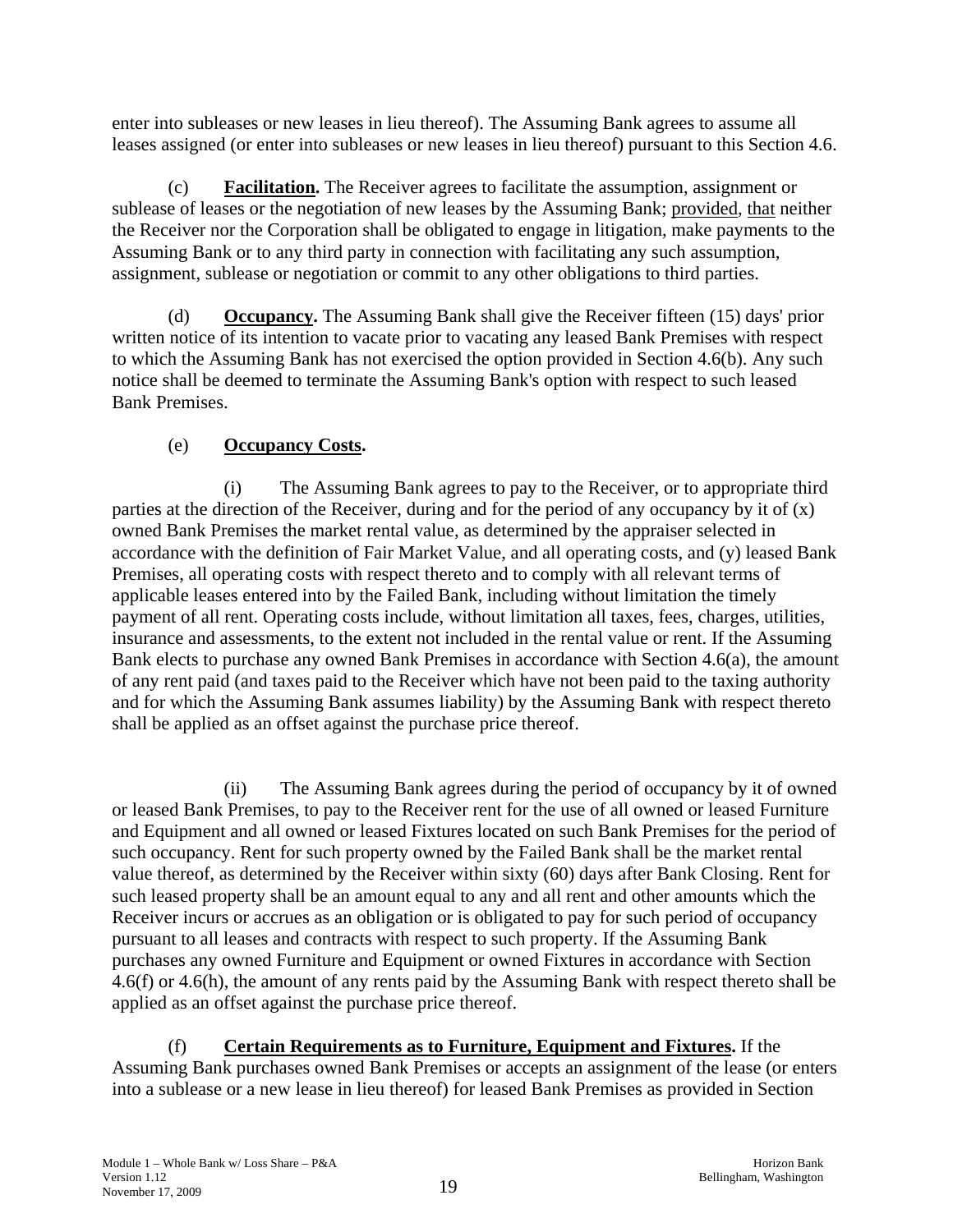enter into subleases or new leases in lieu thereof). The Assuming Bank agrees to assume all leases assigned (or enter into subleases or new leases in lieu thereof) pursuant to this Section 4.6.

(c) **Facilitation.** The Receiver agrees to facilitate the assumption, assignment or sublease of leases or the negotiation of new leases by the Assuming Bank; provided, that neither the Receiver nor the Corporation shall be obligated to engage in litigation, make payments to the Assuming Bank or to any third party in connection with facilitating any such assumption, assignment, sublease or negotiation or commit to any other obligations to third parties.

(d) **Occupancy.** The Assuming Bank shall give the Receiver fifteen (15) days' prior written notice of its intention to vacate prior to vacating any leased Bank Premises with respect to which the Assuming Bank has not exercised the option provided in Section 4.6(b). Any such notice shall be deemed to terminate the Assuming Bank's option with respect to such leased Bank Premises.

(e) **Occupancy Costs.**

(i) The Assuming Bank agrees to pay to the Receiver, or to appropriate third parties at the direction of the Receiver, during and for the period of any occupancy by it of (x) owned Bank Premises the market rental value, as determined by the appraiser selected in accordance with the definition of Fair Market Value, and all operating costs, and (y) leased Bank Premises, all operating costs with respect thereto and to comply with all relevant terms of applicable leases entered into by the Failed Bank, including without limitation the timely payment of all rent. Operating costs include, without limitation all taxes, fees, charges, utilities, insurance and assessments, to the extent not included in the rental value or rent. If the Assuming Bank elects to purchase any owned Bank Premises in accordance with Section 4.6(a), the amount of any rent paid (and taxes paid to the Receiver which have not been paid to the taxing authority and for which the Assuming Bank assumes liability) by the Assuming Bank with respect thereto shall be applied as an offset against the purchase price thereof.

(ii) The Assuming Bank agrees during the period of occupancy by it of owned or leased Bank Premises, to pay to the Receiver rent for the use of all owned or leased Furniture and Equipment and all owned or leased Fixtures located on such Bank Premises for the period of such occupancy. Rent for such property owned by the Failed Bank shall be the market rental value thereof, as determined by the Receiver within sixty (60) days after Bank Closing. Rent for such leased property shall be an amount equal to any and all rent and other amounts which the Receiver incurs or accrues as an obligation or is obligated to pay for such period of occupancy pursuant to all leases and contracts with respect to such property. If the Assuming Bank purchases any owned Furniture and Equipment or owned Fixtures in accordance with Section 4.6(f) or 4.6(h), the amount of any rents paid by the Assuming Bank with respect thereto shall be applied as an offset against the purchase price thereof.

(f) **Certain Requirements as to Furniture, Equipment and Fixtures.** If the Assuming Bank purchases owned Bank Premises or accepts an assignment of the lease (or enters into a sublease or a new lease in lieu thereof) for leased Bank Premises as provided in Section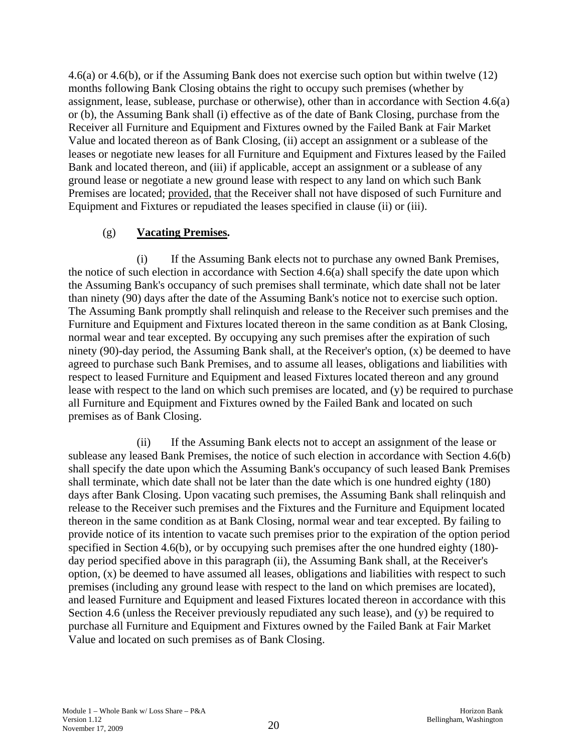4.6(a) or 4.6(b), or if the Assuming Bank does not exercise such option but within twelve (12) months following Bank Closing obtains the right to occupy such premises (whether by assignment, lease, sublease, purchase or otherwise), other than in accordance with Section 4.6(a) or (b), the Assuming Bank shall (i) effective as of the date of Bank Closing, purchase from the Receiver all Furniture and Equipment and Fixtures owned by the Failed Bank at Fair Market Value and located thereon as of Bank Closing, (ii) accept an assignment or a sublease of the leases or negotiate new leases for all Furniture and Equipment and Fixtures leased by the Failed Bank and located thereon, and (iii) if applicable, accept an assignment or a sublease of any ground lease or negotiate a new ground lease with respect to any land on which such Bank Premises are located; provided, that the Receiver shall not have disposed of such Furniture and Equipment and Fixtures or repudiated the leases specified in clause (ii) or (iii).

(g) **Vacating Premises.**

(i) If the Assuming Bank elects not to purchase any owned Bank Premises, the notice of such election in accordance with Section 4.6(a) shall specify the date upon which the Assuming Bank's occupancy of such premises shall terminate, which date shall not be later than ninety (90) days after the date of the Assuming Bank's notice not to exercise such option. The Assuming Bank promptly shall relinquish and release to the Receiver such premises and the Furniture and Equipment and Fixtures located thereon in the same condition as at Bank Closing, normal wear and tear excepted. By occupying any such premises after the expiration of such ninety (90)-day period, the Assuming Bank shall, at the Receiver's option, (x) be deemed to have agreed to purchase such Bank Premises, and to assume all leases, obligations and liabilities with respect to leased Furniture and Equipment and leased Fixtures located thereon and any ground lease with respect to the land on which such premises are located, and (y) be required to purchase all Furniture and Equipment and Fixtures owned by the Failed Bank and located on such premises as of Bank Closing.

(ii) If the Assuming Bank elects not to accept an assignment of the lease or sublease any leased Bank Premises, the notice of such election in accordance with Section 4.6(b) shall specify the date upon which the Assuming Bank's occupancy of such leased Bank Premises shall terminate, which date shall not be later than the date which is one hundred eighty (180) days after Bank Closing. Upon vacating such premises, the Assuming Bank shall relinquish and release to the Receiver such premises and the Fixtures and the Furniture and Equipment located thereon in the same condition as at Bank Closing, normal wear and tear excepted. By failing to provide notice of its intention to vacate such premises prior to the expiration of the option period specified in Section 4.6(b), or by occupying such premises after the one hundred eighty (180)-day period specified above in this paragraph (ii), the Assuming Bank shall, at the Receiver's option, (x) be deemed to have assumed all leases, obligations and liabilities with respect to such premises (including any ground lease with respect to the land on which premises are located), and leased Furniture and Equipment and leased Fixtures located thereon in accordance with this Section 4.6 (unless the Receiver previously repudiated any such lease), and (y) be required to purchase all Furniture and Equipment and Fixtures owned by the Failed Bank at Fair Market Value and located on such premises as of Bank Closing.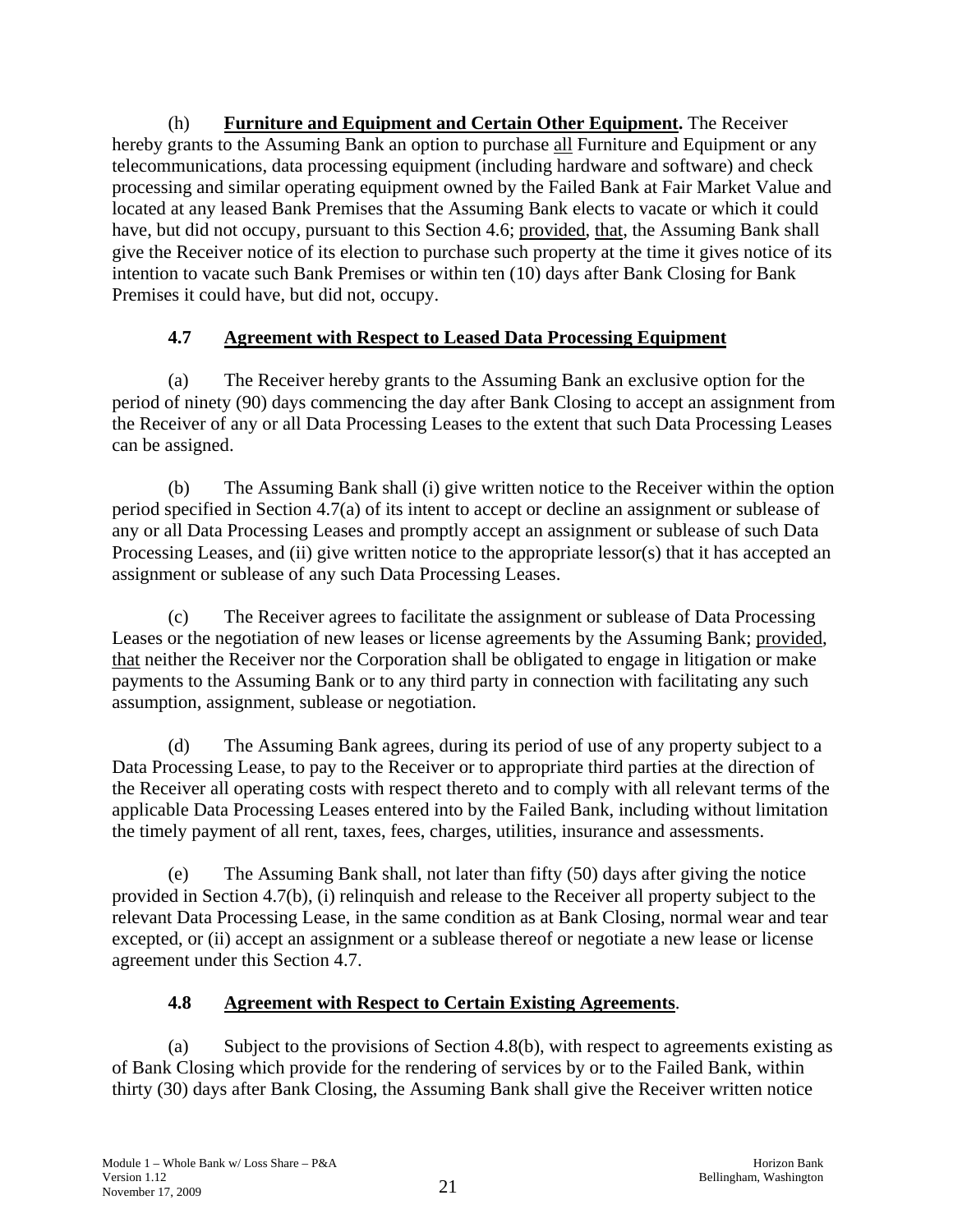(h) **Furniture and Equipment and Certain Other Equipment.** The Receiver hereby grants to the Assuming Bank an option to purchase all Furniture and Equipment or any telecommunications, data processing equipment (including hardware and software) and check processing and similar operating equipment owned by the Failed Bank at Fair Market Value and located at any leased Bank Premises that the Assuming Bank elects to vacate or which it could have, but did not occupy, pursuant to this Section 4.6; provided, that, the Assuming Bank shall give the Receiver notice of its election to purchase such property at the time it gives notice of its intention to vacate such Bank Premises or within ten (10) days after Bank Closing for Bank Premises it could have, but did not, occupy.

### 4.7 Agreement with Respect to Leased Data Processing Equipment

(a) The Receiver hereby grants to the Assuming Bank an exclusive option for the period of ninety (90) days commencing the day after Bank Closing to accept an assignment from the Receiver of any or all Data Processing Leases to the extent that such Data Processing Leases can be assigned.

(b) The Assuming Bank shall (i) give written notice to the Receiver within the option period specified in Section 4.7(a) of its intent to accept or decline an assignment or sublease of any or all Data Processing Leases and promptly accept an assignment or sublease of such Data Processing Leases, and (ii) give written notice to the appropriate lessor(s) that it has accepted an assignment or sublease of any such Data Processing Leases.

(c) The Receiver agrees to facilitate the assignment or sublease of Data Processing Leases or the negotiation of new leases or license agreements by the Assuming Bank; provided, that neither the Receiver nor the Corporation shall be obligated to engage in litigation or make payments to the Assuming Bank or to any third party in connection with facilitating any such assumption, assignment, sublease or negotiation.

(d) The Assuming Bank agrees, during its period of use of any property subject to a Data Processing Lease, to pay to the Receiver or to appropriate third parties at the direction of the Receiver all operating costs with respect thereto and to comply with all relevant terms of the applicable Data Processing Leases entered into by the Failed Bank, including without limitation the timely payment of all rent, taxes, fees, charges, utilities, insurance and assessments.

(e) The Assuming Bank shall, not later than fifty (50) days after giving the notice provided in Section 4.7(b), (i) relinquish and release to the Receiver all property subject to the relevant Data Processing Lease, in the same condition as at Bank Closing, normal wear and tear excepted, or (ii) accept an assignment or a sublease thereof or negotiate a new lease or license agreement under this Section 4.7.

### 4.8 Agreement with Respect to Certain Existing Agreements.

(a) Subject to the provisions of Section 4.8(b), with respect to agreements existing as of Bank Closing which provide for the rendering of services by or to the Failed Bank, within thirty (30) days after Bank Closing, the Assuming Bank shall give the Receiver written notice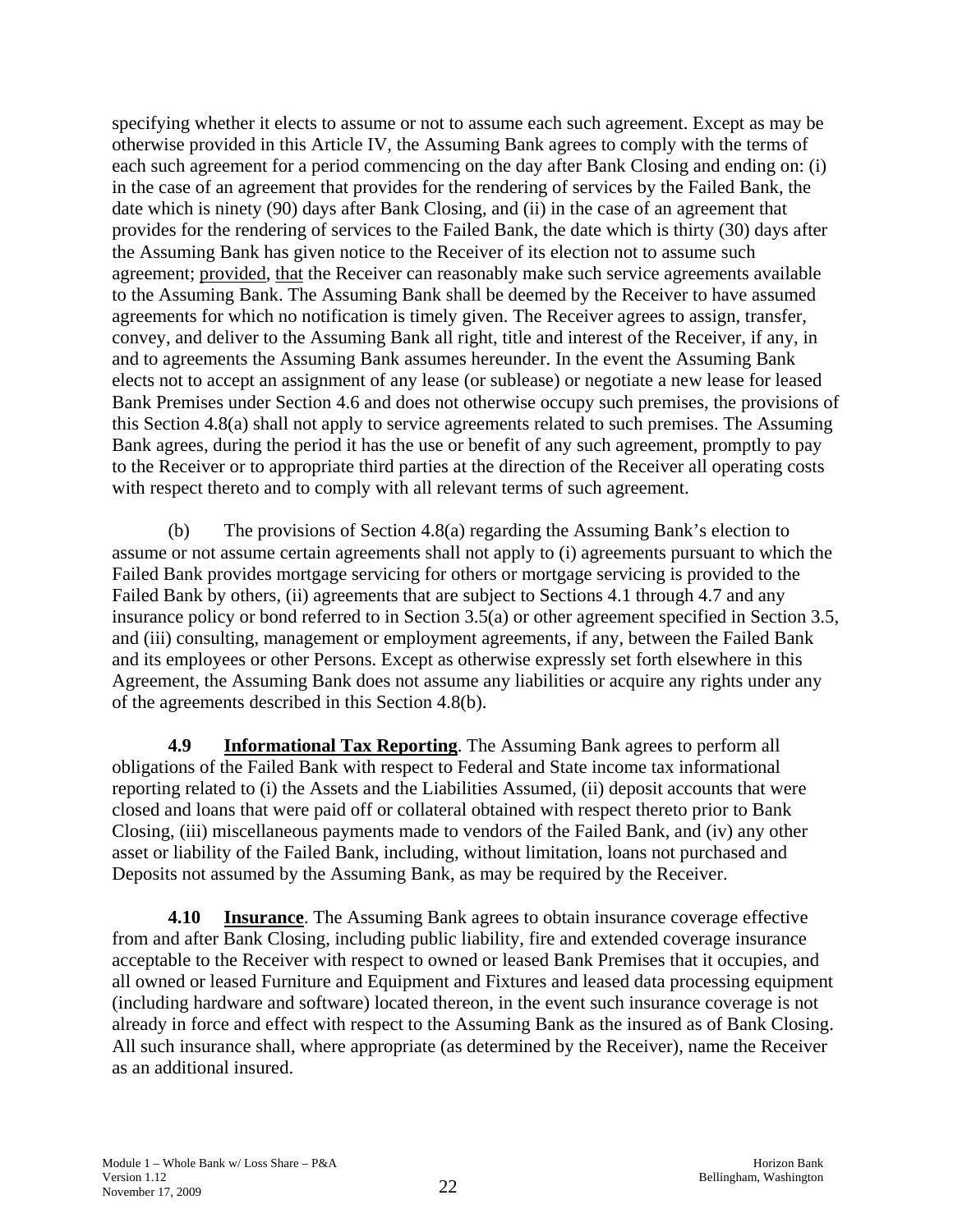specifying whether it elects to assume or not to assume each such agreement. Except as may be otherwise provided in this Article IV, the Assuming Bank agrees to comply with the terms of each such agreement for a period commencing on the day after Bank Closing and ending on: (i) in the case of an agreement that provides for the rendering of services by the Failed Bank, the date which is ninety (90) days after Bank Closing, and (ii) in the case of an agreement that provides for the rendering of services to the Failed Bank, the date which is thirty (30) days after the Assuming Bank has given notice to the Receiver of its election not to assume such agreement; provided, that the Receiver can reasonably make such service agreements available to the Assuming Bank. The Assuming Bank shall be deemed by the Receiver to have assumed agreements for which no notification is timely given. The Receiver agrees to assign, transfer, convey, and deliver to the Assuming Bank all right, title and interest of the Receiver, if any, in and to agreements the Assuming Bank assumes hereunder. In the event the Assuming Bank elects not to accept an assignment of any lease (or sublease) or negotiate a new lease for leased Bank Premises under Section 4.6 and does not otherwise occupy such premises, the provisions of this Section 4.8(a) shall not apply to service agreements related to such premises. The Assuming Bank agrees, during the period it has the use or benefit of any such agreement, promptly to pay to the Receiver or to appropriate third parties at the direction of the Receiver all operating costs with respect thereto and to comply with all relevant terms of such agreement.

(b) The provisions of Section 4.8(a) regarding the Assuming Bank's election to assume or not assume certain agreements shall not apply to (i) agreements pursuant to which the Failed Bank provides mortgage servicing for others or mortgage servicing is provided to the Failed Bank by others, (ii) agreements that are subject to Sections 4.1 through 4.7 and any insurance policy or bond referred to in Section 3.5(a) or other agreement specified in Section 3.5, and (iii) consulting, management or employment agreements, if any, between the Failed Bank and its employees or other Persons. Except as otherwise expressly set forth elsewhere in this Agreement, the Assuming Bank does not assume any liabilities or acquire any rights under any of the agreements described in this Section 4.8(b).

**4.9 Informational Tax Reporting**. The Assuming Bank agrees to perform all obligations of the Failed Bank with respect to Federal and State income tax informational reporting related to (i) the Assets and the Liabilities Assumed, (ii) deposit accounts that were closed and loans that were paid off or collateral obtained with respect thereto prior to Bank Closing, (iii) miscellaneous payments made to vendors of the Failed Bank, and (iv) any other asset or liability of the Failed Bank, including, without limitation, loans not purchased and Deposits not assumed by the Assuming Bank, as may be required by the Receiver.

**4.10 Insurance**. The Assuming Bank agrees to obtain insurance coverage effective from and after Bank Closing, including public liability, fire and extended coverage insurance acceptable to the Receiver with respect to owned or leased Bank Premises that it occupies, and all owned or leased Furniture and Equipment and Fixtures and leased data processing equipment (including hardware and software) located thereon, in the event such insurance coverage is not already in force and effect with respect to the Assuming Bank as the insured as of Bank Closing. All such insurance shall, where appropriate (as determined by the Receiver), name the Receiver as an additional insured.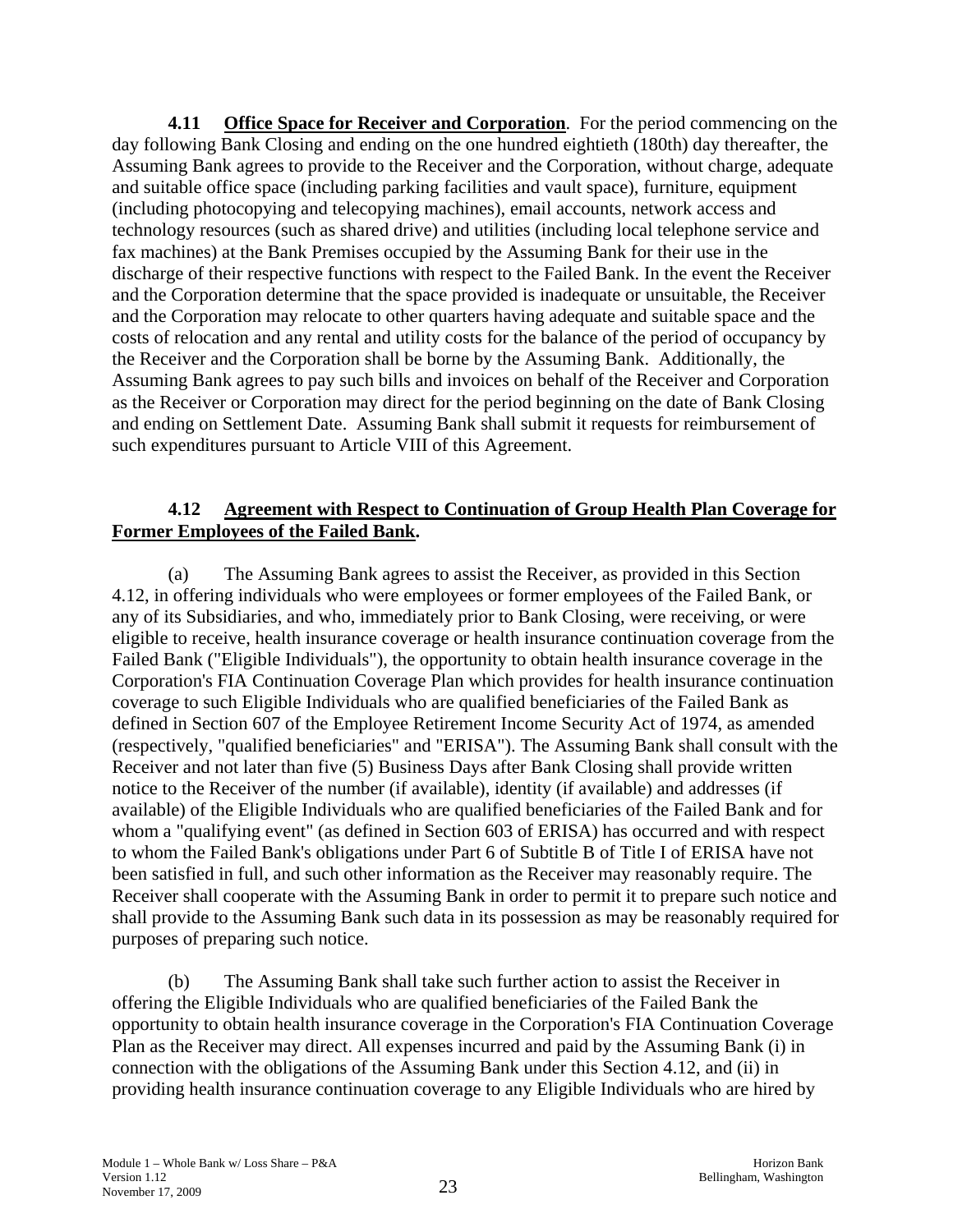**4.11 Office Space for Receiver and Corporation**. For the period commencing on the day following Bank Closing and ending on the one hundred eightieth (180th) day thereafter, the Assuming Bank agrees to provide to the Receiver and the Corporation, without charge, adequate and suitable office space (including parking facilities and vault space), furniture, equipment (including photocopying and telecopying machines), email accounts, network access and technology resources (such as shared drive) and utilities (including local telephone service and fax machines) at the Bank Premises occupied by the Assuming Bank for their use in the discharge of their respective functions with respect to the Failed Bank. In the event the Receiver and the Corporation determine that the space provided is inadequate or unsuitable, the Receiver and the Corporation may relocate to other quarters having adequate and suitable space and the costs of relocation and any rental and utility costs for the balance of the period of occupancy by the Receiver and the Corporation shall be borne by the Assuming Bank. Additionally, the Assuming Bank agrees to pay such bills and invoices on behalf of the Receiver and Corporation as the Receiver or Corporation may direct for the period beginning on the date of Bank Closing and ending on Settlement Date. Assuming Bank shall submit it requests for reimbursement of such expenditures pursuant to Article VIII of this Agreement.

**4.12 Agreement with Respect to Continuation of Group Health Plan Coverage for Former Employees of the Failed Bank.**

(a) The Assuming Bank agrees to assist the Receiver, as provided in this Section 4.12, in offering individuals who were employees or former employees of the Failed Bank, or any of its Subsidiaries, and who, immediately prior to Bank Closing, were receiving, or were eligible to receive, health insurance coverage or health insurance continuation coverage from the Failed Bank ("Eligible Individuals"), the opportunity to obtain health insurance coverage in the Corporation's FIA Continuation Coverage Plan which provides for health insurance continuation coverage to such Eligible Individuals who are qualified beneficiaries of the Failed Bank as defined in Section 607 of the Employee Retirement Income Security Act of 1974, as amended (respectively, "qualified beneficiaries" and "ERISA"). The Assuming Bank shall consult with the Receiver and not later than five (5) Business Days after Bank Closing shall provide written notice to the Receiver of the number (if available), identity (if available) and addresses (if available) of the Eligible Individuals who are qualified beneficiaries of the Failed Bank and for whom a "qualifying event" (as defined in Section 603 of ERISA) has occurred and with respect to whom the Failed Bank's obligations under Part 6 of Subtitle B of Title I of ERISA have not been satisfied in full, and such other information as the Receiver may reasonably require. The Receiver shall cooperate with the Assuming Bank in order to permit it to prepare such notice and shall provide to the Assuming Bank such data in its possession as may be reasonably required for purposes of preparing such notice.

(b) The Assuming Bank shall take such further action to assist the Receiver in offering the Eligible Individuals who are qualified beneficiaries of the Failed Bank the opportunity to obtain health insurance coverage in the Corporation's FIA Continuation Coverage Plan as the Receiver may direct. All expenses incurred and paid by the Assuming Bank (i) in connection with the obligations of the Assuming Bank under this Section 4.12, and (ii) in providing health insurance continuation coverage to any Eligible Individuals who are hired by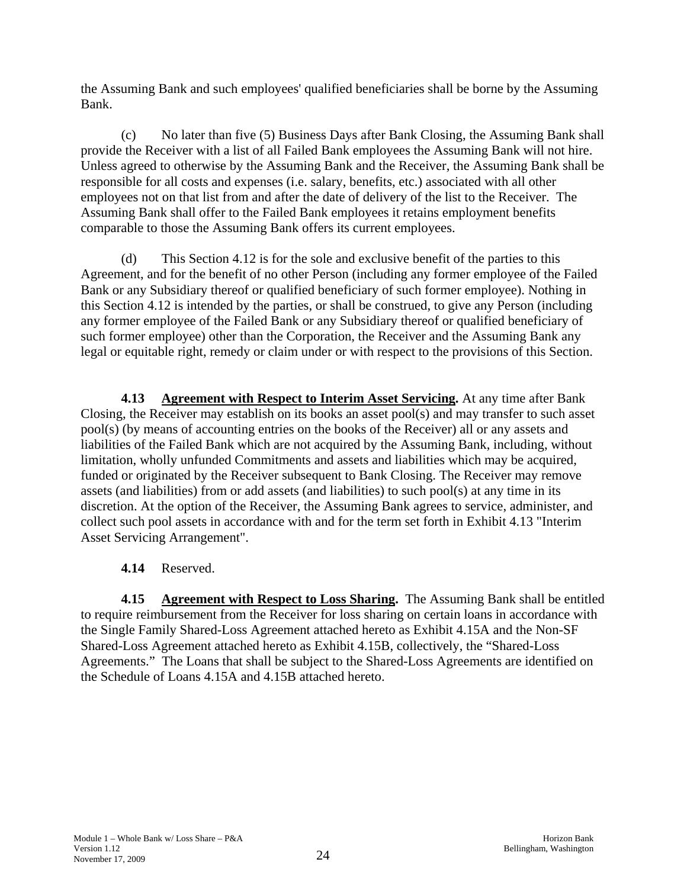the Assuming Bank and such employees' qualified beneficiaries shall be borne by the Assuming Bank.

(c) No later than five (5) Business Days after Bank Closing, the Assuming Bank shall provide the Receiver with a list of all Failed Bank employees the Assuming Bank will not hire. Unless agreed to otherwise by the Assuming Bank and the Receiver, the Assuming Bank shall be responsible for all costs and expenses (i.e. salary, benefits, etc.) associated with all other employees not on that list from and after the date of delivery of the list to the Receiver. The Assuming Bank shall offer to the Failed Bank employees it retains employment benefits comparable to those the Assuming Bank offers its current employees.

(d) This Section 4.12 is for the sole and exclusive benefit of the parties to this Agreement, and for the benefit of no other Person (including any former employee of the Failed Bank or any Subsidiary thereof or qualified beneficiary of such former employee). Nothing in this Section 4.12 is intended by the parties, or shall be construed, to give any Person (including any former employee of the Failed Bank or any Subsidiary thereof or qualified beneficiary of such former employee) other than the Corporation, the Receiver and the Assuming Bank any legal or equitable right, remedy or claim under or with respect to the provisions of this Section.

**4.13 Agreement with Respect to Interim Asset Servicing.** At any time after Bank Closing, the Receiver may establish on its books an asset pool(s) and may transfer to such asset pool(s) (by means of accounting entries on the books of the Receiver) all or any assets and liabilities of the Failed Bank which are not acquired by the Assuming Bank, including, without limitation, wholly unfunded Commitments and assets and liabilities which may be acquired, funded or originated by the Receiver subsequent to Bank Closing. The Receiver may remove assets (and liabilities) from or add assets (and liabilities) to such pool(s) at any time in its discretion. At the option of the Receiver, the Assuming Bank agrees to service, administer, and collect such pool assets in accordance with and for the term set forth in Exhibit 4.13 "Interim Asset Servicing Arrangement".

**4.14** Reserved.

**4.15 Agreement with Respect to Loss Sharing.** The Assuming Bank shall be entitled to require reimbursement from the Receiver for loss sharing on certain loans in accordance with the Single Family Shared-Loss Agreement attached hereto as Exhibit 4.15A and the Non-SF Shared-Loss Agreement attached hereto as Exhibit 4.15B, collectively, the "Shared-Loss Agreements." The Loans that shall be subject to the Shared-Loss Agreements are identified on the Schedule of Loans 4.15A and 4.15B attached hereto.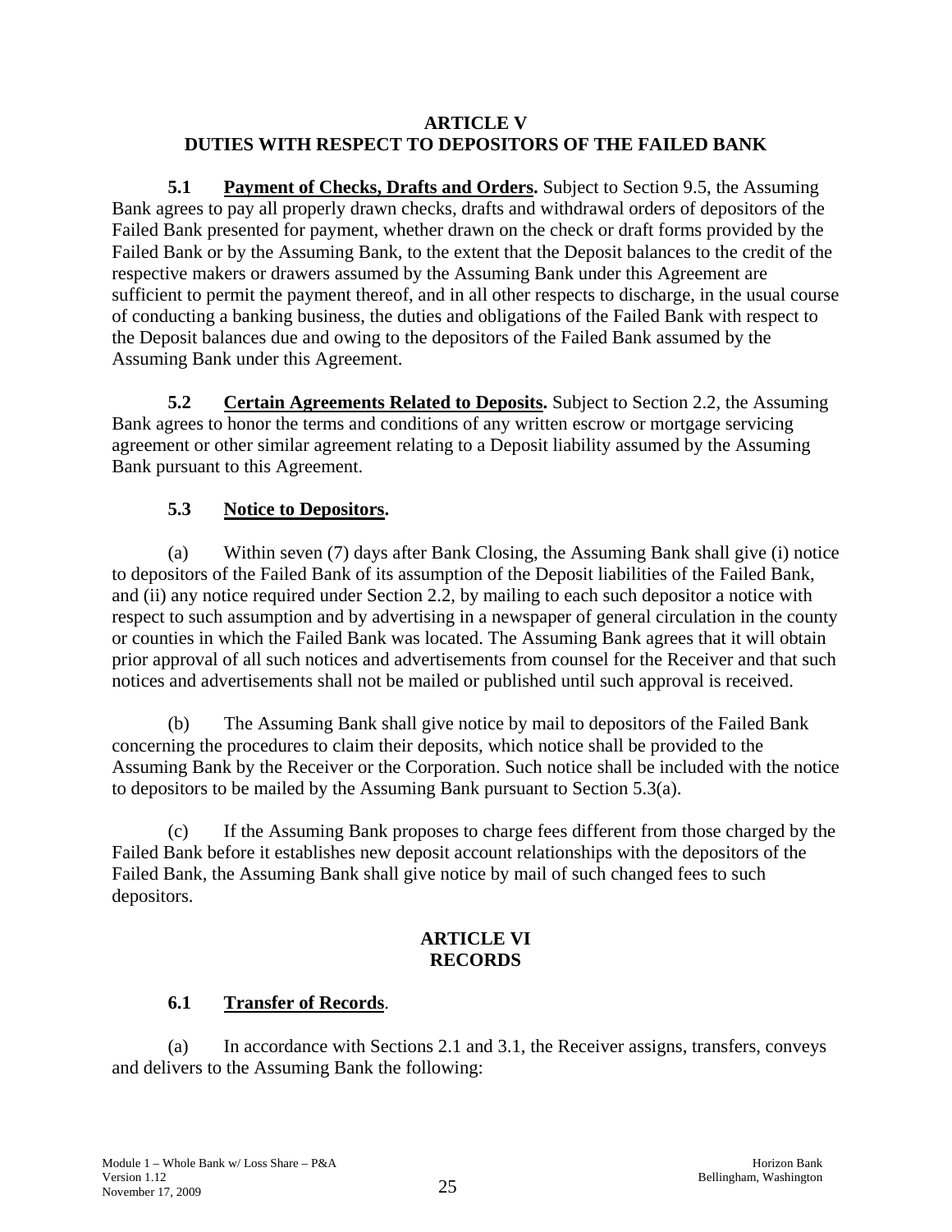## ARTICLE V
## DUTIES WITH RESPECT TO DEPOSITORS OF THE FAILED BANK

**5.1 Payment of Checks, Drafts and Orders.** Subject to Section 9.5, the Assuming Bank agrees to pay all properly drawn checks, drafts and withdrawal orders of depositors of the Failed Bank presented for payment, whether drawn on the check or draft forms provided by the Failed Bank or by the Assuming Bank, to the extent that the Deposit balances to the credit of the respective makers or drawers assumed by the Assuming Bank under this Agreement are sufficient to permit the payment thereof, and in all other respects to discharge, in the usual course of conducting a banking business, the duties and obligations of the Failed Bank with respect to the Deposit balances due and owing to the depositors of the Failed Bank assumed by the Assuming Bank under this Agreement.

**5.2 Certain Agreements Related to Deposits.** Subject to Section 2.2, the Assuming Bank agrees to honor the terms and conditions of any written escrow or mortgage servicing agreement or other similar agreement relating to a Deposit liability assumed by the Assuming Bank pursuant to this Agreement.

**5.3 Notice to Depositors.**

(a) Within seven (7) days after Bank Closing, the Assuming Bank shall give (i) notice to depositors of the Failed Bank of its assumption of the Deposit liabilities of the Failed Bank, and (ii) any notice required under Section 2.2, by mailing to each such depositor a notice with respect to such assumption and by advertising in a newspaper of general circulation in the county or counties in which the Failed Bank was located. The Assuming Bank agrees that it will obtain prior approval of all such notices and advertisements from counsel for the Receiver and that such notices and advertisements shall not be mailed or published until such approval is received.

(b) The Assuming Bank shall give notice by mail to depositors of the Failed Bank concerning the procedures to claim their deposits, which notice shall be provided to the Assuming Bank by the Receiver or the Corporation. Such notice shall be included with the notice to depositors to be mailed by the Assuming Bank pursuant to Section 5.3(a).

(c) If the Assuming Bank proposes to charge fees different from those charged by the Failed Bank before it establishes new deposit account relationships with the depositors of the Failed Bank, the Assuming Bank shall give notice by mail of such changed fees to such depositors.

## ARTICLE VI
## RECORDS

**6.1 Transfer of Records.**

(a) In accordance with Sections 2.1 and 3.1, the Receiver assigns, transfers, conveys and delivers to the Assuming Bank the following: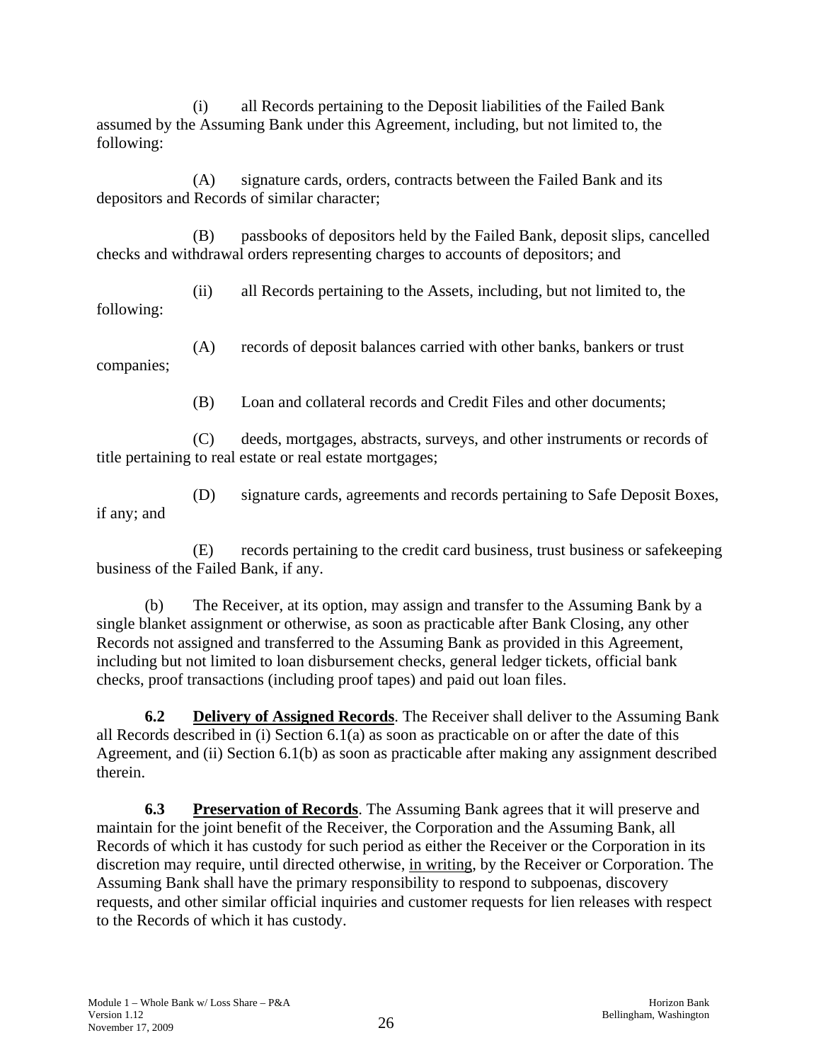(i) all Records pertaining to the Deposit liabilities of the Failed Bank assumed by the Assuming Bank under this Agreement, including, but not limited to, the following:

(A) signature cards, orders, contracts between the Failed Bank and its depositors and Records of similar character;

(B) passbooks of depositors held by the Failed Bank, deposit slips, cancelled checks and withdrawal orders representing charges to accounts of depositors; and

(ii) all Records pertaining to the Assets, including, but not limited to, the following:

(A) records of deposit balances carried with other banks, bankers or trust companies;

(B) Loan and collateral records and Credit Files and other documents;

(C) deeds, mortgages, abstracts, surveys, and other instruments or records of title pertaining to real estate or real estate mortgages;

(D) signature cards, agreements and records pertaining to Safe Deposit Boxes, if any; and

(E) records pertaining to the credit card business, trust business or safekeeping business of the Failed Bank, if any.

(b) The Receiver, at its option, may assign and transfer to the Assuming Bank by a single blanket assignment or otherwise, as soon as practicable after Bank Closing, any other Records not assigned and transferred to the Assuming Bank as provided in this Agreement, including but not limited to loan disbursement checks, general ledger tickets, official bank checks, proof transactions (including proof tapes) and paid out loan files.

**6.2 Delivery of Assigned Records**. The Receiver shall deliver to the Assuming Bank all Records described in (i) Section 6.1(a) as soon as practicable on or after the date of this Agreement, and (ii) Section 6.1(b) as soon as practicable after making any assignment described therein.

**6.3 Preservation of Records**. The Assuming Bank agrees that it will preserve and maintain for the joint benefit of the Receiver, the Corporation and the Assuming Bank, all Records of which it has custody for such period as either the Receiver or the Corporation in its discretion may require, until directed otherwise, in writing, by the Receiver or Corporation. The Assuming Bank shall have the primary responsibility to respond to subpoenas, discovery requests, and other similar official inquiries and customer requests for lien releases with respect to the Records of which it has custody.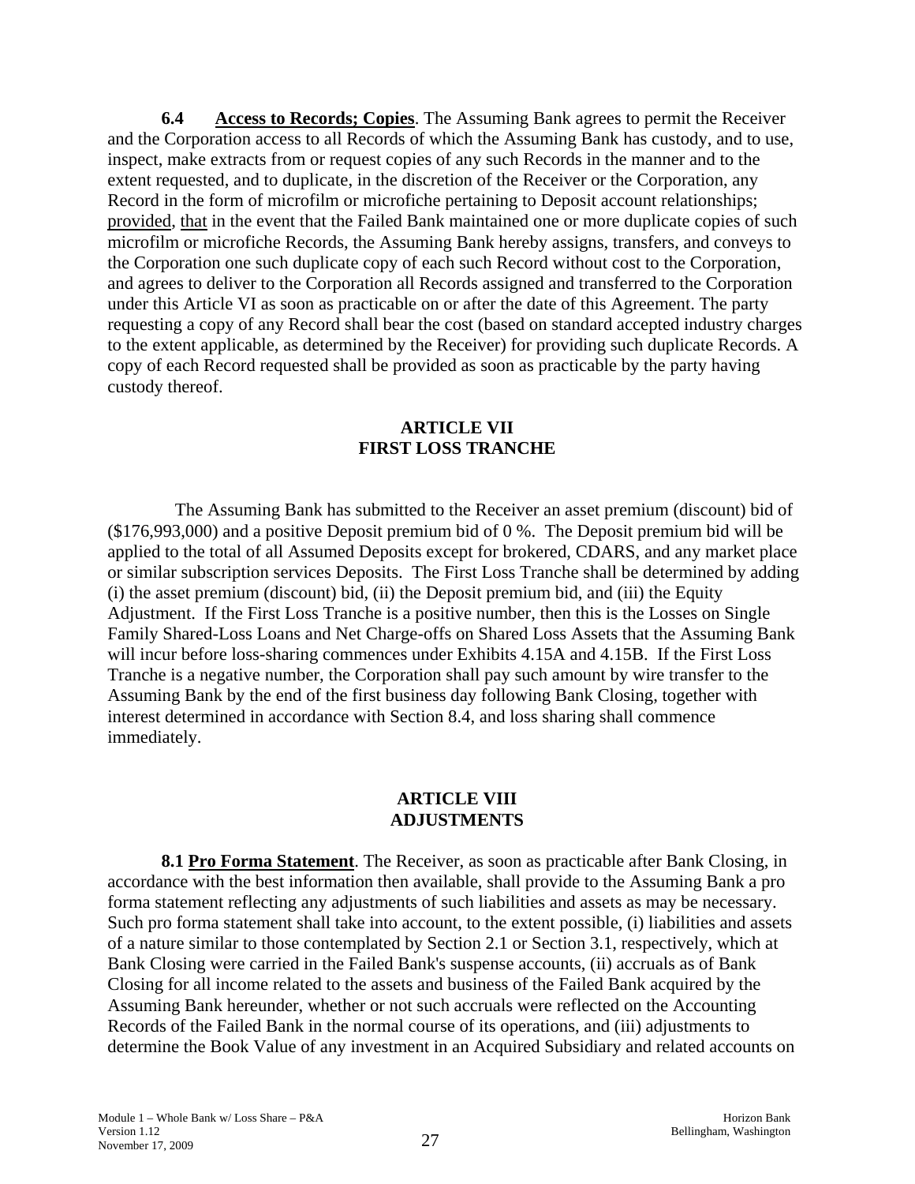**6.4 Access to Records; Copies**. The Assuming Bank agrees to permit the Receiver and the Corporation access to all Records of which the Assuming Bank has custody, and to use, inspect, make extracts from or request copies of any such Records in the manner and to the extent requested, and to duplicate, in the discretion of the Receiver or the Corporation, any Record in the form of microfilm or microfiche pertaining to Deposit account relationships; provided, that in the event that the Failed Bank maintained one or more duplicate copies of such microfilm or microfiche Records, the Assuming Bank hereby assigns, transfers, and conveys to the Corporation one such duplicate copy of each such Record without cost to the Corporation, and agrees to deliver to the Corporation all Records assigned and transferred to the Corporation under this Article VI as soon as practicable on or after the date of this Agreement. The party requesting a copy of any Record shall bear the cost (based on standard accepted industry charges to the extent applicable, as determined by the Receiver) for providing such duplicate Records. A copy of each Record requested shall be provided as soon as practicable by the party having custody thereof.

## ARTICLE VII
## FIRST LOSS TRANCHE

The Assuming Bank has submitted to the Receiver an asset premium (discount) bid of ($176,993,000) and a positive Deposit premium bid of 0 %. The Deposit premium bid will be applied to the total of all Assumed Deposits except for brokered, CDARS, and any market place or similar subscription services Deposits. The First Loss Tranche shall be determined by adding (i) the asset premium (discount) bid, (ii) the Deposit premium bid, and (iii) the Equity Adjustment. If the First Loss Tranche is a positive number, then this is the Losses on Single Family Shared-Loss Loans and Net Charge-offs on Shared Loss Assets that the Assuming Bank will incur before loss-sharing commences under Exhibits 4.15A and 4.15B. If the First Loss Tranche is a negative number, the Corporation shall pay such amount by wire transfer to the Assuming Bank by the end of the first business day following Bank Closing, together with interest determined in accordance with Section 8.4, and loss sharing shall commence immediately.

## ARTICLE VIII
## ADJUSTMENTS

**8.1 Pro Forma Statement**. The Receiver, as soon as practicable after Bank Closing, in accordance with the best information then available, shall provide to the Assuming Bank a pro forma statement reflecting any adjustments of such liabilities and assets as may be necessary. Such pro forma statement shall take into account, to the extent possible, (i) liabilities and assets of a nature similar to those contemplated by Section 2.1 or Section 3.1, respectively, which at Bank Closing were carried in the Failed Bank's suspense accounts, (ii) accruals as of Bank Closing for all income related to the assets and business of the Failed Bank acquired by the Assuming Bank hereunder, whether or not such accruals were reflected on the Accounting Records of the Failed Bank in the normal course of its operations, and (iii) adjustments to determine the Book Value of any investment in an Acquired Subsidiary and related accounts on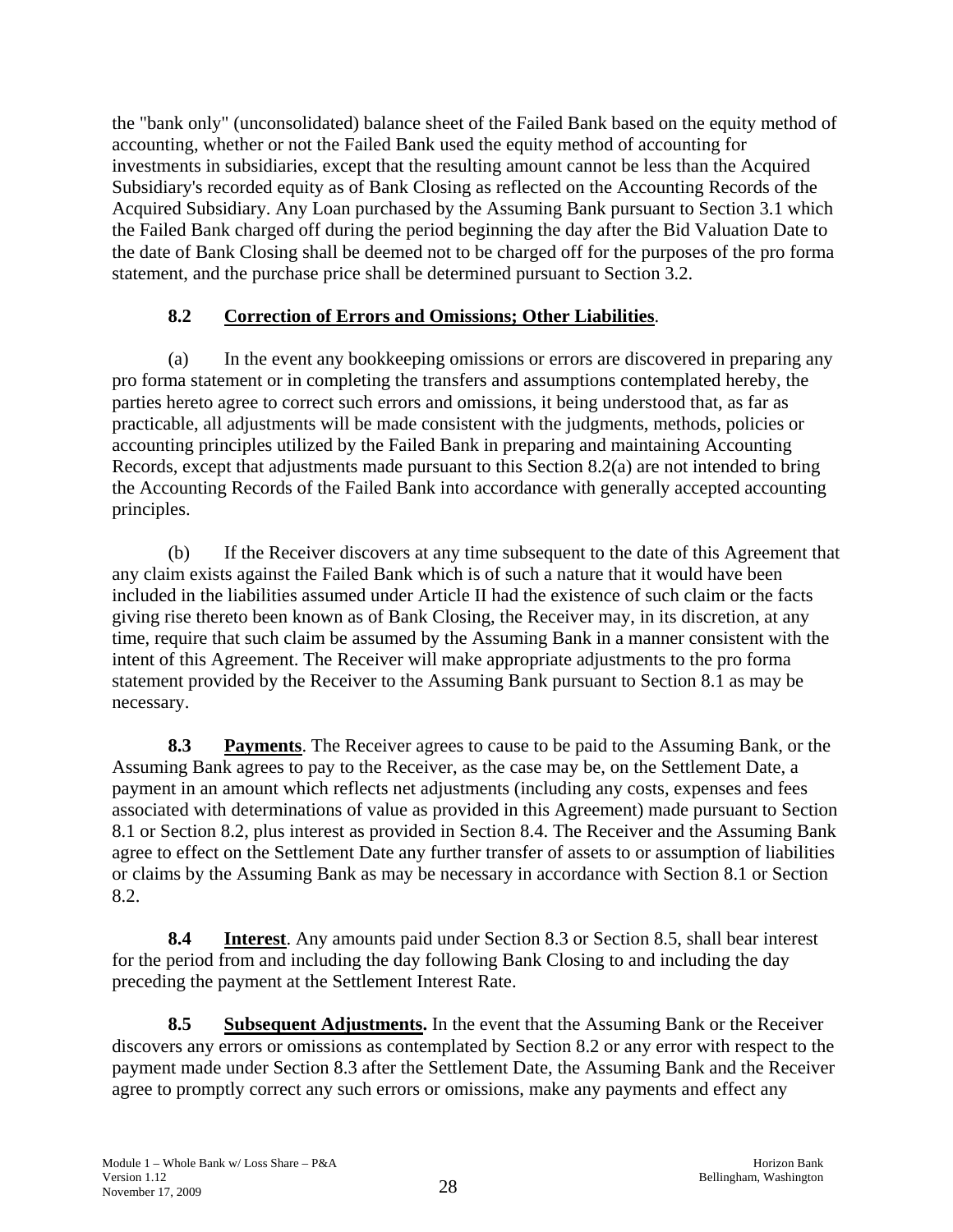the "bank only" (unconsolidated) balance sheet of the Failed Bank based on the equity method of accounting, whether or not the Failed Bank used the equity method of accounting for investments in subsidiaries, except that the resulting amount cannot be less than the Acquired Subsidiary's recorded equity as of Bank Closing as reflected on the Accounting Records of the Acquired Subsidiary. Any Loan purchased by the Assuming Bank pursuant to Section 3.1 which the Failed Bank charged off during the period beginning the day after the Bid Valuation Date to the date of Bank Closing shall be deemed not to be charged off for the purposes of the pro forma statement, and the purchase price shall be determined pursuant to Section 3.2.

### 8.2 Correction of Errors and Omissions; Other Liabilities.

(a) In the event any bookkeeping omissions or errors are discovered in preparing any pro forma statement or in completing the transfers and assumptions contemplated hereby, the parties hereto agree to correct such errors and omissions, it being understood that, as far as practicable, all adjustments will be made consistent with the judgments, methods, policies or accounting principles utilized by the Failed Bank in preparing and maintaining Accounting Records, except that adjustments made pursuant to this Section 8.2(a) are not intended to bring the Accounting Records of the Failed Bank into accordance with generally accepted accounting principles.

(b) If the Receiver discovers at any time subsequent to the date of this Agreement that any claim exists against the Failed Bank which is of such a nature that it would have been included in the liabilities assumed under Article II had the existence of such claim or the facts giving rise thereto been known as of Bank Closing, the Receiver may, in its discretion, at any time, require that such claim be assumed by the Assuming Bank in a manner consistent with the intent of this Agreement. The Receiver will make appropriate adjustments to the pro forma statement provided by the Receiver to the Assuming Bank pursuant to Section 8.1 as may be necessary.

**8.3 Payments**. The Receiver agrees to cause to be paid to the Assuming Bank, or the Assuming Bank agrees to pay to the Receiver, as the case may be, on the Settlement Date, a payment in an amount which reflects net adjustments (including any costs, expenses and fees associated with determinations of value as provided in this Agreement) made pursuant to Section 8.1 or Section 8.2, plus interest as provided in Section 8.4. The Receiver and the Assuming Bank agree to effect on the Settlement Date any further transfer of assets to or assumption of liabilities or claims by the Assuming Bank as may be necessary in accordance with Section 8.1 or Section 8.2.

**8.4 Interest**. Any amounts paid under Section 8.3 or Section 8.5, shall bear interest for the period from and including the day following Bank Closing to and including the day preceding the payment at the Settlement Interest Rate.

**8.5 Subsequent Adjustments.** In the event that the Assuming Bank or the Receiver discovers any errors or omissions as contemplated by Section 8.2 or any error with respect to the payment made under Section 8.3 after the Settlement Date, the Assuming Bank and the Receiver agree to promptly correct any such errors or omissions, make any payments and effect any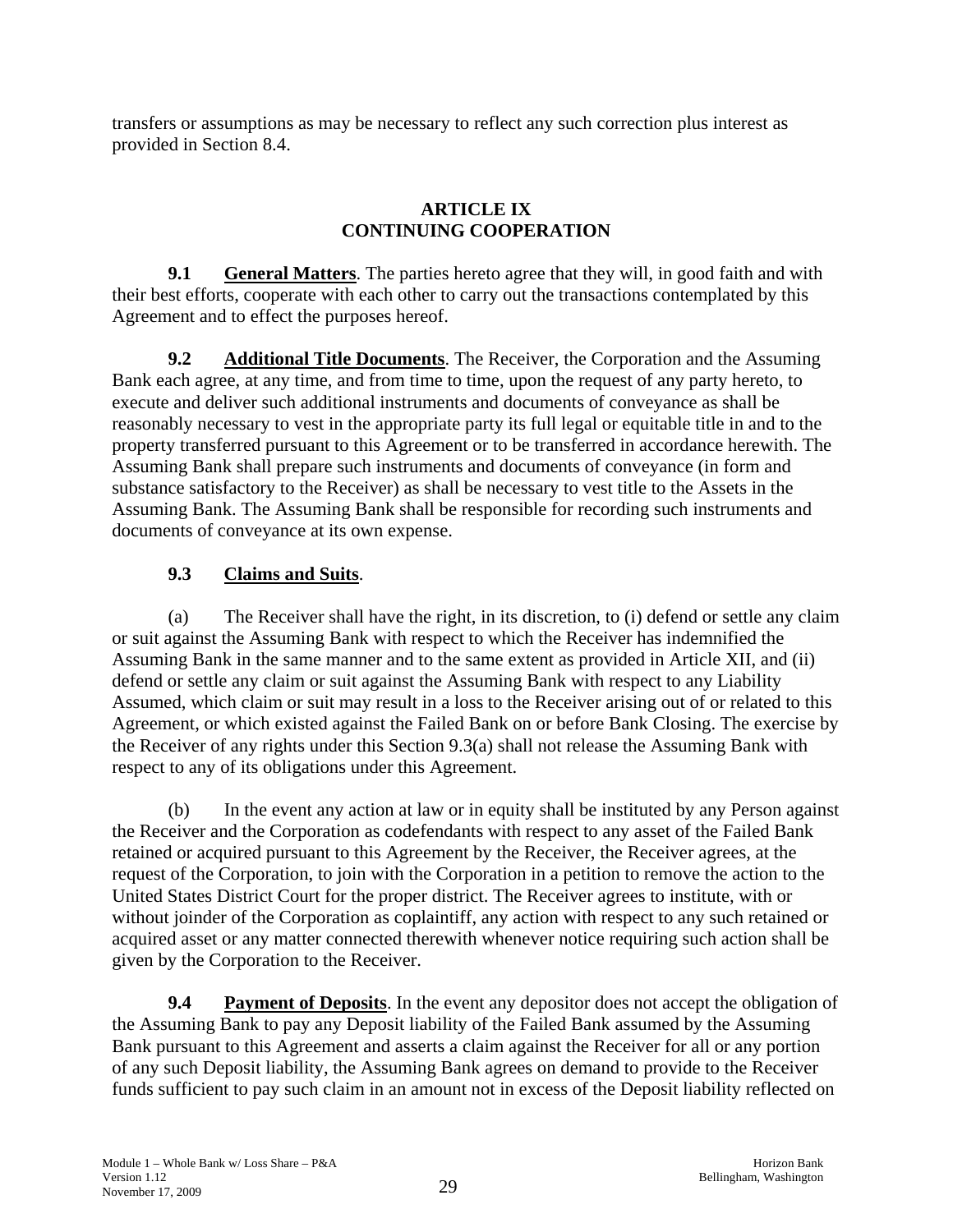transfers or assumptions as may be necessary to reflect any such correction plus interest as provided in Section 8.4.

## ARTICLE IX
## CONTINUING COOPERATION

**9.1 General Matters**. The parties hereto agree that they will, in good faith and with their best efforts, cooperate with each other to carry out the transactions contemplated by this Agreement and to effect the purposes hereof.

**9.2 Additional Title Documents**. The Receiver, the Corporation and the Assuming Bank each agree, at any time, and from time to time, upon the request of any party hereto, to execute and deliver such additional instruments and documents of conveyance as shall be reasonably necessary to vest in the appropriate party its full legal or equitable title in and to the property transferred pursuant to this Agreement or to be transferred in accordance herewith. The Assuming Bank shall prepare such instruments and documents of conveyance (in form and substance satisfactory to the Receiver) as shall be necessary to vest title to the Assets in the Assuming Bank. The Assuming Bank shall be responsible for recording such instruments and documents of conveyance at its own expense.

**9.3 Claims and Suits**.

(a) The Receiver shall have the right, in its discretion, to (i) defend or settle any claim or suit against the Assuming Bank with respect to which the Receiver has indemnified the Assuming Bank in the same manner and to the same extent as provided in Article XII, and (ii) defend or settle any claim or suit against the Assuming Bank with respect to any Liability Assumed, which claim or suit may result in a loss to the Receiver arising out of or related to this Agreement, or which existed against the Failed Bank on or before Bank Closing. The exercise by the Receiver of any rights under this Section 9.3(a) shall not release the Assuming Bank with respect to any of its obligations under this Agreement.

(b) In the event any action at law or in equity shall be instituted by any Person against the Receiver and the Corporation as codefendants with respect to any asset of the Failed Bank retained or acquired pursuant to this Agreement by the Receiver, the Receiver agrees, at the request of the Corporation, to join with the Corporation in a petition to remove the action to the United States District Court for the proper district. The Receiver agrees to institute, with or without joinder of the Corporation as coplaintiff, any action with respect to any such retained or acquired asset or any matter connected therewith whenever notice requiring such action shall be given by the Corporation to the Receiver.

**9.4 Payment of Deposits**. In the event any depositor does not accept the obligation of the Assuming Bank to pay any Deposit liability of the Failed Bank assumed by the Assuming Bank pursuant to this Agreement and asserts a claim against the Receiver for all or any portion of any such Deposit liability, the Assuming Bank agrees on demand to provide to the Receiver funds sufficient to pay such claim in an amount not in excess of the Deposit liability reflected on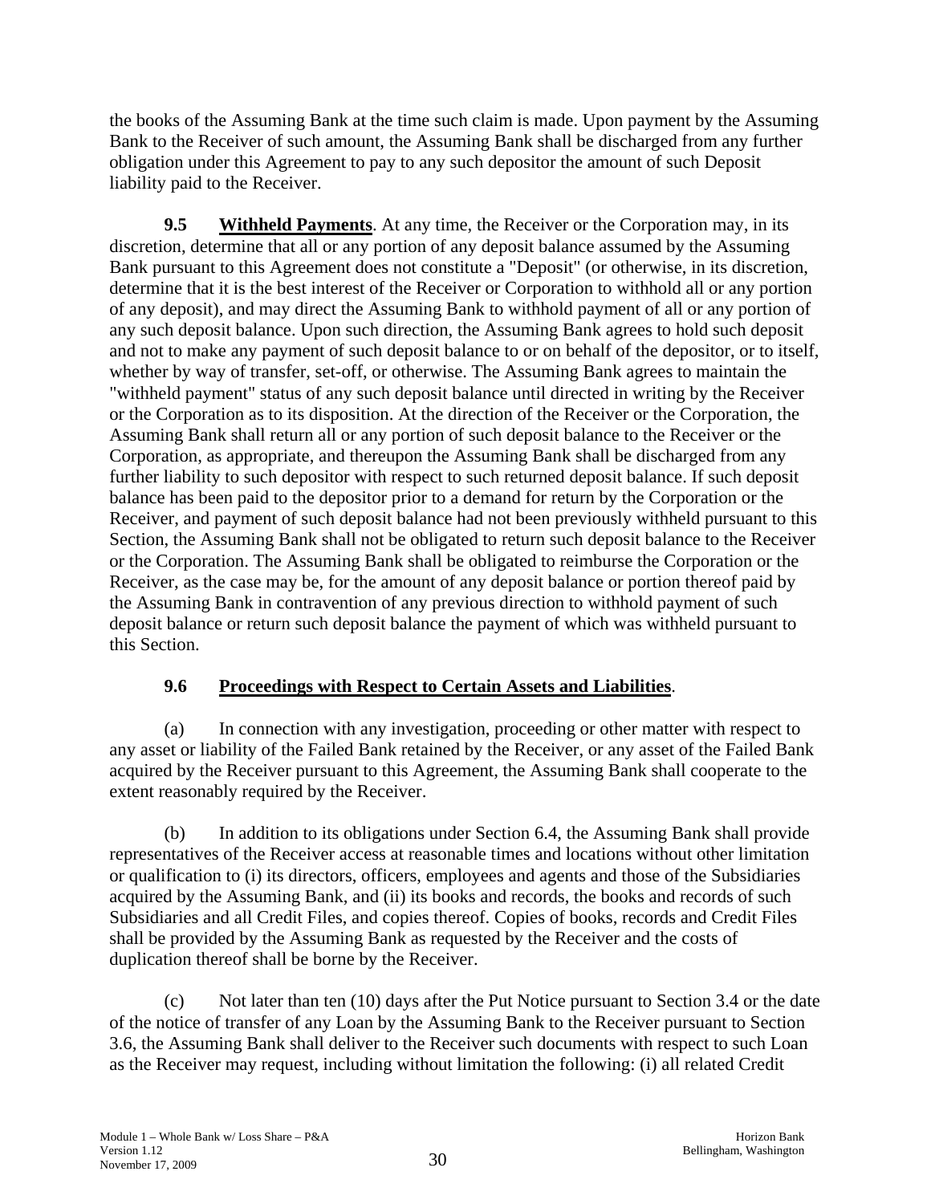the books of the Assuming Bank at the time such claim is made. Upon payment by the Assuming Bank to the Receiver of such amount, the Assuming Bank shall be discharged from any further obligation under this Agreement to pay to any such depositor the amount of such Deposit liability paid to the Receiver.

**9.5 Withheld Payments**. At any time, the Receiver or the Corporation may, in its discretion, determine that all or any portion of any deposit balance assumed by the Assuming Bank pursuant to this Agreement does not constitute a "Deposit" (or otherwise, in its discretion, determine that it is the best interest of the Receiver or Corporation to withhold all or any portion of any deposit), and may direct the Assuming Bank to withhold payment of all or any portion of any such deposit balance. Upon such direction, the Assuming Bank agrees to hold such deposit and not to make any payment of such deposit balance to or on behalf of the depositor, or to itself, whether by way of transfer, set-off, or otherwise. The Assuming Bank agrees to maintain the "withheld payment" status of any such deposit balance until directed in writing by the Receiver or the Corporation as to its disposition. At the direction of the Receiver or the Corporation, the Assuming Bank shall return all or any portion of such deposit balance to the Receiver or the Corporation, as appropriate, and thereupon the Assuming Bank shall be discharged from any further liability to such depositor with respect to such returned deposit balance. If such deposit balance has been paid to the depositor prior to a demand for return by the Corporation or the Receiver, and payment of such deposit balance had not been previously withheld pursuant to this Section, the Assuming Bank shall not be obligated to return such deposit balance to the Receiver or the Corporation. The Assuming Bank shall be obligated to reimburse the Corporation or the Receiver, as the case may be, for the amount of any deposit balance or portion thereof paid by the Assuming Bank in contravention of any previous direction to withhold payment of such deposit balance or return such deposit balance the payment of which was withheld pursuant to this Section.

### 9.6 Proceedings with Respect to Certain Assets and Liabilities.

(a) In connection with any investigation, proceeding or other matter with respect to any asset or liability of the Failed Bank retained by the Receiver, or any asset of the Failed Bank acquired by the Receiver pursuant to this Agreement, the Assuming Bank shall cooperate to the extent reasonably required by the Receiver.

(b) In addition to its obligations under Section 6.4, the Assuming Bank shall provide representatives of the Receiver access at reasonable times and locations without other limitation or qualification to (i) its directors, officers, employees and agents and those of the Subsidiaries acquired by the Assuming Bank, and (ii) its books and records, the books and records of such Subsidiaries and all Credit Files, and copies thereof. Copies of books, records and Credit Files shall be provided by the Assuming Bank as requested by the Receiver and the costs of duplication thereof shall be borne by the Receiver.

(c) Not later than ten (10) days after the Put Notice pursuant to Section 3.4 or the date of the notice of transfer of any Loan by the Assuming Bank to the Receiver pursuant to Section 3.6, the Assuming Bank shall deliver to the Receiver such documents with respect to such Loan as the Receiver may request, including without limitation the following: (i) all related Credit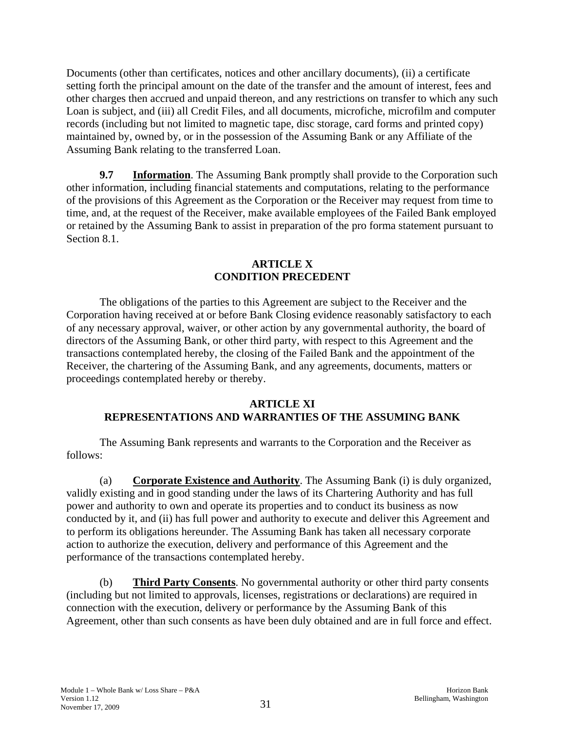Documents (other than certificates, notices and other ancillary documents), (ii) a certificate setting forth the principal amount on the date of the transfer and the amount of interest, fees and other charges then accrued and unpaid thereon, and any restrictions on transfer to which any such Loan is subject, and (iii) all Credit Files, and all documents, microfiche, microfilm and computer records (including but not limited to magnetic tape, disc storage, card forms and printed copy) maintained by, owned by, or in the possession of the Assuming Bank or any Affiliate of the Assuming Bank relating to the transferred Loan.

**9.7** **Information**. The Assuming Bank promptly shall provide to the Corporation such other information, including financial statements and computations, relating to the performance of the provisions of this Agreement as the Corporation or the Receiver may request from time to time, and, at the request of the Receiver, make available employees of the Failed Bank employed or retained by the Assuming Bank to assist in preparation of the pro forma statement pursuant to Section 8.1.

## ARTICLE X
## CONDITION PRECEDENT

The obligations of the parties to this Agreement are subject to the Receiver and the Corporation having received at or before Bank Closing evidence reasonably satisfactory to each of any necessary approval, waiver, or other action by any governmental authority, the board of directors of the Assuming Bank, or other third party, with respect to this Agreement and the transactions contemplated hereby, the closing of the Failed Bank and the appointment of the Receiver, the chartering of the Assuming Bank, and any agreements, documents, matters or proceedings contemplated hereby or thereby.

## ARTICLE XI
## REPRESENTATIONS AND WARRANTIES OF THE ASSUMING BANK

The Assuming Bank represents and warrants to the Corporation and the Receiver as follows:

(a) **Corporate Existence and Authority**. The Assuming Bank (i) is duly organized, validly existing and in good standing under the laws of its Chartering Authority and has full power and authority to own and operate its properties and to conduct its business as now conducted by it, and (ii) has full power and authority to execute and deliver this Agreement and to perform its obligations hereunder. The Assuming Bank has taken all necessary corporate action to authorize the execution, delivery and performance of this Agreement and the performance of the transactions contemplated hereby.

(b) **Third Party Consents**. No governmental authority or other third party consents (including but not limited to approvals, licenses, registrations or declarations) are required in connection with the execution, delivery or performance by the Assuming Bank of this Agreement, other than such consents as have been duly obtained and are in full force and effect.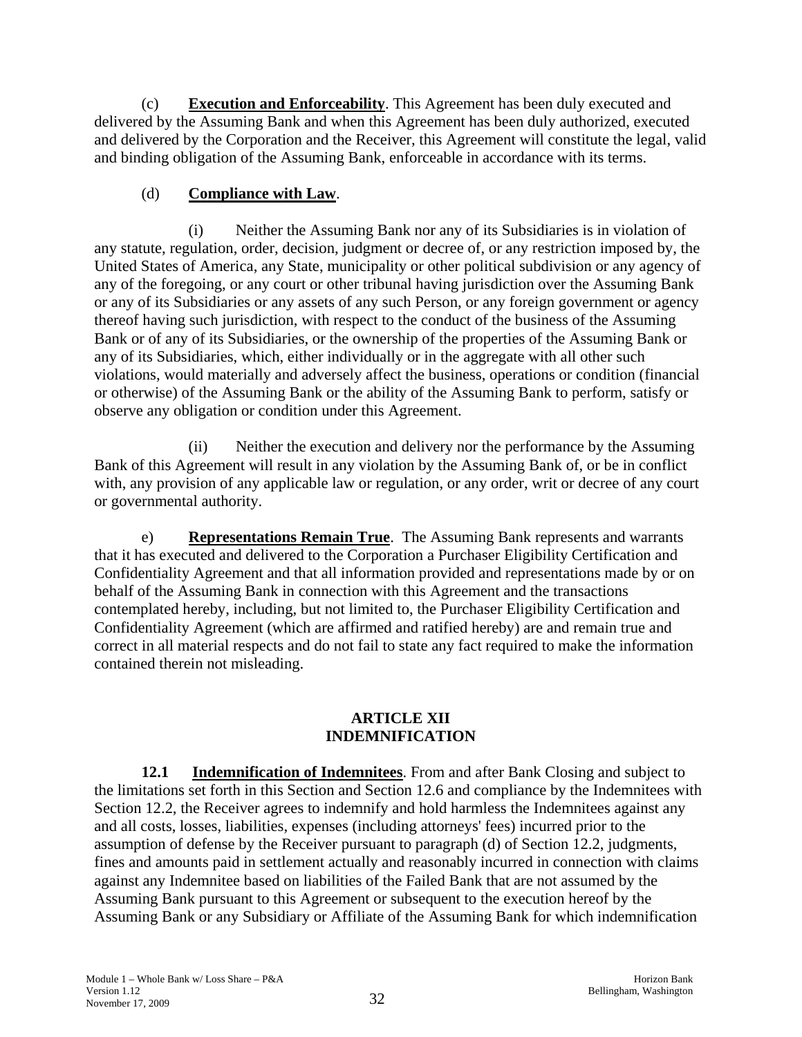(c) **Execution and Enforceability**. This Agreement has been duly executed and delivered by the Assuming Bank and when this Agreement has been duly authorized, executed and delivered by the Corporation and the Receiver, this Agreement will constitute the legal, valid and binding obligation of the Assuming Bank, enforceable in accordance with its terms.

(d) **Compliance with Law**.

(i) Neither the Assuming Bank nor any of its Subsidiaries is in violation of any statute, regulation, order, decision, judgment or decree of, or any restriction imposed by, the United States of America, any State, municipality or other political subdivision or any agency of any of the foregoing, or any court or other tribunal having jurisdiction over the Assuming Bank or any of its Subsidiaries or any assets of any such Person, or any foreign government or agency thereof having such jurisdiction, with respect to the conduct of the business of the Assuming Bank or of any of its Subsidiaries, or the ownership of the properties of the Assuming Bank or any of its Subsidiaries, which, either individually or in the aggregate with all other such violations, would materially and adversely affect the business, operations or condition (financial or otherwise) of the Assuming Bank or the ability of the Assuming Bank to perform, satisfy or observe any obligation or condition under this Agreement.

(ii) Neither the execution and delivery nor the performance by the Assuming Bank of this Agreement will result in any violation by the Assuming Bank of, or be in conflict with, any provision of any applicable law or regulation, or any order, writ or decree of any court or governmental authority.

e) **Representations Remain True**. The Assuming Bank represents and warrants that it has executed and delivered to the Corporation a Purchaser Eligibility Certification and Confidentiality Agreement and that all information provided and representations made by or on behalf of the Assuming Bank in connection with this Agreement and the transactions contemplated hereby, including, but not limited to, the Purchaser Eligibility Certification and Confidentiality Agreement (which are affirmed and ratified hereby) are and remain true and correct in all material respects and do not fail to state any fact required to make the information contained therein not misleading.

## ARTICLE XII
## INDEMNIFICATION

**12.1 Indemnification of Indemnitees**. From and after Bank Closing and subject to the limitations set forth in this Section and Section 12.6 and compliance by the Indemnitees with Section 12.2, the Receiver agrees to indemnify and hold harmless the Indemnitees against any and all costs, losses, liabilities, expenses (including attorneys' fees) incurred prior to the assumption of defense by the Receiver pursuant to paragraph (d) of Section 12.2, judgments, fines and amounts paid in settlement actually and reasonably incurred in connection with claims against any Indemnitee based on liabilities of the Failed Bank that are not assumed by the Assuming Bank pursuant to this Agreement or subsequent to the execution hereof by the Assuming Bank or any Subsidiary or Affiliate of the Assuming Bank for which indemnification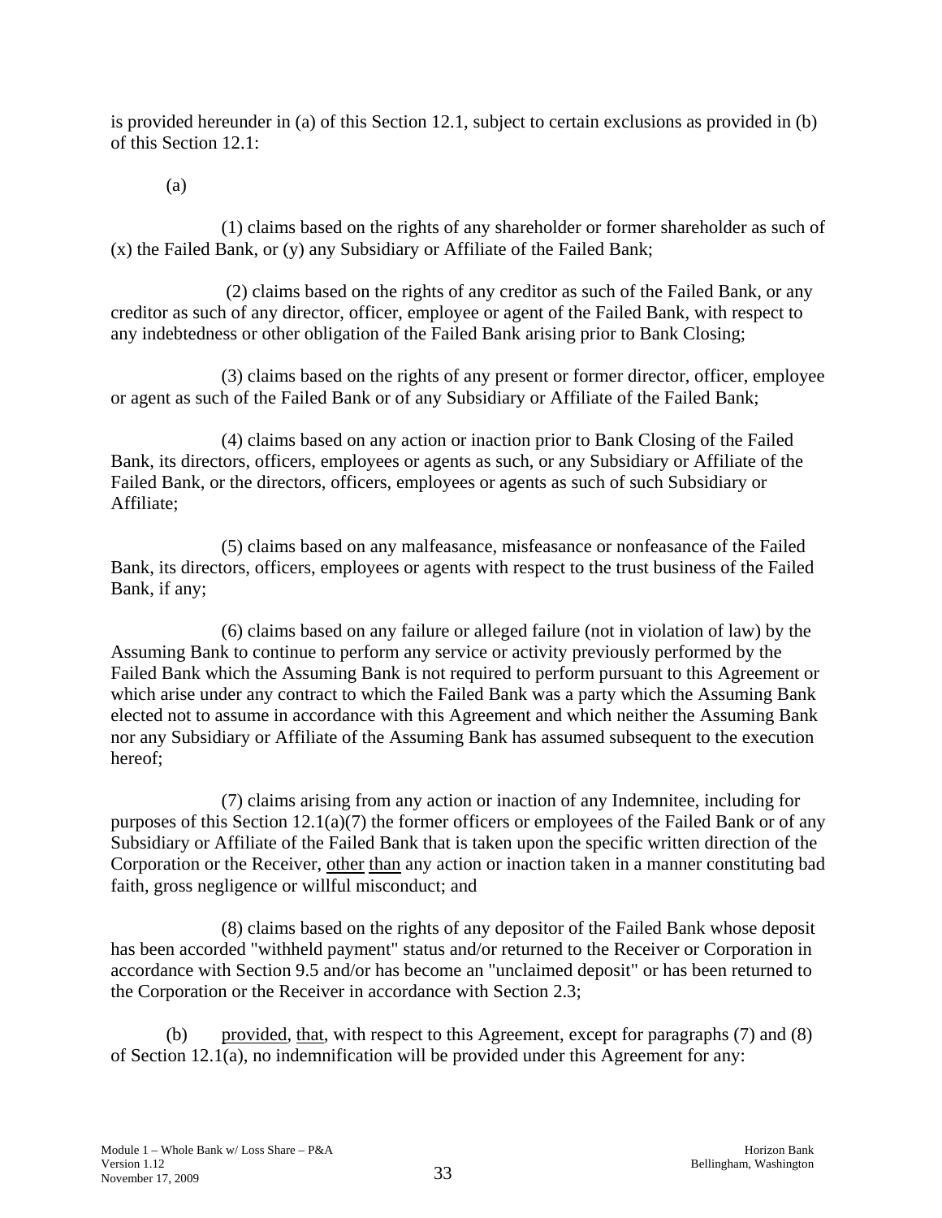is provided hereunder in (a) of this Section 12.1, subject to certain exclusions as provided in (b) of this Section 12.1:

(a)

(1) claims based on the rights of any shareholder or former shareholder as such of (x) the Failed Bank, or (y) any Subsidiary or Affiliate of the Failed Bank;

(2) claims based on the rights of any creditor as such of the Failed Bank, or any creditor as such of any director, officer, employee or agent of the Failed Bank, with respect to any indebtedness or other obligation of the Failed Bank arising prior to Bank Closing;

(3) claims based on the rights of any present or former director, officer, employee or agent as such of the Failed Bank or of any Subsidiary or Affiliate of the Failed Bank;

(4) claims based on any action or inaction prior to Bank Closing of the Failed Bank, its directors, officers, employees or agents as such, or any Subsidiary or Affiliate of the Failed Bank, or the directors, officers, employees or agents as such of such Subsidiary or Affiliate;

(5) claims based on any malfeasance, misfeasance or nonfeasance of the Failed Bank, its directors, officers, employees or agents with respect to the trust business of the Failed Bank, if any;

(6) claims based on any failure or alleged failure (not in violation of law) by the Assuming Bank to continue to perform any service or activity previously performed by the Failed Bank which the Assuming Bank is not required to perform pursuant to this Agreement or which arise under any contract to which the Failed Bank was a party which the Assuming Bank elected not to assume in accordance with this Agreement and which neither the Assuming Bank nor any Subsidiary or Affiliate of the Assuming Bank has assumed subsequent to the execution hereof;

(7) claims arising from any action or inaction of any Indemnitee, including for purposes of this Section 12.1(a)(7) the former officers or employees of the Failed Bank or of any Subsidiary or Affiliate of the Failed Bank that is taken upon the specific written direction of the Corporation or the Receiver, other than any action or inaction taken in a manner constituting bad faith, gross negligence or willful misconduct; and

(8) claims based on the rights of any depositor of the Failed Bank whose deposit has been accorded "withheld payment" status and/or returned to the Receiver or Corporation in accordance with Section 9.5 and/or has become an "unclaimed deposit" or has been returned to the Corporation or the Receiver in accordance with Section 2.3;

(b) provided, that, with respect to this Agreement, except for paragraphs (7) and (8) of Section 12.1(a), no indemnification will be provided under this Agreement for any: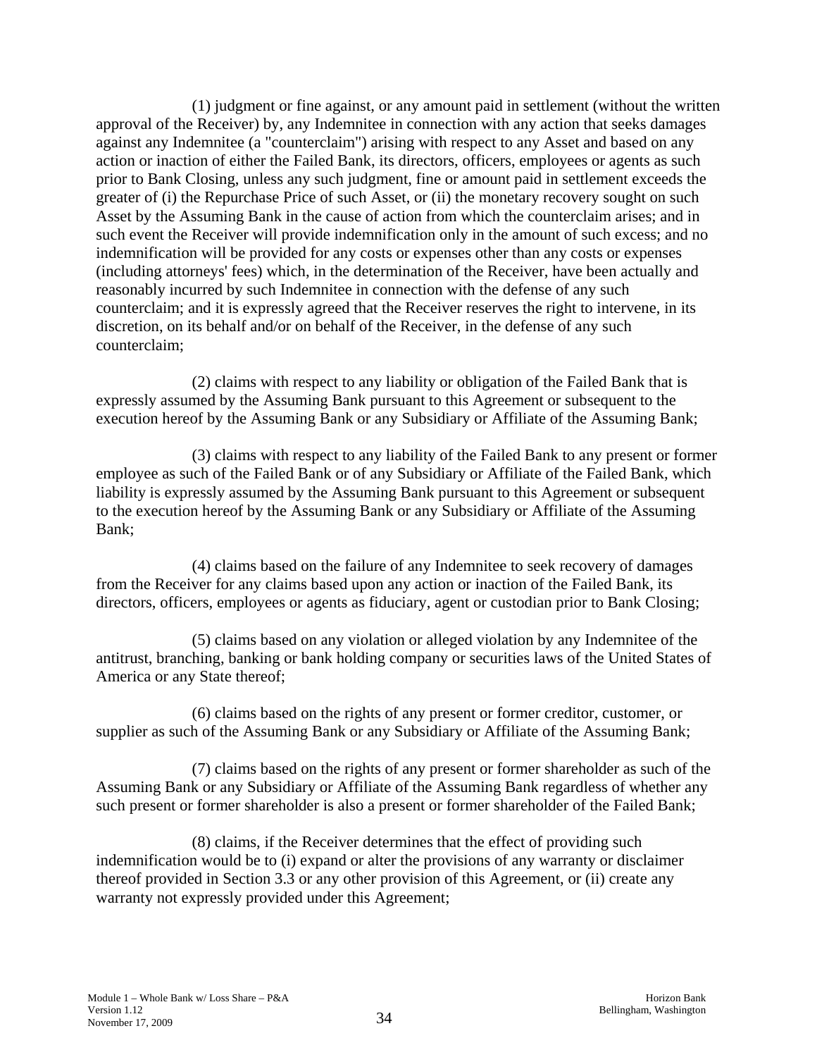(1) judgment or fine against, or any amount paid in settlement (without the written approval of the Receiver) by, any Indemnitee in connection with any action that seeks damages against any Indemnitee (a "counterclaim") arising with respect to any Asset and based on any action or inaction of either the Failed Bank, its directors, officers, employees or agents as such prior to Bank Closing, unless any such judgment, fine or amount paid in settlement exceeds the greater of (i) the Repurchase Price of such Asset, or (ii) the monetary recovery sought on such Asset by the Assuming Bank in the cause of action from which the counterclaim arises; and in such event the Receiver will provide indemnification only in the amount of such excess; and no indemnification will be provided for any costs or expenses other than any costs or expenses (including attorneys' fees) which, in the determination of the Receiver, have been actually and reasonably incurred by such Indemnitee in connection with the defense of any such counterclaim; and it is expressly agreed that the Receiver reserves the right to intervene, in its discretion, on its behalf and/or on behalf of the Receiver, in the defense of any such counterclaim;

(2) claims with respect to any liability or obligation of the Failed Bank that is expressly assumed by the Assuming Bank pursuant to this Agreement or subsequent to the execution hereof by the Assuming Bank or any Subsidiary or Affiliate of the Assuming Bank;

(3) claims with respect to any liability of the Failed Bank to any present or former employee as such of the Failed Bank or of any Subsidiary or Affiliate of the Failed Bank, which liability is expressly assumed by the Assuming Bank pursuant to this Agreement or subsequent to the execution hereof by the Assuming Bank or any Subsidiary or Affiliate of the Assuming Bank;

(4) claims based on the failure of any Indemnitee to seek recovery of damages from the Receiver for any claims based upon any action or inaction of the Failed Bank, its directors, officers, employees or agents as fiduciary, agent or custodian prior to Bank Closing;

(5) claims based on any violation or alleged violation by any Indemnitee of the antitrust, branching, banking or bank holding company or securities laws of the United States of America or any State thereof;

(6) claims based on the rights of any present or former creditor, customer, or supplier as such of the Assuming Bank or any Subsidiary or Affiliate of the Assuming Bank;

(7) claims based on the rights of any present or former shareholder as such of the Assuming Bank or any Subsidiary or Affiliate of the Assuming Bank regardless of whether any such present or former shareholder is also a present or former shareholder of the Failed Bank;

(8) claims, if the Receiver determines that the effect of providing such indemnification would be to (i) expand or alter the provisions of any warranty or disclaimer thereof provided in Section 3.3 or any other provision of this Agreement, or (ii) create any warranty not expressly provided under this Agreement;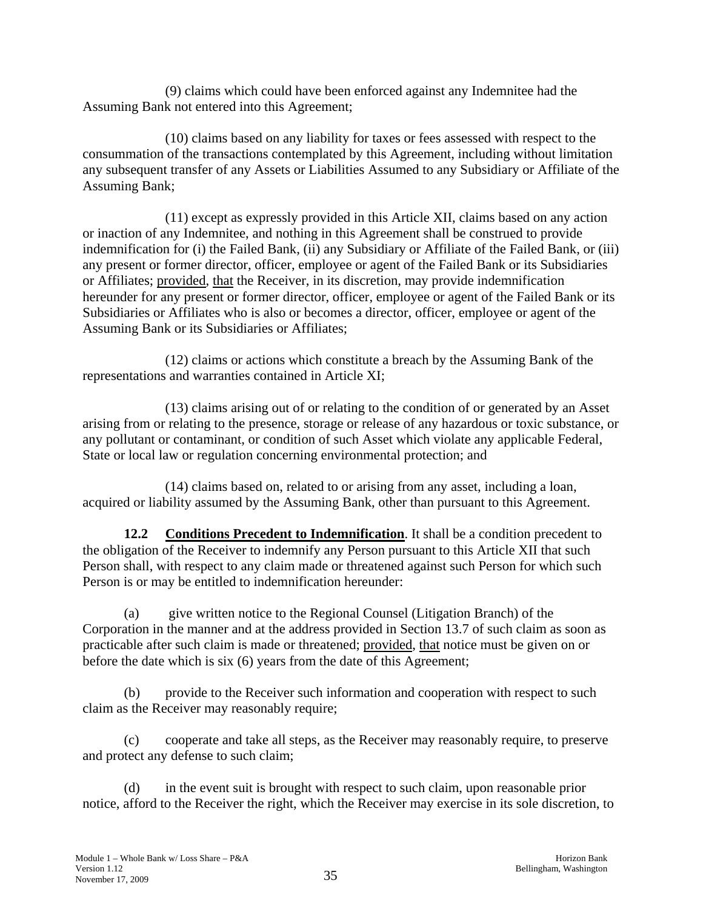(9) claims which could have been enforced against any Indemnitee had the Assuming Bank not entered into this Agreement;

(10) claims based on any liability for taxes or fees assessed with respect to the consummation of the transactions contemplated by this Agreement, including without limitation any subsequent transfer of any Assets or Liabilities Assumed to any Subsidiary or Affiliate of the Assuming Bank;

(11) except as expressly provided in this Article XII, claims based on any action or inaction of any Indemnitee, and nothing in this Agreement shall be construed to provide indemnification for (i) the Failed Bank, (ii) any Subsidiary or Affiliate of the Failed Bank, or (iii) any present or former director, officer, employee or agent of the Failed Bank or its Subsidiaries or Affiliates; provided, that the Receiver, in its discretion, may provide indemnification hereunder for any present or former director, officer, employee or agent of the Failed Bank or its Subsidiaries or Affiliates who is also or becomes a director, officer, employee or agent of the Assuming Bank or its Subsidiaries or Affiliates;

(12) claims or actions which constitute a breach by the Assuming Bank of the representations and warranties contained in Article XI;

(13) claims arising out of or relating to the condition of or generated by an Asset arising from or relating to the presence, storage or release of any hazardous or toxic substance, or any pollutant or contaminant, or condition of such Asset which violate any applicable Federal, State or local law or regulation concerning environmental protection; and

(14) claims based on, related to or arising from any asset, including a loan, acquired or liability assumed by the Assuming Bank, other than pursuant to this Agreement.

**12.2 Conditions Precedent to Indemnification**. It shall be a condition precedent to the obligation of the Receiver to indemnify any Person pursuant to this Article XII that such Person shall, with respect to any claim made or threatened against such Person for which such Person is or may be entitled to indemnification hereunder:

(a) give written notice to the Regional Counsel (Litigation Branch) of the Corporation in the manner and at the address provided in Section 13.7 of such claim as soon as practicable after such claim is made or threatened; provided, that notice must be given on or before the date which is six (6) years from the date of this Agreement;

(b) provide to the Receiver such information and cooperation with respect to such claim as the Receiver may reasonably require;

(c) cooperate and take all steps, as the Receiver may reasonably require, to preserve and protect any defense to such claim;

(d) in the event suit is brought with respect to such claim, upon reasonable prior notice, afford to the Receiver the right, which the Receiver may exercise in its sole discretion, to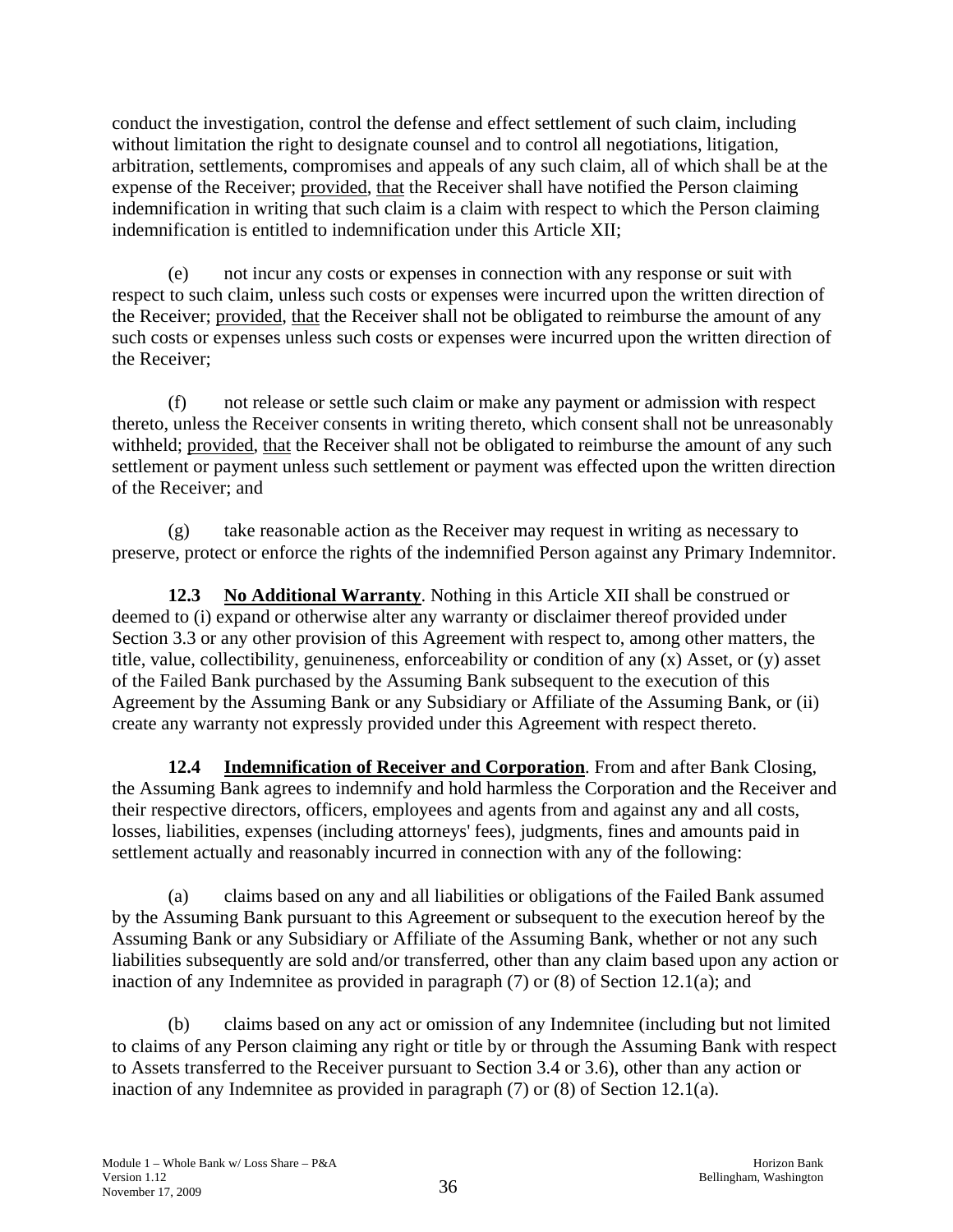conduct the investigation, control the defense and effect settlement of such claim, including without limitation the right to designate counsel and to control all negotiations, litigation, arbitration, settlements, compromises and appeals of any such claim, all of which shall be at the expense of the Receiver; provided, that the Receiver shall have notified the Person claiming indemnification in writing that such claim is a claim with respect to which the Person claiming indemnification is entitled to indemnification under this Article XII;

(e) not incur any costs or expenses in connection with any response or suit with respect to such claim, unless such costs or expenses were incurred upon the written direction of the Receiver; provided, that the Receiver shall not be obligated to reimburse the amount of any such costs or expenses unless such costs or expenses were incurred upon the written direction of the Receiver;

(f) not release or settle such claim or make any payment or admission with respect thereto, unless the Receiver consents in writing thereto, which consent shall not be unreasonably withheld; provided, that the Receiver shall not be obligated to reimburse the amount of any such settlement or payment unless such settlement or payment was effected upon the written direction of the Receiver; and

(g) take reasonable action as the Receiver may request in writing as necessary to preserve, protect or enforce the rights of the indemnified Person against any Primary Indemnitor.

**12.3 No Additional Warranty**. Nothing in this Article XII shall be construed or deemed to (i) expand or otherwise alter any warranty or disclaimer thereof provided under Section 3.3 or any other provision of this Agreement with respect to, among other matters, the title, value, collectibility, genuineness, enforceability or condition of any (x) Asset, or (y) asset of the Failed Bank purchased by the Assuming Bank subsequent to the execution of this Agreement by the Assuming Bank or any Subsidiary or Affiliate of the Assuming Bank, or (ii) create any warranty not expressly provided under this Agreement with respect thereto.

**12.4 Indemnification of Receiver and Corporation**. From and after Bank Closing, the Assuming Bank agrees to indemnify and hold harmless the Corporation and the Receiver and their respective directors, officers, employees and agents from and against any and all costs, losses, liabilities, expenses (including attorneys' fees), judgments, fines and amounts paid in settlement actually and reasonably incurred in connection with any of the following:

(a) claims based on any and all liabilities or obligations of the Failed Bank assumed by the Assuming Bank pursuant to this Agreement or subsequent to the execution hereof by the Assuming Bank or any Subsidiary or Affiliate of the Assuming Bank, whether or not any such liabilities subsequently are sold and/or transferred, other than any claim based upon any action or inaction of any Indemnitee as provided in paragraph (7) or (8) of Section 12.1(a); and

(b) claims based on any act or omission of any Indemnitee (including but not limited to claims of any Person claiming any right or title by or through the Assuming Bank with respect to Assets transferred to the Receiver pursuant to Section 3.4 or 3.6), other than any action or inaction of any Indemnitee as provided in paragraph (7) or (8) of Section 12.1(a).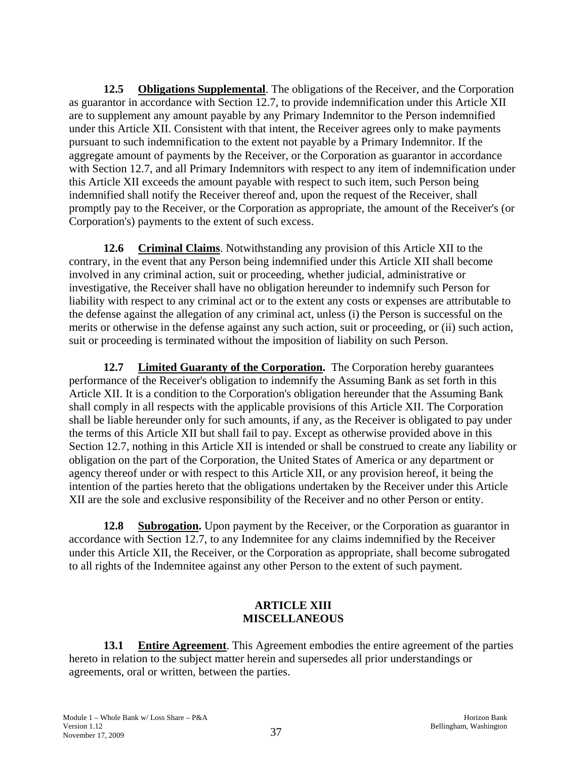**12.5 Obligations Supplemental**. The obligations of the Receiver, and the Corporation as guarantor in accordance with Section 12.7, to provide indemnification under this Article XII are to supplement any amount payable by any Primary Indemnitor to the Person indemnified under this Article XII. Consistent with that intent, the Receiver agrees only to make payments pursuant to such indemnification to the extent not payable by a Primary Indemnitor. If the aggregate amount of payments by the Receiver, or the Corporation as guarantor in accordance with Section 12.7, and all Primary Indemnitors with respect to any item of indemnification under this Article XII exceeds the amount payable with respect to such item, such Person being indemnified shall notify the Receiver thereof and, upon the request of the Receiver, shall promptly pay to the Receiver, or the Corporation as appropriate, the amount of the Receiver's (or Corporation's) payments to the extent of such excess.

**12.6 Criminal Claims**. Notwithstanding any provision of this Article XII to the contrary, in the event that any Person being indemnified under this Article XII shall become involved in any criminal action, suit or proceeding, whether judicial, administrative or investigative, the Receiver shall have no obligation hereunder to indemnify such Person for liability with respect to any criminal act or to the extent any costs or expenses are attributable to the defense against the allegation of any criminal act, unless (i) the Person is successful on the merits or otherwise in the defense against any such action, suit or proceeding, or (ii) such action, suit or proceeding is terminated without the imposition of liability on such Person.

**12.7 Limited Guaranty of the Corporation.** The Corporation hereby guarantees performance of the Receiver's obligation to indemnify the Assuming Bank as set forth in this Article XII. It is a condition to the Corporation's obligation hereunder that the Assuming Bank shall comply in all respects with the applicable provisions of this Article XII. The Corporation shall be liable hereunder only for such amounts, if any, as the Receiver is obligated to pay under the terms of this Article XII but shall fail to pay. Except as otherwise provided above in this Section 12.7, nothing in this Article XII is intended or shall be construed to create any liability or obligation on the part of the Corporation, the United States of America or any department or agency thereof under or with respect to this Article XII, or any provision hereof, it being the intention of the parties hereto that the obligations undertaken by the Receiver under this Article XII are the sole and exclusive responsibility of the Receiver and no other Person or entity.

**12.8 Subrogation.** Upon payment by the Receiver, or the Corporation as guarantor in accordance with Section 12.7, to any Indemnitee for any claims indemnified by the Receiver under this Article XII, the Receiver, or the Corporation as appropriate, shall become subrogated to all rights of the Indemnitee against any other Person to the extent of such payment.

## ARTICLE XIII
## MISCELLANEOUS

**13.1 Entire Agreement**. This Agreement embodies the entire agreement of the parties hereto in relation to the subject matter herein and supersedes all prior understandings or agreements, oral or written, between the parties.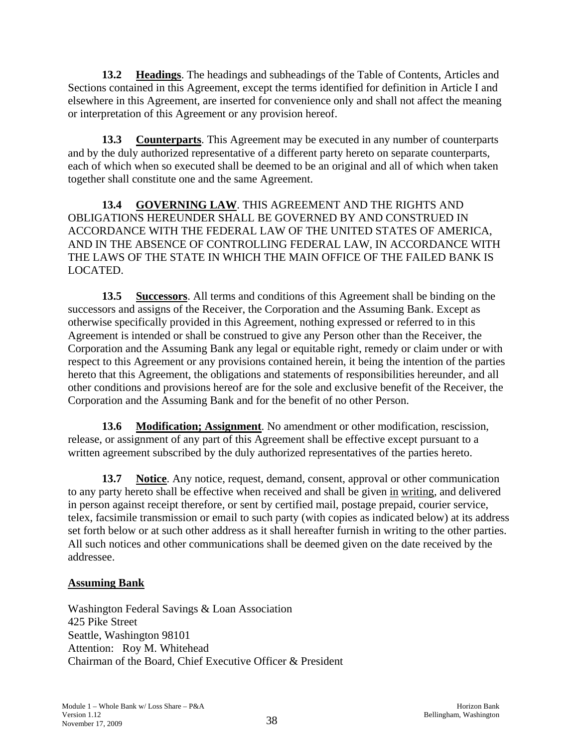**13.2 Headings**. The headings and subheadings of the Table of Contents, Articles and Sections contained in this Agreement, except the terms identified for definition in Article I and elsewhere in this Agreement, are inserted for convenience only and shall not affect the meaning or interpretation of this Agreement or any provision hereof.

**13.3 Counterparts**. This Agreement may be executed in any number of counterparts and by the duly authorized representative of a different party hereto on separate counterparts, each of which when so executed shall be deemed to be an original and all of which when taken together shall constitute one and the same Agreement.

**13.4 GOVERNING LAW**. THIS AGREEMENT AND THE RIGHTS AND OBLIGATIONS HEREUNDER SHALL BE GOVERNED BY AND CONSTRUED IN ACCORDANCE WITH THE FEDERAL LAW OF THE UNITED STATES OF AMERICA, AND IN THE ABSENCE OF CONTROLLING FEDERAL LAW, IN ACCORDANCE WITH THE LAWS OF THE STATE IN WHICH THE MAIN OFFICE OF THE FAILED BANK IS LOCATED.

**13.5 Successors**. All terms and conditions of this Agreement shall be binding on the successors and assigns of the Receiver, the Corporation and the Assuming Bank. Except as otherwise specifically provided in this Agreement, nothing expressed or referred to in this Agreement is intended or shall be construed to give any Person other than the Receiver, the Corporation and the Assuming Bank any legal or equitable right, remedy or claim under or with respect to this Agreement or any provisions contained herein, it being the intention of the parties hereto that this Agreement, the obligations and statements of responsibilities hereunder, and all other conditions and provisions hereof are for the sole and exclusive benefit of the Receiver, the Corporation and the Assuming Bank and for the benefit of no other Person.

**13.6 Modification; Assignment**. No amendment or other modification, rescission, release, or assignment of any part of this Agreement shall be effective except pursuant to a written agreement subscribed by the duly authorized representatives of the parties hereto.

**13.7 Notice**. Any notice, request, demand, consent, approval or other communication to any party hereto shall be effective when received and shall be given in writing, and delivered in person against receipt therefore, or sent by certified mail, postage prepaid, courier service, telex, facsimile transmission or email to such party (with copies as indicated below) at its address set forth below or at such other address as it shall hereafter furnish in writing to the other parties. All such notices and other communications shall be deemed given on the date received by the addressee.

**Assuming Bank**

Washington Federal Savings & Loan Association
425 Pike Street
Seattle, Washington 98101
Attention: Roy M. Whitehead
Chairman of the Board, Chief Executive Officer & President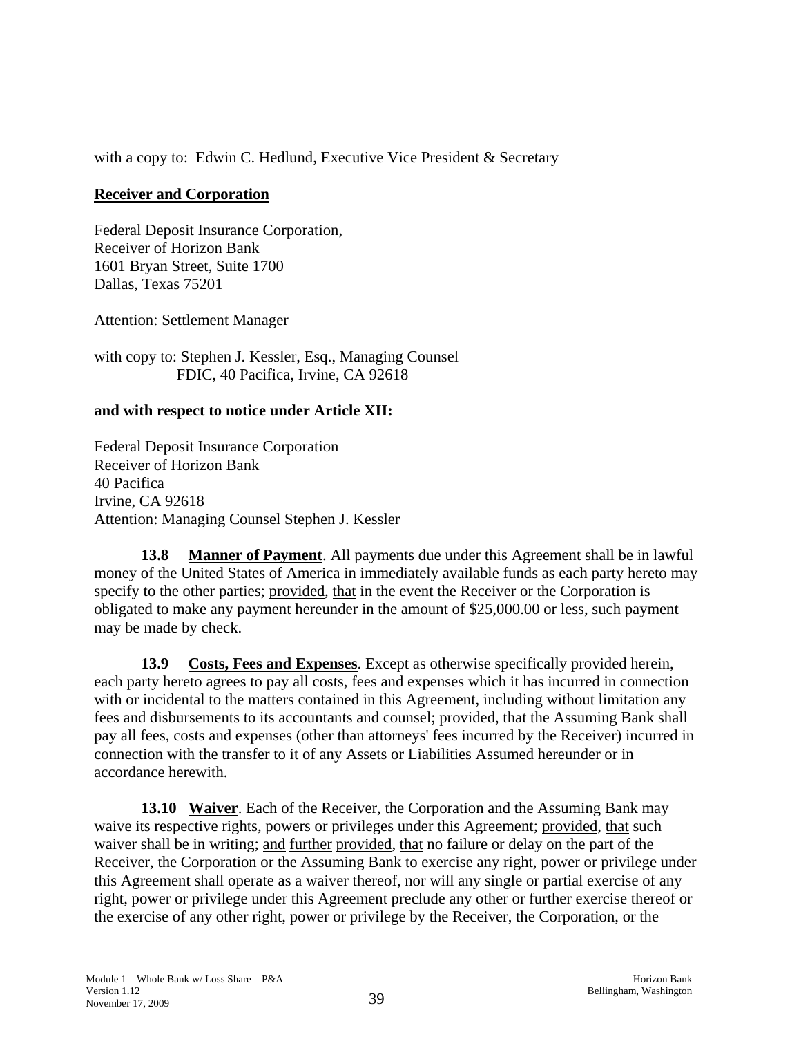with a copy to: Edwin C. Hedlund, Executive Vice President & Secretary

**Receiver and Corporation**

Federal Deposit Insurance Corporation,
Receiver of Horizon Bank
1601 Bryan Street, Suite 1700
Dallas, Texas 75201

Attention: Settlement Manager

with copy to: Stephen J. Kessler, Esq., Managing Counsel
FDIC, 40 Pacifica, Irvine, CA 92618

**and with respect to notice under Article XII:**

Federal Deposit Insurance Corporation
Receiver of Horizon Bank
40 Pacifica
Irvine, CA 92618
Attention: Managing Counsel Stephen J. Kessler

**13.8 Manner of Payment**. All payments due under this Agreement shall be in lawful money of the United States of America in immediately available funds as each party hereto may specify to the other parties; provided, that in the event the Receiver or the Corporation is obligated to make any payment hereunder in the amount of $25,000.00 or less, such payment may be made by check.

**13.9 Costs, Fees and Expenses**. Except as otherwise specifically provided herein, each party hereto agrees to pay all costs, fees and expenses which it has incurred in connection with or incidental to the matters contained in this Agreement, including without limitation any fees and disbursements to its accountants and counsel; provided, that the Assuming Bank shall pay all fees, costs and expenses (other than attorneys' fees incurred by the Receiver) incurred in connection with the transfer to it of any Assets or Liabilities Assumed hereunder or in accordance herewith.

**13.10 Waiver**. Each of the Receiver, the Corporation and the Assuming Bank may waive its respective rights, powers or privileges under this Agreement; provided, that such waiver shall be in writing; and further provided, that no failure or delay on the part of the Receiver, the Corporation or the Assuming Bank to exercise any right, power or privilege under this Agreement shall operate as a waiver thereof, nor will any single or partial exercise of any right, power or privilege under this Agreement preclude any other or further exercise thereof or the exercise of any other right, power or privilege by the Receiver, the Corporation, or the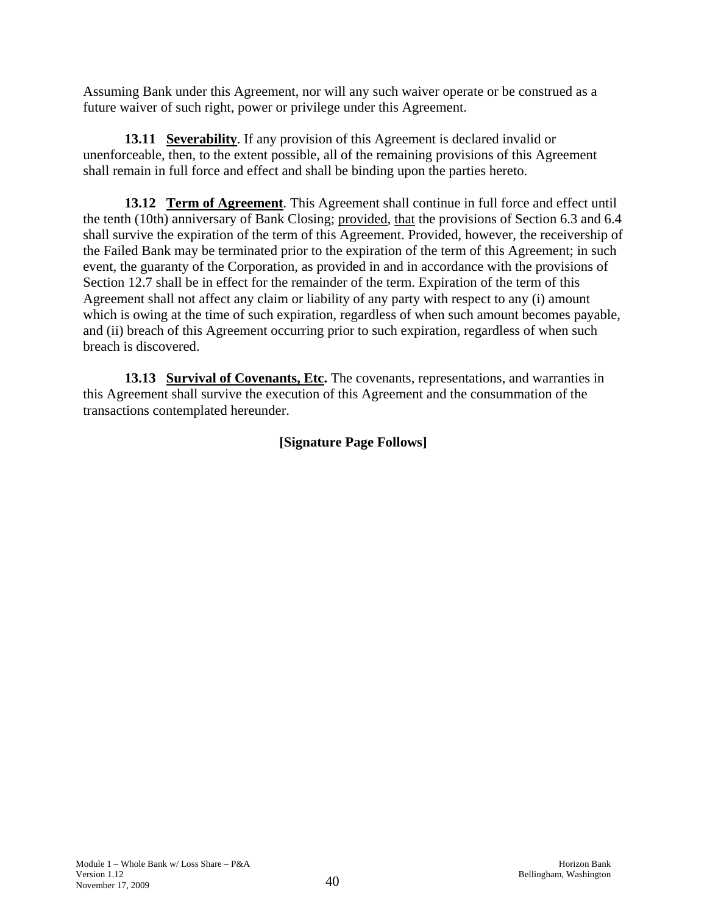Assuming Bank under this Agreement, nor will any such waiver operate or be construed as a future waiver of such right, power or privilege under this Agreement.

**13.11 Severability**. If any provision of this Agreement is declared invalid or unenforceable, then, to the extent possible, all of the remaining provisions of this Agreement shall remain in full force and effect and shall be binding upon the parties hereto.

**13.12 Term of Agreement**. This Agreement shall continue in full force and effect until the tenth (10th) anniversary of Bank Closing; provided, that the provisions of Section 6.3 and 6.4 shall survive the expiration of the term of this Agreement. Provided, however, the receivership of the Failed Bank may be terminated prior to the expiration of the term of this Agreement; in such event, the guaranty of the Corporation, as provided in and in accordance with the provisions of Section 12.7 shall be in effect for the remainder of the term. Expiration of the term of this Agreement shall not affect any claim or liability of any party with respect to any (i) amount which is owing at the time of such expiration, regardless of when such amount becomes payable, and (ii) breach of this Agreement occurring prior to such expiration, regardless of when such breach is discovered.

**13.13 Survival of Covenants, Etc.** The covenants, representations, and warranties in this Agreement shall survive the execution of this Agreement and the consummation of the transactions contemplated hereunder.

**[Signature Page Follows]**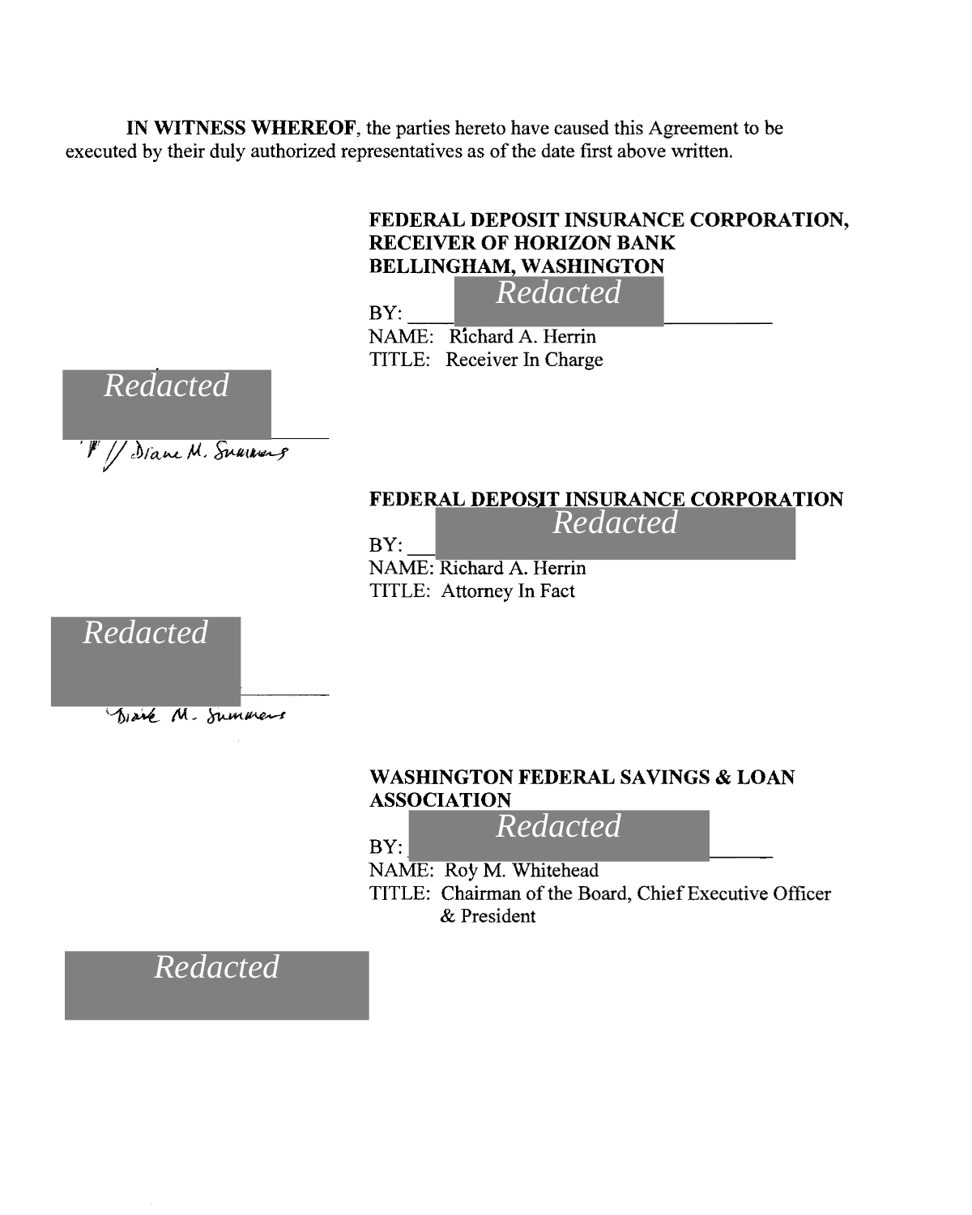**IN WITNESS WHEREOF**, the parties hereto have caused this Agreement to be executed by their duly authorized representatives as of the date first above written.

**FEDERAL DEPOSIT INSURANCE CORPORATION, RECEIVER OF HORIZON BANK BELLINGHAM, WASHINGTON**

BY: *Redacted*

NAME: Richard A. Herrin

TITLE: Receiver In Charge

*Redacted*

Diane M. Summers

**FEDERAL DEPOSIT INSURANCE CORPORATION**

BY: *Redacted*

NAME: Richard A. Herrin

TITLE: Attorney In Fact

*Redacted*

Diane M. Summers

**WASHINGTON FEDERAL SAVINGS & LOAN ASSOCIATION**

BY: *Redacted*

NAME: Roy M. Whitehead

TITLE: Chairman of the Board, Chief Executive Officer & President

*Redacted*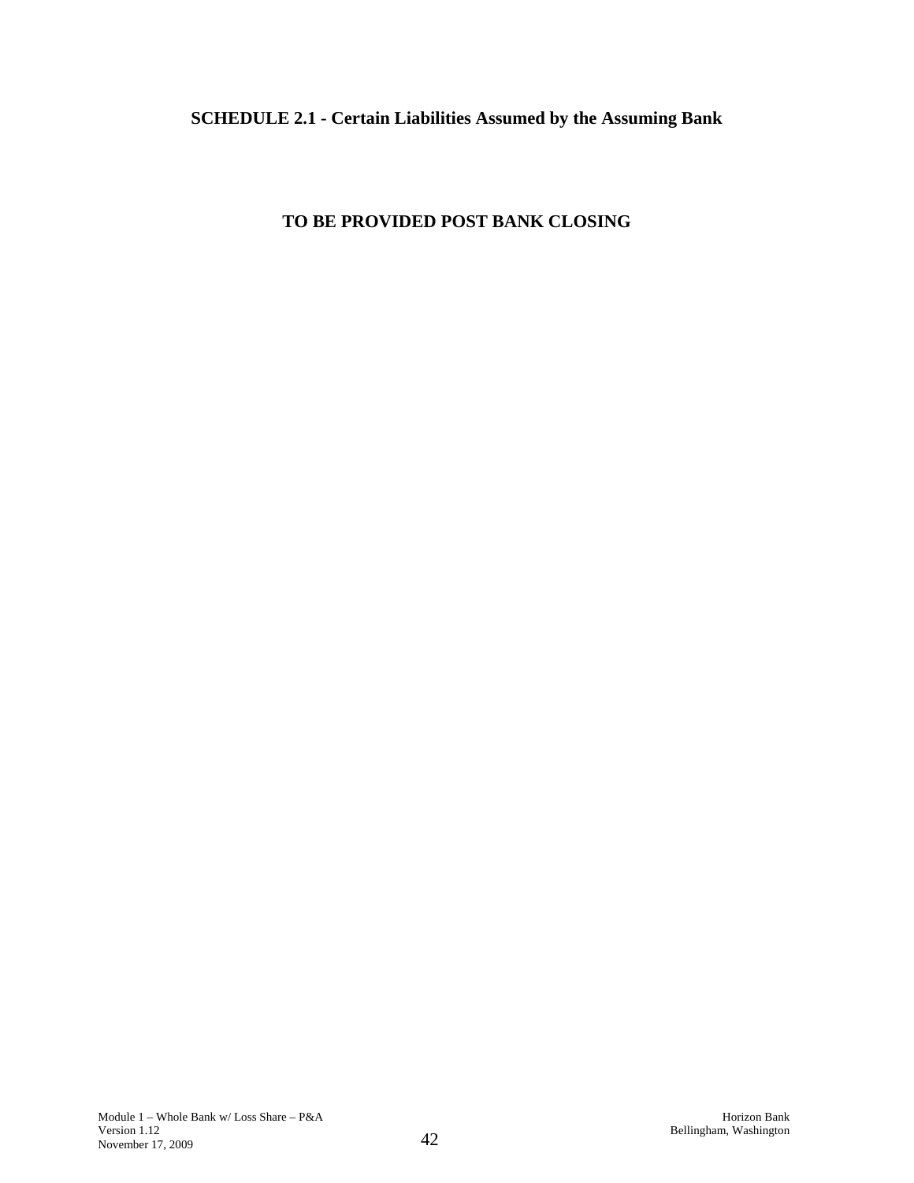## SCHEDULE 2.1 - Certain Liabilities Assumed by the Assuming Bank

**TO BE PROVIDED POST BANK CLOSING**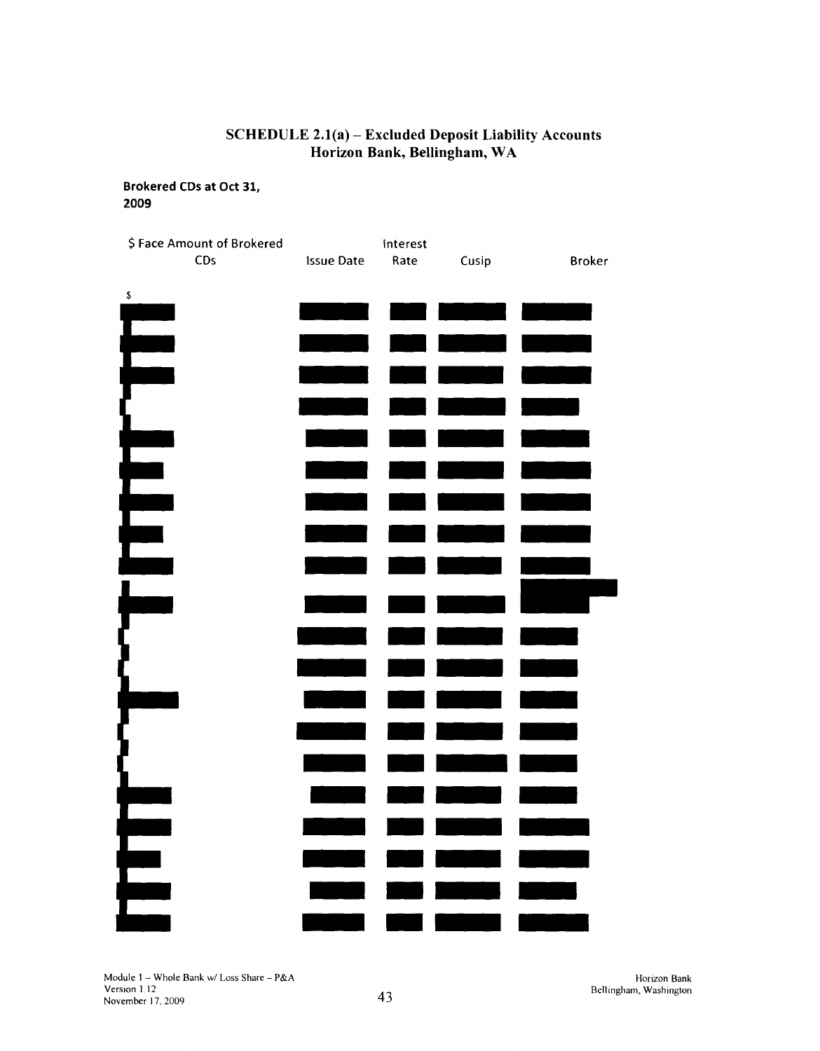## SCHEDULE 2.1(a) – Excluded Deposit Liability Accounts
## Horizon Bank, Bellingham, WA

**Brokered CDs at Oct 31, 2009**

| $ Face Amount of Brokered CDs | Issue Date | Interest Rate | Cusip | Broker |
|---|---|---|---|---|
| $ | | | | |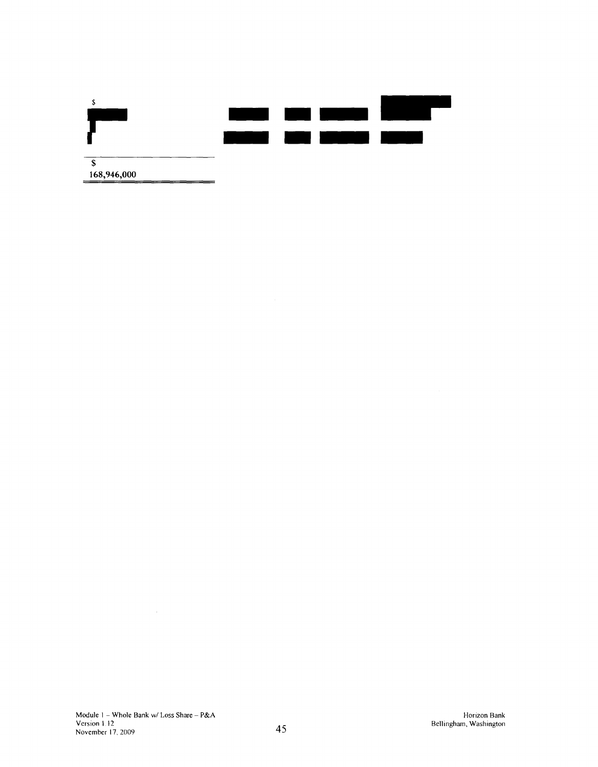$

$
168,946,000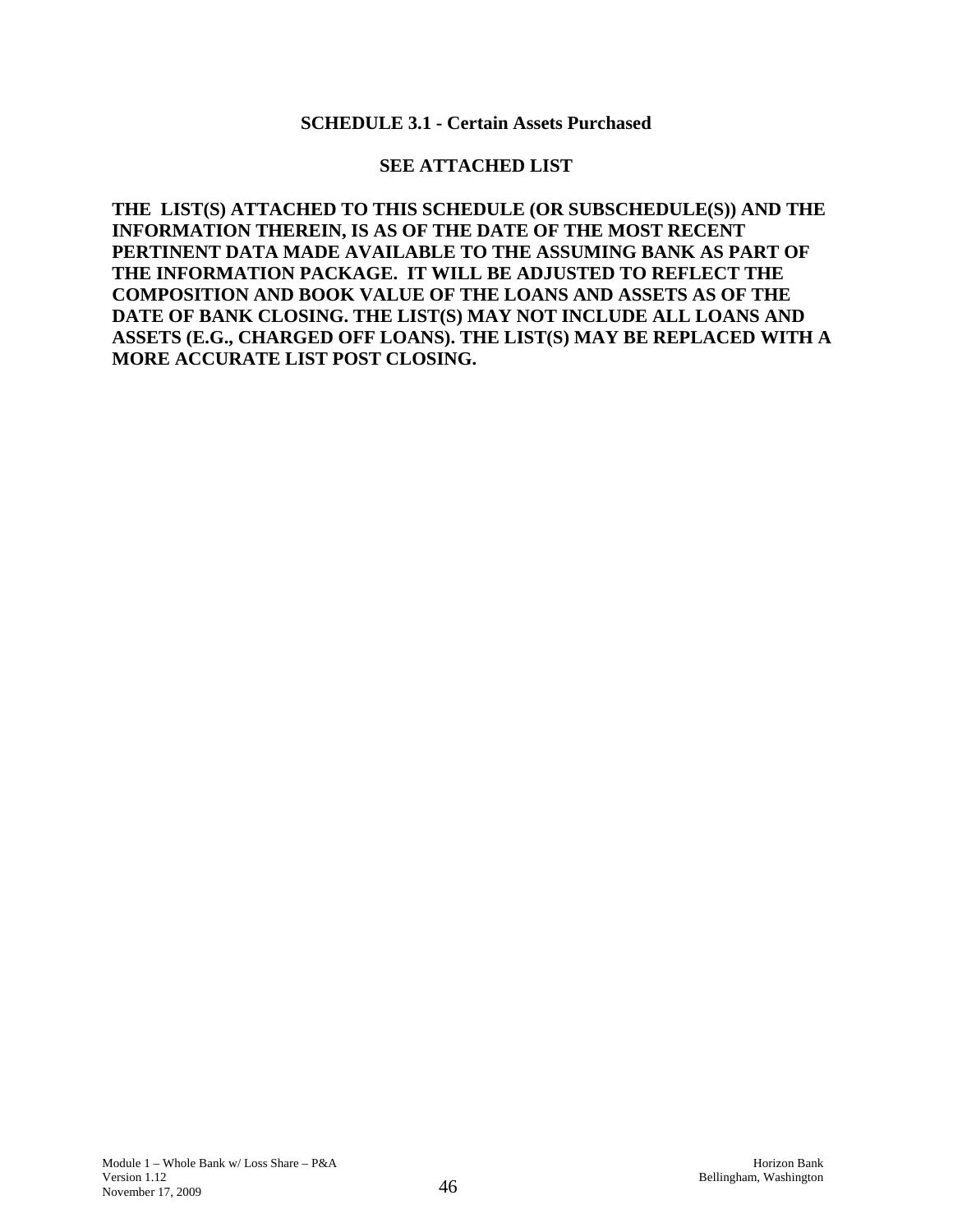## SCHEDULE 3.1 - Certain Assets Purchased

**SEE ATTACHED LIST**

**THE LIST(S) ATTACHED TO THIS SCHEDULE (OR SUBSCHEDULE(S)) AND THE INFORMATION THEREIN, IS AS OF THE DATE OF THE MOST RECENT PERTINENT DATA MADE AVAILABLE TO THE ASSUMING BANK AS PART OF THE INFORMATION PACKAGE. IT WILL BE ADJUSTED TO REFLECT THE COMPOSITION AND BOOK VALUE OF THE LOANS AND ASSETS AS OF THE DATE OF BANK CLOSING. THE LIST(S) MAY NOT INCLUDE ALL LOANS AND ASSETS (E.G., CHARGED OFF LOANS). THE LIST(S) MAY BE REPLACED WITH A MORE ACCURATE LIST POST CLOSING.**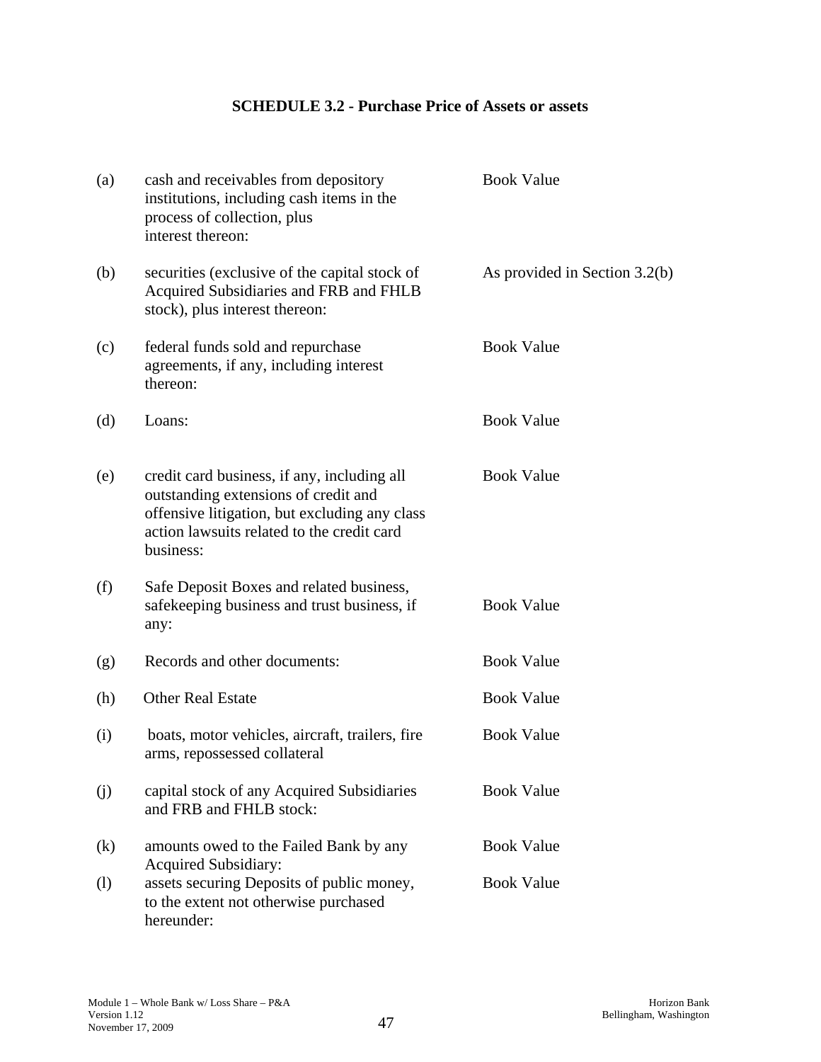**SCHEDULE 3.2 - Purchase Price of Assets or assets**

| | | |
|---|---|---|
| (a) | cash and receivables from depository institutions, including cash items in the process of collection, plus interest thereon: | Book Value |
| (b) | securities (exclusive of the capital stock of Acquired Subsidiaries and FRB and FHLB stock), plus interest thereon: | As provided in Section 3.2(b) |
| (c) | federal funds sold and repurchase agreements, if any, including interest thereon: | Book Value |
| (d) | Loans: | Book Value |
| (e) | credit card business, if any, including all outstanding extensions of credit and offensive litigation, but excluding any class action lawsuits related to the credit card business: | Book Value |
| (f) | Safe Deposit Boxes and related business, safekeeping business and trust business, if any: | Book Value |
| (g) | Records and other documents: | Book Value |
| (h) | Other Real Estate | Book Value |
| (i) | boats, motor vehicles, aircraft, trailers, fire arms, repossessed collateral | Book Value |
| (j) | capital stock of any Acquired Subsidiaries and FRB and FHLB stock: | Book Value |
| (k) | amounts owed to the Failed Bank by any Acquired Subsidiary: | Book Value |
| (l) | assets securing Deposits of public money, to the extent not otherwise purchased hereunder: | Book Value |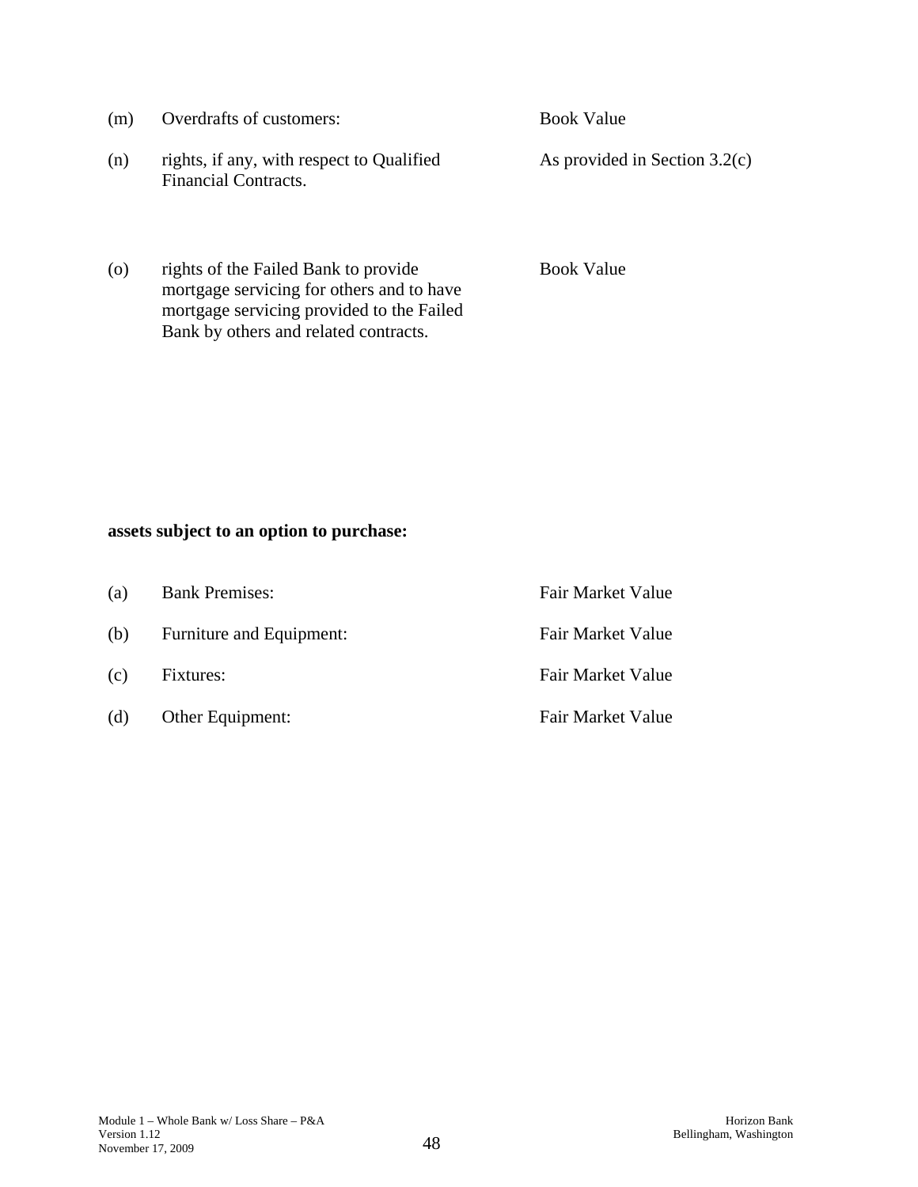| | | |
|---|---|---|
| (m) | Overdrafts of customers: | Book Value |
| (n) | rights, if any, with respect to Qualified Financial Contracts. | As provided in Section 3.2(c) |
| (o) | rights of the Failed Bank to provide mortgage servicing for others and to have mortgage servicing provided to the Failed Bank by others and related contracts. | Book Value |

**assets subject to an option to purchase:**

| | | |
|---|---|---|
| (a) | Bank Premises: | Fair Market Value |
| (b) | Furniture and Equipment: | Fair Market Value |
| (c) | Fixtures: | Fair Market Value |
| (d) | Other Equipment: | Fair Market Value |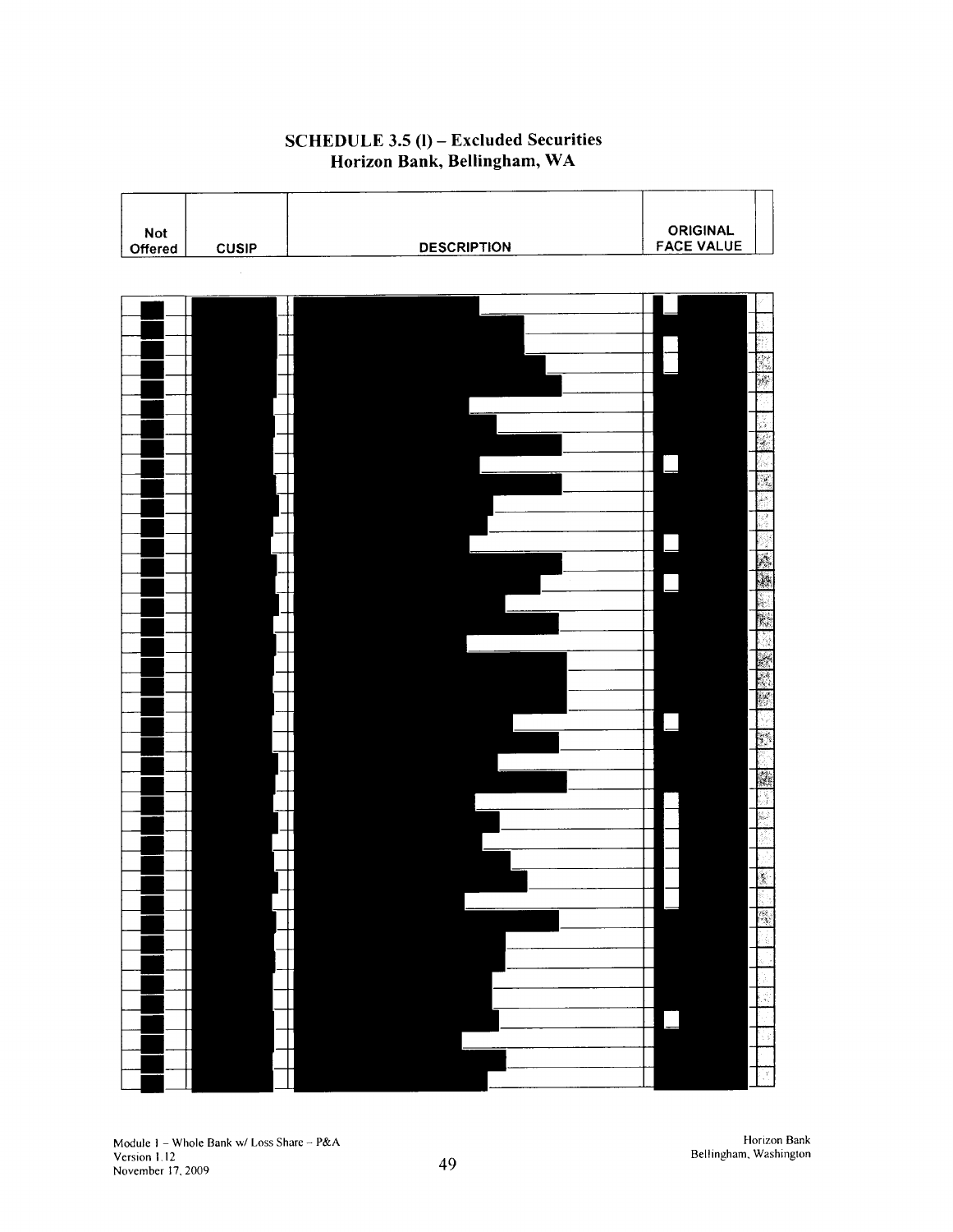# SCHEDULE 3.5 (l) – Excluded Securities
## Horizon Bank, Bellingham, WA

| Not Offered | CUSIP | DESCRIPTION | ORIGINAL FACE VALUE |
|---|---|---|---|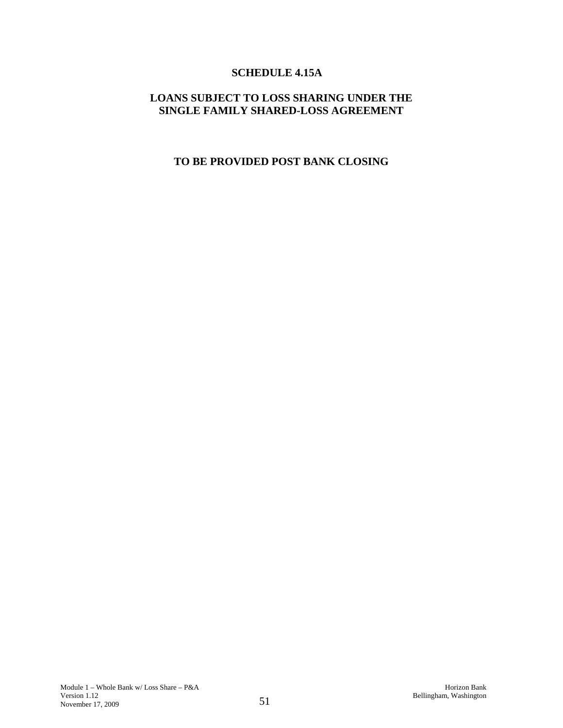# SCHEDULE 4.15A

## LOANS SUBJECT TO LOSS SHARING UNDER THE SINGLE FAMILY SHARED-LOSS AGREEMENT

**TO BE PROVIDED POST BANK CLOSING**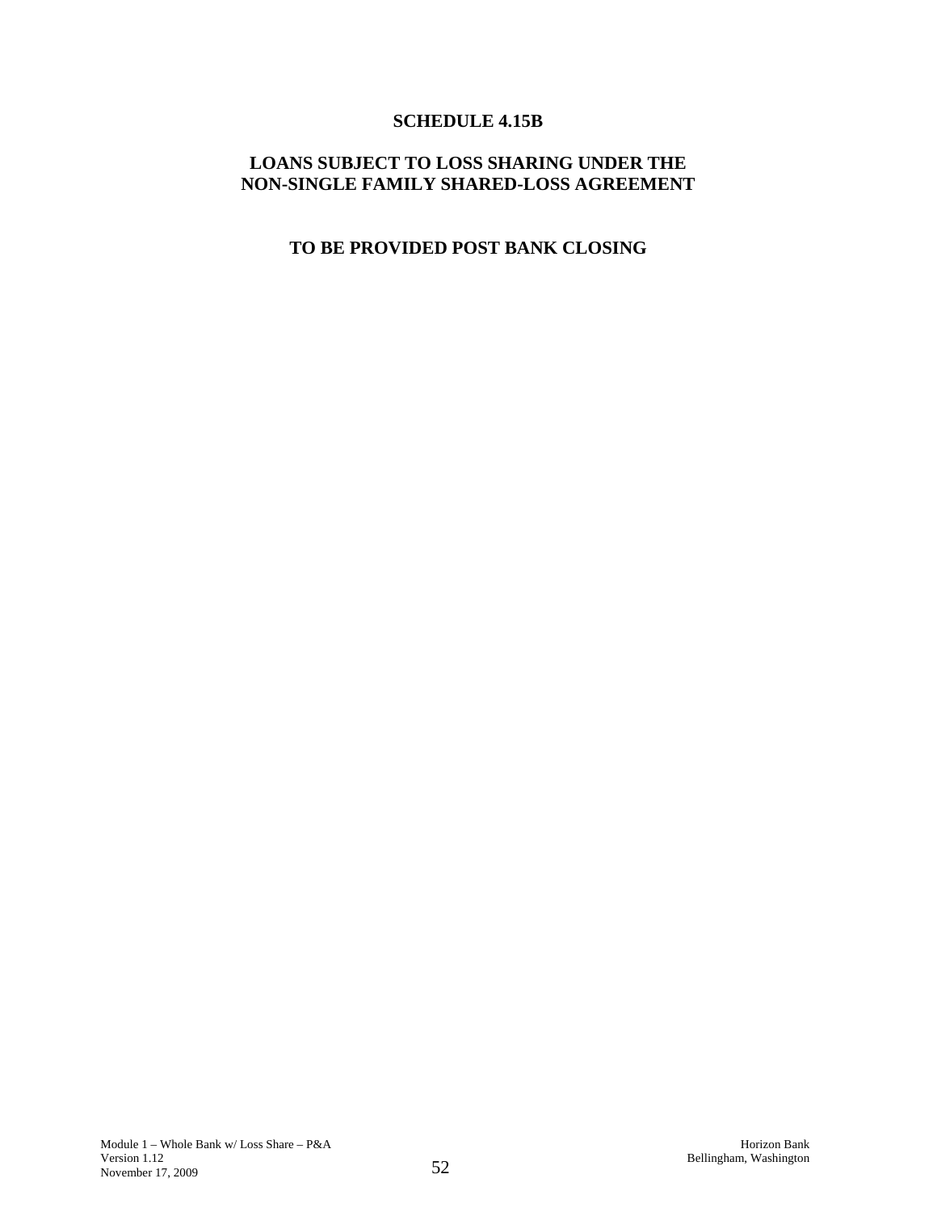# SCHEDULE 4.15B

## LOANS SUBJECT TO LOSS SHARING UNDER THE NON-SINGLE FAMILY SHARED-LOSS AGREEMENT

**TO BE PROVIDED POST BANK CLOSING**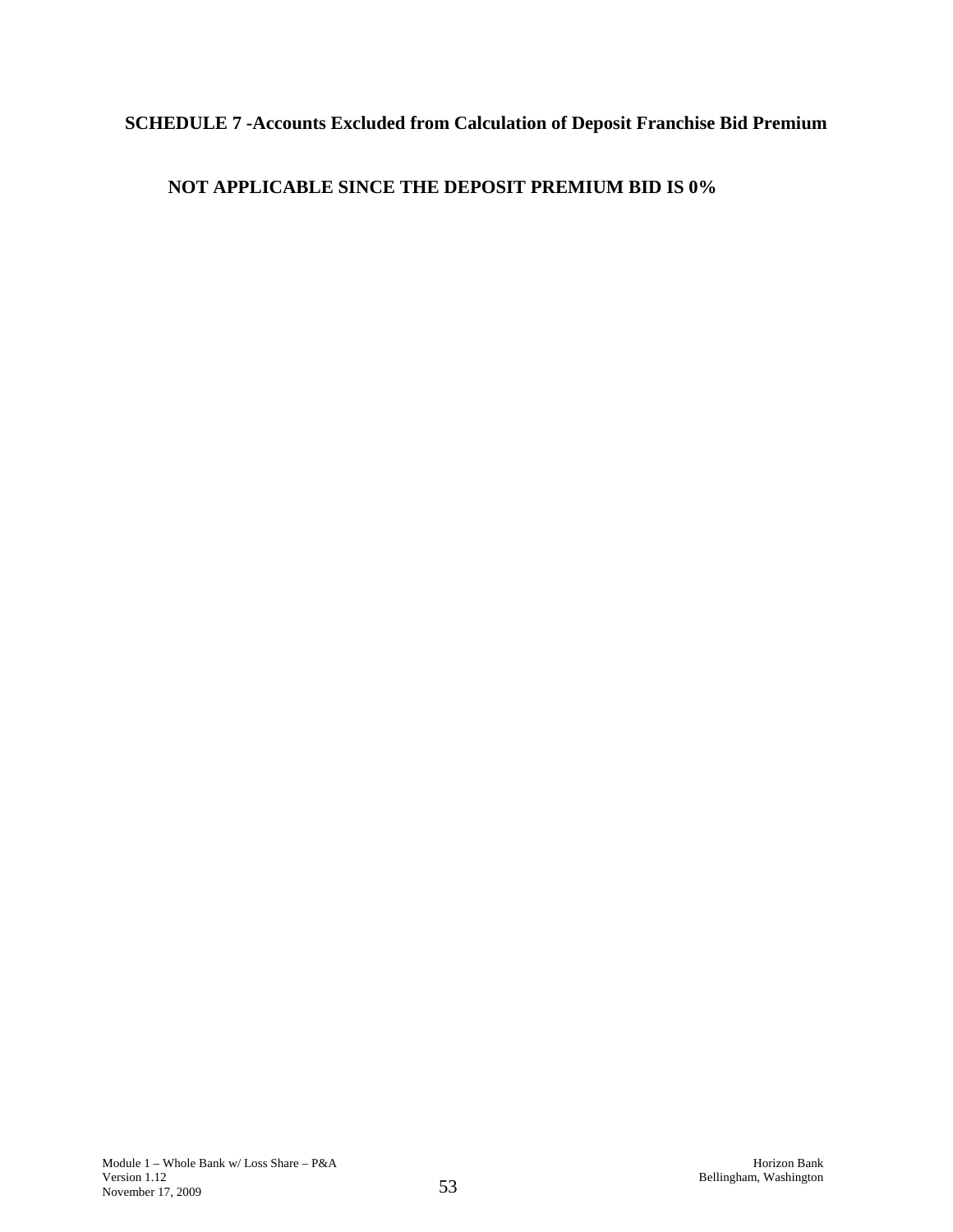## SCHEDULE 7 -Accounts Excluded from Calculation of Deposit Franchise Bid Premium

**NOT APPLICABLE SINCE THE DEPOSIT PREMIUM BID IS 0%**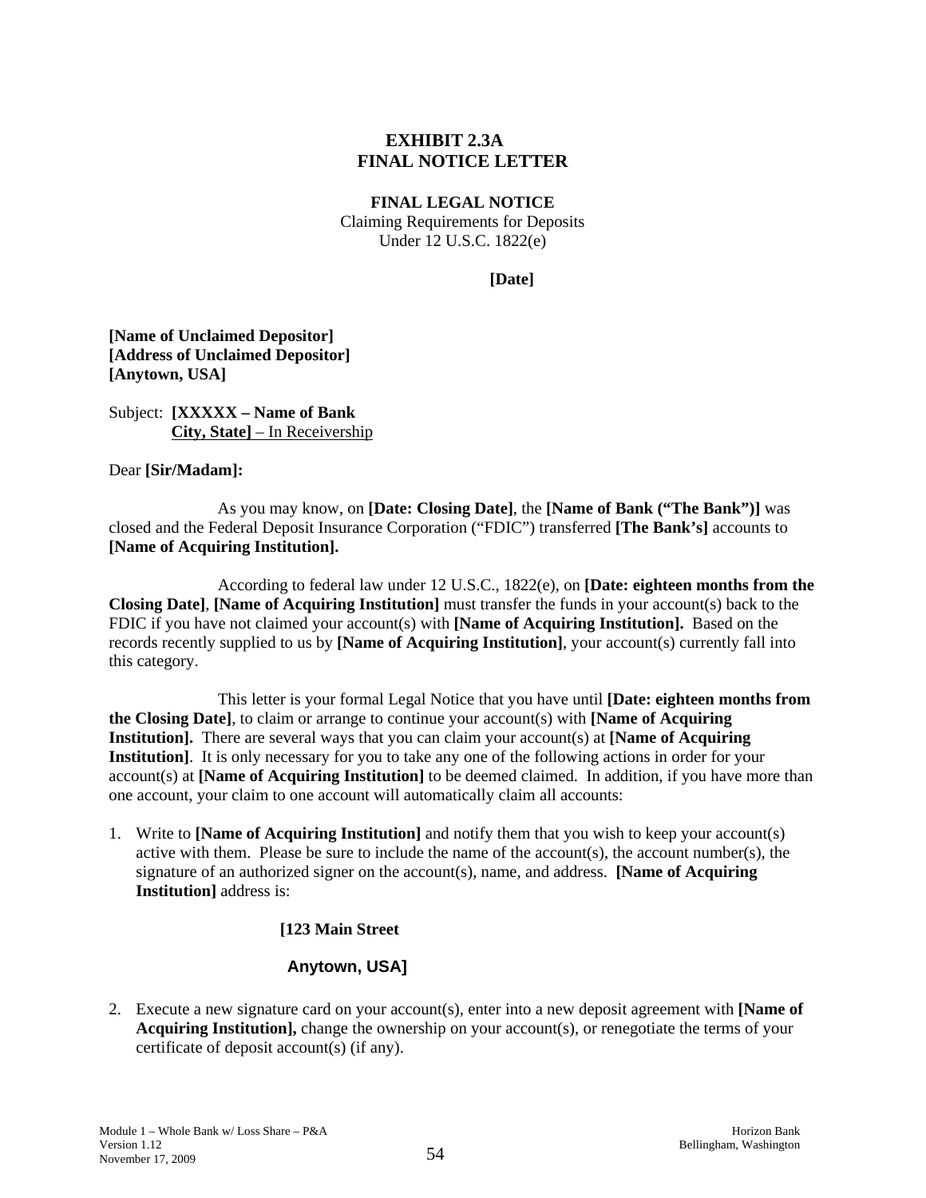# EXHIBIT 2.3A
# FINAL NOTICE LETTER

**FINAL LEGAL NOTICE**
Claiming Requirements for Deposits
Under 12 U.S.C. 1822(e)

**[Date]**

**[Name of Unclaimed Depositor]**
**[Address of Unclaimed Depositor]**
**[Anytown, USA]**

Subject: **[XXXXX – Name of Bank**
**City, State]** – In Receivership

Dear **[Sir/Madam]:**

As you may know, on **[Date: Closing Date]**, the **[Name of Bank ("The Bank")]** was closed and the Federal Deposit Insurance Corporation ("FDIC") transferred **[The Bank's]** accounts to **[Name of Acquiring Institution].**

According to federal law under 12 U.S.C., 1822(e), on **[Date: eighteen months from the Closing Date]**, **[Name of Acquiring Institution]** must transfer the funds in your account(s) back to the FDIC if you have not claimed your account(s) with **[Name of Acquiring Institution].** Based on the records recently supplied to us by **[Name of Acquiring Institution]**, your account(s) currently fall into this category.

This letter is your formal Legal Notice that you have until **[Date: eighteen months from the Closing Date]**, to claim or arrange to continue your account(s) with **[Name of Acquiring Institution].** There are several ways that you can claim your account(s) at **[Name of Acquiring Institution]**. It is only necessary for you to take any one of the following actions in order for your account(s) at **[Name of Acquiring Institution]** to be deemed claimed. In addition, if you have more than one account, your claim to one account will automatically claim all accounts:

1. Write to **[Name of Acquiring Institution]** and notify them that you wish to keep your account(s) active with them. Please be sure to include the name of the account(s), the account number(s), the signature of an authorized signer on the account(s), name, and address. **[Name of Acquiring Institution]** address is:

   **[123 Main Street**

   **Anytown, USA]**

2. Execute a new signature card on your account(s), enter into a new deposit agreement with **[Name of Acquiring Institution],** change the ownership on your account(s), or renegotiate the terms of your certificate of deposit account(s) (if any).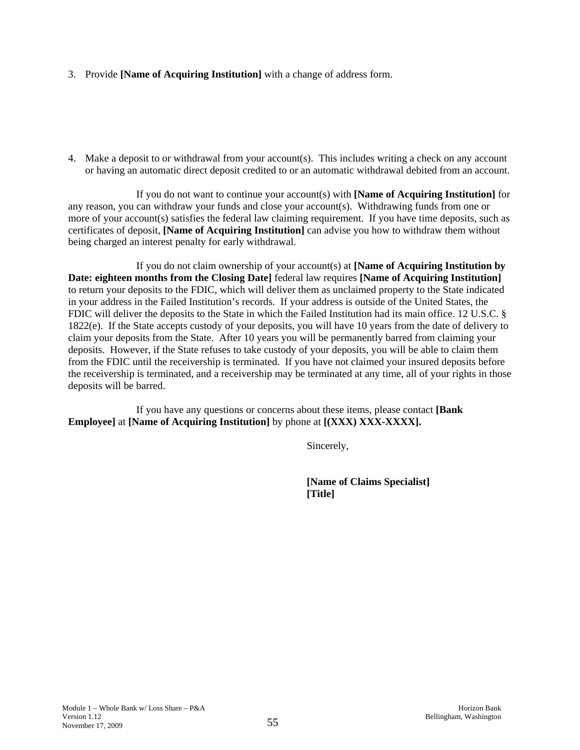3. Provide **[Name of Acquiring Institution]** with a change of address form.

4. Make a deposit to or withdrawal from your account(s). This includes writing a check on any account or having an automatic direct deposit credited to or an automatic withdrawal debited from an account.

If you do not want to continue your account(s) with **[Name of Acquiring Institution]** for any reason, you can withdraw your funds and close your account(s). Withdrawing funds from one or more of your account(s) satisfies the federal law claiming requirement. If you have time deposits, such as certificates of deposit, **[Name of Acquiring Institution]** can advise you how to withdraw them without being charged an interest penalty for early withdrawal.

If you do not claim ownership of your account(s) at **[Name of Acquiring Institution by Date: eighteen months from the Closing Date]** federal law requires **[Name of Acquiring Institution]** to return your deposits to the FDIC, which will deliver them as unclaimed property to the State indicated in your address in the Failed Institution's records. If your address is outside of the United States, the FDIC will deliver the deposits to the State in which the Failed Institution had its main office. 12 U.S.C. § 1822(e). If the State accepts custody of your deposits, you will have 10 years from the date of delivery to claim your deposits from the State. After 10 years you will be permanently barred from claiming your deposits. However, if the State refuses to take custody of your deposits, you will be able to claim them from the FDIC until the receivership is terminated. If you have not claimed your insured deposits before the receivership is terminated, and a receivership may be terminated at any time, all of your rights in those deposits will be barred.

If you have any questions or concerns about these items, please contact **[Bank Employee]** at **[Name of Acquiring Institution]** by phone at **[(XXX) XXX-XXXX].**

Sincerely,

**[Name of Claims Specialist]**
**[Title]**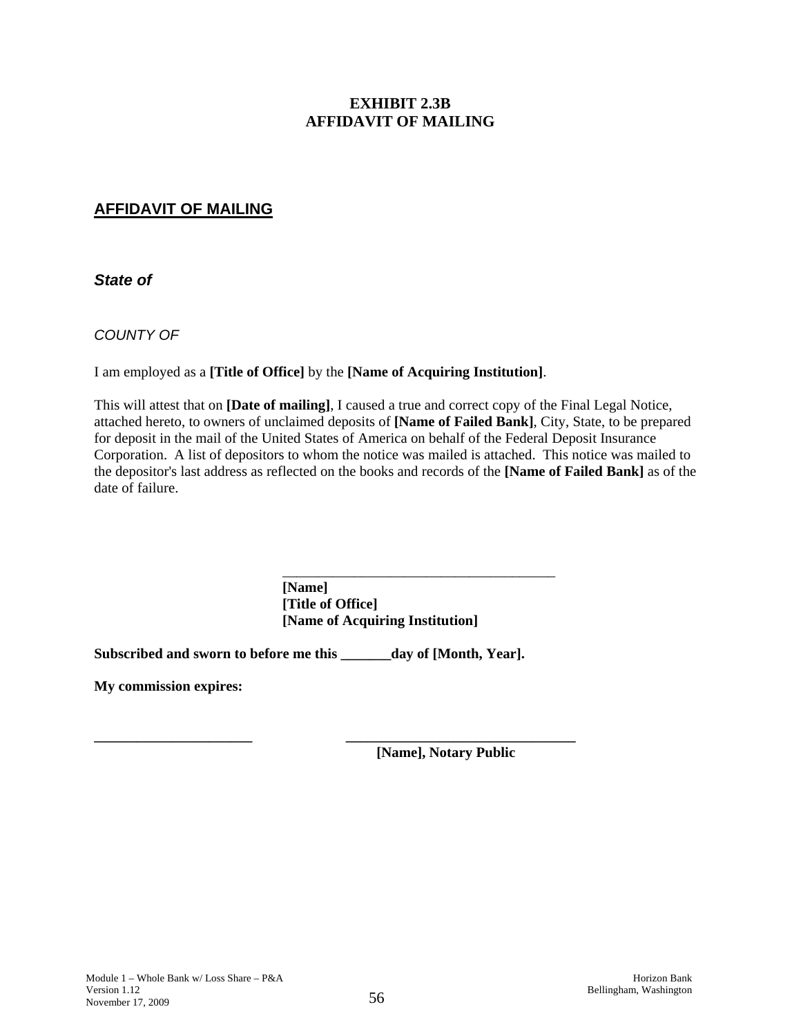# EXHIBIT 2.3B
# AFFIDAVIT OF MAILING

## AFFIDAVIT OF MAILING

***State of***

*COUNTY OF*

I am employed as a **[Title of Office]** by the **[Name of Acquiring Institution]**.

This will attest that on **[Date of mailing]**, I caused a true and correct copy of the Final Legal Notice, attached hereto, to owners of unclaimed deposits of **[Name of Failed Bank]**, City, State, to be prepared for deposit in the mail of the United States of America on behalf of the Federal Deposit Insurance Corporation. A list of depositors to whom the notice was mailed is attached. This notice was mailed to the depositor's last address as reflected on the books and records of the **[Name of Failed Bank]** as of the date of failure.

\_\_\_\_\_\_\_\_\_\_\_\_\_\_\_\_\_\_\_\_\_\_\_\_\_\_\_\_\_\_\_\_\_\_\_\_\_\_\_\_

**[Name]**
**[Title of Office]**
**[Name of Acquiring Institution]**

**Subscribed and sworn to before me this \_\_\_\_\_\_\_day of [Month, Year].**

**My commission expires:**

\_\_\_\_\_\_\_\_\_\_\_\_\_\_\_\_\_\_\_\_\_\_\_ \_\_\_\_\_\_\_\_\_\_\_\_\_\_\_\_\_\_\_\_\_\_\_\_\_\_\_\_\_\_\_\_\_\_

**[Name], Notary Public**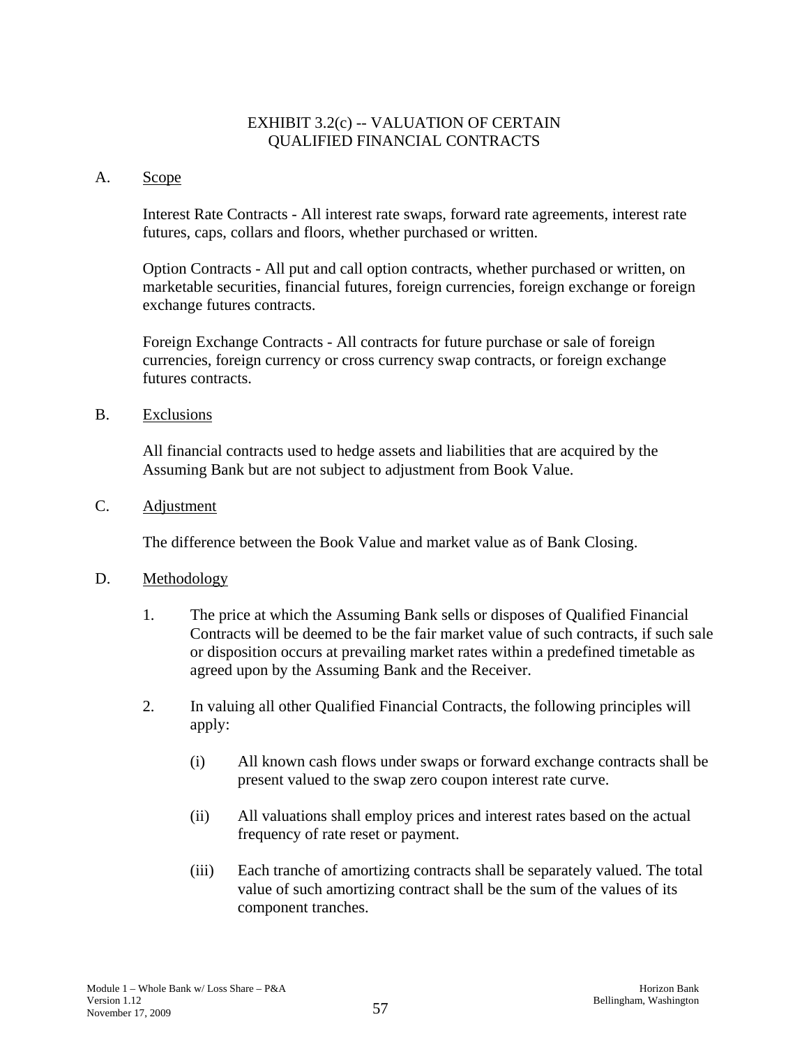# EXHIBIT 3.2(c) -- VALUATION OF CERTAIN QUALIFIED FINANCIAL CONTRACTS

A. Scope

Interest Rate Contracts - All interest rate swaps, forward rate agreements, interest rate futures, caps, collars and floors, whether purchased or written.

Option Contracts - All put and call option contracts, whether purchased or written, on marketable securities, financial futures, foreign currencies, foreign exchange or foreign exchange futures contracts.

Foreign Exchange Contracts - All contracts for future purchase or sale of foreign currencies, foreign currency or cross currency swap contracts, or foreign exchange futures contracts.

B. Exclusions

All financial contracts used to hedge assets and liabilities that are acquired by the Assuming Bank but are not subject to adjustment from Book Value.

C. Adjustment

The difference between the Book Value and market value as of Bank Closing.

D. Methodology

1. The price at which the Assuming Bank sells or disposes of Qualified Financial Contracts will be deemed to be the fair market value of such contracts, if such sale or disposition occurs at prevailing market rates within a predefined timetable as agreed upon by the Assuming Bank and the Receiver.

2. In valuing all other Qualified Financial Contracts, the following principles will apply:

   (i) All known cash flows under swaps or forward exchange contracts shall be present valued to the swap zero coupon interest rate curve.

   (ii) All valuations shall employ prices and interest rates based on the actual frequency of rate reset or payment.

   (iii) Each tranche of amortizing contracts shall be separately valued. The total value of such amortizing contract shall be the sum of the values of its component tranches.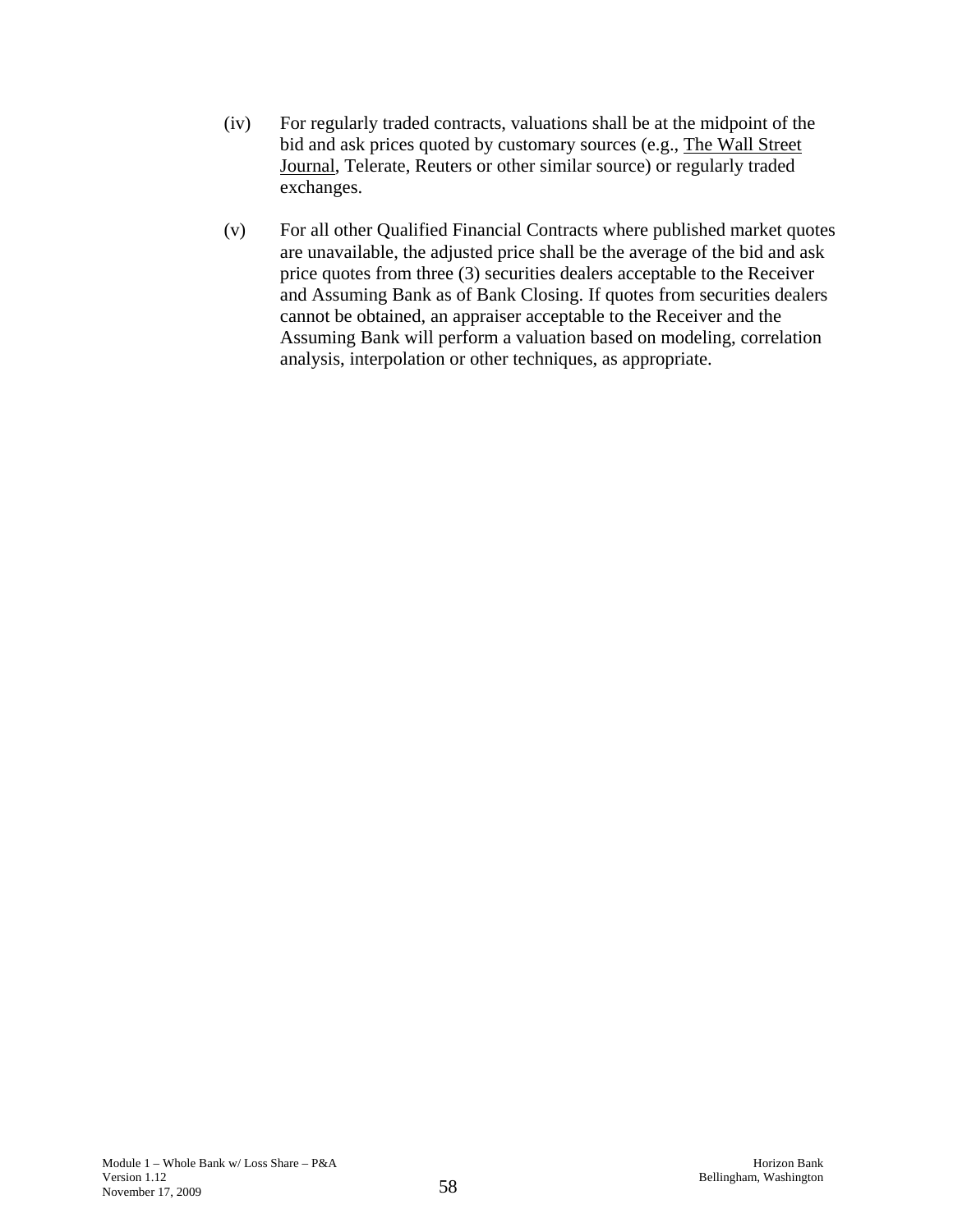(iv) For regularly traded contracts, valuations shall be at the midpoint of the bid and ask prices quoted by customary sources (e.g., The Wall Street Journal, Telerate, Reuters or other similar source) or regularly traded exchanges.

(v) For all other Qualified Financial Contracts where published market quotes are unavailable, the adjusted price shall be the average of the bid and ask price quotes from three (3) securities dealers acceptable to the Receiver and Assuming Bank as of Bank Closing. If quotes from securities dealers cannot be obtained, an appraiser acceptable to the Receiver and the Assuming Bank will perform a valuation based on modeling, correlation analysis, interpolation or other techniques, as appropriate.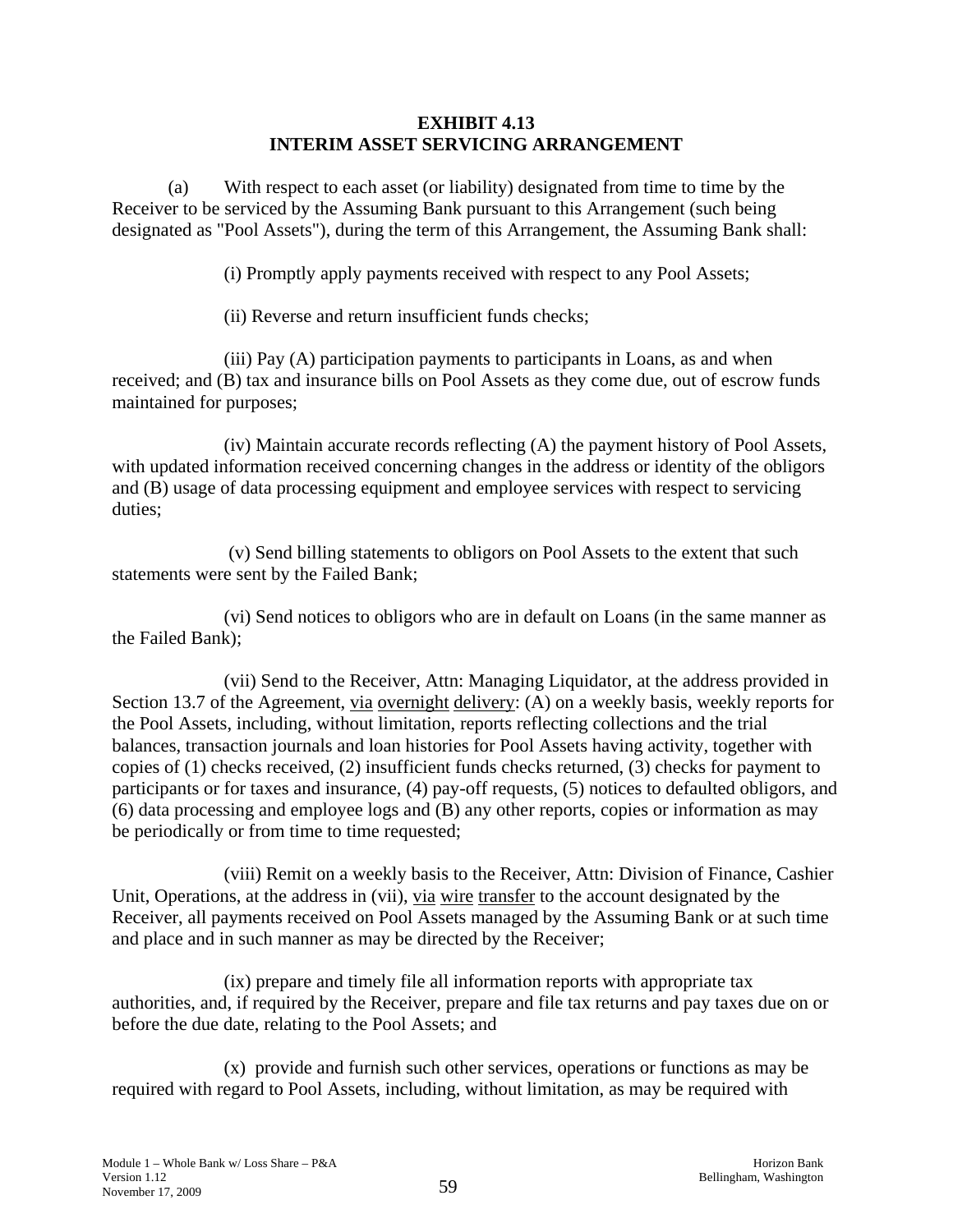**EXHIBIT 4.13**
**INTERIM ASSET SERVICING ARRANGEMENT**

(a) With respect to each asset (or liability) designated from time to time by the Receiver to be serviced by the Assuming Bank pursuant to this Arrangement (such being designated as "Pool Assets"), during the term of this Arrangement, the Assuming Bank shall:

(i) Promptly apply payments received with respect to any Pool Assets;

(ii) Reverse and return insufficient funds checks;

(iii) Pay (A) participation payments to participants in Loans, as and when received; and (B) tax and insurance bills on Pool Assets as they come due, out of escrow funds maintained for purposes;

(iv) Maintain accurate records reflecting (A) the payment history of Pool Assets, with updated information received concerning changes in the address or identity of the obligors and (B) usage of data processing equipment and employee services with respect to servicing duties;

(v) Send billing statements to obligors on Pool Assets to the extent that such statements were sent by the Failed Bank;

(vi) Send notices to obligors who are in default on Loans (in the same manner as the Failed Bank);

(vii) Send to the Receiver, Attn: Managing Liquidator, at the address provided in Section 13.7 of the Agreement, via overnight delivery: (A) on a weekly basis, weekly reports for the Pool Assets, including, without limitation, reports reflecting collections and the trial balances, transaction journals and loan histories for Pool Assets having activity, together with copies of (1) checks received, (2) insufficient funds checks returned, (3) checks for payment to participants or for taxes and insurance, (4) pay-off requests, (5) notices to defaulted obligors, and (6) data processing and employee logs and (B) any other reports, copies or information as may be periodically or from time to time requested;

(viii) Remit on a weekly basis to the Receiver, Attn: Division of Finance, Cashier Unit, Operations, at the address in (vii), via wire transfer to the account designated by the Receiver, all payments received on Pool Assets managed by the Assuming Bank or at such time and place and in such manner as may be directed by the Receiver;

(ix) prepare and timely file all information reports with appropriate tax authorities, and, if required by the Receiver, prepare and file tax returns and pay taxes due on or before the due date, relating to the Pool Assets; and

(x) provide and furnish such other services, operations or functions as may be required with regard to Pool Assets, including, without limitation, as may be required with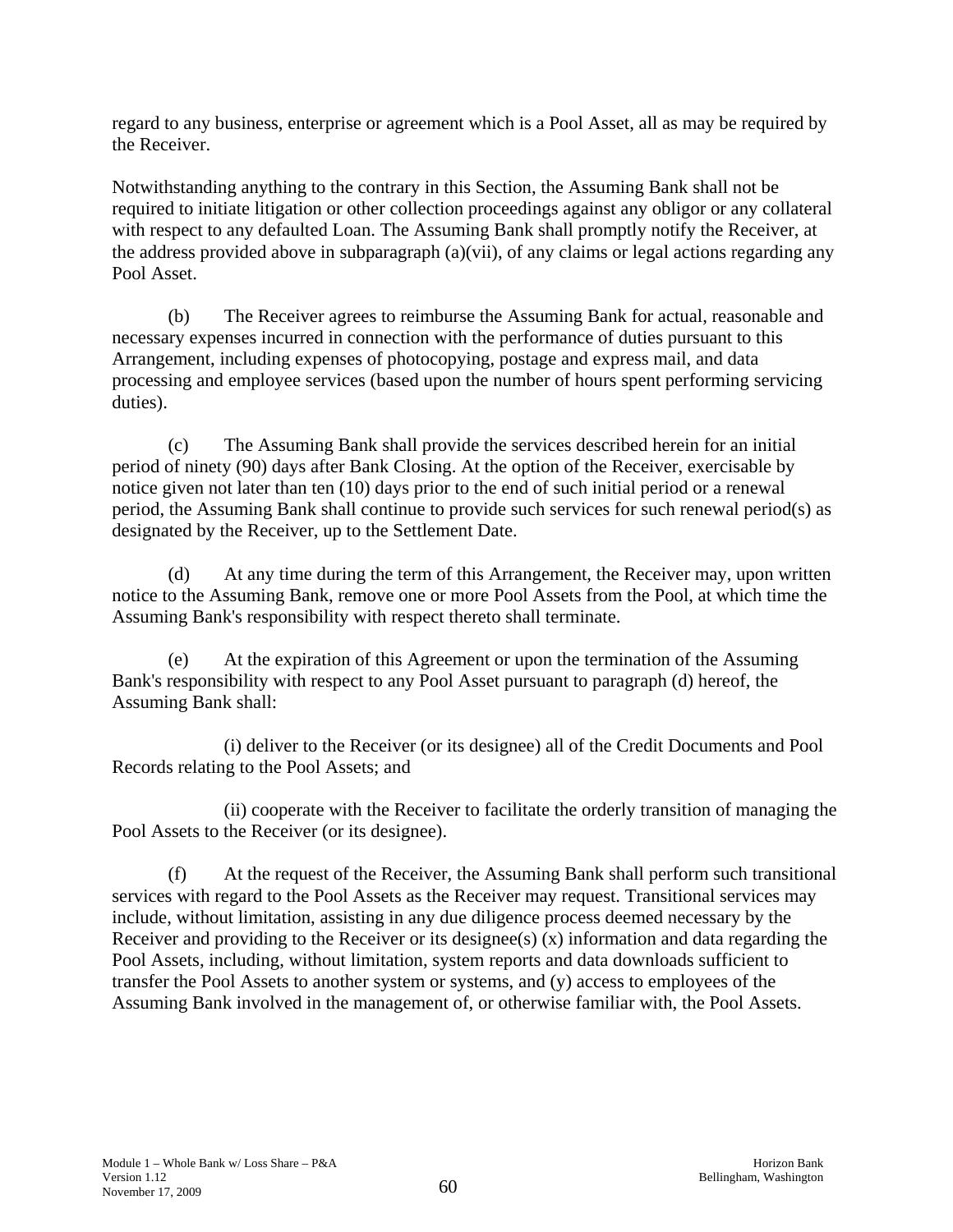regard to any business, enterprise or agreement which is a Pool Asset, all as may be required by the Receiver.

Notwithstanding anything to the contrary in this Section, the Assuming Bank shall not be required to initiate litigation or other collection proceedings against any obligor or any collateral with respect to any defaulted Loan. The Assuming Bank shall promptly notify the Receiver, at the address provided above in subparagraph (a)(vii), of any claims or legal actions regarding any Pool Asset.

(b) The Receiver agrees to reimburse the Assuming Bank for actual, reasonable and necessary expenses incurred in connection with the performance of duties pursuant to this Arrangement, including expenses of photocopying, postage and express mail, and data processing and employee services (based upon the number of hours spent performing servicing duties).

(c) The Assuming Bank shall provide the services described herein for an initial period of ninety (90) days after Bank Closing. At the option of the Receiver, exercisable by notice given not later than ten (10) days prior to the end of such initial period or a renewal period, the Assuming Bank shall continue to provide such services for such renewal period(s) as designated by the Receiver, up to the Settlement Date.

(d) At any time during the term of this Arrangement, the Receiver may, upon written notice to the Assuming Bank, remove one or more Pool Assets from the Pool, at which time the Assuming Bank's responsibility with respect thereto shall terminate.

(e) At the expiration of this Agreement or upon the termination of the Assuming Bank's responsibility with respect to any Pool Asset pursuant to paragraph (d) hereof, the Assuming Bank shall:

(i) deliver to the Receiver (or its designee) all of the Credit Documents and Pool Records relating to the Pool Assets; and

(ii) cooperate with the Receiver to facilitate the orderly transition of managing the Pool Assets to the Receiver (or its designee).

(f) At the request of the Receiver, the Assuming Bank shall perform such transitional services with regard to the Pool Assets as the Receiver may request. Transitional services may include, without limitation, assisting in any due diligence process deemed necessary by the Receiver and providing to the Receiver or its designee(s) (x) information and data regarding the Pool Assets, including, without limitation, system reports and data downloads sufficient to transfer the Pool Assets to another system or systems, and (y) access to employees of the Assuming Bank involved in the management of, or otherwise familiar with, the Pool Assets.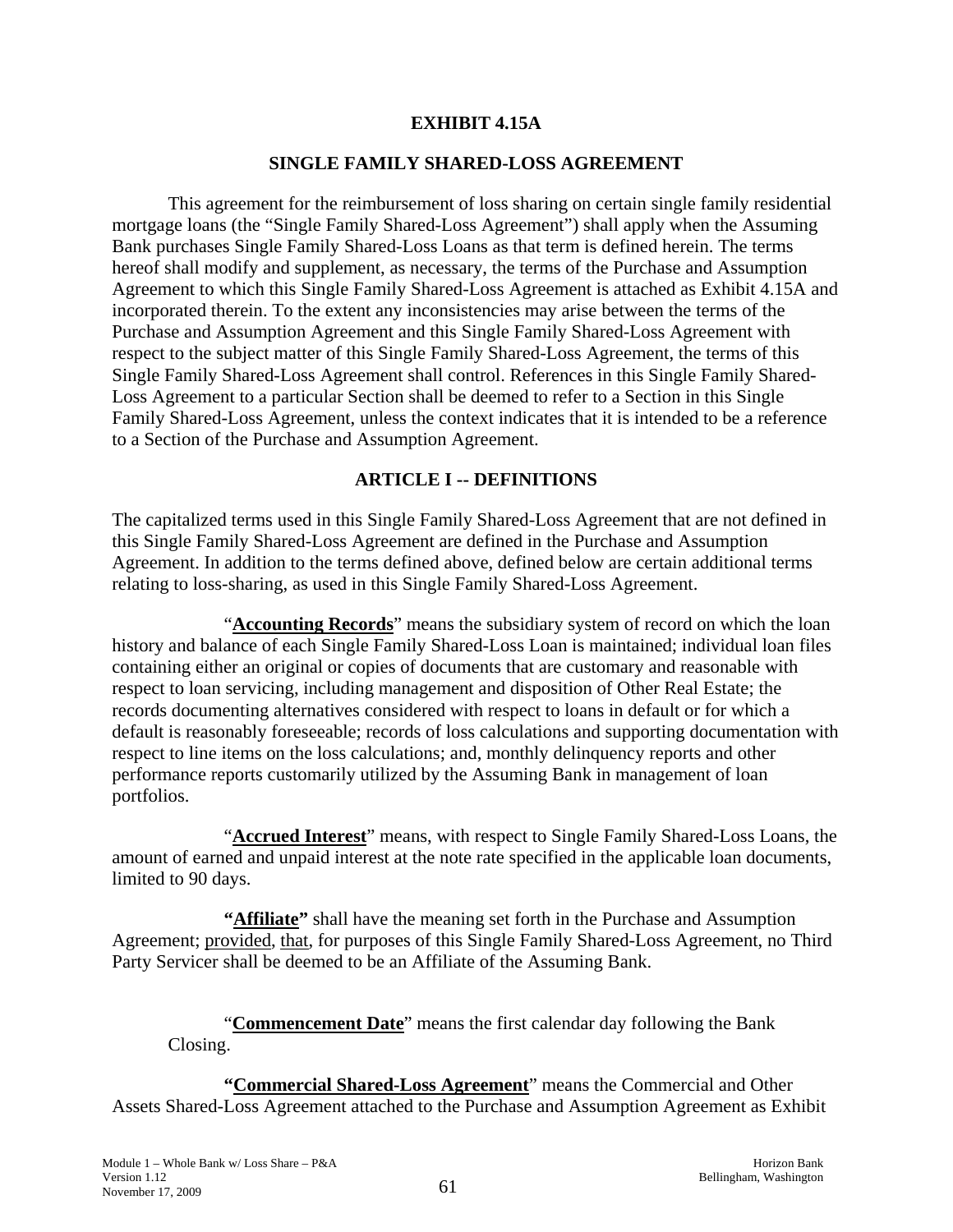# EXHIBIT 4.15A

## SINGLE FAMILY SHARED-LOSS AGREEMENT

This agreement for the reimbursement of loss sharing on certain single family residential mortgage loans (the "Single Family Shared-Loss Agreement") shall apply when the Assuming Bank purchases Single Family Shared-Loss Loans as that term is defined herein. The terms hereof shall modify and supplement, as necessary, the terms of the Purchase and Assumption Agreement to which this Single Family Shared-Loss Agreement is attached as Exhibit 4.15A and incorporated therein. To the extent any inconsistencies may arise between the terms of the Purchase and Assumption Agreement and this Single Family Shared-Loss Agreement with respect to the subject matter of this Single Family Shared-Loss Agreement, the terms of this Single Family Shared-Loss Agreement shall control. References in this Single Family Shared-Loss Agreement to a particular Section shall be deemed to refer to a Section in this Single Family Shared-Loss Agreement, unless the context indicates that it is intended to be a reference to a Section of the Purchase and Assumption Agreement.

## ARTICLE I -- DEFINITIONS

The capitalized terms used in this Single Family Shared-Loss Agreement that are not defined in this Single Family Shared-Loss Agreement are defined in the Purchase and Assumption Agreement. In addition to the terms defined above, defined below are certain additional terms relating to loss-sharing, as used in this Single Family Shared-Loss Agreement.

"**Accounting Records**" means the subsidiary system of record on which the loan history and balance of each Single Family Shared-Loss Loan is maintained; individual loan files containing either an original or copies of documents that are customary and reasonable with respect to loan servicing, including management and disposition of Other Real Estate; the records documenting alternatives considered with respect to loans in default or for which a default is reasonably foreseeable; records of loss calculations and supporting documentation with respect to line items on the loss calculations; and, monthly delinquency reports and other performance reports customarily utilized by the Assuming Bank in management of loan portfolios.

"**Accrued Interest**" means, with respect to Single Family Shared-Loss Loans, the amount of earned and unpaid interest at the note rate specified in the applicable loan documents, limited to 90 days.

**"Affiliate"** shall have the meaning set forth in the Purchase and Assumption Agreement; provided, that, for purposes of this Single Family Shared-Loss Agreement, no Third Party Servicer shall be deemed to be an Affiliate of the Assuming Bank.

"**Commencement Date**" means the first calendar day following the Bank Closing.

**"Commercial Shared-Loss Agreement"** means the Commercial and Other Assets Shared-Loss Agreement attached to the Purchase and Assumption Agreement as Exhibit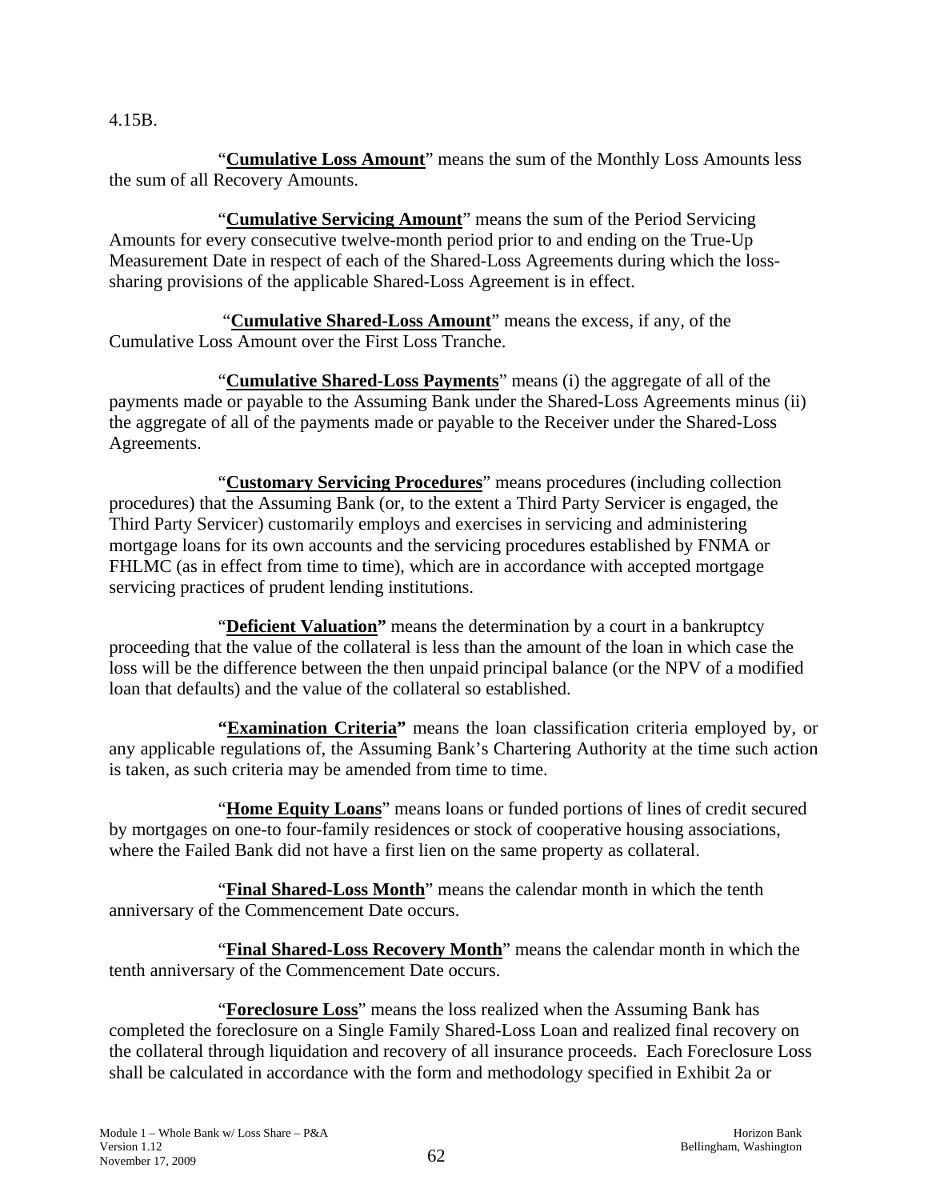4.15B.

"**Cumulative Loss Amount**" means the sum of the Monthly Loss Amounts less the sum of all Recovery Amounts.

"**Cumulative Servicing Amount**" means the sum of the Period Servicing Amounts for every consecutive twelve-month period prior to and ending on the True-Up Measurement Date in respect of each of the Shared-Loss Agreements during which the loss-sharing provisions of the applicable Shared-Loss Agreement is in effect.

"**Cumulative Shared-Loss Amount**" means the excess, if any, of the Cumulative Loss Amount over the First Loss Tranche.

"**Cumulative Shared-Loss Payments**" means (i) the aggregate of all of the payments made or payable to the Assuming Bank under the Shared-Loss Agreements minus (ii) the aggregate of all of the payments made or payable to the Receiver under the Shared-Loss Agreements.

"**Customary Servicing Procedures**" means procedures (including collection procedures) that the Assuming Bank (or, to the extent a Third Party Servicer is engaged, the Third Party Servicer) customarily employs and exercises in servicing and administering mortgage loans for its own accounts and the servicing procedures established by FNMA or FHLMC (as in effect from time to time), which are in accordance with accepted mortgage servicing practices of prudent lending institutions.

"**Deficient Valuation**" means the determination by a court in a bankruptcy proceeding that the value of the collateral is less than the amount of the loan in which case the loss will be the difference between the then unpaid principal balance (or the NPV of a modified loan that defaults) and the value of the collateral so established.

"**Examination Criteria**" means the loan classification criteria employed by, or any applicable regulations of, the Assuming Bank's Chartering Authority at the time such action is taken, as such criteria may be amended from time to time.

"**Home Equity Loans**" means loans or funded portions of lines of credit secured by mortgages on one-to four-family residences or stock of cooperative housing associations, where the Failed Bank did not have a first lien on the same property as collateral.

"**Final Shared-Loss Month**" means the calendar month in which the tenth anniversary of the Commencement Date occurs.

"**Final Shared-Loss Recovery Month**" means the calendar month in which the tenth anniversary of the Commencement Date occurs.

"**Foreclosure Loss**" means the loss realized when the Assuming Bank has completed the foreclosure on a Single Family Shared-Loss Loan and realized final recovery on the collateral through liquidation and recovery of all insurance proceeds. Each Foreclosure Loss shall be calculated in accordance with the form and methodology specified in Exhibit 2a or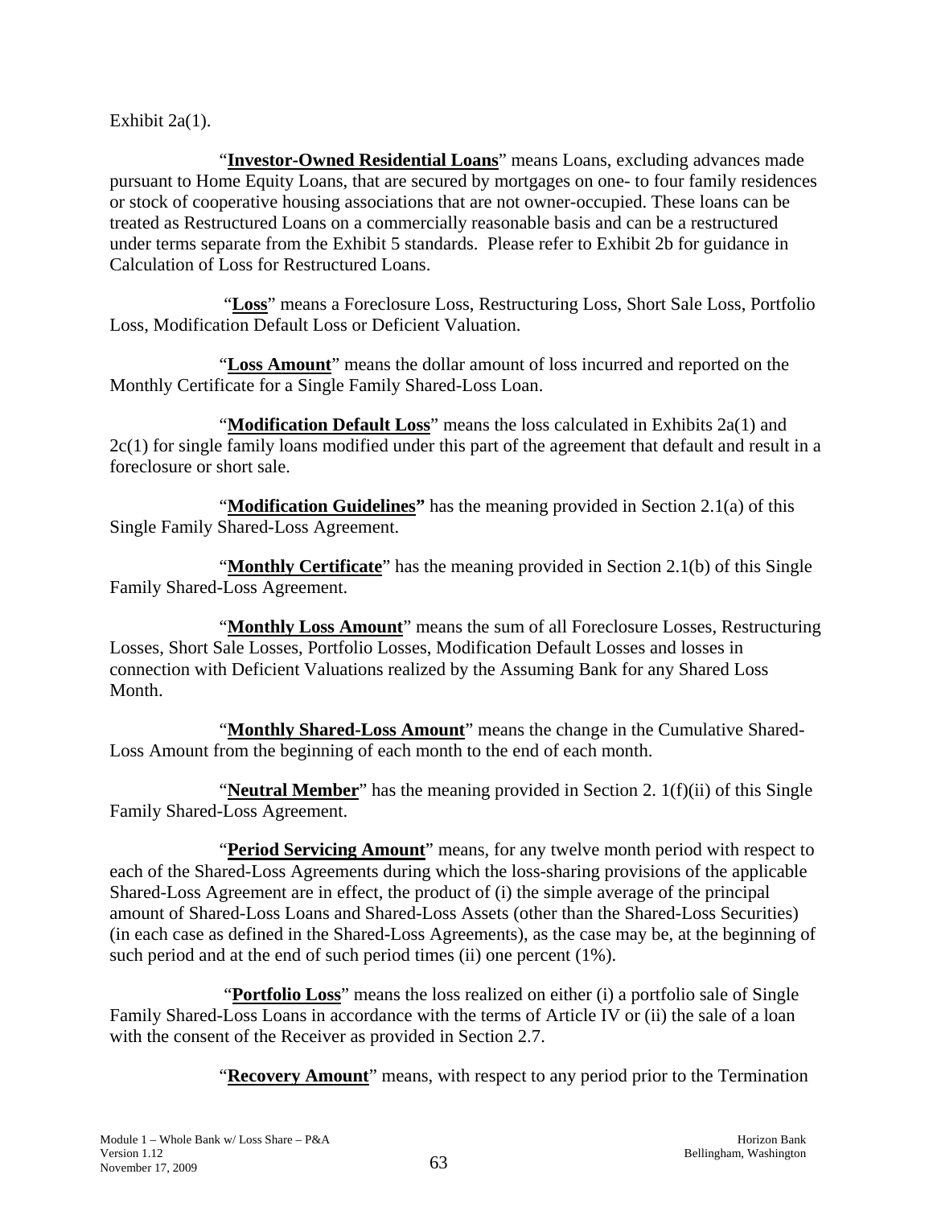Exhibit 2a(1).

"**Investor-Owned Residential Loans**" means Loans, excluding advances made pursuant to Home Equity Loans, that are secured by mortgages on one- to four family residences or stock of cooperative housing associations that are not owner-occupied. These loans can be treated as Restructured Loans on a commercially reasonable basis and can be a restructured under terms separate from the Exhibit 5 standards. Please refer to Exhibit 2b for guidance in Calculation of Loss for Restructured Loans.

"**Loss**" means a Foreclosure Loss, Restructuring Loss, Short Sale Loss, Portfolio Loss, Modification Default Loss or Deficient Valuation.

"**Loss Amount**" means the dollar amount of loss incurred and reported on the Monthly Certificate for a Single Family Shared-Loss Loan.

"**Modification Default Loss**" means the loss calculated in Exhibits 2a(1) and 2c(1) for single family loans modified under this part of the agreement that default and result in a foreclosure or short sale.

"**Modification Guidelines**" has the meaning provided in Section 2.1(a) of this Single Family Shared-Loss Agreement.

"**Monthly Certificate**" has the meaning provided in Section 2.1(b) of this Single Family Shared-Loss Agreement.

"**Monthly Loss Amount**" means the sum of all Foreclosure Losses, Restructuring Losses, Short Sale Losses, Portfolio Losses, Modification Default Losses and losses in connection with Deficient Valuations realized by the Assuming Bank for any Shared Loss Month.

"**Monthly Shared-Loss Amount**" means the change in the Cumulative Shared-Loss Amount from the beginning of each month to the end of each month.

"**Neutral Member**" has the meaning provided in Section 2. 1(f)(ii) of this Single Family Shared-Loss Agreement.

"**Period Servicing Amount**" means, for any twelve month period with respect to each of the Shared-Loss Agreements during which the loss-sharing provisions of the applicable Shared-Loss Agreement are in effect, the product of (i) the simple average of the principal amount of Shared-Loss Loans and Shared-Loss Assets (other than the Shared-Loss Securities) (in each case as defined in the Shared-Loss Agreements), as the case may be, at the beginning of such period and at the end of such period times (ii) one percent (1%).

"**Portfolio Loss**" means the loss realized on either (i) a portfolio sale of Single Family Shared-Loss Loans in accordance with the terms of Article IV or (ii) the sale of a loan with the consent of the Receiver as provided in Section 2.7.

"**Recovery Amount**" means, with respect to any period prior to the Termination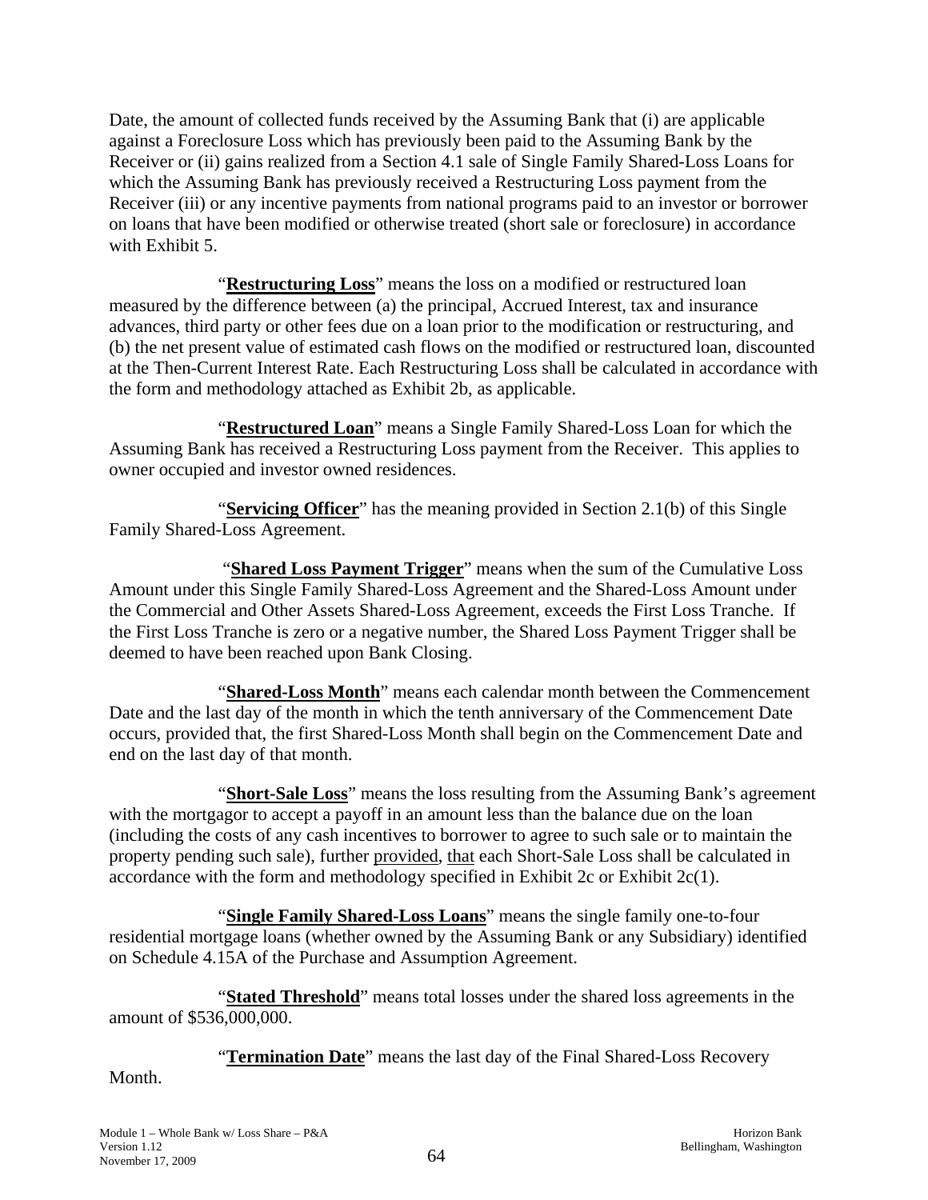Date, the amount of collected funds received by the Assuming Bank that (i) are applicable against a Foreclosure Loss which has previously been paid to the Assuming Bank by the Receiver or (ii) gains realized from a Section 4.1 sale of Single Family Shared-Loss Loans for which the Assuming Bank has previously received a Restructuring Loss payment from the Receiver (iii) or any incentive payments from national programs paid to an investor or borrower on loans that have been modified or otherwise treated (short sale or foreclosure) in accordance with Exhibit 5.

"**Restructuring Loss**" means the loss on a modified or restructured loan measured by the difference between (a) the principal, Accrued Interest, tax and insurance advances, third party or other fees due on a loan prior to the modification or restructuring, and (b) the net present value of estimated cash flows on the modified or restructured loan, discounted at the Then-Current Interest Rate. Each Restructuring Loss shall be calculated in accordance with the form and methodology attached as Exhibit 2b, as applicable.

"**Restructured Loan**" means a Single Family Shared-Loss Loan for which the Assuming Bank has received a Restructuring Loss payment from the Receiver. This applies to owner occupied and investor owned residences.

"**Servicing Officer**" has the meaning provided in Section 2.1(b) of this Single Family Shared-Loss Agreement.

"**Shared Loss Payment Trigger**" means when the sum of the Cumulative Loss Amount under this Single Family Shared-Loss Agreement and the Shared-Loss Amount under the Commercial and Other Assets Shared-Loss Agreement, exceeds the First Loss Tranche. If the First Loss Tranche is zero or a negative number, the Shared Loss Payment Trigger shall be deemed to have been reached upon Bank Closing.

"**Shared-Loss Month**" means each calendar month between the Commencement Date and the last day of the month in which the tenth anniversary of the Commencement Date occurs, provided that, the first Shared-Loss Month shall begin on the Commencement Date and end on the last day of that month.

"**Short-Sale Loss**" means the loss resulting from the Assuming Bank's agreement with the mortgagor to accept a payoff in an amount less than the balance due on the loan (including the costs of any cash incentives to borrower to agree to such sale or to maintain the property pending such sale), further provided, that each Short-Sale Loss shall be calculated in accordance with the form and methodology specified in Exhibit 2c or Exhibit 2c(1).

"**Single Family Shared-Loss Loans**" means the single family one-to-four residential mortgage loans (whether owned by the Assuming Bank or any Subsidiary) identified on Schedule 4.15A of the Purchase and Assumption Agreement.

"**Stated Threshold**" means total losses under the shared loss agreements in the amount of $536,000,000.

"**Termination Date**" means the last day of the Final Shared-Loss Recovery Month.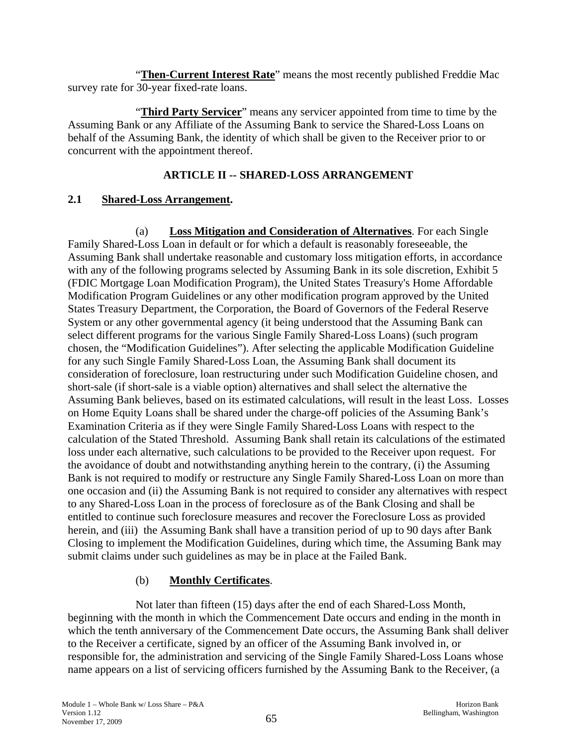"**Then-Current Interest Rate**" means the most recently published Freddie Mac survey rate for 30-year fixed-rate loans.

"**Third Party Servicer**" means any servicer appointed from time to time by the Assuming Bank or any Affiliate of the Assuming Bank to service the Shared-Loss Loans on behalf of the Assuming Bank, the identity of which shall be given to the Receiver prior to or concurrent with the appointment thereof.

## ARTICLE II -- SHARED-LOSS ARRANGEMENT

### 2.1 Shared-Loss Arrangement.

(a) **Loss Mitigation and Consideration of Alternatives**. For each Single Family Shared-Loss Loan in default or for which a default is reasonably foreseeable, the Assuming Bank shall undertake reasonable and customary loss mitigation efforts, in accordance with any of the following programs selected by Assuming Bank in its sole discretion, Exhibit 5 (FDIC Mortgage Loan Modification Program), the United States Treasury's Home Affordable Modification Program Guidelines or any other modification program approved by the United States Treasury Department, the Corporation, the Board of Governors of the Federal Reserve System or any other governmental agency (it being understood that the Assuming Bank can select different programs for the various Single Family Shared-Loss Loans) (such program chosen, the "Modification Guidelines"). After selecting the applicable Modification Guideline for any such Single Family Shared-Loss Loan, the Assuming Bank shall document its consideration of foreclosure, loan restructuring under such Modification Guideline chosen, and short-sale (if short-sale is a viable option) alternatives and shall select the alternative the Assuming Bank believes, based on its estimated calculations, will result in the least Loss. Losses on Home Equity Loans shall be shared under the charge-off policies of the Assuming Bank's Examination Criteria as if they were Single Family Shared-Loss Loans with respect to the calculation of the Stated Threshold. Assuming Bank shall retain its calculations of the estimated loss under each alternative, such calculations to be provided to the Receiver upon request. For the avoidance of doubt and notwithstanding anything herein to the contrary, (i) the Assuming Bank is not required to modify or restructure any Single Family Shared-Loss Loan on more than one occasion and (ii) the Assuming Bank is not required to consider any alternatives with respect to any Shared-Loss Loan in the process of foreclosure as of the Bank Closing and shall be entitled to continue such foreclosure measures and recover the Foreclosure Loss as provided herein, and (iii) the Assuming Bank shall have a transition period of up to 90 days after Bank Closing to implement the Modification Guidelines, during which time, the Assuming Bank may submit claims under such guidelines as may be in place at the Failed Bank.

(b) **Monthly Certificates**.

Not later than fifteen (15) days after the end of each Shared-Loss Month, beginning with the month in which the Commencement Date occurs and ending in the month in which the tenth anniversary of the Commencement Date occurs, the Assuming Bank shall deliver to the Receiver a certificate, signed by an officer of the Assuming Bank involved in, or responsible for, the administration and servicing of the Single Family Shared-Loss Loans whose name appears on a list of servicing officers furnished by the Assuming Bank to the Receiver, (a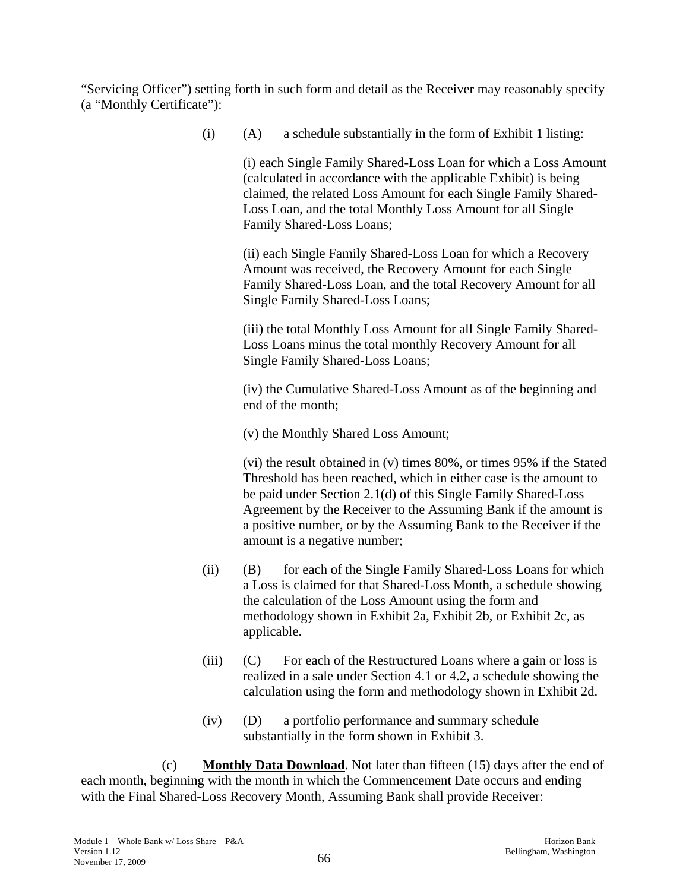"Servicing Officer") setting forth in such form and detail as the Receiver may reasonably specify (a "Monthly Certificate"):

(i) (A) a schedule substantially in the form of Exhibit 1 listing:

(i) each Single Family Shared-Loss Loan for which a Loss Amount (calculated in accordance with the applicable Exhibit) is being claimed, the related Loss Amount for each Single Family Shared-Loss Loan, and the total Monthly Loss Amount for all Single Family Shared-Loss Loans;

(ii) each Single Family Shared-Loss Loan for which a Recovery Amount was received, the Recovery Amount for each Single Family Shared-Loss Loan, and the total Recovery Amount for all Single Family Shared-Loss Loans;

(iii) the total Monthly Loss Amount for all Single Family Shared-Loss Loans minus the total monthly Recovery Amount for all Single Family Shared-Loss Loans;

(iv) the Cumulative Shared-Loss Amount as of the beginning and end of the month;

(v) the Monthly Shared Loss Amount;

(vi) the result obtained in (v) times 80%, or times 95% if the Stated Threshold has been reached, which in either case is the amount to be paid under Section 2.1(d) of this Single Family Shared-Loss Agreement by the Receiver to the Assuming Bank if the amount is a positive number, or by the Assuming Bank to the Receiver if the amount is a negative number;

(ii) (B) for each of the Single Family Shared-Loss Loans for which a Loss is claimed for that Shared-Loss Month, a schedule showing the calculation of the Loss Amount using the form and methodology shown in Exhibit 2a, Exhibit 2b, or Exhibit 2c, as applicable.

(iii) (C) For each of the Restructured Loans where a gain or loss is realized in a sale under Section 4.1 or 4.2, a schedule showing the calculation using the form and methodology shown in Exhibit 2d.

(iv) (D) a portfolio performance and summary schedule substantially in the form shown in Exhibit 3.

(c) **Monthly Data Download**. Not later than fifteen (15) days after the end of each month, beginning with the month in which the Commencement Date occurs and ending with the Final Shared-Loss Recovery Month, Assuming Bank shall provide Receiver: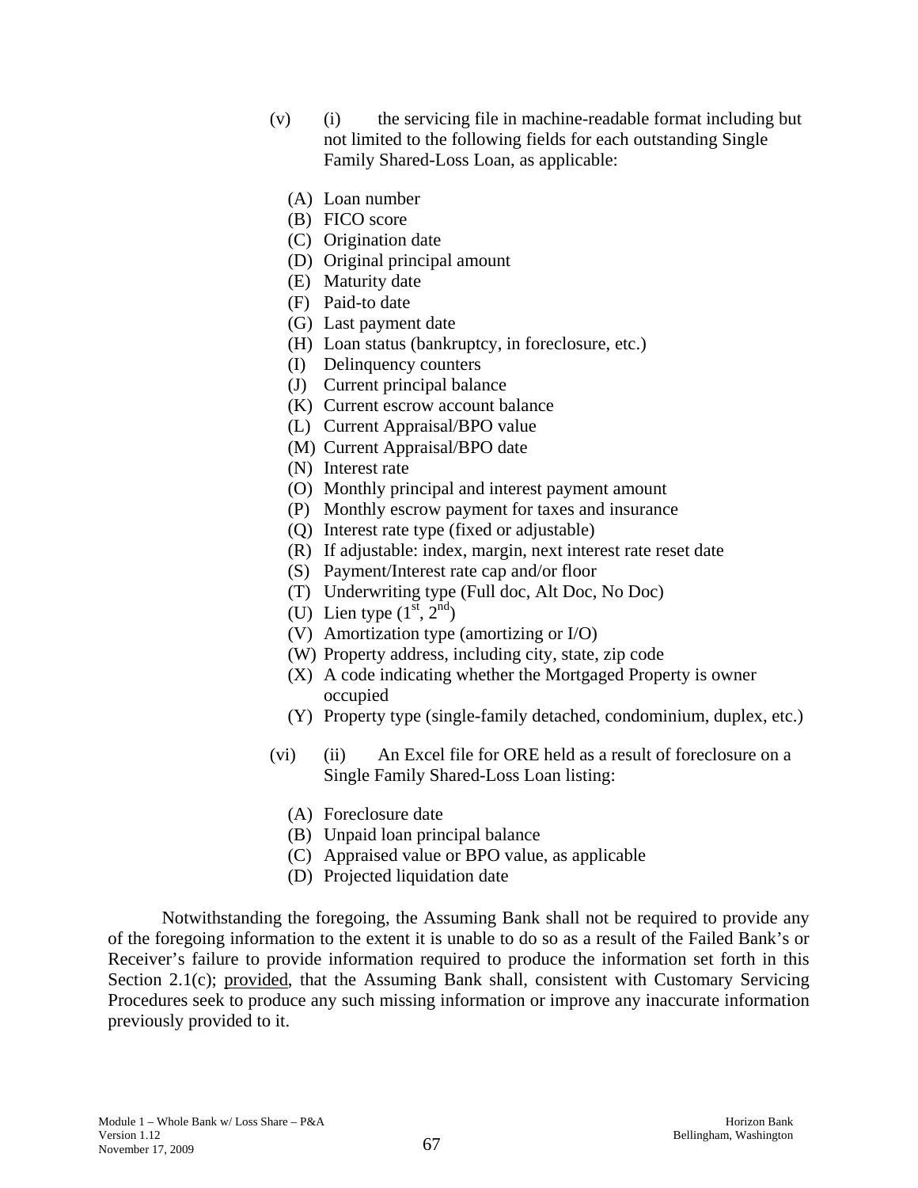(v) (i) the servicing file in machine-readable format including but not limited to the following fields for each outstanding Single Family Shared-Loss Loan, as applicable:

(A) Loan number
(B) FICO score
(C) Origination date
(D) Original principal amount
(E) Maturity date
(F) Paid-to date
(G) Last payment date
(H) Loan status (bankruptcy, in foreclosure, etc.)
(I) Delinquency counters
(J) Current principal balance
(K) Current escrow account balance
(L) Current Appraisal/BPO value
(M) Current Appraisal/BPO date
(N) Interest rate
(O) Monthly principal and interest payment amount
(P) Monthly escrow payment for taxes and insurance
(Q) Interest rate type (fixed or adjustable)
(R) If adjustable: index, margin, next interest rate reset date
(S) Payment/Interest rate cap and/or floor
(T) Underwriting type (Full doc, Alt Doc, No Doc)
(U) Lien type (1st, 2nd)
(V) Amortization type (amortizing or I/O)
(W) Property address, including city, state, zip code
(X) A code indicating whether the Mortgaged Property is owner occupied
(Y) Property type (single-family detached, condominium, duplex, etc.)

(vi) (ii) An Excel file for ORE held as a result of foreclosure on a Single Family Shared-Loss Loan listing:

(A) Foreclosure date
(B) Unpaid loan principal balance
(C) Appraised value or BPO value, as applicable
(D) Projected liquidation date

Notwithstanding the foregoing, the Assuming Bank shall not be required to provide any of the foregoing information to the extent it is unable to do so as a result of the Failed Bank's or Receiver's failure to provide information required to produce the information set forth in this Section 2.1(c); provided, that the Assuming Bank shall, consistent with Customary Servicing Procedures seek to produce any such missing information or improve any inaccurate information previously provided to it.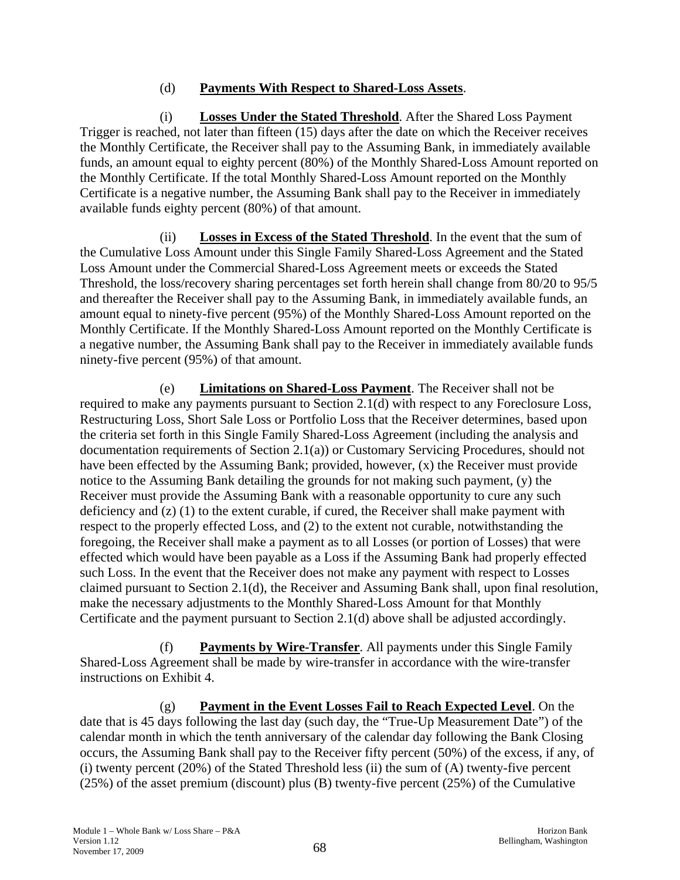(d) **Payments With Respect to Shared-Loss Assets**.

(i) **Losses Under the Stated Threshold**. After the Shared Loss Payment Trigger is reached, not later than fifteen (15) days after the date on which the Receiver receives the Monthly Certificate, the Receiver shall pay to the Assuming Bank, in immediately available funds, an amount equal to eighty percent (80%) of the Monthly Shared-Loss Amount reported on the Monthly Certificate. If the total Monthly Shared-Loss Amount reported on the Monthly Certificate is a negative number, the Assuming Bank shall pay to the Receiver in immediately available funds eighty percent (80%) of that amount.

(ii) **Losses in Excess of the Stated Threshold**. In the event that the sum of the Cumulative Loss Amount under this Single Family Shared-Loss Agreement and the Stated Loss Amount under the Commercial Shared-Loss Agreement meets or exceeds the Stated Threshold, the loss/recovery sharing percentages set forth herein shall change from 80/20 to 95/5 and thereafter the Receiver shall pay to the Assuming Bank, in immediately available funds, an amount equal to ninety-five percent (95%) of the Monthly Shared-Loss Amount reported on the Monthly Certificate. If the Monthly Shared-Loss Amount reported on the Monthly Certificate is a negative number, the Assuming Bank shall pay to the Receiver in immediately available funds ninety-five percent (95%) of that amount.

(e) **Limitations on Shared-Loss Payment**. The Receiver shall not be required to make any payments pursuant to Section 2.1(d) with respect to any Foreclosure Loss, Restructuring Loss, Short Sale Loss or Portfolio Loss that the Receiver determines, based upon the criteria set forth in this Single Family Shared-Loss Agreement (including the analysis and documentation requirements of Section 2.1(a)) or Customary Servicing Procedures, should not have been effected by the Assuming Bank; provided, however, (x) the Receiver must provide notice to the Assuming Bank detailing the grounds for not making such payment, (y) the Receiver must provide the Assuming Bank with a reasonable opportunity to cure any such deficiency and (z) (1) to the extent curable, if cured, the Receiver shall make payment with respect to the properly effected Loss, and (2) to the extent not curable, notwithstanding the foregoing, the Receiver shall make a payment as to all Losses (or portion of Losses) that were effected which would have been payable as a Loss if the Assuming Bank had properly effected such Loss. In the event that the Receiver does not make any payment with respect to Losses claimed pursuant to Section 2.1(d), the Receiver and Assuming Bank shall, upon final resolution, make the necessary adjustments to the Monthly Shared-Loss Amount for that Monthly Certificate and the payment pursuant to Section 2.1(d) above shall be adjusted accordingly.

(f) **Payments by Wire-Transfer**. All payments under this Single Family Shared-Loss Agreement shall be made by wire-transfer in accordance with the wire-transfer instructions on Exhibit 4.

(g) **Payment in the Event Losses Fail to Reach Expected Level**. On the date that is 45 days following the last day (such day, the "True-Up Measurement Date") of the calendar month in which the tenth anniversary of the calendar day following the Bank Closing occurs, the Assuming Bank shall pay to the Receiver fifty percent (50%) of the excess, if any, of (i) twenty percent (20%) of the Stated Threshold less (ii) the sum of (A) twenty-five percent (25%) of the asset premium (discount) plus (B) twenty-five percent (25%) of the Cumulative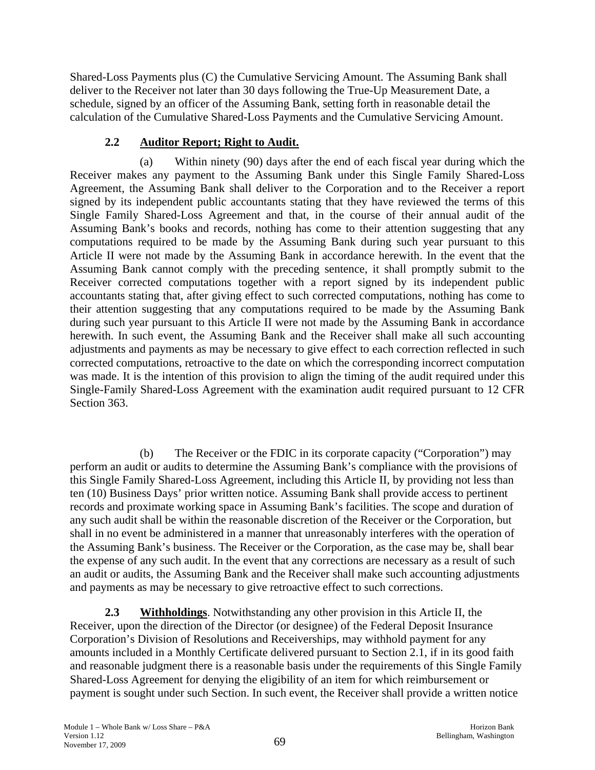Shared-Loss Payments plus (C) the Cumulative Servicing Amount. The Assuming Bank shall deliver to the Receiver not later than 30 days following the True-Up Measurement Date, a schedule, signed by an officer of the Assuming Bank, setting forth in reasonable detail the calculation of the Cumulative Shared-Loss Payments and the Cumulative Servicing Amount.

**2.2 Auditor Report; Right to Audit.**

(a) Within ninety (90) days after the end of each fiscal year during which the Receiver makes any payment to the Assuming Bank under this Single Family Shared-Loss Agreement, the Assuming Bank shall deliver to the Corporation and to the Receiver a report signed by its independent public accountants stating that they have reviewed the terms of this Single Family Shared-Loss Agreement and that, in the course of their annual audit of the Assuming Bank's books and records, nothing has come to their attention suggesting that any computations required to be made by the Assuming Bank during such year pursuant to this Article II were not made by the Assuming Bank in accordance herewith. In the event that the Assuming Bank cannot comply with the preceding sentence, it shall promptly submit to the Receiver corrected computations together with a report signed by its independent public accountants stating that, after giving effect to such corrected computations, nothing has come to their attention suggesting that any computations required to be made by the Assuming Bank during such year pursuant to this Article II were not made by the Assuming Bank in accordance herewith. In such event, the Assuming Bank and the Receiver shall make all such accounting adjustments and payments as may be necessary to give effect to each correction reflected in such corrected computations, retroactive to the date on which the corresponding incorrect computation was made. It is the intention of this provision to align the timing of the audit required under this Single-Family Shared-Loss Agreement with the examination audit required pursuant to 12 CFR Section 363.

(b) The Receiver or the FDIC in its corporate capacity ("Corporation") may perform an audit or audits to determine the Assuming Bank's compliance with the provisions of this Single Family Shared-Loss Agreement, including this Article II, by providing not less than ten (10) Business Days' prior written notice. Assuming Bank shall provide access to pertinent records and proximate working space in Assuming Bank's facilities. The scope and duration of any such audit shall be within the reasonable discretion of the Receiver or the Corporation, but shall in no event be administered in a manner that unreasonably interferes with the operation of the Assuming Bank's business. The Receiver or the Corporation, as the case may be, shall bear the expense of any such audit. In the event that any corrections are necessary as a result of such an audit or audits, the Assuming Bank and the Receiver shall make such accounting adjustments and payments as may be necessary to give retroactive effect to such corrections.

**2.3 Withholdings**. Notwithstanding any other provision in this Article II, the Receiver, upon the direction of the Director (or designee) of the Federal Deposit Insurance Corporation's Division of Resolutions and Receiverships, may withhold payment for any amounts included in a Monthly Certificate delivered pursuant to Section 2.1, if in its good faith and reasonable judgment there is a reasonable basis under the requirements of this Single Family Shared-Loss Agreement for denying the eligibility of an item for which reimbursement or payment is sought under such Section. In such event, the Receiver shall provide a written notice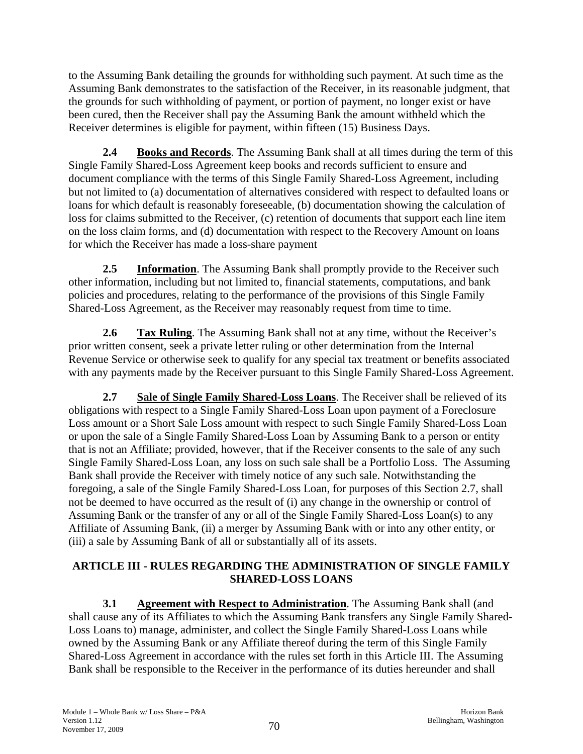to the Assuming Bank detailing the grounds for withholding such payment. At such time as the Assuming Bank demonstrates to the satisfaction of the Receiver, in its reasonable judgment, that the grounds for such withholding of payment, or portion of payment, no longer exist or have been cured, then the Receiver shall pay the Assuming Bank the amount withheld which the Receiver determines is eligible for payment, within fifteen (15) Business Days.

**2.4 Books and Records**. The Assuming Bank shall at all times during the term of this Single Family Shared-Loss Agreement keep books and records sufficient to ensure and document compliance with the terms of this Single Family Shared-Loss Agreement, including but not limited to (a) documentation of alternatives considered with respect to defaulted loans or loans for which default is reasonably foreseeable, (b) documentation showing the calculation of loss for claims submitted to the Receiver, (c) retention of documents that support each line item on the loss claim forms, and (d) documentation with respect to the Recovery Amount on loans for which the Receiver has made a loss-share payment

**2.5 Information**. The Assuming Bank shall promptly provide to the Receiver such other information, including but not limited to, financial statements, computations, and bank policies and procedures, relating to the performance of the provisions of this Single Family Shared-Loss Agreement, as the Receiver may reasonably request from time to time.

**2.6 Tax Ruling**. The Assuming Bank shall not at any time, without the Receiver's prior written consent, seek a private letter ruling or other determination from the Internal Revenue Service or otherwise seek to qualify for any special tax treatment or benefits associated with any payments made by the Receiver pursuant to this Single Family Shared-Loss Agreement.

**2.7 Sale of Single Family Shared-Loss Loans**. The Receiver shall be relieved of its obligations with respect to a Single Family Shared-Loss Loan upon payment of a Foreclosure Loss amount or a Short Sale Loss amount with respect to such Single Family Shared-Loss Loan or upon the sale of a Single Family Shared-Loss Loan by Assuming Bank to a person or entity that is not an Affiliate; provided, however, that if the Receiver consents to the sale of any such Single Family Shared-Loss Loan, any loss on such sale shall be a Portfolio Loss. The Assuming Bank shall provide the Receiver with timely notice of any such sale. Notwithstanding the foregoing, a sale of the Single Family Shared-Loss Loan, for purposes of this Section 2.7, shall not be deemed to have occurred as the result of (i) any change in the ownership or control of Assuming Bank or the transfer of any or all of the Single Family Shared-Loss Loan(s) to any Affiliate of Assuming Bank, (ii) a merger by Assuming Bank with or into any other entity, or (iii) a sale by Assuming Bank of all or substantially all of its assets.

## ARTICLE III - RULES REGARDING THE ADMINISTRATION OF SINGLE FAMILY SHARED-LOSS LOANS

**3.1 Agreement with Respect to Administration**. The Assuming Bank shall (and shall cause any of its Affiliates to which the Assuming Bank transfers any Single Family Shared-Loss Loans to) manage, administer, and collect the Single Family Shared-Loss Loans while owned by the Assuming Bank or any Affiliate thereof during the term of this Single Family Shared-Loss Agreement in accordance with the rules set forth in this Article III. The Assuming Bank shall be responsible to the Receiver in the performance of its duties hereunder and shall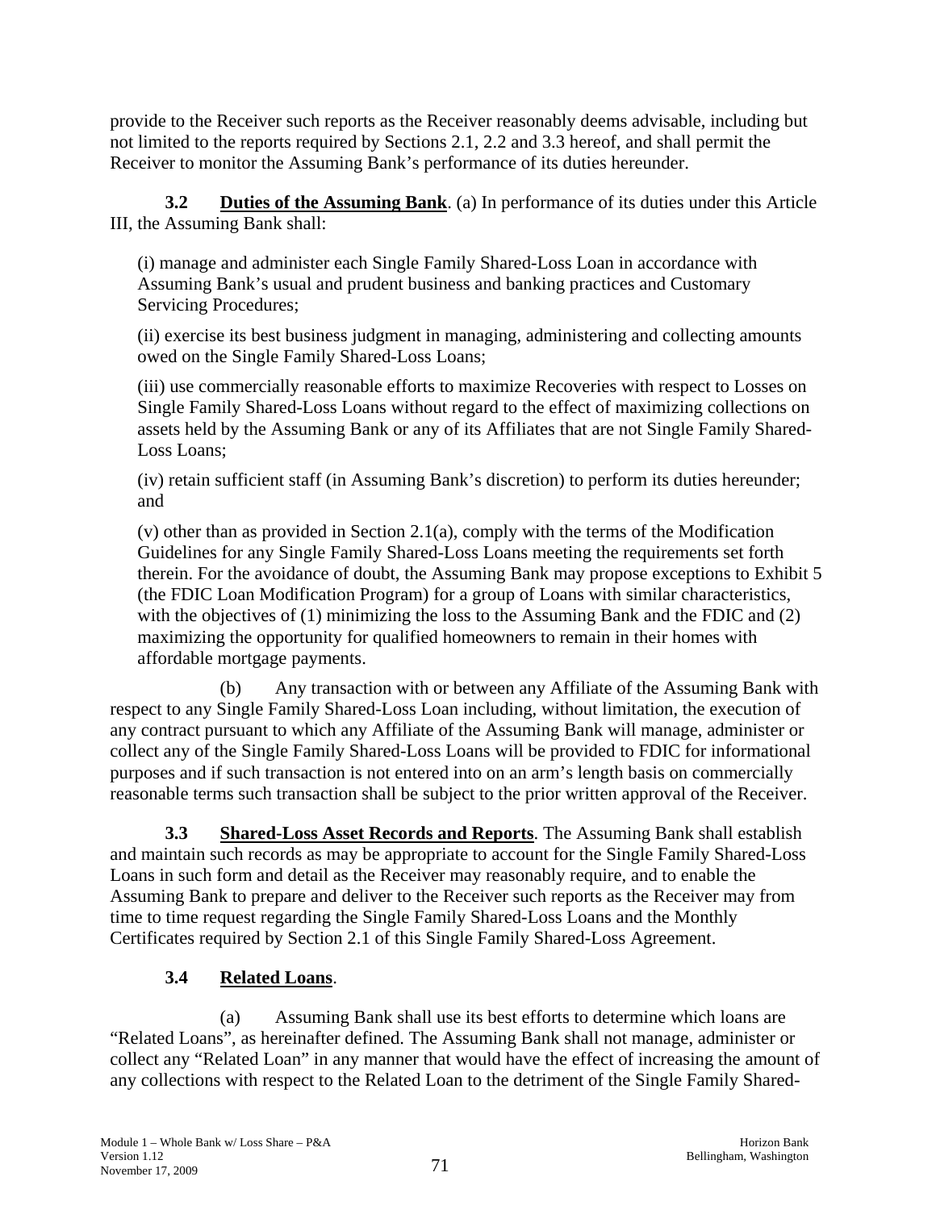provide to the Receiver such reports as the Receiver reasonably deems advisable, including but not limited to the reports required by Sections 2.1, 2.2 and 3.3 hereof, and shall permit the Receiver to monitor the Assuming Bank's performance of its duties hereunder.

**3.2 Duties of the Assuming Bank**. (a) In performance of its duties under this Article III, the Assuming Bank shall:

(i) manage and administer each Single Family Shared-Loss Loan in accordance with Assuming Bank's usual and prudent business and banking practices and Customary Servicing Procedures;

(ii) exercise its best business judgment in managing, administering and collecting amounts owed on the Single Family Shared-Loss Loans;

(iii) use commercially reasonable efforts to maximize Recoveries with respect to Losses on Single Family Shared-Loss Loans without regard to the effect of maximizing collections on assets held by the Assuming Bank or any of its Affiliates that are not Single Family Shared-Loss Loans;

(iv) retain sufficient staff (in Assuming Bank's discretion) to perform its duties hereunder; and

(v) other than as provided in Section 2.1(a), comply with the terms of the Modification Guidelines for any Single Family Shared-Loss Loans meeting the requirements set forth therein. For the avoidance of doubt, the Assuming Bank may propose exceptions to Exhibit 5 (the FDIC Loan Modification Program) for a group of Loans with similar characteristics, with the objectives of (1) minimizing the loss to the Assuming Bank and the FDIC and (2) maximizing the opportunity for qualified homeowners to remain in their homes with affordable mortgage payments.

(b) Any transaction with or between any Affiliate of the Assuming Bank with respect to any Single Family Shared-Loss Loan including, without limitation, the execution of any contract pursuant to which any Affiliate of the Assuming Bank will manage, administer or collect any of the Single Family Shared-Loss Loans will be provided to FDIC for informational purposes and if such transaction is not entered into on an arm's length basis on commercially reasonable terms such transaction shall be subject to the prior written approval of the Receiver.

**3.3 Shared-Loss Asset Records and Reports**. The Assuming Bank shall establish and maintain such records as may be appropriate to account for the Single Family Shared-Loss Loans in such form and detail as the Receiver may reasonably require, and to enable the Assuming Bank to prepare and deliver to the Receiver such reports as the Receiver may from time to time request regarding the Single Family Shared-Loss Loans and the Monthly Certificates required by Section 2.1 of this Single Family Shared-Loss Agreement.

**3.4 Related Loans**.

(a) Assuming Bank shall use its best efforts to determine which loans are "Related Loans", as hereinafter defined. The Assuming Bank shall not manage, administer or collect any "Related Loan" in any manner that would have the effect of increasing the amount of any collections with respect to the Related Loan to the detriment of the Single Family Shared-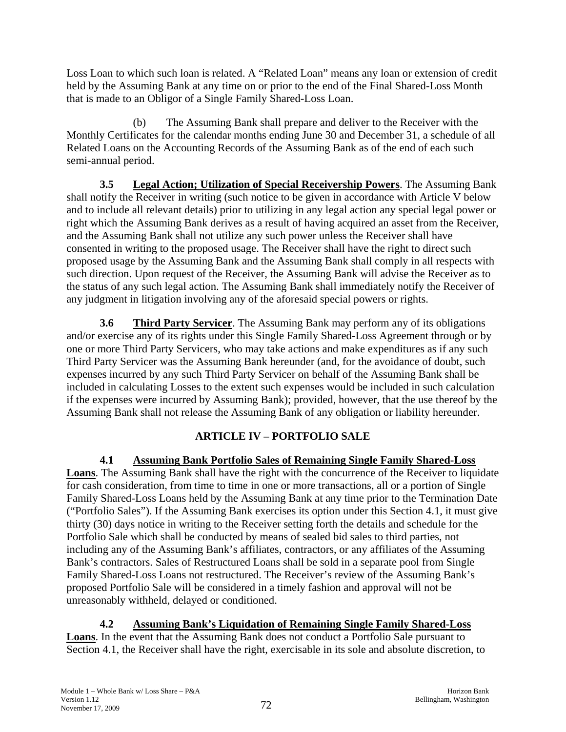Loss Loan to which such loan is related. A "Related Loan" means any loan or extension of credit held by the Assuming Bank at any time on or prior to the end of the Final Shared-Loss Month that is made to an Obligor of a Single Family Shared-Loss Loan.

(b) The Assuming Bank shall prepare and deliver to the Receiver with the Monthly Certificates for the calendar months ending June 30 and December 31, a schedule of all Related Loans on the Accounting Records of the Assuming Bank as of the end of each such semi-annual period.

**3.5 Legal Action; Utilization of Special Receivership Powers**. The Assuming Bank shall notify the Receiver in writing (such notice to be given in accordance with Article V below and to include all relevant details) prior to utilizing in any legal action any special legal power or right which the Assuming Bank derives as a result of having acquired an asset from the Receiver, and the Assuming Bank shall not utilize any such power unless the Receiver shall have consented in writing to the proposed usage. The Receiver shall have the right to direct such proposed usage by the Assuming Bank and the Assuming Bank shall comply in all respects with such direction. Upon request of the Receiver, the Assuming Bank will advise the Receiver as to the status of any such legal action. The Assuming Bank shall immediately notify the Receiver of any judgment in litigation involving any of the aforesaid special powers or rights.

**3.6 Third Party Servicer**. The Assuming Bank may perform any of its obligations and/or exercise any of its rights under this Single Family Shared-Loss Agreement through or by one or more Third Party Servicers, who may take actions and make expenditures as if any such Third Party Servicer was the Assuming Bank hereunder (and, for the avoidance of doubt, such expenses incurred by any such Third Party Servicer on behalf of the Assuming Bank shall be included in calculating Losses to the extent such expenses would be included in such calculation if the expenses were incurred by Assuming Bank); provided, however, that the use thereof by the Assuming Bank shall not release the Assuming Bank of any obligation or liability hereunder.

## ARTICLE IV – PORTFOLIO SALE

**4.1 Assuming Bank Portfolio Sales of Remaining Single Family Shared-Loss Loans**. The Assuming Bank shall have the right with the concurrence of the Receiver to liquidate for cash consideration, from time to time in one or more transactions, all or a portion of Single Family Shared-Loss Loans held by the Assuming Bank at any time prior to the Termination Date ("Portfolio Sales"). If the Assuming Bank exercises its option under this Section 4.1, it must give thirty (30) days notice in writing to the Receiver setting forth the details and schedule for the Portfolio Sale which shall be conducted by means of sealed bid sales to third parties, not including any of the Assuming Bank's affiliates, contractors, or any affiliates of the Assuming Bank's contractors. Sales of Restructured Loans shall be sold in a separate pool from Single Family Shared-Loss Loans not restructured. The Receiver's review of the Assuming Bank's proposed Portfolio Sale will be considered in a timely fashion and approval will not be unreasonably withheld, delayed or conditioned.

**4.2 Assuming Bank's Liquidation of Remaining Single Family Shared-Loss Loans**. In the event that the Assuming Bank does not conduct a Portfolio Sale pursuant to Section 4.1, the Receiver shall have the right, exercisable in its sole and absolute discretion, to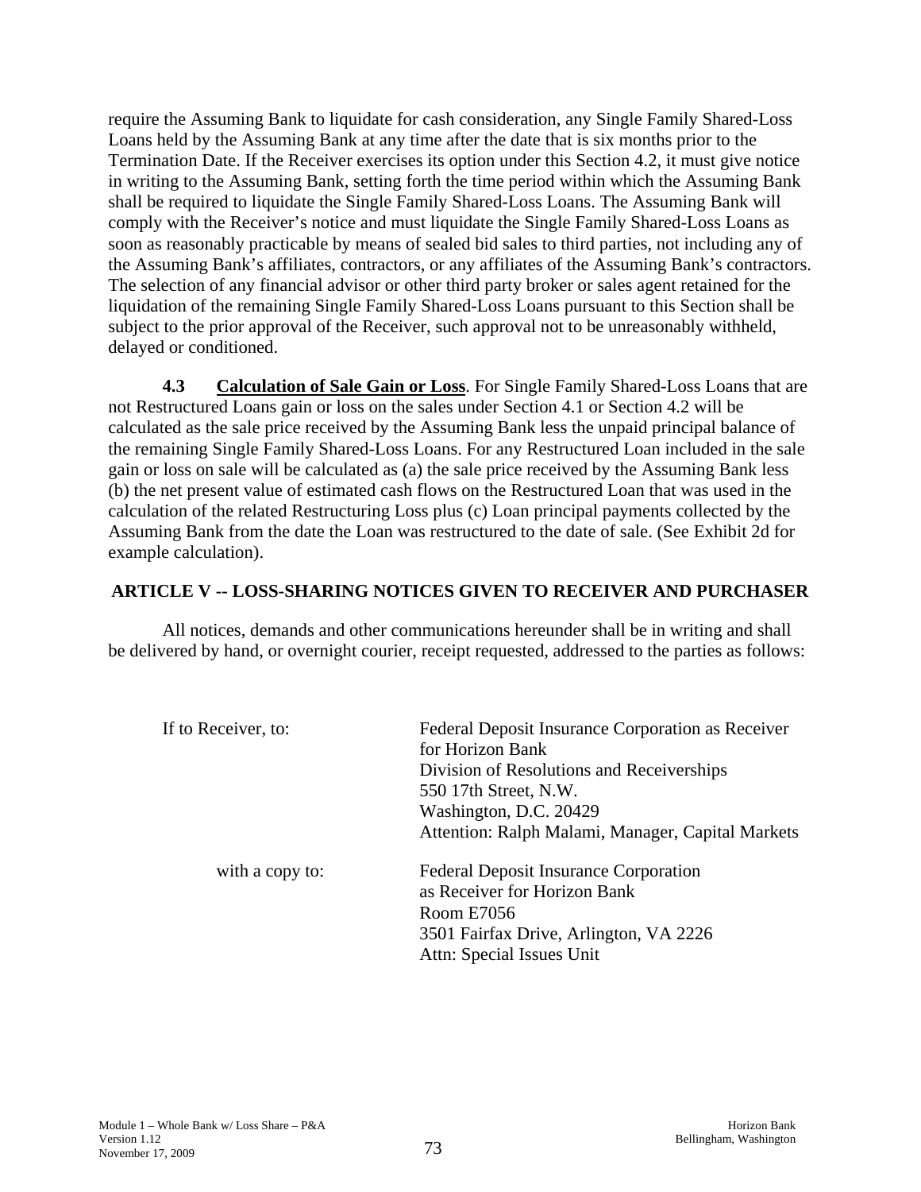require the Assuming Bank to liquidate for cash consideration, any Single Family Shared-Loss Loans held by the Assuming Bank at any time after the date that is six months prior to the Termination Date. If the Receiver exercises its option under this Section 4.2, it must give notice in writing to the Assuming Bank, setting forth the time period within which the Assuming Bank shall be required to liquidate the Single Family Shared-Loss Loans. The Assuming Bank will comply with the Receiver's notice and must liquidate the Single Family Shared-Loss Loans as soon as reasonably practicable by means of sealed bid sales to third parties, not including any of the Assuming Bank's affiliates, contractors, or any affiliates of the Assuming Bank's contractors. The selection of any financial advisor or other third party broker or sales agent retained for the liquidation of the remaining Single Family Shared-Loss Loans pursuant to this Section shall be subject to the prior approval of the Receiver, such approval not to be unreasonably withheld, delayed or conditioned.

**4.3 Calculation of Sale Gain or Loss**. For Single Family Shared-Loss Loans that are not Restructured Loans gain or loss on the sales under Section 4.1 or Section 4.2 will be calculated as the sale price received by the Assuming Bank less the unpaid principal balance of the remaining Single Family Shared-Loss Loans. For any Restructured Loan included in the sale gain or loss on sale will be calculated as (a) the sale price received by the Assuming Bank less (b) the net present value of estimated cash flows on the Restructured Loan that was used in the calculation of the related Restructuring Loss plus (c) Loan principal payments collected by the Assuming Bank from the date the Loan was restructured to the date of sale. (See Exhibit 2d for example calculation).

## ARTICLE V -- LOSS-SHARING NOTICES GIVEN TO RECEIVER AND PURCHASER

All notices, demands and other communications hereunder shall be in writing and shall be delivered by hand, or overnight courier, receipt requested, addressed to the parties as follows:

If to Receiver, to:

Federal Deposit Insurance Corporation as Receiver for Horizon Bank
Division of Resolutions and Receiverships
550 17th Street, N.W.
Washington, D.C. 20429
Attention: Ralph Malami, Manager, Capital Markets

with a copy to:

Federal Deposit Insurance Corporation
as Receiver for Horizon Bank
Room E7056
3501 Fairfax Drive, Arlington, VA 2226
Attn: Special Issues Unit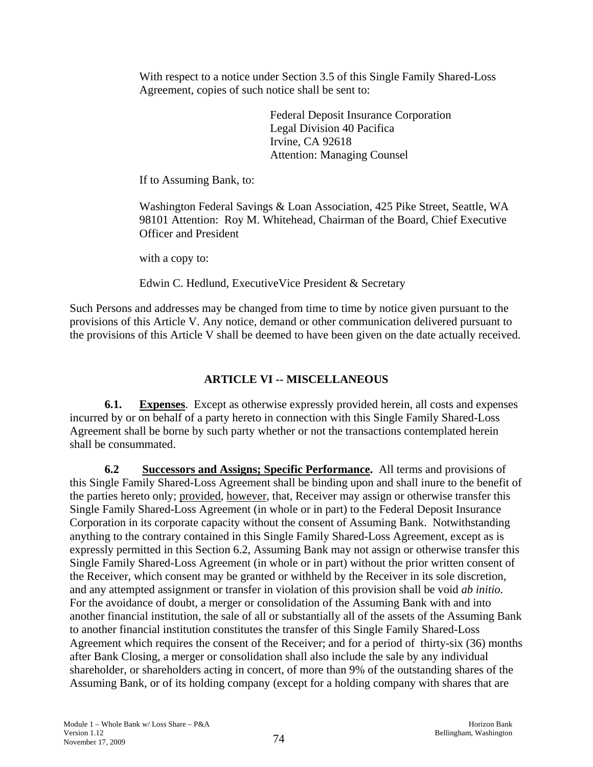With respect to a notice under Section 3.5 of this Single Family Shared-Loss Agreement, copies of such notice shall be sent to:

Federal Deposit Insurance Corporation
Legal Division 40 Pacifica
Irvine, CA 92618
Attention: Managing Counsel

If to Assuming Bank, to:

Washington Federal Savings & Loan Association, 425 Pike Street, Seattle, WA 98101 Attention: Roy M. Whitehead, Chairman of the Board, Chief Executive Officer and President

with a copy to:

Edwin C. Hedlund, ExecutiveVice President & Secretary

Such Persons and addresses may be changed from time to time by notice given pursuant to the provisions of this Article V. Any notice, demand or other communication delivered pursuant to the provisions of this Article V shall be deemed to have been given on the date actually received.

## ARTICLE VI -- MISCELLANEOUS

**6.1. Expenses**. Except as otherwise expressly provided herein, all costs and expenses incurred by or on behalf of a party hereto in connection with this Single Family Shared-Loss Agreement shall be borne by such party whether or not the transactions contemplated herein shall be consummated.

**6.2 Successors and Assigns; Specific Performance.** All terms and provisions of this Single Family Shared-Loss Agreement shall be binding upon and shall inure to the benefit of the parties hereto only; provided, however, that, Receiver may assign or otherwise transfer this Single Family Shared-Loss Agreement (in whole or in part) to the Federal Deposit Insurance Corporation in its corporate capacity without the consent of Assuming Bank. Notwithstanding anything to the contrary contained in this Single Family Shared-Loss Agreement, except as is expressly permitted in this Section 6.2, Assuming Bank may not assign or otherwise transfer this Single Family Shared-Loss Agreement (in whole or in part) without the prior written consent of the Receiver, which consent may be granted or withheld by the Receiver in its sole discretion, and any attempted assignment or transfer in violation of this provision shall be void *ab initio.* For the avoidance of doubt, a merger or consolidation of the Assuming Bank with and into another financial institution, the sale of all or substantially all of the assets of the Assuming Bank to another financial institution constitutes the transfer of this Single Family Shared-Loss Agreement which requires the consent of the Receiver; and for a period of thirty-six (36) months after Bank Closing, a merger or consolidation shall also include the sale by any individual shareholder, or shareholders acting in concert, of more than 9% of the outstanding shares of the Assuming Bank, or of its holding company (except for a holding company with shares that are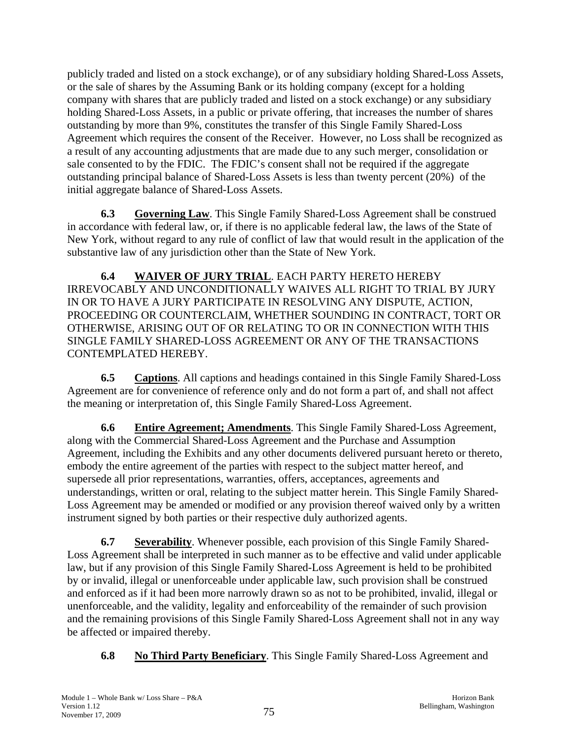publicly traded and listed on a stock exchange), or of any subsidiary holding Shared-Loss Assets, or the sale of shares by the Assuming Bank or its holding company (except for a holding company with shares that are publicly traded and listed on a stock exchange) or any subsidiary holding Shared-Loss Assets, in a public or private offering, that increases the number of shares outstanding by more than 9%, constitutes the transfer of this Single Family Shared-Loss Agreement which requires the consent of the Receiver. However, no Loss shall be recognized as a result of any accounting adjustments that are made due to any such merger, consolidation or sale consented to by the FDIC. The FDIC's consent shall not be required if the aggregate outstanding principal balance of Shared-Loss Assets is less than twenty percent (20%) of the initial aggregate balance of Shared-Loss Assets.

**6.3 Governing Law**. This Single Family Shared-Loss Agreement shall be construed in accordance with federal law, or, if there is no applicable federal law, the laws of the State of New York, without regard to any rule of conflict of law that would result in the application of the substantive law of any jurisdiction other than the State of New York.

**6.4 WAIVER OF JURY TRIAL**. EACH PARTY HERETO HEREBY IRREVOCABLY AND UNCONDITIONALLY WAIVES ALL RIGHT TO TRIAL BY JURY IN OR TO HAVE A JURY PARTICIPATE IN RESOLVING ANY DISPUTE, ACTION, PROCEEDING OR COUNTERCLAIM, WHETHER SOUNDING IN CONTRACT, TORT OR OTHERWISE, ARISING OUT OF OR RELATING TO OR IN CONNECTION WITH THIS SINGLE FAMILY SHARED-LOSS AGREEMENT OR ANY OF THE TRANSACTIONS CONTEMPLATED HEREBY.

**6.5 Captions**. All captions and headings contained in this Single Family Shared-Loss Agreement are for convenience of reference only and do not form a part of, and shall not affect the meaning or interpretation of, this Single Family Shared-Loss Agreement.

**6.6 Entire Agreement; Amendments**. This Single Family Shared-Loss Agreement, along with the Commercial Shared-Loss Agreement and the Purchase and Assumption Agreement, including the Exhibits and any other documents delivered pursuant hereto or thereto, embody the entire agreement of the parties with respect to the subject matter hereof, and supersede all prior representations, warranties, offers, acceptances, agreements and understandings, written or oral, relating to the subject matter herein. This Single Family Shared-Loss Agreement may be amended or modified or any provision thereof waived only by a written instrument signed by both parties or their respective duly authorized agents.

**6.7 Severability**. Whenever possible, each provision of this Single Family Shared-Loss Agreement shall be interpreted in such manner as to be effective and valid under applicable law, but if any provision of this Single Family Shared-Loss Agreement is held to be prohibited by or invalid, illegal or unenforceable under applicable law, such provision shall be construed and enforced as if it had been more narrowly drawn so as not to be prohibited, invalid, illegal or unenforceable, and the validity, legality and enforceability of the remainder of such provision and the remaining provisions of this Single Family Shared-Loss Agreement shall not in any way be affected or impaired thereby.

**6.8 No Third Party Beneficiary**. This Single Family Shared-Loss Agreement and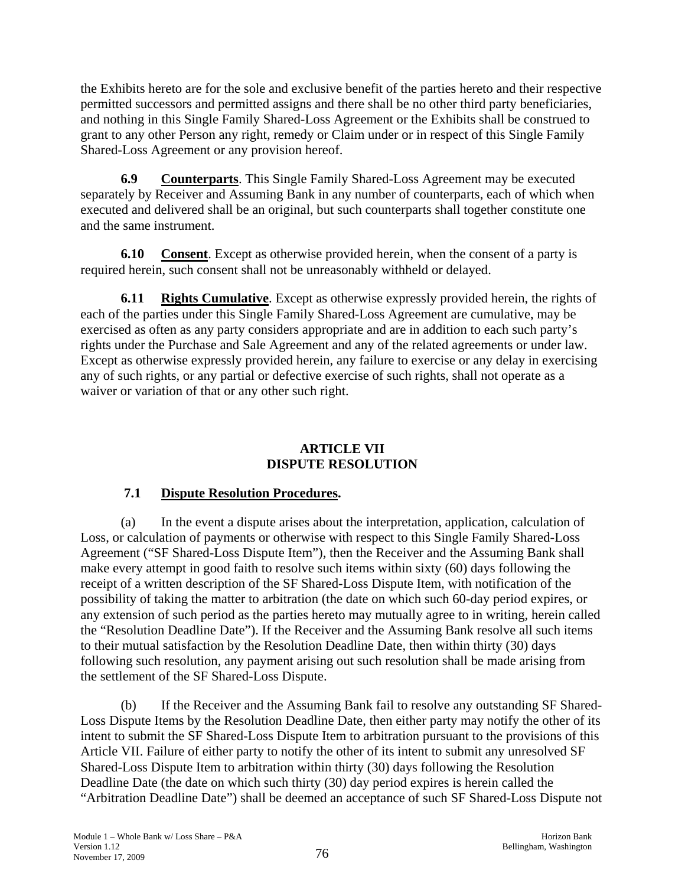the Exhibits hereto are for the sole and exclusive benefit of the parties hereto and their respective permitted successors and permitted assigns and there shall be no other third party beneficiaries, and nothing in this Single Family Shared-Loss Agreement or the Exhibits shall be construed to grant to any other Person any right, remedy or Claim under or in respect of this Single Family Shared-Loss Agreement or any provision hereof.

**6.9 Counterparts**. This Single Family Shared-Loss Agreement may be executed separately by Receiver and Assuming Bank in any number of counterparts, each of which when executed and delivered shall be an original, but such counterparts shall together constitute one and the same instrument.

**6.10 Consent**. Except as otherwise provided herein, when the consent of a party is required herein, such consent shall not be unreasonably withheld or delayed.

**6.11 Rights Cumulative**. Except as otherwise expressly provided herein, the rights of each of the parties under this Single Family Shared-Loss Agreement are cumulative, may be exercised as often as any party considers appropriate and are in addition to each such party's rights under the Purchase and Sale Agreement and any of the related agreements or under law. Except as otherwise expressly provided herein, any failure to exercise or any delay in exercising any of such rights, or any partial or defective exercise of such rights, shall not operate as a waiver or variation of that or any other such right.

## ARTICLE VII
## DISPUTE RESOLUTION

**7.1 Dispute Resolution Procedures.**

(a) In the event a dispute arises about the interpretation, application, calculation of Loss, or calculation of payments or otherwise with respect to this Single Family Shared-Loss Agreement ("SF Shared-Loss Dispute Item"), then the Receiver and the Assuming Bank shall make every attempt in good faith to resolve such items within sixty (60) days following the receipt of a written description of the SF Shared-Loss Dispute Item, with notification of the possibility of taking the matter to arbitration (the date on which such 60-day period expires, or any extension of such period as the parties hereto may mutually agree to in writing, herein called the "Resolution Deadline Date"). If the Receiver and the Assuming Bank resolve all such items to their mutual satisfaction by the Resolution Deadline Date, then within thirty (30) days following such resolution, any payment arising out such resolution shall be made arising from the settlement of the SF Shared-Loss Dispute.

(b) If the Receiver and the Assuming Bank fail to resolve any outstanding SF Shared-Loss Dispute Items by the Resolution Deadline Date, then either party may notify the other of its intent to submit the SF Shared-Loss Dispute Item to arbitration pursuant to the provisions of this Article VII. Failure of either party to notify the other of its intent to submit any unresolved SF Shared-Loss Dispute Item to arbitration within thirty (30) days following the Resolution Deadline Date (the date on which such thirty (30) day period expires is herein called the "Arbitration Deadline Date") shall be deemed an acceptance of such SF Shared-Loss Dispute not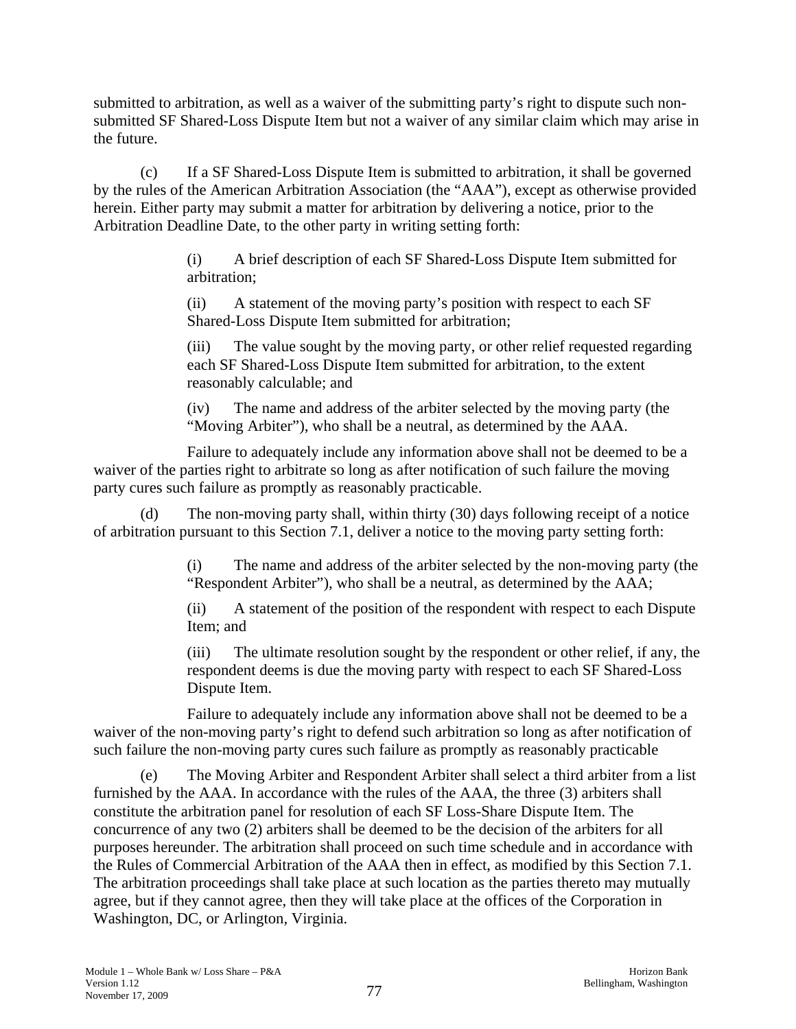submitted to arbitration, as well as a waiver of the submitting party's right to dispute such non-submitted SF Shared-Loss Dispute Item but not a waiver of any similar claim which may arise in the future.

(c) If a SF Shared-Loss Dispute Item is submitted to arbitration, it shall be governed by the rules of the American Arbitration Association (the "AAA"), except as otherwise provided herein. Either party may submit a matter for arbitration by delivering a notice, prior to the Arbitration Deadline Date, to the other party in writing setting forth:

> (i) A brief description of each SF Shared-Loss Dispute Item submitted for arbitration;
>
> (ii) A statement of the moving party's position with respect to each SF Shared-Loss Dispute Item submitted for arbitration;
>
> (iii) The value sought by the moving party, or other relief requested regarding each SF Shared-Loss Dispute Item submitted for arbitration, to the extent reasonably calculable; and
>
> (iv) The name and address of the arbiter selected by the moving party (the "Moving Arbiter"), who shall be a neutral, as determined by the AAA.

Failure to adequately include any information above shall not be deemed to be a waiver of the parties right to arbitrate so long as after notification of such failure the moving party cures such failure as promptly as reasonably practicable.

(d) The non-moving party shall, within thirty (30) days following receipt of a notice of arbitration pursuant to this Section 7.1, deliver a notice to the moving party setting forth:

> (i) The name and address of the arbiter selected by the non-moving party (the "Respondent Arbiter"), who shall be a neutral, as determined by the AAA;
>
> (ii) A statement of the position of the respondent with respect to each Dispute Item; and
>
> (iii) The ultimate resolution sought by the respondent or other relief, if any, the respondent deems is due the moving party with respect to each SF Shared-Loss Dispute Item.

Failure to adequately include any information above shall not be deemed to be a waiver of the non-moving party's right to defend such arbitration so long as after notification of such failure the non-moving party cures such failure as promptly as reasonably practicable

(e) The Moving Arbiter and Respondent Arbiter shall select a third arbiter from a list furnished by the AAA. In accordance with the rules of the AAA, the three (3) arbiters shall constitute the arbitration panel for resolution of each SF Loss-Share Dispute Item. The concurrence of any two (2) arbiters shall be deemed to be the decision of the arbiters for all purposes hereunder. The arbitration shall proceed on such time schedule and in accordance with the Rules of Commercial Arbitration of the AAA then in effect, as modified by this Section 7.1. The arbitration proceedings shall take place at such location as the parties thereto may mutually agree, but if they cannot agree, then they will take place at the offices of the Corporation in Washington, DC, or Arlington, Virginia.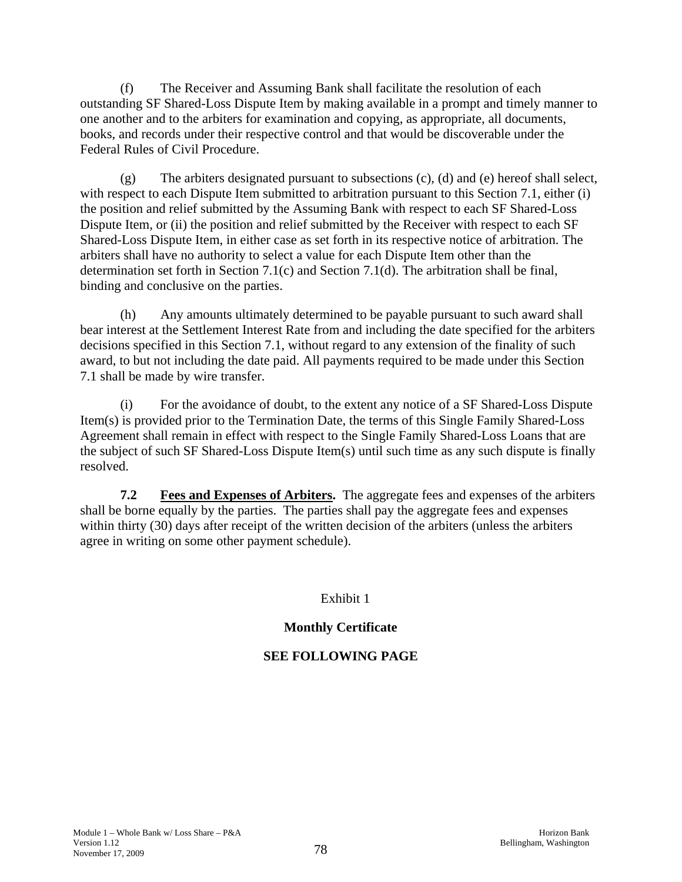(f) The Receiver and Assuming Bank shall facilitate the resolution of each outstanding SF Shared-Loss Dispute Item by making available in a prompt and timely manner to one another and to the arbiters for examination and copying, as appropriate, all documents, books, and records under their respective control and that would be discoverable under the Federal Rules of Civil Procedure.

(g) The arbiters designated pursuant to subsections (c), (d) and (e) hereof shall select, with respect to each Dispute Item submitted to arbitration pursuant to this Section 7.1, either (i) the position and relief submitted by the Assuming Bank with respect to each SF Shared-Loss Dispute Item, or (ii) the position and relief submitted by the Receiver with respect to each SF Shared-Loss Dispute Item, in either case as set forth in its respective notice of arbitration. The arbiters shall have no authority to select a value for each Dispute Item other than the determination set forth in Section 7.1(c) and Section 7.1(d). The arbitration shall be final, binding and conclusive on the parties.

(h) Any amounts ultimately determined to be payable pursuant to such award shall bear interest at the Settlement Interest Rate from and including the date specified for the arbiters decisions specified in this Section 7.1, without regard to any extension of the finality of such award, to but not including the date paid. All payments required to be made under this Section 7.1 shall be made by wire transfer.

(i) For the avoidance of doubt, to the extent any notice of a SF Shared-Loss Dispute Item(s) is provided prior to the Termination Date, the terms of this Single Family Shared-Loss Agreement shall remain in effect with respect to the Single Family Shared-Loss Loans that are the subject of such SF Shared-Loss Dispute Item(s) until such time as any such dispute is finally resolved.

**7.2 Fees and Expenses of Arbiters.** The aggregate fees and expenses of the arbiters shall be borne equally by the parties. The parties shall pay the aggregate fees and expenses within thirty (30) days after receipt of the written decision of the arbiters (unless the arbiters agree in writing on some other payment schedule).

Exhibit 1

**Monthly Certificate**

**SEE FOLLOWING PAGE**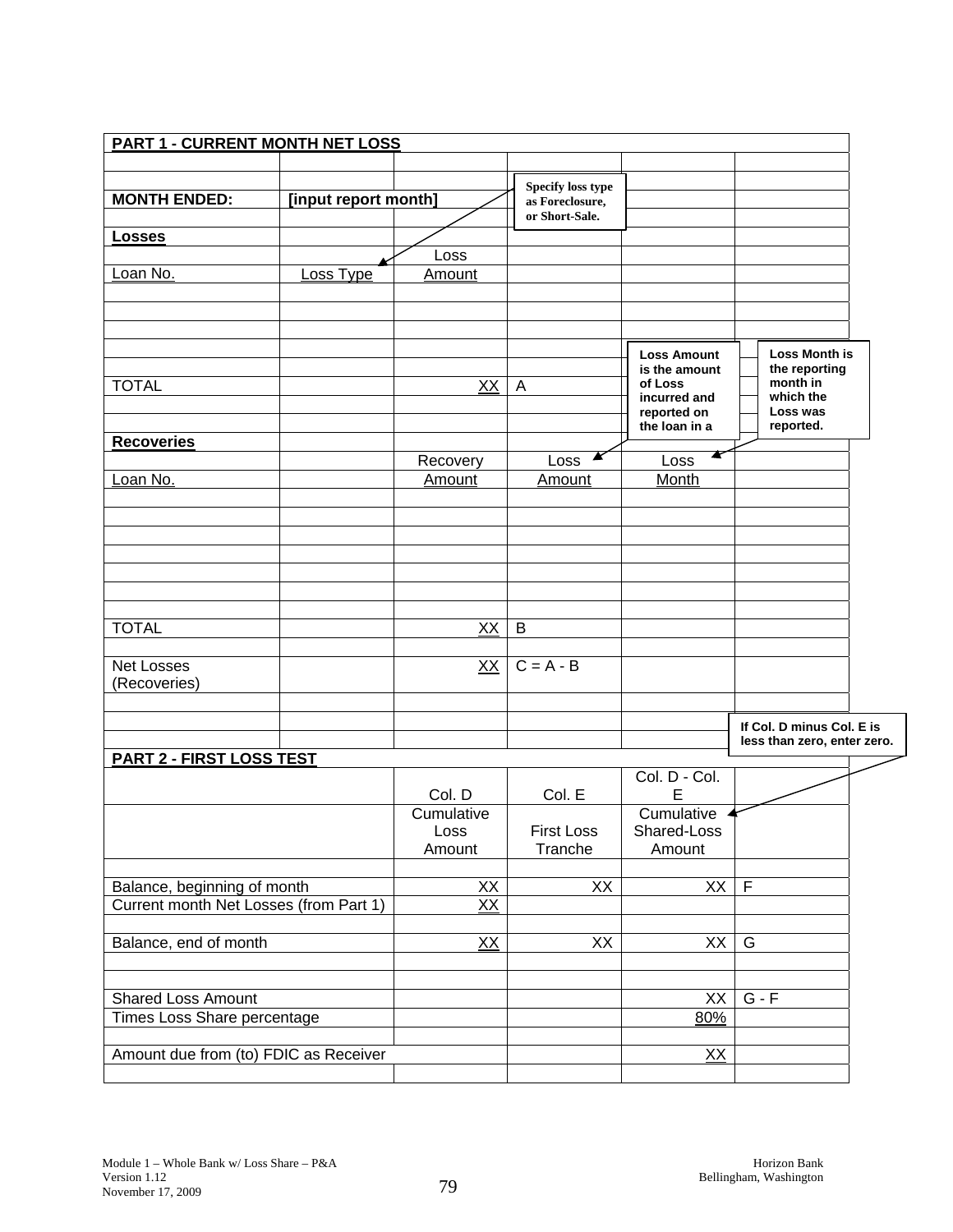**PART 1 - CURRENT MONTH NET LOSS**

| | | | | | |
|---|---|---|---|---|---|
| **MONTH ENDED:** | **[input report month]** | | | | |
| **Losses** | | | | | |
| Loan No. | Loss Type | Loss Amount | | | |
| | | | | | |
| | | | | | |
| | | | | | |
| TOTAL | | XX | A | | |
| | | | | | |
| **Recoveries** | | | | | |
| Loan No. | | Recovery Amount | Loss Amount | Loss Month | |
| | | | | | |
| | | | | | |
| | | | | | |
| TOTAL | | XX | B | | |
| | | | | | |
| Net Losses (Recoveries) | | XX | C = A - B | | |

Notes:
- **Specify loss type as Foreclosure, or Short-Sale.** (refers to Loss Type)
- **Loss Amount is the amount of Loss incurred and reported on the loan in a**
- **Loss Month is the reporting month in which the Loss was reported.**
- **If Col. D minus Col. E is less than zero, enter zero.** (refers to Cumulative Shared-Loss Amount)

**PART 2 - FIRST LOSS TEST**

| | Col. D | Col. E | Col. D - Col. E | |
|---|---|---|---|---|
| | Cumulative Loss Amount | First Loss Tranche | Cumulative Shared-Loss Amount | |
| | | | | |
| Balance, beginning of month | XX | XX | XX | F |
| Current month Net Losses (from Part 1) | XX | | | |
| | | | | |
| Balance, end of month | XX | XX | XX | G |
| | | | | |
| Shared Loss Amount | | | XX | G - F |
| Times Loss Share percentage | | | 80% | |
| | | | | |
| Amount due from (to) FDIC as Receiver | | | XX | |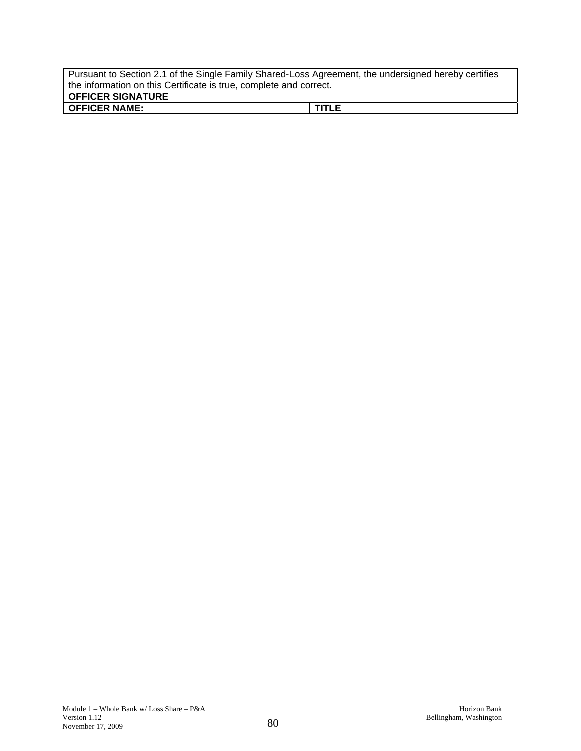| Pursuant to Section 2.1 of the Single Family Shared-Loss Agreement, the undersigned hereby certifies the information on this Certificate is true, complete and correct. | |
|---|---|
| **OFFICER SIGNATURE** | |
| **OFFICER NAME:** | **TITLE** |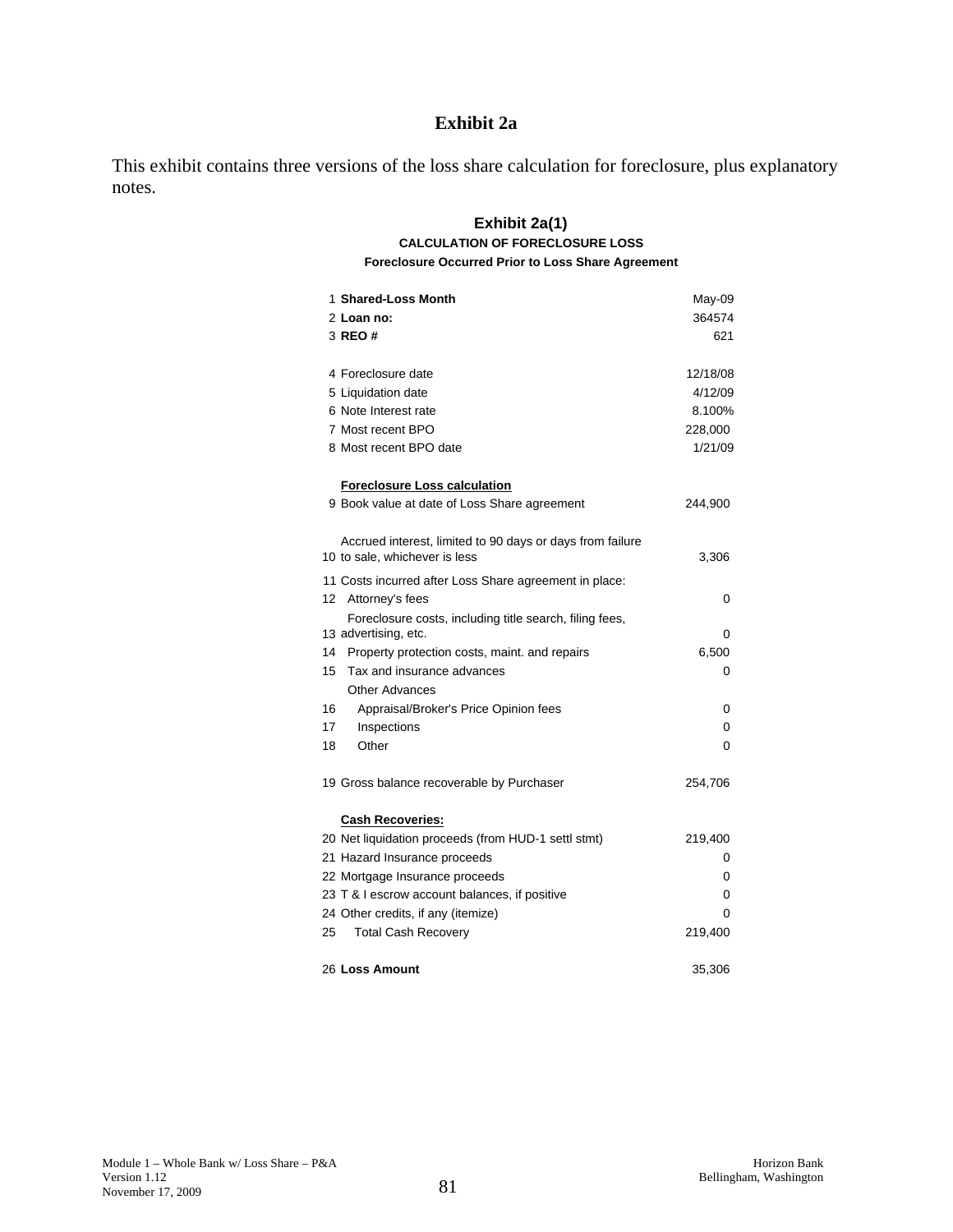# Exhibit 2a

This exhibit contains three versions of the loss share calculation for foreclosure, plus explanatory notes.

## Exhibit 2a(1)

**CALCULATION OF FORECLOSURE LOSS**

**Foreclosure Occurred Prior to Loss Share Agreement**

| # | Item | Value |
|---|---|---|
| 1 | **Shared-Loss Month** | May-09 |
| 2 | **Loan no:** | 364574 |
| 3 | **REO #** | 621 |
| | | |
| 4 | Foreclosure date | 12/18/08 |
| 5 | Liquidation date | 4/12/09 |
| 6 | Note Interest rate | 8.100% |
| 7 | Most recent BPO | 228,000 |
| 8 | Most recent BPO date | 1/21/09 |
| | | |
| | **Foreclosure Loss calculation** | |
| 9 | Book value at date of Loss Share agreement | 244,900 |
| | | |
| 10 | Accrued interest, limited to 90 days or days from failure to sale, whichever is less | 3,306 |
| 11 | Costs incurred after Loss Share agreement in place: | |
| 12 | Attorney's fees | 0 |
| 13 | Foreclosure costs, including title search, filing fees, advertising, etc. | 0 |
| 14 | Property protection costs, maint. and repairs | 6,500 |
| 15 | Tax and insurance advances | 0 |
| | Other Advances | |
| 16 | Appraisal/Broker's Price Opinion fees | 0 |
| 17 | Inspections | 0 |
| 18 | Other | 0 |
| | | |
| 19 | Gross balance recoverable by Purchaser | 254,706 |
| | | |
| | **Cash Recoveries:** | |
| 20 | Net liquidation proceeds (from HUD-1 settl stmt) | 219,400 |
| 21 | Hazard Insurance proceeds | 0 |
| 22 | Mortgage Insurance proceeds | 0 |
| 23 | T & I escrow account balances, if positive | 0 |
| 24 | Other credits, if any (itemize) | 0 |
| 25 | Total Cash Recovery | 219,400 |
| | | |
| 26 | **Loss Amount** | 35,306 |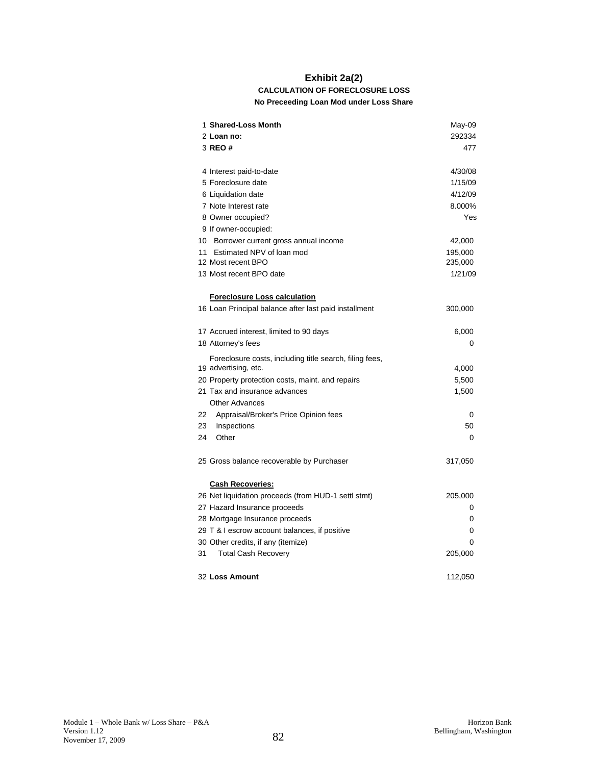# Exhibit 2a(2)

## CALCULATION OF FORECLOSURE LOSS

### No Preceeding Loan Mod under Loss Share

| # | Item | Value |
|---|---|---|
| 1 | **Shared-Loss Month** | May-09 |
| 2 | **Loan no:** | 292334 |
| 3 | **REO #** | 477 |
| 4 | Interest paid-to-date | 4/30/08 |
| 5 | Foreclosure date | 1/15/09 |
| 6 | Liquidation date | 4/12/09 |
| 7 | Note Interest rate | 8.000% |
| 8 | Owner occupied? | Yes |
| 9 | If owner-occupied: | |
| 10 | Borrower current gross annual income | 42,000 |
| 11 | Estimated NPV of loan mod | 195,000 |
| 12 | Most recent BPO | 235,000 |
| 13 | Most recent BPO date | 1/21/09 |
| | **Foreclosure Loss calculation** | |
| 16 | Loan Principal balance after last paid installment | 300,000 |
| 17 | Accrued interest, limited to 90 days | 6,000 |
| 18 | Attorney's fees | 0 |
| 19 | Foreclosure costs, including title search, filing fees, advertising, etc. | 4,000 |
| 20 | Property protection costs, maint. and repairs | 5,500 |
| 21 | Tax and insurance advances | 1,500 |
| | Other Advances | |
| 22 | Appraisal/Broker's Price Opinion fees | 0 |
| 23 | Inspections | 50 |
| 24 | Other | 0 |
| 25 | Gross balance recoverable by Purchaser | 317,050 |
| | **Cash Recoveries:** | |
| 26 | Net liquidation proceeds (from HUD-1 settl stmt) | 205,000 |
| 27 | Hazard Insurance proceeds | 0 |
| 28 | Mortgage Insurance proceeds | 0 |
| 29 | T & I escrow account balances, if positive | 0 |
| 30 | Other credits, if any (itemize) | 0 |
| 31 | Total Cash Recovery | 205,000 |
| 32 | **Loss Amount** | 112,050 |

Module 1 – Whole Bank w/ Loss Share – P&A
Version 1.12
November 17, 2009

Horizon Bank
Bellingham, Washington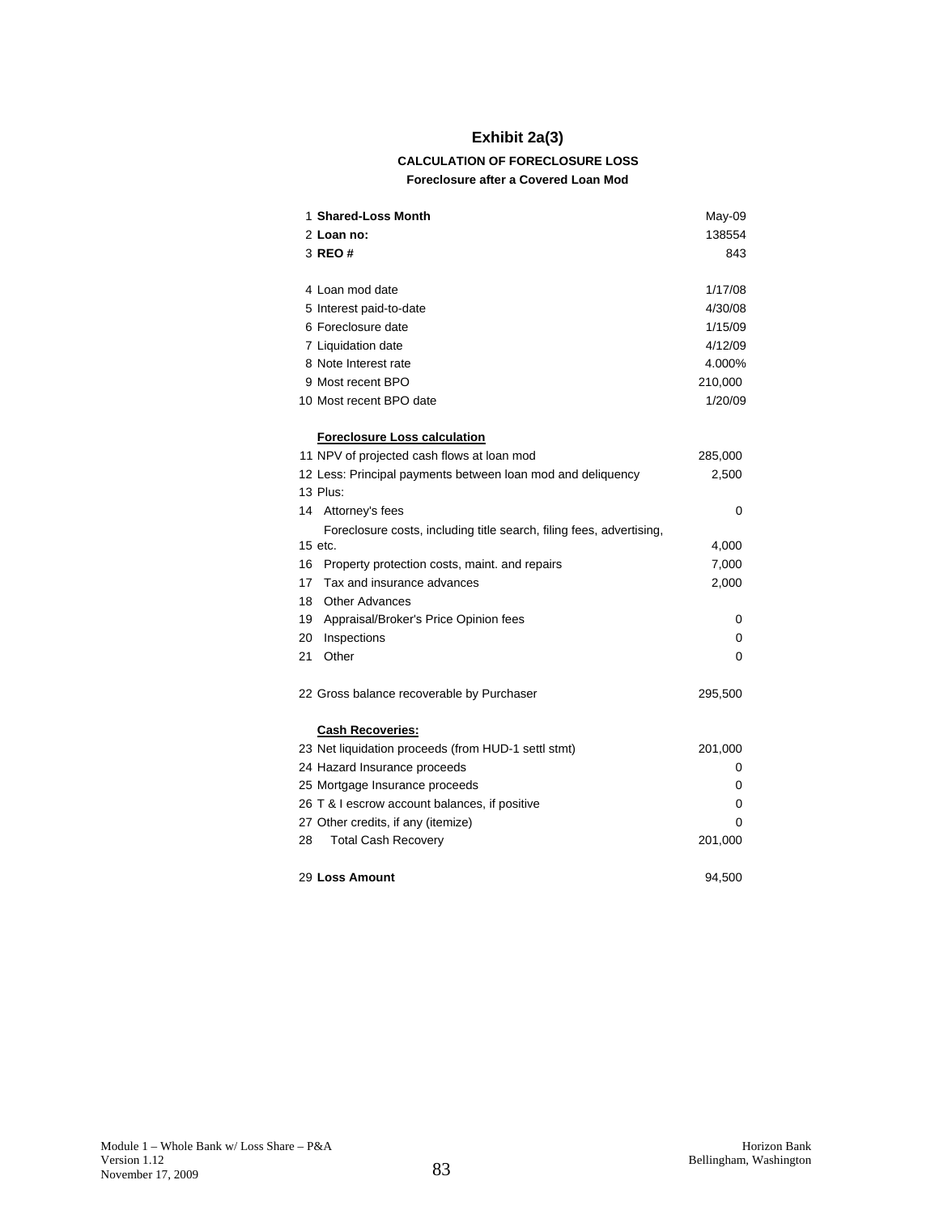# Exhibit 2a(3)

### CALCULATION OF FORECLOSURE LOSS

#### Foreclosure after a Covered Loan Mod

| | | |
|---|---|---|
| 1 | **Shared-Loss Month** | May-09 |
| 2 | **Loan no:** | 138554 |
| 3 | **REO #** | 843 |
| | | |
| 4 | Loan mod date | 1/17/08 |
| 5 | Interest paid-to-date | 4/30/08 |
| 6 | Foreclosure date | 1/15/09 |
| 7 | Liquidation date | 4/12/09 |
| 8 | Note Interest rate | 4.000% |
| 9 | Most recent BPO | 210,000 |
| 10 | Most recent BPO date | 1/20/09 |
| | | |
| | **Foreclosure Loss calculation** | |
| 11 | NPV of projected cash flows at loan mod | 285,000 |
| 12 | Less: Principal payments between loan mod and deliquency | 2,500 |
| 13 | Plus: | |
| 14 | Attorney's fees | 0 |
| 15 | Foreclosure costs, including title search, filing fees, advertising, etc. | 4,000 |
| 16 | Property protection costs, maint. and repairs | 7,000 |
| 17 | Tax and insurance advances | 2,000 |
| 18 | Other Advances | |
| 19 | Appraisal/Broker's Price Opinion fees | 0 |
| 20 | Inspections | 0 |
| 21 | Other | 0 |
| | | |
| 22 | Gross balance recoverable by Purchaser | 295,500 |
| | | |
| | **Cash Recoveries:** | |
| 23 | Net liquidation proceeds (from HUD-1 settl stmt) | 201,000 |
| 24 | Hazard Insurance proceeds | 0 |
| 25 | Mortgage Insurance proceeds | 0 |
| 26 | T & I escrow account balances, if positive | 0 |
| 27 | Other credits, if any (itemize) | 0 |
| 28 | Total Cash Recovery | 201,000 |
| | | |
| 29 | **Loss Amount** | 94,500 |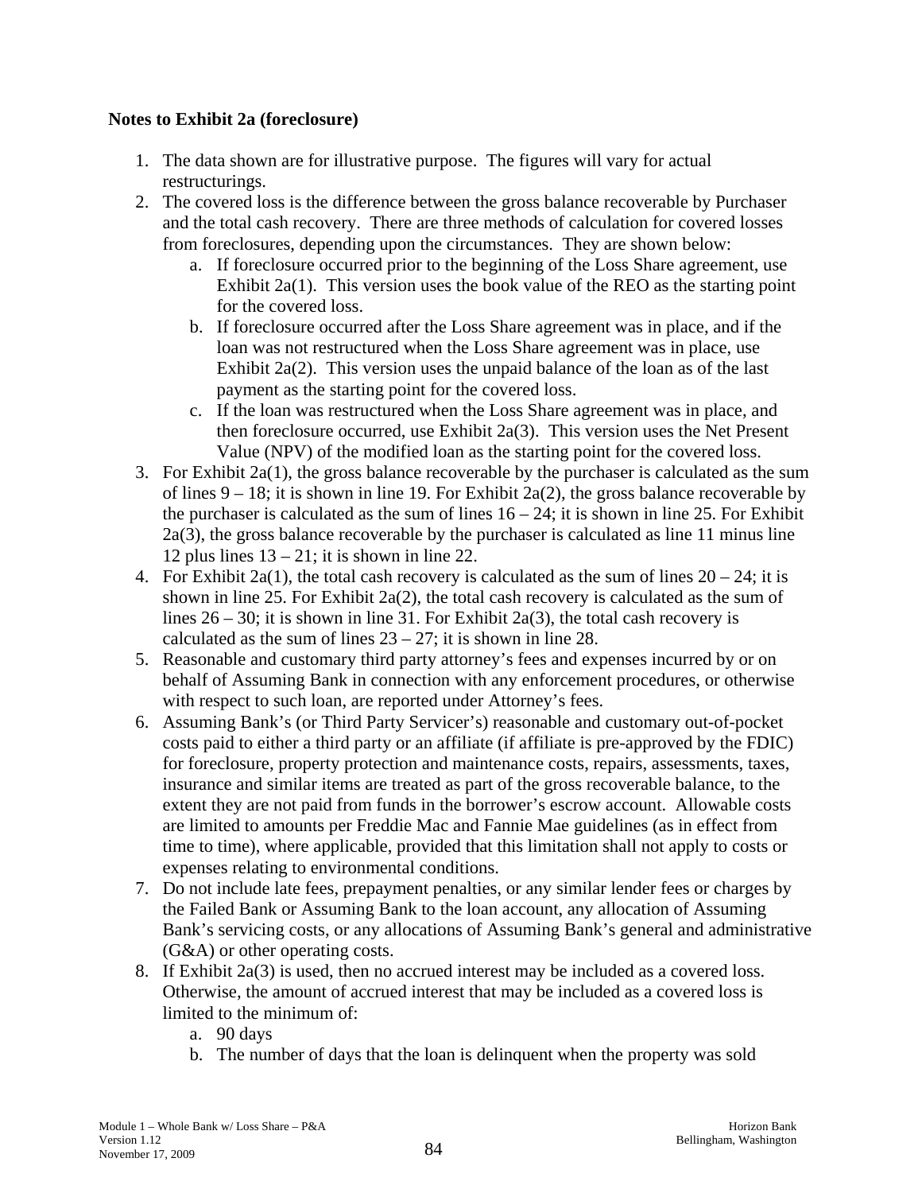**Notes to Exhibit 2a (foreclosure)**

1. The data shown are for illustrative purpose. The figures will vary for actual restructurings.
2. The covered loss is the difference between the gross balance recoverable by Purchaser and the total cash recovery. There are three methods of calculation for covered losses from foreclosures, depending upon the circumstances. They are shown below:
   a. If foreclosure occurred prior to the beginning of the Loss Share agreement, use Exhibit 2a(1). This version uses the book value of the REO as the starting point for the covered loss.
   b. If foreclosure occurred after the Loss Share agreement was in place, and if the loan was not restructured when the Loss Share agreement was in place, use Exhibit 2a(2). This version uses the unpaid balance of the loan as of the last payment as the starting point for the covered loss.
   c. If the loan was restructured when the Loss Share agreement was in place, and then foreclosure occurred, use Exhibit 2a(3). This version uses the Net Present Value (NPV) of the modified loan as the starting point for the covered loss.
3. For Exhibit 2a(1), the gross balance recoverable by the purchaser is calculated as the sum of lines 9 – 18; it is shown in line 19. For Exhibit 2a(2), the gross balance recoverable by the purchaser is calculated as the sum of lines 16 – 24; it is shown in line 25. For Exhibit 2a(3), the gross balance recoverable by the purchaser is calculated as line 11 minus line 12 plus lines 13 – 21; it is shown in line 22.
4. For Exhibit 2a(1), the total cash recovery is calculated as the sum of lines 20 – 24; it is shown in line 25. For Exhibit 2a(2), the total cash recovery is calculated as the sum of lines 26 – 30; it is shown in line 31. For Exhibit 2a(3), the total cash recovery is calculated as the sum of lines 23 – 27; it is shown in line 28.
5. Reasonable and customary third party attorney's fees and expenses incurred by or on behalf of Assuming Bank in connection with any enforcement procedures, or otherwise with respect to such loan, are reported under Attorney's fees.
6. Assuming Bank's (or Third Party Servicer's) reasonable and customary out-of-pocket costs paid to either a third party or an affiliate (if affiliate is pre-approved by the FDIC) for foreclosure, property protection and maintenance costs, repairs, assessments, taxes, insurance and similar items are treated as part of the gross recoverable balance, to the extent they are not paid from funds in the borrower's escrow account. Allowable costs are limited to amounts per Freddie Mac and Fannie Mae guidelines (as in effect from time to time), where applicable, provided that this limitation shall not apply to costs or expenses relating to environmental conditions.
7. Do not include late fees, prepayment penalties, or any similar lender fees or charges by the Failed Bank or Assuming Bank to the loan account, any allocation of Assuming Bank's servicing costs, or any allocations of Assuming Bank's general and administrative (G&A) or other operating costs.
8. If Exhibit 2a(3) is used, then no accrued interest may be included as a covered loss. Otherwise, the amount of accrued interest that may be included as a covered loss is limited to the minimum of:
   a. 90 days
   b. The number of days that the loan is delinquent when the property was sold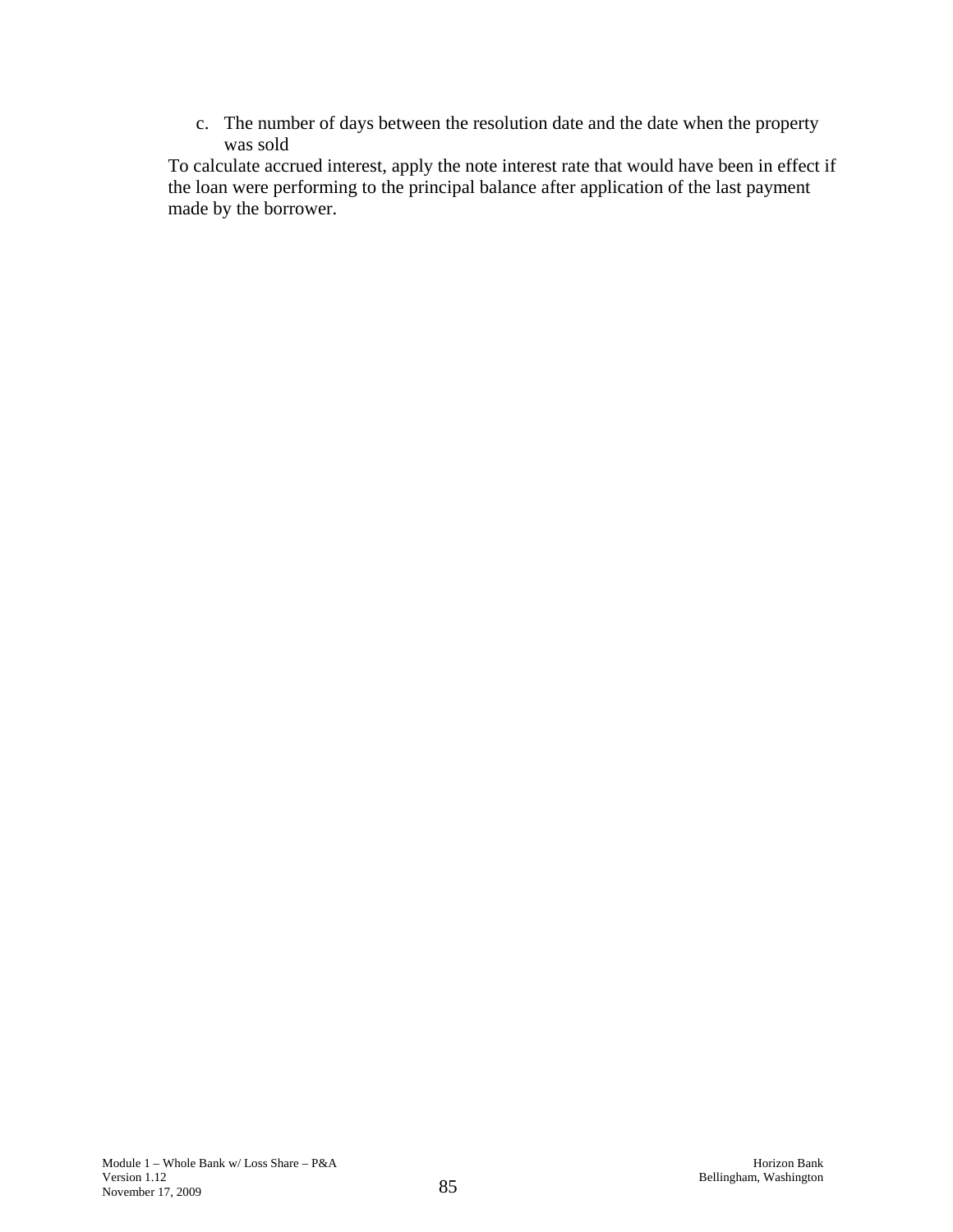c. The number of days between the resolution date and the date when the property was sold

To calculate accrued interest, apply the note interest rate that would have been in effect if the loan were performing to the principal balance after application of the last payment made by the borrower.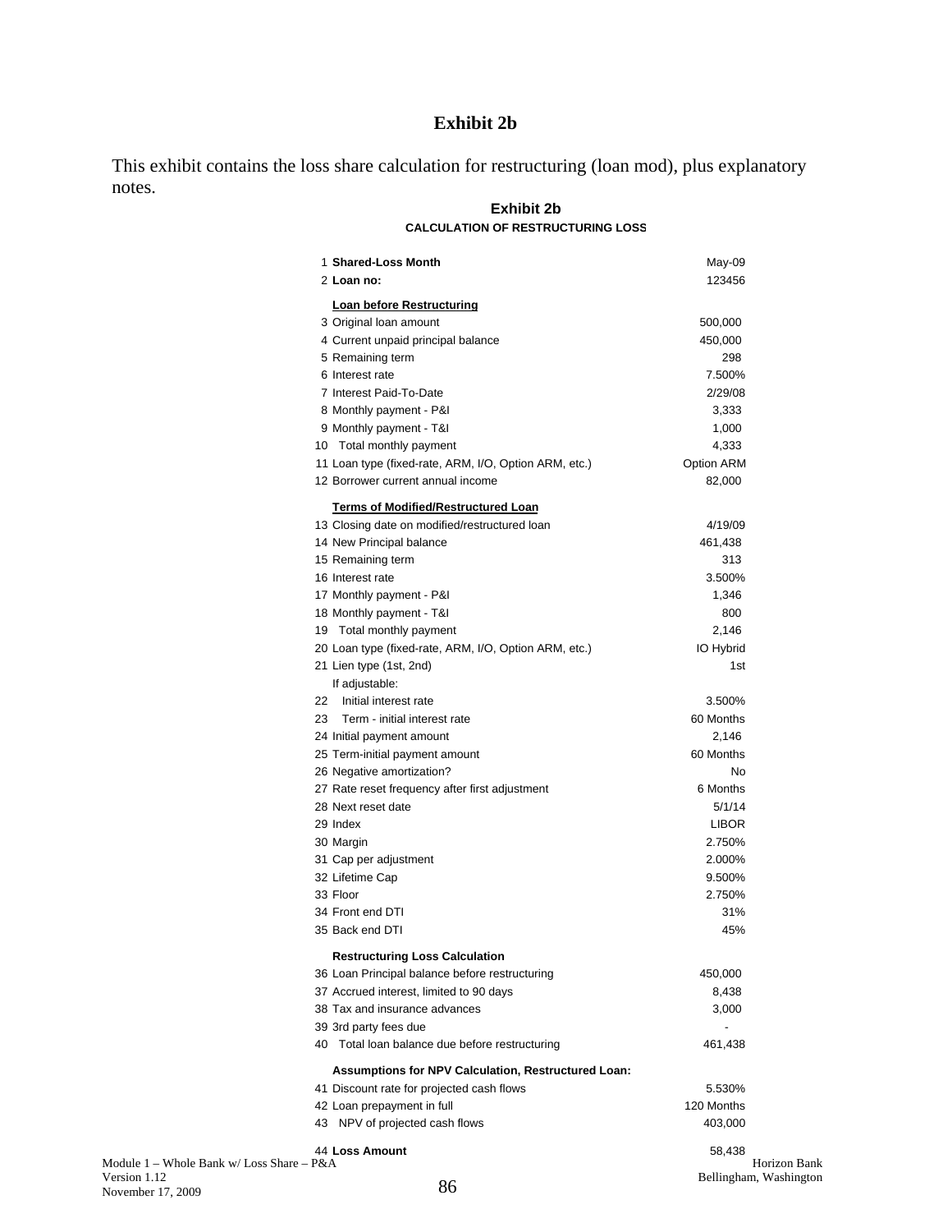# Exhibit 2b

This exhibit contains the loss share calculation for restructuring (loan mod), plus explanatory notes.

## Exhibit 2b

### CALCULATION OF RESTRUCTURING LOSS

| # | Item | Value |
|---|---|---|
| 1 | **Shared-Loss Month** | May-09 |
| 2 | **Loan no:** | 123456 |
| | **Loan before Restructuring** | |
| 3 | Original loan amount | 500,000 |
| 4 | Current unpaid principal balance | 450,000 |
| 5 | Remaining term | 298 |
| 6 | Interest rate | 7.500% |
| 7 | Interest Paid-To-Date | 2/29/08 |
| 8 | Monthly payment - P&I | 3,333 |
| 9 | Monthly payment - T&I | 1,000 |
| 10 | Total monthly payment | 4,333 |
| 11 | Loan type (fixed-rate, ARM, I/O, Option ARM, etc.) | Option ARM |
| 12 | Borrower current annual income | 82,000 |
| | **Terms of Modified/Restructured Loan** | |
| 13 | Closing date on modified/restructured loan | 4/19/09 |
| 14 | New Principal balance | 461,438 |
| 15 | Remaining term | 313 |
| 16 | Interest rate | 3.500% |
| 17 | Monthly payment - P&I | 1,346 |
| 18 | Monthly payment - T&I | 800 |
| 19 | Total monthly payment | 2,146 |
| 20 | Loan type (fixed-rate, ARM, I/O, Option ARM, etc.) | IO Hybrid |
| 21 | Lien type (1st, 2nd) | 1st |
| | If adjustable: | |
| 22 | Initial interest rate | 3.500% |
| 23 | Term - initial interest rate | 60 Months |
| 24 | Initial payment amount | 2,146 |
| 25 | Term-initial payment amount | 60 Months |
| 26 | Negative amortization? | No |
| 27 | Rate reset frequency after first adjustment | 6 Months |
| 28 | Next reset date | 5/1/14 |
| 29 | Index | LIBOR |
| 30 | Margin | 2.750% |
| 31 | Cap per adjustment | 2.000% |
| 32 | Lifetime Cap | 9.500% |
| 33 | Floor | 2.750% |
| 34 | Front end DTI | 31% |
| 35 | Back end DTI | 45% |
| | **Restructuring Loss Calculation** | |
| 36 | Loan Principal balance before restructuring | 450,000 |
| 37 | Accrued interest, limited to 90 days | 8,438 |
| 38 | Tax and insurance advances | 3,000 |
| 39 | 3rd party fees due | - |
| 40 | Total loan balance due before restructuring | 461,438 |
| | **Assumptions for NPV Calculation, Restructured Loan:** | |
| 41 | Discount rate for projected cash flows | 5.530% |
| 42 | Loan prepayment in full | 120 Months |
| 43 | NPV of projected cash flows | 403,000 |
| 44 | **Loss Amount** | 58,438 |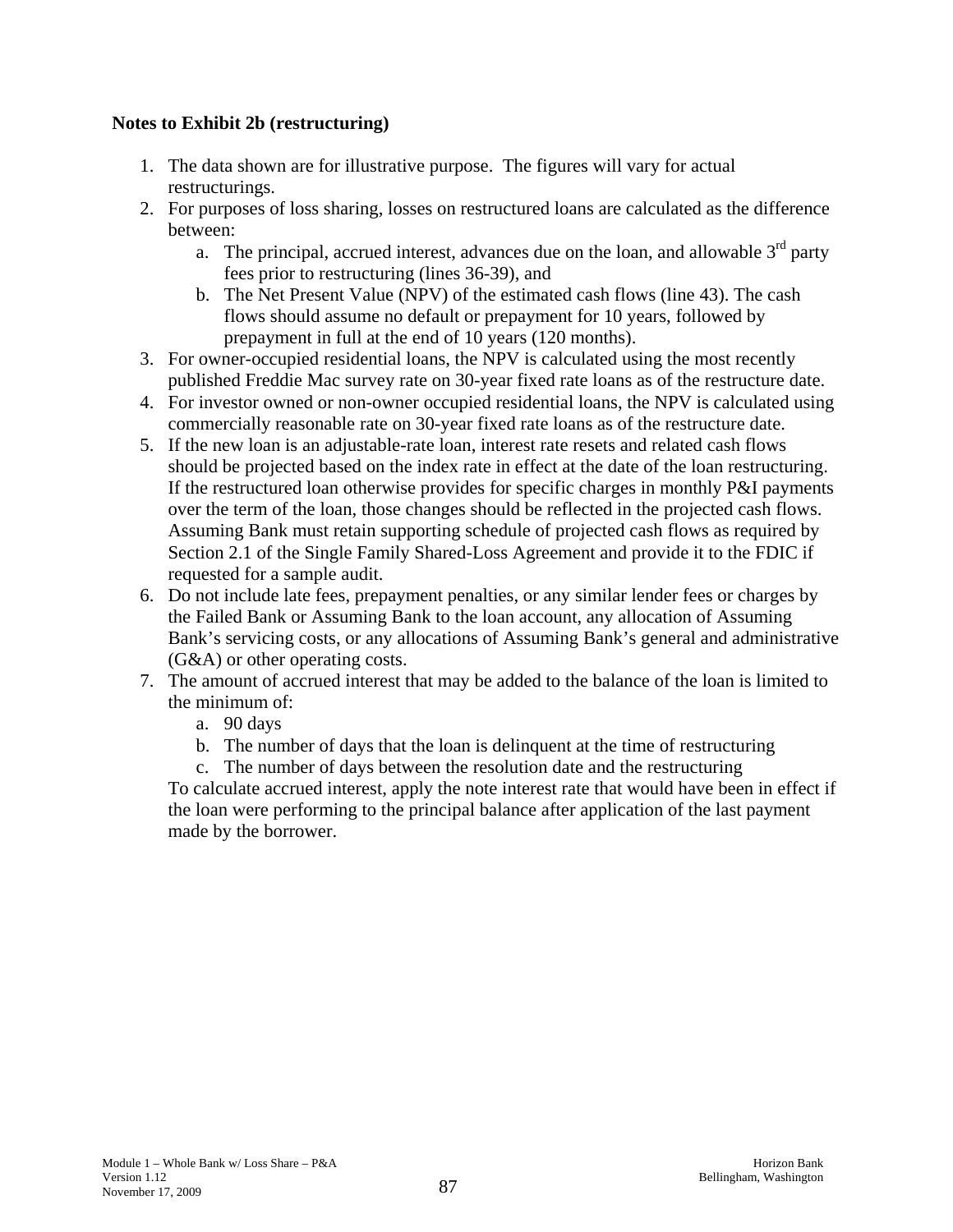**Notes to Exhibit 2b (restructuring)**

1. The data shown are for illustrative purpose. The figures will vary for actual restructurings.
2. For purposes of loss sharing, losses on restructured loans are calculated as the difference between:
   a. The principal, accrued interest, advances due on the loan, and allowable 3rd party fees prior to restructuring (lines 36-39), and
   b. The Net Present Value (NPV) of the estimated cash flows (line 43). The cash flows should assume no default or prepayment for 10 years, followed by prepayment in full at the end of 10 years (120 months).
3. For owner-occupied residential loans, the NPV is calculated using the most recently published Freddie Mac survey rate on 30-year fixed rate loans as of the restructure date.
4. For investor owned or non-owner occupied residential loans, the NPV is calculated using commercially reasonable rate on 30-year fixed rate loans as of the restructure date.
5. If the new loan is an adjustable-rate loan, interest rate resets and related cash flows should be projected based on the index rate in effect at the date of the loan restructuring. If the restructured loan otherwise provides for specific charges in monthly P&I payments over the term of the loan, those changes should be reflected in the projected cash flows. Assuming Bank must retain supporting schedule of projected cash flows as required by Section 2.1 of the Single Family Shared-Loss Agreement and provide it to the FDIC if requested for a sample audit.
6. Do not include late fees, prepayment penalties, or any similar lender fees or charges by the Failed Bank or Assuming Bank to the loan account, any allocation of Assuming Bank's servicing costs, or any allocations of Assuming Bank's general and administrative (G&A) or other operating costs.
7. The amount of accrued interest that may be added to the balance of the loan is limited to the minimum of:
   a. 90 days
   b. The number of days that the loan is delinquent at the time of restructuring
   c. The number of days between the resolution date and the restructuring

   To calculate accrued interest, apply the note interest rate that would have been in effect if the loan were performing to the principal balance after application of the last payment made by the borrower.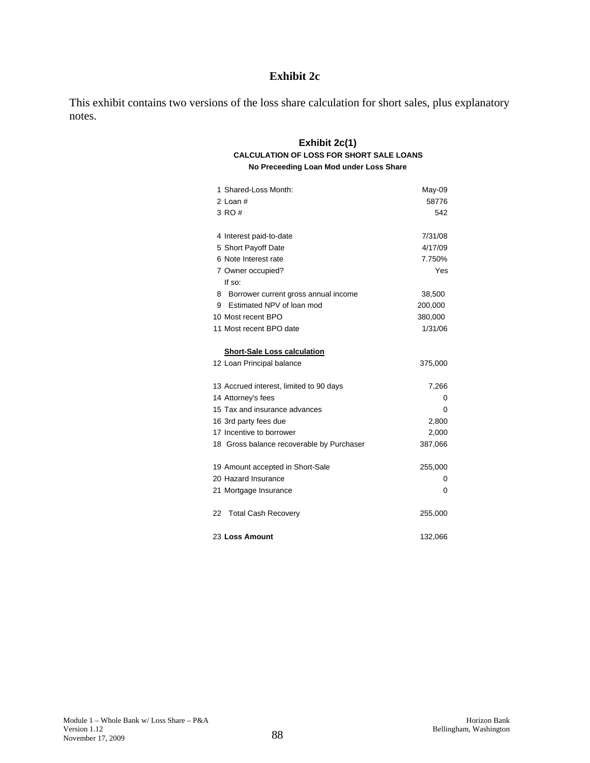# Exhibit 2c

This exhibit contains two versions of the loss share calculation for short sales, plus explanatory notes.

## Exhibit 2c(1)

**CALCULATION OF LOSS FOR SHORT SALE LOANS**

**No Preceeding Loan Mod under Loss Share**

| | | |
|---|---|---|
| 1 | Shared-Loss Month: | May-09 |
| 2 | Loan # | 58776 |
| 3 | RO # | 542 |
| | | |
| 4 | Interest paid-to-date | 7/31/08 |
| 5 | Short Payoff Date | 4/17/09 |
| 6 | Note Interest rate | 7.750% |
| 7 | Owner occupied? | Yes |
| | If so: | |
| 8 | Borrower current gross annual income | 38,500 |
| 9 | Estimated NPV of loan mod | 200,000 |
| 10 | Most recent BPO | 380,000 |
| 11 | Most recent BPO date | 1/31/06 |
| | | |
| | **Short-Sale Loss calculation** | |
| 12 | Loan Principal balance | 375,000 |
| | | |
| 13 | Accrued interest, limited to 90 days | 7,266 |
| 14 | Attorney's fees | 0 |
| 15 | Tax and insurance advances | 0 |
| 16 | 3rd party fees due | 2,800 |
| 17 | Incentive to borrower | 2,000 |
| 18 | Gross balance recoverable by Purchaser | 387,066 |
| | | |
| 19 | Amount accepted in Short-Sale | 255,000 |
| 20 | Hazard Insurance | 0 |
| 21 | Mortgage Insurance | 0 |
| | | |
| 22 | Total Cash Recovery | 255,000 |
| | | |
| 23 | **Loss Amount** | 132,066 |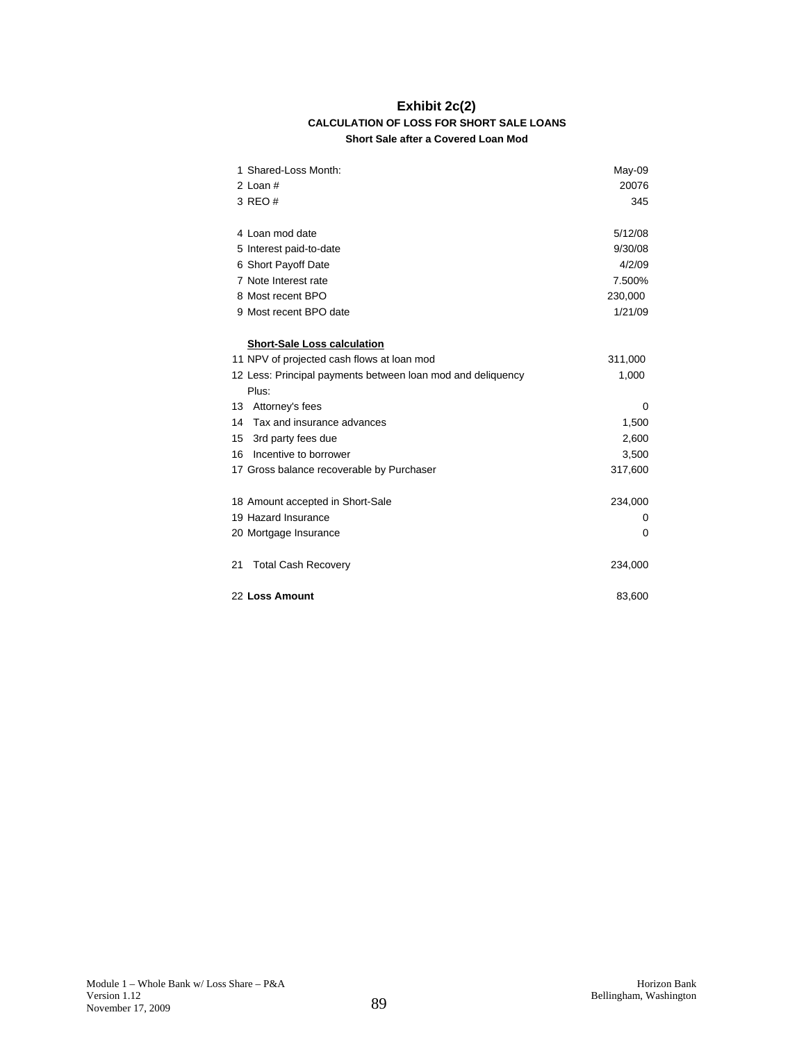# Exhibit 2c(2)

## CALCULATION OF LOSS FOR SHORT SALE LOANS

### Short Sale after a Covered Loan Mod

| | | |
|---|---|---|
| 1 | Shared-Loss Month: | May-09 |
| 2 | Loan # | 20076 |
| 3 | REO # | 345 |
| | | |
| 4 | Loan mod date | 5/12/08 |
| 5 | Interest paid-to-date | 9/30/08 |
| 6 | Short Payoff Date | 4/2/09 |
| 7 | Note Interest rate | 7.500% |
| 8 | Most recent BPO | 230,000 |
| 9 | Most recent BPO date | 1/21/09 |
| | | |
| | **Short-Sale Loss calculation** | |
| 11 | NPV of projected cash flows at loan mod | 311,000 |
| 12 | Less: Principal payments between loan mod and deliquency | 1,000 |
| | Plus: | |
| 13 | Attorney's fees | 0 |
| 14 | Tax and insurance advances | 1,500 |
| 15 | 3rd party fees due | 2,600 |
| 16 | Incentive to borrower | 3,500 |
| 17 | Gross balance recoverable by Purchaser | 317,600 |
| | | |
| 18 | Amount accepted in Short-Sale | 234,000 |
| 19 | Hazard Insurance | 0 |
| 20 | Mortgage Insurance | 0 |
| | | |
| 21 | Total Cash Recovery | 234,000 |
| | | |
| 22 | **Loss Amount** | 83,600 |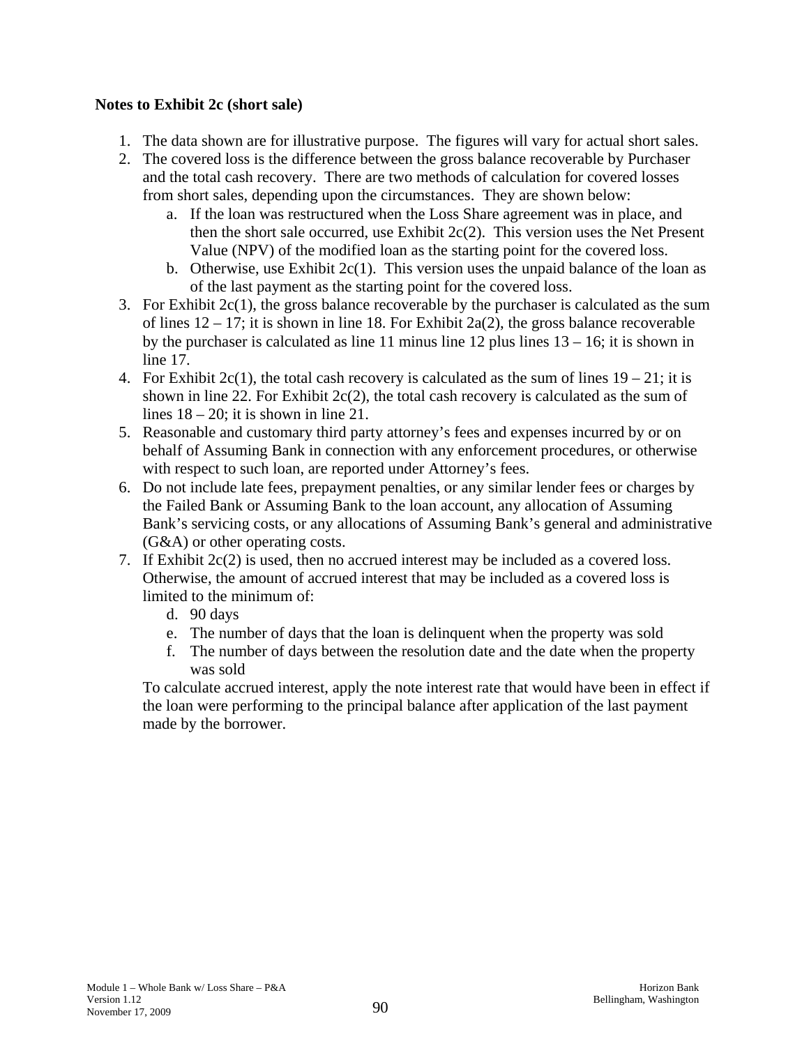**Notes to Exhibit 2c (short sale)**

1. The data shown are for illustrative purpose. The figures will vary for actual short sales.
2. The covered loss is the difference between the gross balance recoverable by Purchaser and the total cash recovery. There are two methods of calculation for covered losses from short sales, depending upon the circumstances. They are shown below:
   a. If the loan was restructured when the Loss Share agreement was in place, and then the short sale occurred, use Exhibit 2c(2). This version uses the Net Present Value (NPV) of the modified loan as the starting point for the covered loss.
   b. Otherwise, use Exhibit 2c(1). This version uses the unpaid balance of the loan as of the last payment as the starting point for the covered loss.
3. For Exhibit 2c(1), the gross balance recoverable by the purchaser is calculated as the sum of lines 12 – 17; it is shown in line 18. For Exhibit 2a(2), the gross balance recoverable by the purchaser is calculated as line 11 minus line 12 plus lines 13 – 16; it is shown in line 17.
4. For Exhibit 2c(1), the total cash recovery is calculated as the sum of lines 19 – 21; it is shown in line 22. For Exhibit 2c(2), the total cash recovery is calculated as the sum of lines 18 – 20; it is shown in line 21.
5. Reasonable and customary third party attorney's fees and expenses incurred by or on behalf of Assuming Bank in connection with any enforcement procedures, or otherwise with respect to such loan, are reported under Attorney's fees.
6. Do not include late fees, prepayment penalties, or any similar lender fees or charges by the Failed Bank or Assuming Bank to the loan account, any allocation of Assuming Bank's servicing costs, or any allocations of Assuming Bank's general and administrative (G&A) or other operating costs.
7. If Exhibit 2c(2) is used, then no accrued interest may be included as a covered loss. Otherwise, the amount of accrued interest that may be included as a covered loss is limited to the minimum of:
   d. 90 days
   e. The number of days that the loan is delinquent when the property was sold
   f. The number of days between the resolution date and the date when the property was sold

   To calculate accrued interest, apply the note interest rate that would have been in effect if the loan were performing to the principal balance after application of the last payment made by the borrower.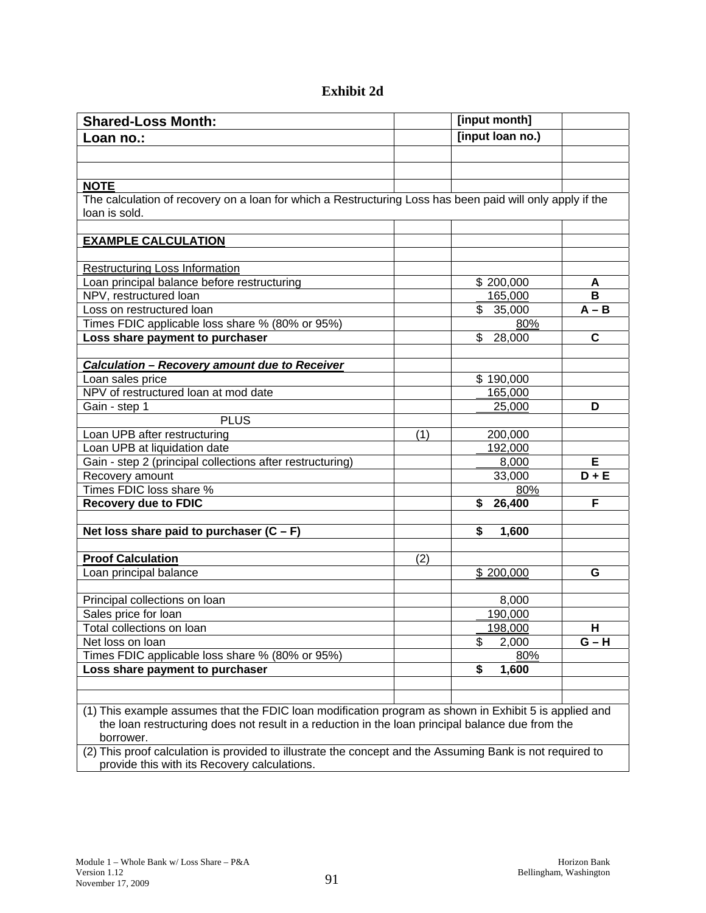# Exhibit 2d

| Shared-Loss Month: | | [input month] | |
|---|---|---|---|
| **Loan no.:** | | **[input loan no.)** | |
| | | | |
| | | | |
| **NOTE** | | | |
| The calculation of recovery on a loan for which a Restructuring Loss has been paid will only apply if the loan is sold. | | | |
| | | | |
| **EXAMPLE CALCULATION** | | | |
| | | | |
| Restructuring Loss Information | | | |
| Loan principal balance before restructuring | | $ 200,000 | **A** |
| NPV, restructured loan | | 165,000 | **B** |
| Loss on restructured loan | | $ 35,000 | **A – B** |
| Times FDIC applicable loss share % (80% or 95%) | | 80% | |
| **Loss share payment to purchaser** | | $ 28,000 | **C** |
| | | | |
| ***Calculation – Recovery amount due to Receiver*** | | | |
| Loan sales price | | $ 190,000 | |
| NPV of restructured loan at mod date | | 165,000 | |
| Gain - step 1 | | 25,000 | **D** |
| PLUS | | | |
| Loan UPB after restructuring | (1) | 200,000 | |
| Loan UPB at liquidation date | | 192,000 | |
| Gain - step 2 (principal collections after restructuring) | | 8,000 | **E** |
| Recovery amount | | 33,000 | **D + E** |
| Times FDIC loss share % | | 80% | |
| **Recovery due to FDIC** | | **$ 26,400** | **F** |
| | | | |
| **Net loss share paid to purchaser (C – F)** | | **$ 1,600** | |
| | | | |
| **Proof Calculation** | (2) | | |
| Loan principal balance | | $ 200,000 | **G** |
| | | | |
| Principal collections on loan | | 8,000 | |
| Sales price for loan | | 190,000 | |
| Total collections on loan | | 198,000 | **H** |
| Net loss on loan | | $ 2,000 | **G – H** |
| Times FDIC applicable loss share % (80% or 95%) | | 80% | |
| **Loss share payment to purchaser** | | **$ 1,600** | |

(1) This example assumes that the FDIC loan modification program as shown in Exhibit 5 is applied and the loan restructuring does not result in a reduction in the loan principal balance due from the borrower.

(2) This proof calculation is provided to illustrate the concept and the Assuming Bank is not required to provide this with its Recovery calculations.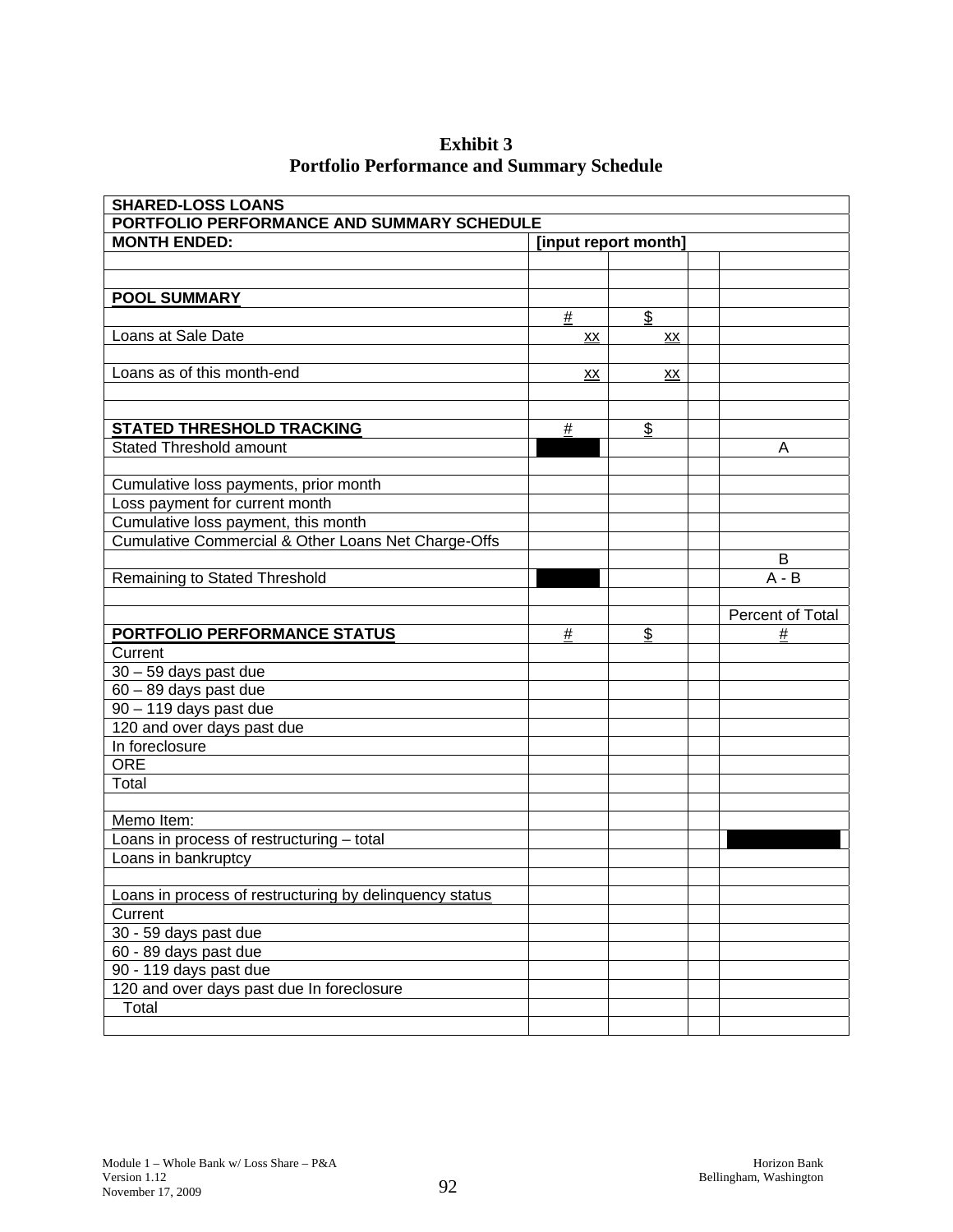**Exhibit 3**
**Portfolio Performance and Summary Schedule**

| **SHARED-LOSS LOANS** | | | | |
|---|---|---|---|---|
| **PORTFOLIO PERFORMANCE AND SUMMARY SCHEDULE** | | | | |
| **MONTH ENDED:** | **[input report month]** | | | |
| | | | | |
| | | | | |
| **POOL SUMMARY** | | | | |
| | # | $ | | |
| Loans at Sale Date | xx | xx | | |
| | | | | |
| Loans as of this month-end | xx | xx | | |
| | | | | |
| | | | | |
| **STATED THRESHOLD TRACKING** | # | $ | | |
| Stated Threshold amount | | | | A |
| | | | | |
| Cumulative loss payments, prior month | | | | |
| Loss payment for current month | | | | |
| Cumulative loss payment, this month | | | | |
| Cumulative Commercial & Other Loans Net Charge-Offs | | | | |
| | | | | B |
| Remaining to Stated Threshold | | | | A - B |
| | | | | |
| | | | | Percent of Total |
| **PORTFOLIO PERFORMANCE STATUS** | # | $ | | # |
| Current | | | | |
| 30 – 59 days past due | | | | |
| 60 – 89 days past due | | | | |
| 90 – 119 days past due | | | | |
| 120 and over days past due | | | | |
| In foreclosure | | | | |
| ORE | | | | |
| Total | | | | |
| | | | | |
| Memo Item: | | | | |
| Loans in process of restructuring – total | | | | |
| Loans in bankruptcy | | | | |
| | | | | |
| Loans in process of restructuring by delinquency status | | | | |
| Current | | | | |
| 30 - 59 days past due | | | | |
| 60 - 89 days past due | | | | |
| 90 - 119 days past due | | | | |
| 120 and over days past due In foreclosure | | | | |
| Total | | | | |
| | | | | |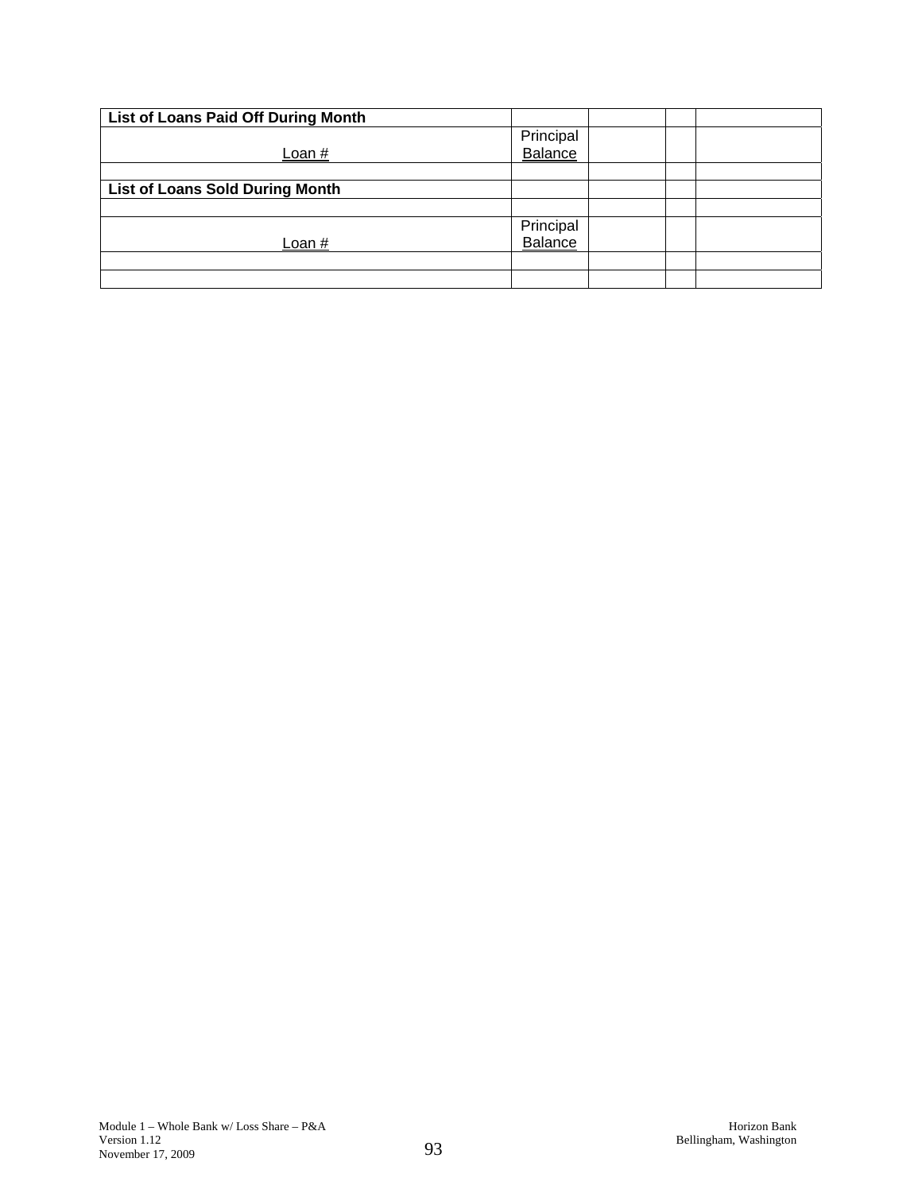| List of Loans Paid Off During Month | | | | |
|---|---|---|---|---|
| Loan # | Principal Balance | | | |
| | | | | |
| **List of Loans Sold During Month** | | | | |
| | | | | |
| Loan # | Principal Balance | | | |
| | | | | |
| | | | | |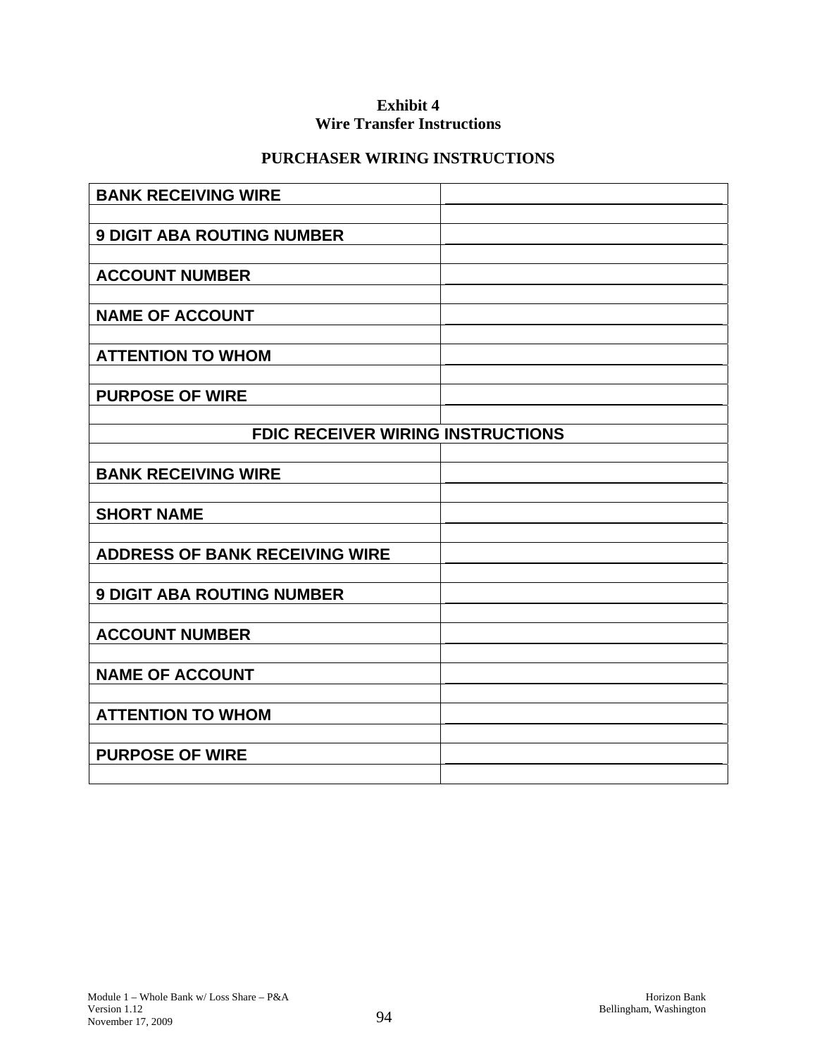**Exhibit 4**
**Wire Transfer Instructions**

**PURCHASER WIRING INSTRUCTIONS**

| | |
|---|---|
| **BANK RECEIVING WIRE** | \_\_\_\_\_\_\_\_\_\_\_\_\_\_\_\_\_\_\_\_\_\_\_\_\_\_\_\_\_\_ |
| | |
| **9 DIGIT ABA ROUTING NUMBER** | \_\_\_\_\_\_\_\_\_\_\_\_\_\_\_\_\_\_\_\_\_\_\_\_\_\_\_\_\_\_ |
| | |
| **ACCOUNT NUMBER** | \_\_\_\_\_\_\_\_\_\_\_\_\_\_\_\_\_\_\_\_\_\_\_\_\_\_\_\_\_\_ |
| | |
| **NAME OF ACCOUNT** | \_\_\_\_\_\_\_\_\_\_\_\_\_\_\_\_\_\_\_\_\_\_\_\_\_\_\_\_\_\_ |
| | |
| **ATTENTION TO WHOM** | \_\_\_\_\_\_\_\_\_\_\_\_\_\_\_\_\_\_\_\_\_\_\_\_\_\_\_\_\_\_ |
| | |
| **PURPOSE OF WIRE** | \_\_\_\_\_\_\_\_\_\_\_\_\_\_\_\_\_\_\_\_\_\_\_\_\_\_\_\_\_\_ |
| | |
| **FDIC RECEIVER WIRING INSTRUCTIONS** | |
| | |
| **BANK RECEIVING WIRE** | \_\_\_\_\_\_\_\_\_\_\_\_\_\_\_\_\_\_\_\_\_\_\_\_\_\_\_\_\_\_ |
| | |
| **SHORT NAME** | \_\_\_\_\_\_\_\_\_\_\_\_\_\_\_\_\_\_\_\_\_\_\_\_\_\_\_\_\_\_ |
| | |
| **ADDRESS OF BANK RECEIVING WIRE** | \_\_\_\_\_\_\_\_\_\_\_\_\_\_\_\_\_\_\_\_\_\_\_\_\_\_\_\_\_\_ |
| | |
| **9 DIGIT ABA ROUTING NUMBER** | \_\_\_\_\_\_\_\_\_\_\_\_\_\_\_\_\_\_\_\_\_\_\_\_\_\_\_\_\_\_ |
| | |
| **ACCOUNT NUMBER** | \_\_\_\_\_\_\_\_\_\_\_\_\_\_\_\_\_\_\_\_\_\_\_\_\_\_\_\_\_\_ |
| | |
| **NAME OF ACCOUNT** | \_\_\_\_\_\_\_\_\_\_\_\_\_\_\_\_\_\_\_\_\_\_\_\_\_\_\_\_\_\_ |
| | |
| **ATTENTION TO WHOM** | \_\_\_\_\_\_\_\_\_\_\_\_\_\_\_\_\_\_\_\_\_\_\_\_\_\_\_\_\_\_ |
| | |
| **PURPOSE OF WIRE** | \_\_\_\_\_\_\_\_\_\_\_\_\_\_\_\_\_\_\_\_\_\_\_\_\_\_\_\_\_\_ |
| | |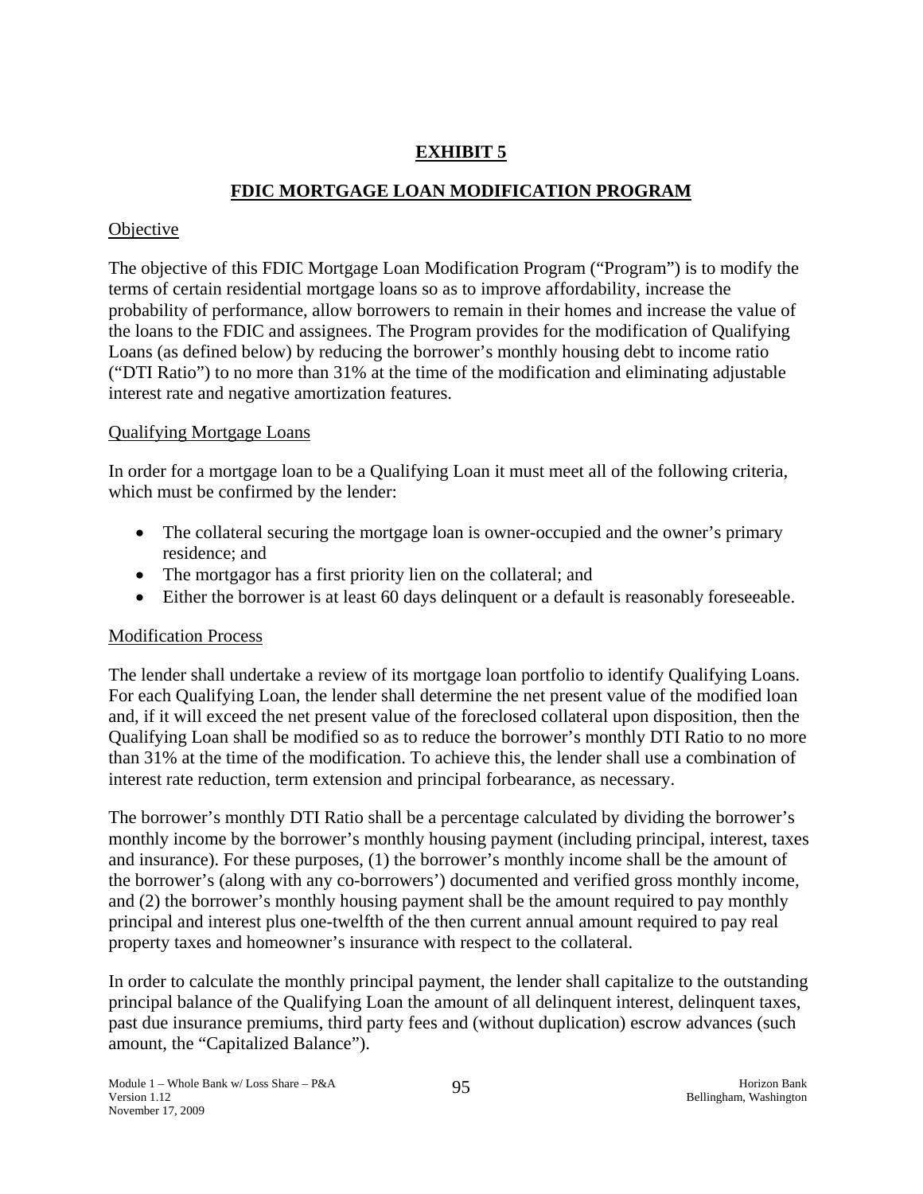# EXHIBIT 5

## FDIC MORTGAGE LOAN MODIFICATION PROGRAM

Objective

The objective of this FDIC Mortgage Loan Modification Program ("Program") is to modify the terms of certain residential mortgage loans so as to improve affordability, increase the probability of performance, allow borrowers to remain in their homes and increase the value of the loans to the FDIC and assignees. The Program provides for the modification of Qualifying Loans (as defined below) by reducing the borrower's monthly housing debt to income ratio ("DTI Ratio") to no more than 31% at the time of the modification and eliminating adjustable interest rate and negative amortization features.

Qualifying Mortgage Loans

In order for a mortgage loan to be a Qualifying Loan it must meet all of the following criteria, which must be confirmed by the lender:

- The collateral securing the mortgage loan is owner-occupied and the owner's primary residence; and
- The mortgagor has a first priority lien on the collateral; and
- Either the borrower is at least 60 days delinquent or a default is reasonably foreseeable.

Modification Process

The lender shall undertake a review of its mortgage loan portfolio to identify Qualifying Loans. For each Qualifying Loan, the lender shall determine the net present value of the modified loan and, if it will exceed the net present value of the foreclosed collateral upon disposition, then the Qualifying Loan shall be modified so as to reduce the borrower's monthly DTI Ratio to no more than 31% at the time of the modification. To achieve this, the lender shall use a combination of interest rate reduction, term extension and principal forbearance, as necessary.

The borrower's monthly DTI Ratio shall be a percentage calculated by dividing the borrower's monthly income by the borrower's monthly housing payment (including principal, interest, taxes and insurance). For these purposes, (1) the borrower's monthly income shall be the amount of the borrower's (along with any co-borrowers') documented and verified gross monthly income, and (2) the borrower's monthly housing payment shall be the amount required to pay monthly principal and interest plus one-twelfth of the then current annual amount required to pay real property taxes and homeowner's insurance with respect to the collateral.

In order to calculate the monthly principal payment, the lender shall capitalize to the outstanding principal balance of the Qualifying Loan the amount of all delinquent interest, delinquent taxes, past due insurance premiums, third party fees and (without duplication) escrow advances (such amount, the "Capitalized Balance").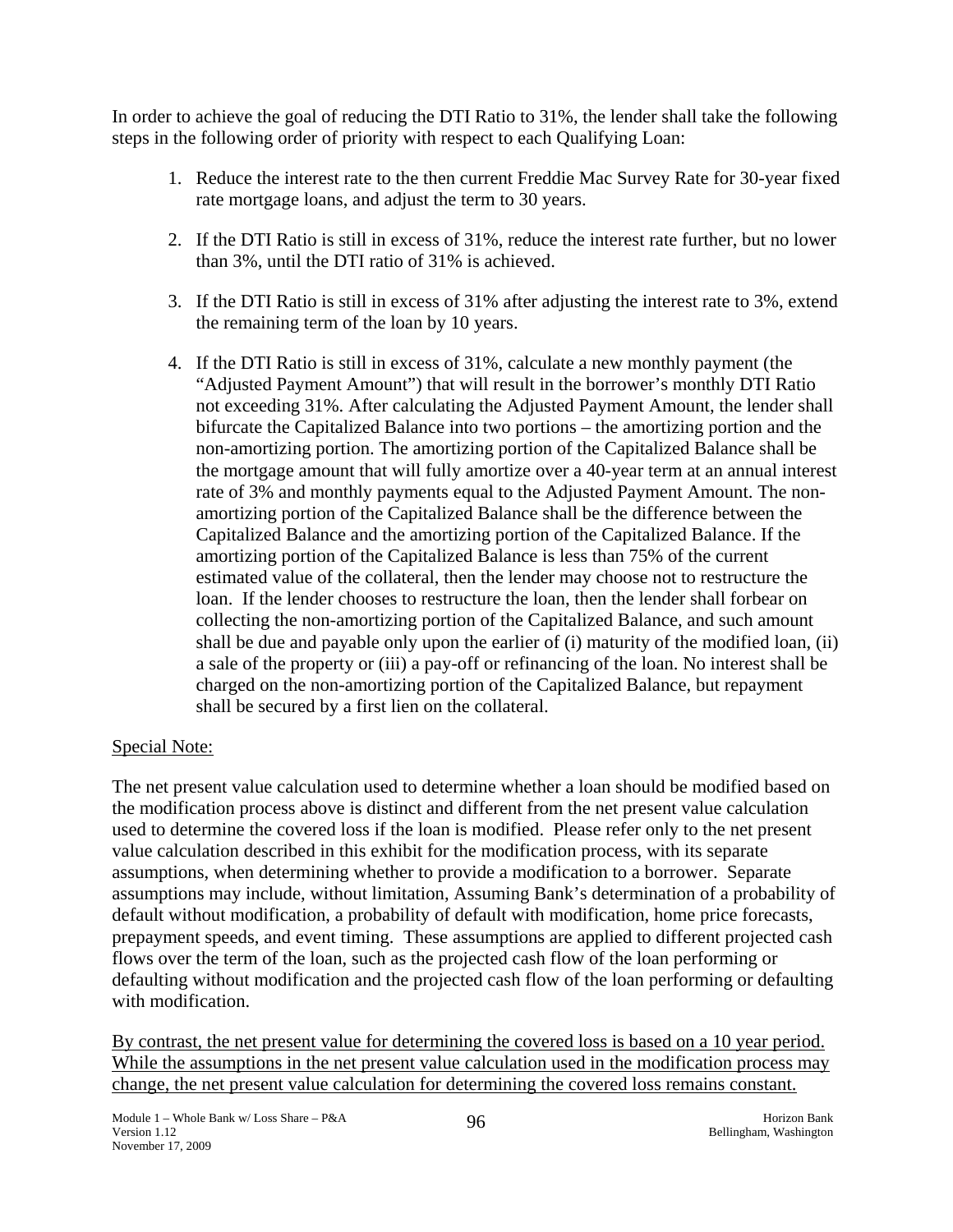In order to achieve the goal of reducing the DTI Ratio to 31%, the lender shall take the following steps in the following order of priority with respect to each Qualifying Loan:

1. Reduce the interest rate to the then current Freddie Mac Survey Rate for 30-year fixed rate mortgage loans, and adjust the term to 30 years.

2. If the DTI Ratio is still in excess of 31%, reduce the interest rate further, but no lower than 3%, until the DTI ratio of 31% is achieved.

3. If the DTI Ratio is still in excess of 31% after adjusting the interest rate to 3%, extend the remaining term of the loan by 10 years.

4. If the DTI Ratio is still in excess of 31%, calculate a new monthly payment (the "Adjusted Payment Amount") that will result in the borrower's monthly DTI Ratio not exceeding 31%. After calculating the Adjusted Payment Amount, the lender shall bifurcate the Capitalized Balance into two portions – the amortizing portion and the non-amortizing portion. The amortizing portion of the Capitalized Balance shall be the mortgage amount that will fully amortize over a 40-year term at an annual interest rate of 3% and monthly payments equal to the Adjusted Payment Amount. The non-amortizing portion of the Capitalized Balance shall be the difference between the Capitalized Balance and the amortizing portion of the Capitalized Balance. If the amortizing portion of the Capitalized Balance is less than 75% of the current estimated value of the collateral, then the lender may choose not to restructure the loan. If the lender chooses to restructure the loan, then the lender shall forbear on collecting the non-amortizing portion of the Capitalized Balance, and such amount shall be due and payable only upon the earlier of (i) maturity of the modified loan, (ii) a sale of the property or (iii) a pay-off or refinancing of the loan. No interest shall be charged on the non-amortizing portion of the Capitalized Balance, but repayment shall be secured by a first lien on the collateral.

<u>Special Note:</u>

The net present value calculation used to determine whether a loan should be modified based on the modification process above is distinct and different from the net present value calculation used to determine the covered loss if the loan is modified. Please refer only to the net present value calculation described in this exhibit for the modification process, with its separate assumptions, when determining whether to provide a modification to a borrower. Separate assumptions may include, without limitation, Assuming Bank's determination of a probability of default without modification, a probability of default with modification, home price forecasts, prepayment speeds, and event timing. These assumptions are applied to different projected cash flows over the term of the loan, such as the projected cash flow of the loan performing or defaulting without modification and the projected cash flow of the loan performing or defaulting with modification.

<u>By contrast, the net present value for determining the covered loss is based on a 10 year period. While the assumptions in the net present value calculation used in the modification process may change, the net present value calculation for determining the covered loss remains constant.</u>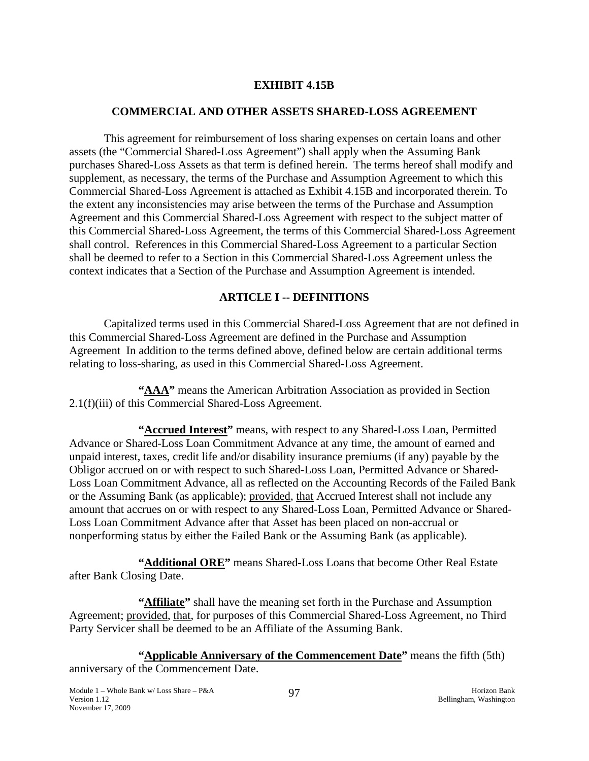# EXHIBIT 4.15B

## COMMERCIAL AND OTHER ASSETS SHARED-LOSS AGREEMENT

This agreement for reimbursement of loss sharing expenses on certain loans and other assets (the "Commercial Shared-Loss Agreement") shall apply when the Assuming Bank purchases Shared-Loss Assets as that term is defined herein. The terms hereof shall modify and supplement, as necessary, the terms of the Purchase and Assumption Agreement to which this Commercial Shared-Loss Agreement is attached as Exhibit 4.15B and incorporated therein. To the extent any inconsistencies may arise between the terms of the Purchase and Assumption Agreement and this Commercial Shared-Loss Agreement with respect to the subject matter of this Commercial Shared-Loss Agreement, the terms of this Commercial Shared-Loss Agreement shall control. References in this Commercial Shared-Loss Agreement to a particular Section shall be deemed to refer to a Section in this Commercial Shared-Loss Agreement unless the context indicates that a Section of the Purchase and Assumption Agreement is intended.

## ARTICLE I -- DEFINITIONS

Capitalized terms used in this Commercial Shared-Loss Agreement that are not defined in this Commercial Shared-Loss Agreement are defined in the Purchase and Assumption Agreement In addition to the terms defined above, defined below are certain additional terms relating to loss-sharing, as used in this Commercial Shared-Loss Agreement.

**"AAA"** means the American Arbitration Association as provided in Section 2.1(f)(iii) of this Commercial Shared-Loss Agreement.

**"Accrued Interest"** means, with respect to any Shared-Loss Loan, Permitted Advance or Shared-Loss Loan Commitment Advance at any time, the amount of earned and unpaid interest, taxes, credit life and/or disability insurance premiums (if any) payable by the Obligor accrued on or with respect to such Shared-Loss Loan, Permitted Advance or Shared-Loss Loan Commitment Advance, all as reflected on the Accounting Records of the Failed Bank or the Assuming Bank (as applicable); provided, that Accrued Interest shall not include any amount that accrues on or with respect to any Shared-Loss Loan, Permitted Advance or Shared-Loss Loan Commitment Advance after that Asset has been placed on non-accrual or nonperforming status by either the Failed Bank or the Assuming Bank (as applicable).

**"Additional ORE"** means Shared-Loss Loans that become Other Real Estate after Bank Closing Date.

**"Affiliate"** shall have the meaning set forth in the Purchase and Assumption Agreement; provided, that, for purposes of this Commercial Shared-Loss Agreement, no Third Party Servicer shall be deemed to be an Affiliate of the Assuming Bank.

**"Applicable Anniversary of the Commencement Date"** means the fifth (5th) anniversary of the Commencement Date.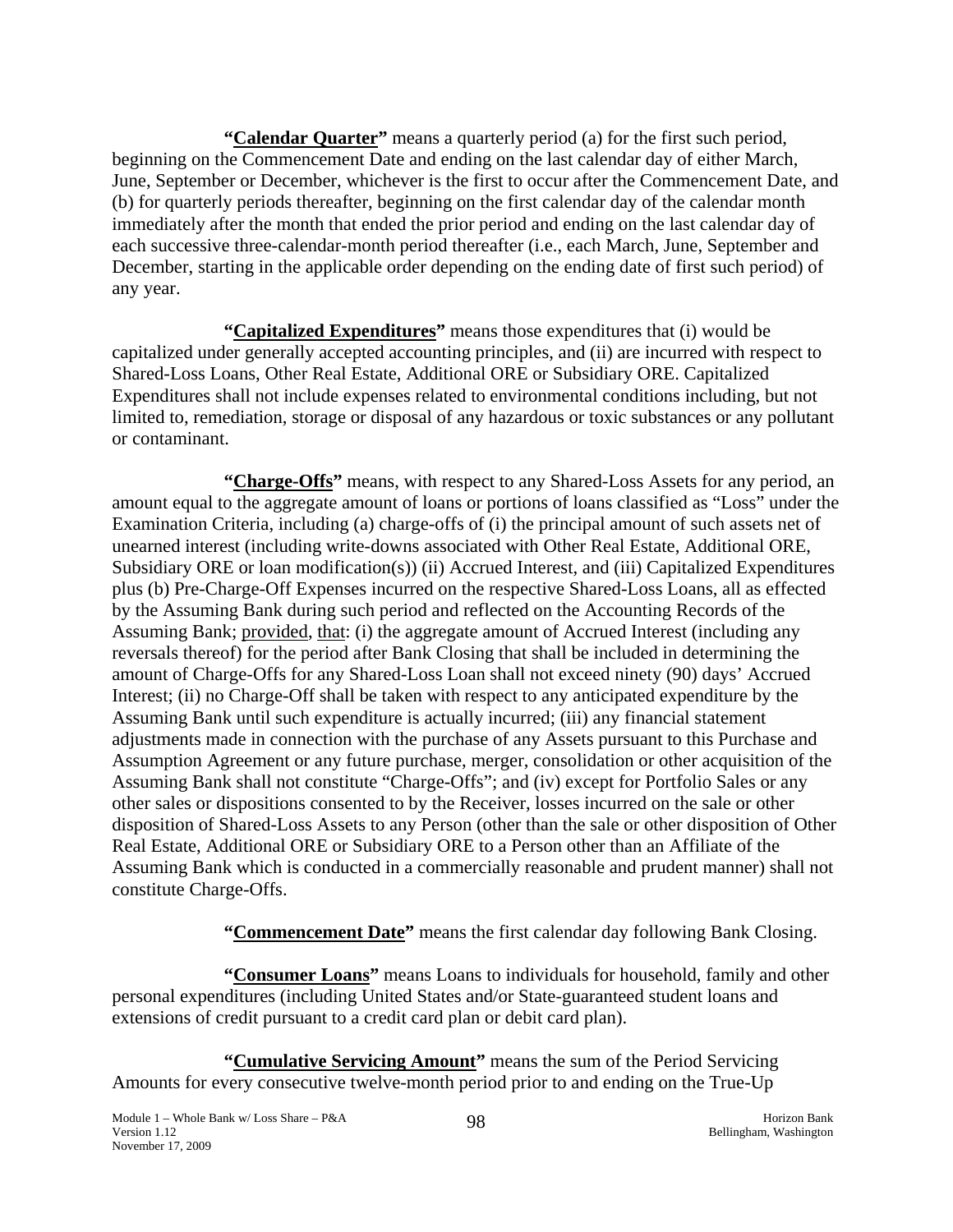**"Calendar Quarter"** means a quarterly period (a) for the first such period, beginning on the Commencement Date and ending on the last calendar day of either March, June, September or December, whichever is the first to occur after the Commencement Date, and (b) for quarterly periods thereafter, beginning on the first calendar day of the calendar month immediately after the month that ended the prior period and ending on the last calendar day of each successive three-calendar-month period thereafter (i.e., each March, June, September and December, starting in the applicable order depending on the ending date of first such period) of any year.

**"Capitalized Expenditures"** means those expenditures that (i) would be capitalized under generally accepted accounting principles, and (ii) are incurred with respect to Shared-Loss Loans, Other Real Estate, Additional ORE or Subsidiary ORE. Capitalized Expenditures shall not include expenses related to environmental conditions including, but not limited to, remediation, storage or disposal of any hazardous or toxic substances or any pollutant or contaminant.

**"Charge-Offs"** means, with respect to any Shared-Loss Assets for any period, an amount equal to the aggregate amount of loans or portions of loans classified as "Loss" under the Examination Criteria, including (a) charge-offs of (i) the principal amount of such assets net of unearned interest (including write-downs associated with Other Real Estate, Additional ORE, Subsidiary ORE or loan modification(s)) (ii) Accrued Interest, and (iii) Capitalized Expenditures plus (b) Pre-Charge-Off Expenses incurred on the respective Shared-Loss Loans, all as effected by the Assuming Bank during such period and reflected on the Accounting Records of the Assuming Bank; provided, that: (i) the aggregate amount of Accrued Interest (including any reversals thereof) for the period after Bank Closing that shall be included in determining the amount of Charge-Offs for any Shared-Loss Loan shall not exceed ninety (90) days' Accrued Interest; (ii) no Charge-Off shall be taken with respect to any anticipated expenditure by the Assuming Bank until such expenditure is actually incurred; (iii) any financial statement adjustments made in connection with the purchase of any Assets pursuant to this Purchase and Assumption Agreement or any future purchase, merger, consolidation or other acquisition of the Assuming Bank shall not constitute "Charge-Offs"; and (iv) except for Portfolio Sales or any other sales or dispositions consented to by the Receiver, losses incurred on the sale or other disposition of Shared-Loss Assets to any Person (other than the sale or other disposition of Other Real Estate, Additional ORE or Subsidiary ORE to a Person other than an Affiliate of the Assuming Bank which is conducted in a commercially reasonable and prudent manner) shall not constitute Charge-Offs.

**"Commencement Date"** means the first calendar day following Bank Closing.

**"Consumer Loans"** means Loans to individuals for household, family and other personal expenditures (including United States and/or State-guaranteed student loans and extensions of credit pursuant to a credit card plan or debit card plan).

**"Cumulative Servicing Amount"** means the sum of the Period Servicing Amounts for every consecutive twelve-month period prior to and ending on the True-Up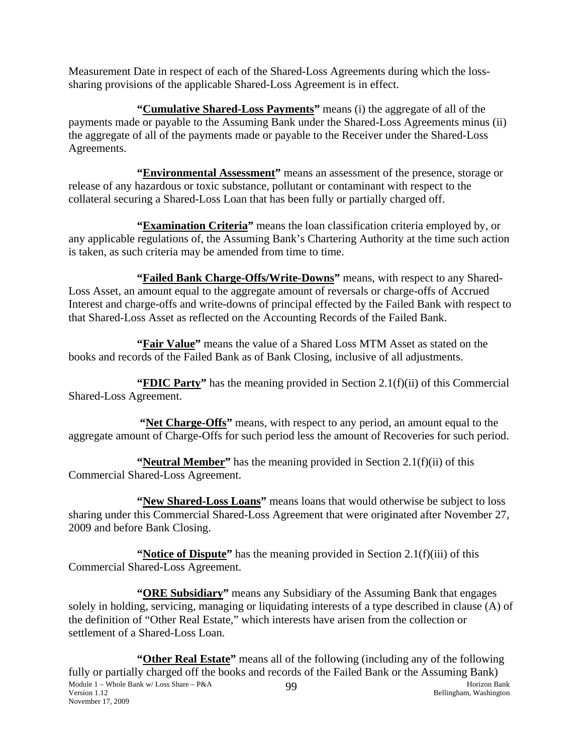Measurement Date in respect of each of the Shared-Loss Agreements during which the loss-sharing provisions of the applicable Shared-Loss Agreement is in effect.

**"Cumulative Shared-Loss Payments"** means (i) the aggregate of all of the payments made or payable to the Assuming Bank under the Shared-Loss Agreements minus (ii) the aggregate of all of the payments made or payable to the Receiver under the Shared-Loss Agreements.

**"Environmental Assessment"** means an assessment of the presence, storage or release of any hazardous or toxic substance, pollutant or contaminant with respect to the collateral securing a Shared-Loss Loan that has been fully or partially charged off.

**"Examination Criteria"** means the loan classification criteria employed by, or any applicable regulations of, the Assuming Bank's Chartering Authority at the time such action is taken, as such criteria may be amended from time to time.

**"Failed Bank Charge-Offs/Write-Downs"** means, with respect to any Shared-Loss Asset, an amount equal to the aggregate amount of reversals or charge-offs of Accrued Interest and charge-offs and write-downs of principal effected by the Failed Bank with respect to that Shared-Loss Asset as reflected on the Accounting Records of the Failed Bank.

**"Fair Value"** means the value of a Shared Loss MTM Asset as stated on the books and records of the Failed Bank as of Bank Closing, inclusive of all adjustments.

**"FDIC Party"** has the meaning provided in Section 2.1(f)(ii) of this Commercial Shared-Loss Agreement.

**"Net Charge-Offs"** means, with respect to any period, an amount equal to the aggregate amount of Charge-Offs for such period less the amount of Recoveries for such period.

**"Neutral Member"** has the meaning provided in Section 2.1(f)(ii) of this Commercial Shared-Loss Agreement.

**"New Shared-Loss Loans"** means loans that would otherwise be subject to loss sharing under this Commercial Shared-Loss Agreement that were originated after November 27, 2009 and before Bank Closing.

**"Notice of Dispute"** has the meaning provided in Section 2.1(f)(iii) of this Commercial Shared-Loss Agreement.

**"ORE Subsidiary"** means any Subsidiary of the Assuming Bank that engages solely in holding, servicing, managing or liquidating interests of a type described in clause (A) of the definition of "Other Real Estate," which interests have arisen from the collection or settlement of a Shared-Loss Loan.

**"Other Real Estate"** means all of the following (including any of the following fully or partially charged off the books and records of the Failed Bank or the Assuming Bank)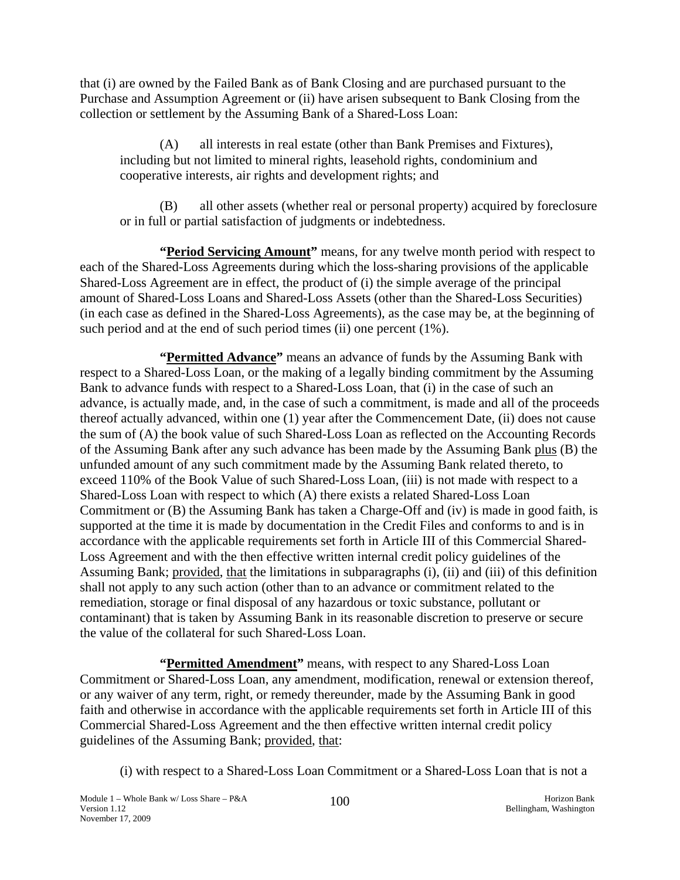that (i) are owned by the Failed Bank as of Bank Closing and are purchased pursuant to the Purchase and Assumption Agreement or (ii) have arisen subsequent to Bank Closing from the collection or settlement by the Assuming Bank of a Shared-Loss Loan:

(A) all interests in real estate (other than Bank Premises and Fixtures), including but not limited to mineral rights, leasehold rights, condominium and cooperative interests, air rights and development rights; and

(B) all other assets (whether real or personal property) acquired by foreclosure or in full or partial satisfaction of judgments or indebtedness.

**"<u>Period Servicing Amount</u>"** means, for any twelve month period with respect to each of the Shared-Loss Agreements during which the loss-sharing provisions of the applicable Shared-Loss Agreement are in effect, the product of (i) the simple average of the principal amount of Shared-Loss Loans and Shared-Loss Assets (other than the Shared-Loss Securities) (in each case as defined in the Shared-Loss Agreements), as the case may be, at the beginning of such period and at the end of such period times (ii) one percent (1%).

**"<u>Permitted Advance</u>"** means an advance of funds by the Assuming Bank with respect to a Shared-Loss Loan, or the making of a legally binding commitment by the Assuming Bank to advance funds with respect to a Shared-Loss Loan, that (i) in the case of such an advance, is actually made, and, in the case of such a commitment, is made and all of the proceeds thereof actually advanced, within one (1) year after the Commencement Date, (ii) does not cause the sum of (A) the book value of such Shared-Loss Loan as reflected on the Accounting Records of the Assuming Bank after any such advance has been made by the Assuming Bank <u>plus</u> (B) the unfunded amount of any such commitment made by the Assuming Bank related thereto, to exceed 110% of the Book Value of such Shared-Loss Loan, (iii) is not made with respect to a Shared-Loss Loan with respect to which (A) there exists a related Shared-Loss Loan Commitment or (B) the Assuming Bank has taken a Charge-Off and (iv) is made in good faith, is supported at the time it is made by documentation in the Credit Files and conforms to and is in accordance with the applicable requirements set forth in Article III of this Commercial Shared-Loss Agreement and with the then effective written internal credit policy guidelines of the Assuming Bank; <u>provided</u>, <u>that</u> the limitations in subparagraphs (i), (ii) and (iii) of this definition shall not apply to any such action (other than to an advance or commitment related to the remediation, storage or final disposal of any hazardous or toxic substance, pollutant or contaminant) that is taken by Assuming Bank in its reasonable discretion to preserve or secure the value of the collateral for such Shared-Loss Loan.

**"<u>Permitted Amendment</u>"** means, with respect to any Shared-Loss Loan Commitment or Shared-Loss Loan, any amendment, modification, renewal or extension thereof, or any waiver of any term, right, or remedy thereunder, made by the Assuming Bank in good faith and otherwise in accordance with the applicable requirements set forth in Article III of this Commercial Shared-Loss Agreement and the then effective written internal credit policy guidelines of the Assuming Bank; <u>provided</u>, <u>that</u>:

(i) with respect to a Shared-Loss Loan Commitment or a Shared-Loss Loan that is not a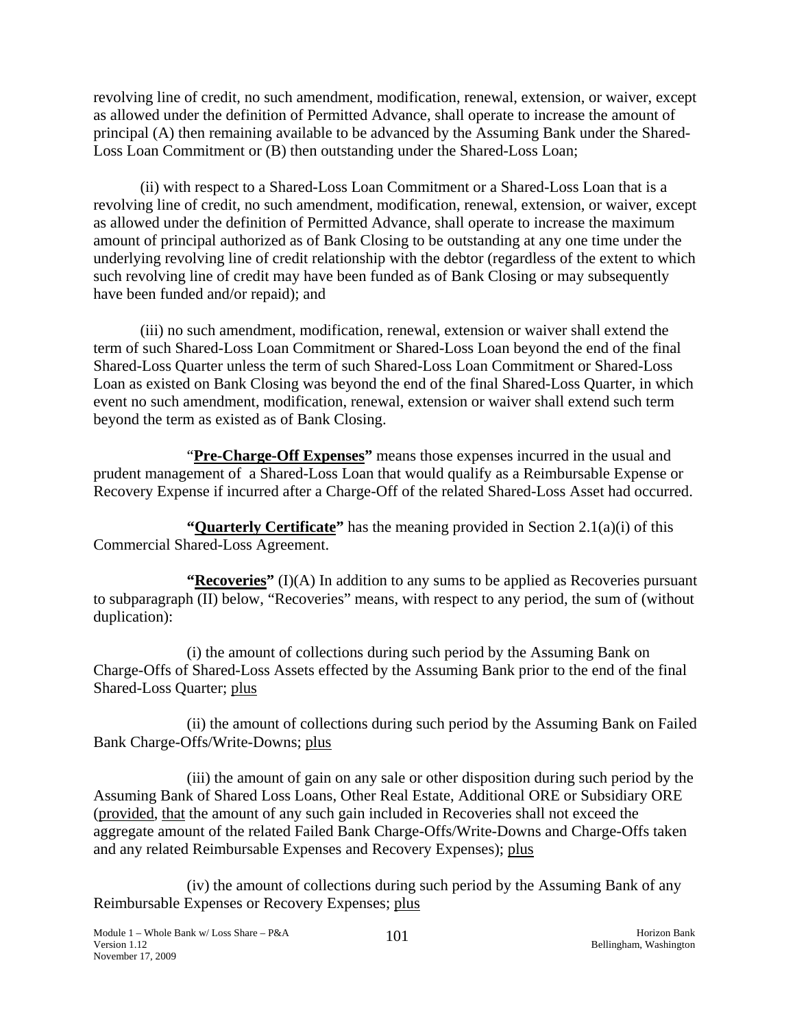revolving line of credit, no such amendment, modification, renewal, extension, or waiver, except as allowed under the definition of Permitted Advance, shall operate to increase the amount of principal (A) then remaining available to be advanced by the Assuming Bank under the Shared-Loss Loan Commitment or (B) then outstanding under the Shared-Loss Loan;

(ii) with respect to a Shared-Loss Loan Commitment or a Shared-Loss Loan that is a revolving line of credit, no such amendment, modification, renewal, extension, or waiver, except as allowed under the definition of Permitted Advance, shall operate to increase the maximum amount of principal authorized as of Bank Closing to be outstanding at any one time under the underlying revolving line of credit relationship with the debtor (regardless of the extent to which such revolving line of credit may have been funded as of Bank Closing or may subsequently have been funded and/or repaid); and

(iii) no such amendment, modification, renewal, extension or waiver shall extend the term of such Shared-Loss Loan Commitment or Shared-Loss Loan beyond the end of the final Shared-Loss Quarter unless the term of such Shared-Loss Loan Commitment or Shared-Loss Loan as existed on Bank Closing was beyond the end of the final Shared-Loss Quarter, in which event no such amendment, modification, renewal, extension or waiver shall extend such term beyond the term as existed as of Bank Closing.

"**Pre-Charge-Off Expenses**" means those expenses incurred in the usual and prudent management of a Shared-Loss Loan that would qualify as a Reimbursable Expense or Recovery Expense if incurred after a Charge-Off of the related Shared-Loss Asset had occurred.

**"Quarterly Certificate"** has the meaning provided in Section 2.1(a)(i) of this Commercial Shared-Loss Agreement.

**"Recoveries"** (I)(A) In addition to any sums to be applied as Recoveries pursuant to subparagraph (II) below, "Recoveries" means, with respect to any period, the sum of (without duplication):

(i) the amount of collections during such period by the Assuming Bank on Charge-Offs of Shared-Loss Assets effected by the Assuming Bank prior to the end of the final Shared-Loss Quarter; plus

(ii) the amount of collections during such period by the Assuming Bank on Failed Bank Charge-Offs/Write-Downs; plus

(iii) the amount of gain on any sale or other disposition during such period by the Assuming Bank of Shared Loss Loans, Other Real Estate, Additional ORE or Subsidiary ORE (provided, that the amount of any such gain included in Recoveries shall not exceed the aggregate amount of the related Failed Bank Charge-Offs/Write-Downs and Charge-Offs taken and any related Reimbursable Expenses and Recovery Expenses); plus

(iv) the amount of collections during such period by the Assuming Bank of any Reimbursable Expenses or Recovery Expenses; plus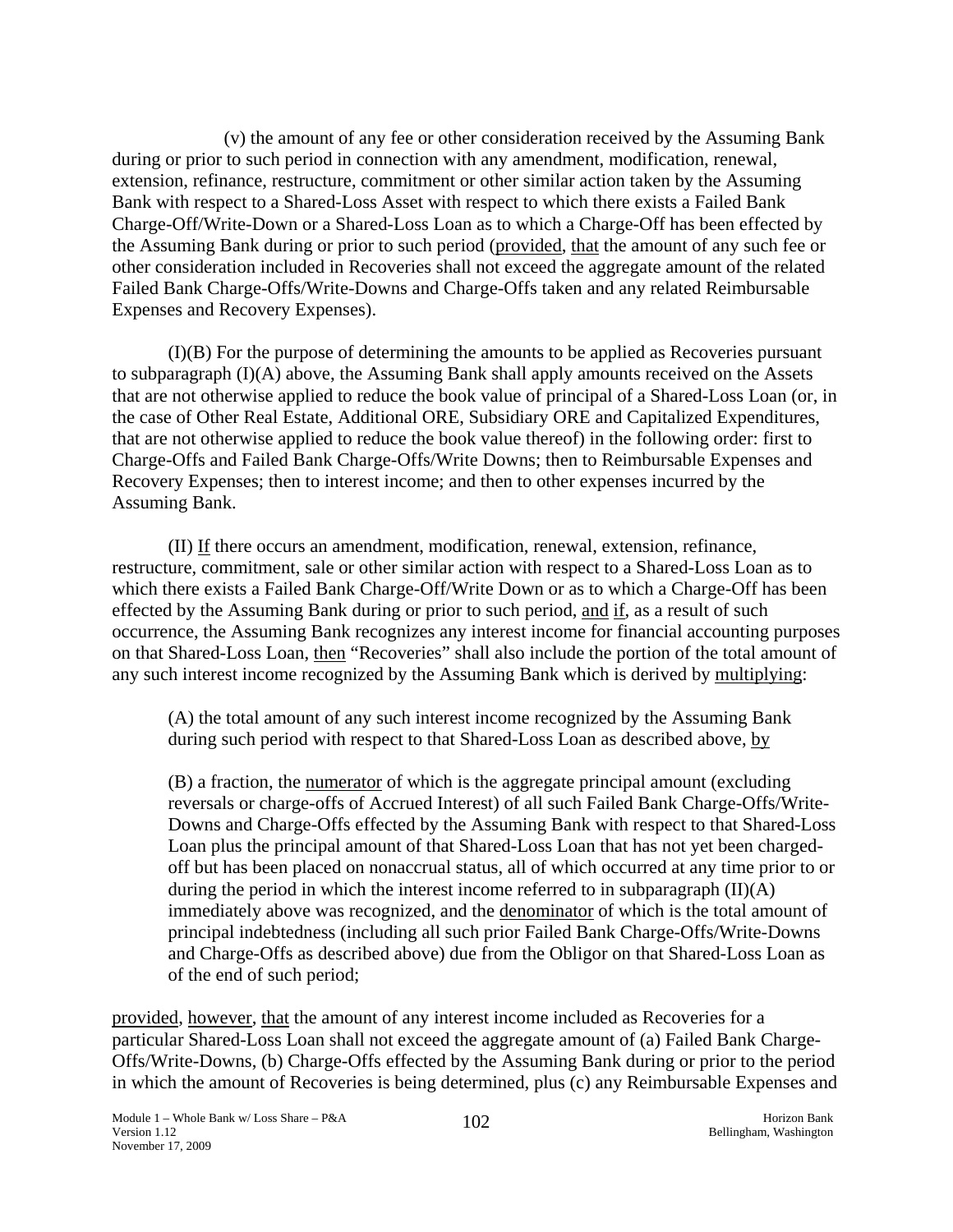(v) the amount of any fee or other consideration received by the Assuming Bank during or prior to such period in connection with any amendment, modification, renewal, extension, refinance, restructure, commitment or other similar action taken by the Assuming Bank with respect to a Shared-Loss Asset with respect to which there exists a Failed Bank Charge-Off/Write-Down or a Shared-Loss Loan as to which a Charge-Off has been effected by the Assuming Bank during or prior to such period (provided, that the amount of any such fee or other consideration included in Recoveries shall not exceed the aggregate amount of the related Failed Bank Charge-Offs/Write-Downs and Charge-Offs taken and any related Reimbursable Expenses and Recovery Expenses).

(I)(B) For the purpose of determining the amounts to be applied as Recoveries pursuant to subparagraph (I)(A) above, the Assuming Bank shall apply amounts received on the Assets that are not otherwise applied to reduce the book value of principal of a Shared-Loss Loan (or, in the case of Other Real Estate, Additional ORE, Subsidiary ORE and Capitalized Expenditures, that are not otherwise applied to reduce the book value thereof) in the following order: first to Charge-Offs and Failed Bank Charge-Offs/Write Downs; then to Reimbursable Expenses and Recovery Expenses; then to interest income; and then to other expenses incurred by the Assuming Bank.

(II) If there occurs an amendment, modification, renewal, extension, refinance, restructure, commitment, sale or other similar action with respect to a Shared-Loss Loan as to which there exists a Failed Bank Charge-Off/Write Down or as to which a Charge-Off has been effected by the Assuming Bank during or prior to such period, and if, as a result of such occurrence, the Assuming Bank recognizes any interest income for financial accounting purposes on that Shared-Loss Loan, then "Recoveries" shall also include the portion of the total amount of any such interest income recognized by the Assuming Bank which is derived by multiplying:

(A) the total amount of any such interest income recognized by the Assuming Bank during such period with respect to that Shared-Loss Loan as described above, by

(B) a fraction, the numerator of which is the aggregate principal amount (excluding reversals or charge-offs of Accrued Interest) of all such Failed Bank Charge-Offs/Write-Downs and Charge-Offs effected by the Assuming Bank with respect to that Shared-Loss Loan plus the principal amount of that Shared-Loss Loan that has not yet been charged-off but has been placed on nonaccrual status, all of which occurred at any time prior to or during the period in which the interest income referred to in subparagraph (II)(A) immediately above was recognized, and the denominator of which is the total amount of principal indebtedness (including all such prior Failed Bank Charge-Offs/Write-Downs and Charge-Offs as described above) due from the Obligor on that Shared-Loss Loan as of the end of such period;

provided, however, that the amount of any interest income included as Recoveries for a particular Shared-Loss Loan shall not exceed the aggregate amount of (a) Failed Bank Charge-Offs/Write-Downs, (b) Charge-Offs effected by the Assuming Bank during or prior to the period in which the amount of Recoveries is being determined, plus (c) any Reimbursable Expenses and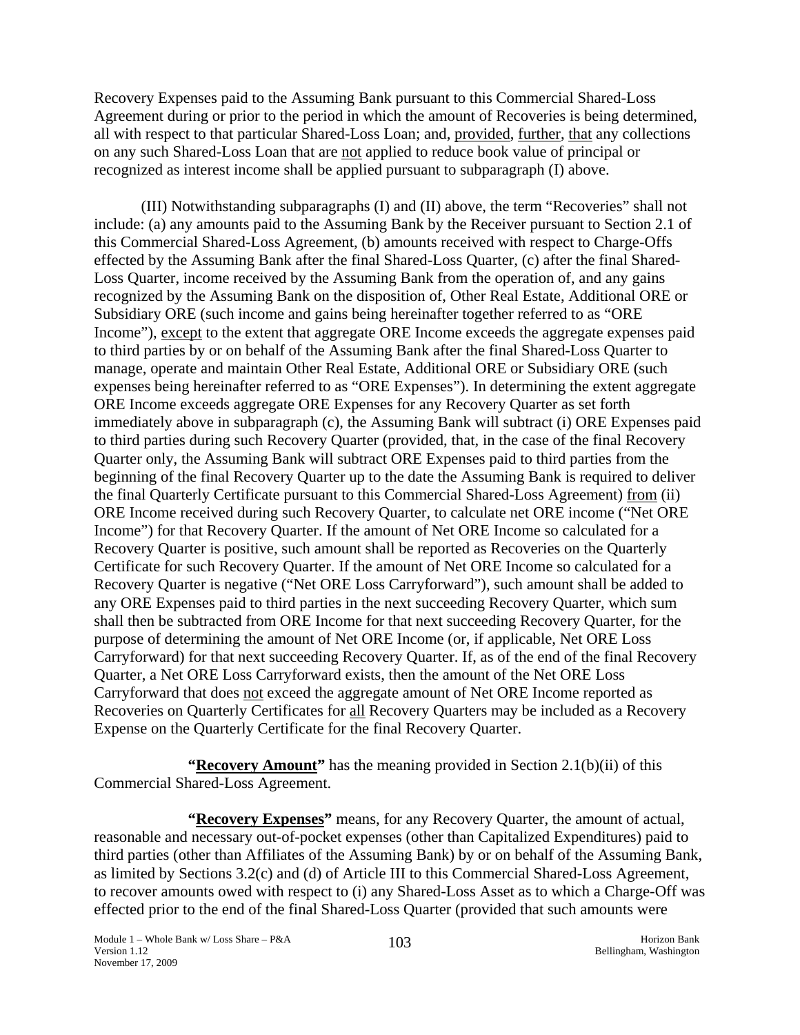Recovery Expenses paid to the Assuming Bank pursuant to this Commercial Shared-Loss Agreement during or prior to the period in which the amount of Recoveries is being determined, all with respect to that particular Shared-Loss Loan; and, provided, further, that any collections on any such Shared-Loss Loan that are not applied to reduce book value of principal or recognized as interest income shall be applied pursuant to subparagraph (I) above.

(III) Notwithstanding subparagraphs (I) and (II) above, the term "Recoveries" shall not include: (a) any amounts paid to the Assuming Bank by the Receiver pursuant to Section 2.1 of this Commercial Shared-Loss Agreement, (b) amounts received with respect to Charge-Offs effected by the Assuming Bank after the final Shared-Loss Quarter, (c) after the final Shared-Loss Quarter, income received by the Assuming Bank from the operation of, and any gains recognized by the Assuming Bank on the disposition of, Other Real Estate, Additional ORE or Subsidiary ORE (such income and gains being hereinafter together referred to as "ORE Income"), except to the extent that aggregate ORE Income exceeds the aggregate expenses paid to third parties by or on behalf of the Assuming Bank after the final Shared-Loss Quarter to manage, operate and maintain Other Real Estate, Additional ORE or Subsidiary ORE (such expenses being hereinafter referred to as "ORE Expenses"). In determining the extent aggregate ORE Income exceeds aggregate ORE Expenses for any Recovery Quarter as set forth immediately above in subparagraph (c), the Assuming Bank will subtract (i) ORE Expenses paid to third parties during such Recovery Quarter (provided, that, in the case of the final Recovery Quarter only, the Assuming Bank will subtract ORE Expenses paid to third parties from the beginning of the final Recovery Quarter up to the date the Assuming Bank is required to deliver the final Quarterly Certificate pursuant to this Commercial Shared-Loss Agreement) from (ii) ORE Income received during such Recovery Quarter, to calculate net ORE income ("Net ORE Income") for that Recovery Quarter. If the amount of Net ORE Income so calculated for a Recovery Quarter is positive, such amount shall be reported as Recoveries on the Quarterly Certificate for such Recovery Quarter. If the amount of Net ORE Income so calculated for a Recovery Quarter is negative ("Net ORE Loss Carryforward"), such amount shall be added to any ORE Expenses paid to third parties in the next succeeding Recovery Quarter, which sum shall then be subtracted from ORE Income for that next succeeding Recovery Quarter, for the purpose of determining the amount of Net ORE Income (or, if applicable, Net ORE Loss Carryforward) for that next succeeding Recovery Quarter. If, as of the end of the final Recovery Quarter, a Net ORE Loss Carryforward exists, then the amount of the Net ORE Loss Carryforward that does not exceed the aggregate amount of Net ORE Income reported as Recoveries on Quarterly Certificates for all Recovery Quarters may be included as a Recovery Expense on the Quarterly Certificate for the final Recovery Quarter.

**"Recovery Amount"** has the meaning provided in Section 2.1(b)(ii) of this Commercial Shared-Loss Agreement.

**"Recovery Expenses"** means, for any Recovery Quarter, the amount of actual, reasonable and necessary out-of-pocket expenses (other than Capitalized Expenditures) paid to third parties (other than Affiliates of the Assuming Bank) by or on behalf of the Assuming Bank, as limited by Sections 3.2(c) and (d) of Article III to this Commercial Shared-Loss Agreement, to recover amounts owed with respect to (i) any Shared-Loss Asset as to which a Charge-Off was effected prior to the end of the final Shared-Loss Quarter (provided that such amounts were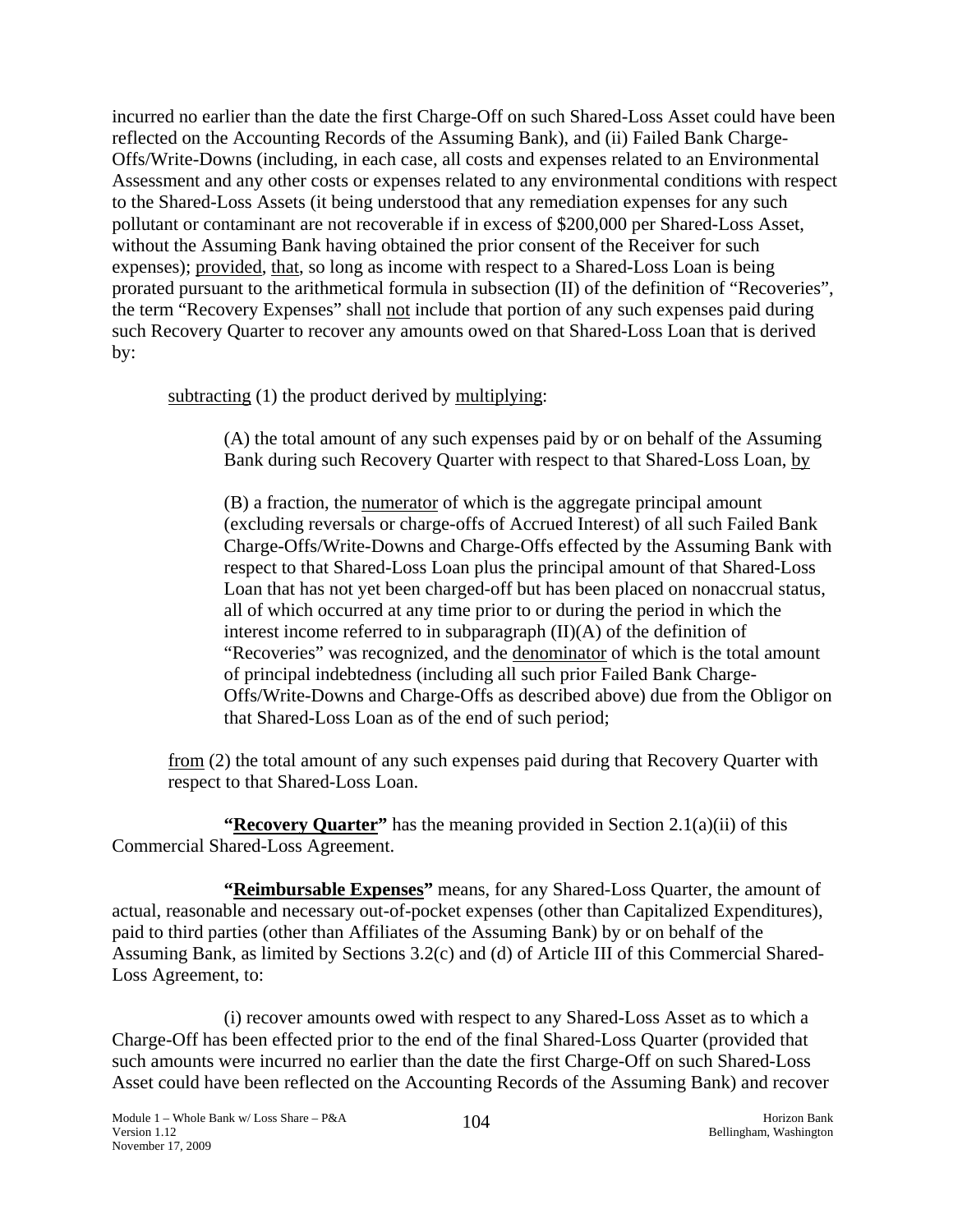incurred no earlier than the date the first Charge-Off on such Shared-Loss Asset could have been reflected on the Accounting Records of the Assuming Bank), and (ii) Failed Bank Charge-Offs/Write-Downs (including, in each case, all costs and expenses related to an Environmental Assessment and any other costs or expenses related to any environmental conditions with respect to the Shared-Loss Assets (it being understood that any remediation expenses for any such pollutant or contaminant are not recoverable if in excess of $200,000 per Shared-Loss Asset, without the Assuming Bank having obtained the prior consent of the Receiver for such expenses); provided, that, so long as income with respect to a Shared-Loss Loan is being prorated pursuant to the arithmetical formula in subsection (II) of the definition of "Recoveries", the term "Recovery Expenses" shall not include that portion of any such expenses paid during such Recovery Quarter to recover any amounts owed on that Shared-Loss Loan that is derived by:

subtracting (1) the product derived by multiplying:

> (A) the total amount of any such expenses paid by or on behalf of the Assuming Bank during such Recovery Quarter with respect to that Shared-Loss Loan, by
>
> (B) a fraction, the numerator of which is the aggregate principal amount (excluding reversals or charge-offs of Accrued Interest) of all such Failed Bank Charge-Offs/Write-Downs and Charge-Offs effected by the Assuming Bank with respect to that Shared-Loss Loan plus the principal amount of that Shared-Loss Loan that has not yet been charged-off but has been placed on nonaccrual status, all of which occurred at any time prior to or during the period in which the interest income referred to in subparagraph (II)(A) of the definition of "Recoveries" was recognized, and the denominator of which is the total amount of principal indebtedness (including all such prior Failed Bank Charge-Offs/Write-Downs and Charge-Offs as described above) due from the Obligor on that Shared-Loss Loan as of the end of such period;

from (2) the total amount of any such expenses paid during that Recovery Quarter with respect to that Shared-Loss Loan.

**"Recovery Quarter"** has the meaning provided in Section 2.1(a)(ii) of this Commercial Shared-Loss Agreement.

**"Reimbursable Expenses"** means, for any Shared-Loss Quarter, the amount of actual, reasonable and necessary out-of-pocket expenses (other than Capitalized Expenditures), paid to third parties (other than Affiliates of the Assuming Bank) by or on behalf of the Assuming Bank, as limited by Sections 3.2(c) and (d) of Article III of this Commercial Shared-Loss Agreement, to:

(i) recover amounts owed with respect to any Shared-Loss Asset as to which a Charge-Off has been effected prior to the end of the final Shared-Loss Quarter (provided that such amounts were incurred no earlier than the date the first Charge-Off on such Shared-Loss Asset could have been reflected on the Accounting Records of the Assuming Bank) and recover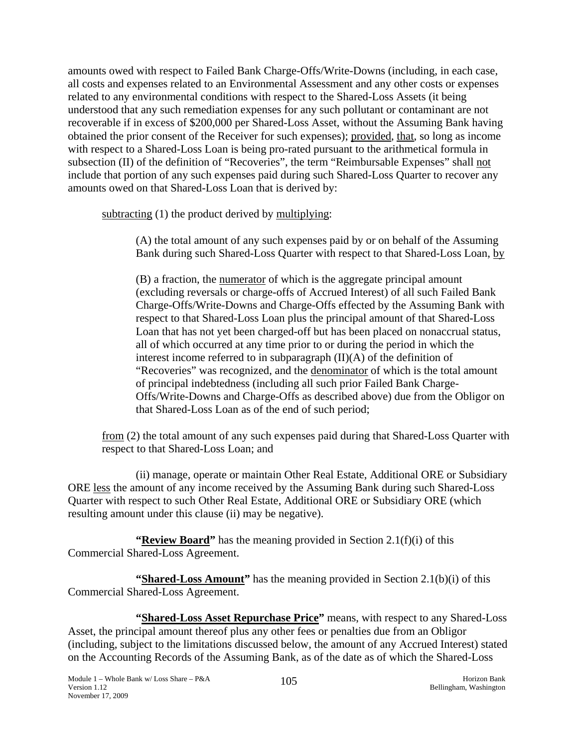amounts owed with respect to Failed Bank Charge-Offs/Write-Downs (including, in each case, all costs and expenses related to an Environmental Assessment and any other costs or expenses related to any environmental conditions with respect to the Shared-Loss Assets (it being understood that any such remediation expenses for any such pollutant or contaminant are not recoverable if in excess of $200,000 per Shared-Loss Asset, without the Assuming Bank having obtained the prior consent of the Receiver for such expenses); provided, that, so long as income with respect to a Shared-Loss Loan is being pro-rated pursuant to the arithmetical formula in subsection (II) of the definition of "Recoveries", the term "Reimbursable Expenses" shall not include that portion of any such expenses paid during such Shared-Loss Quarter to recover any amounts owed on that Shared-Loss Loan that is derived by:

subtracting (1) the product derived by multiplying:

> (A) the total amount of any such expenses paid by or on behalf of the Assuming Bank during such Shared-Loss Quarter with respect to that Shared-Loss Loan, by
>
> (B) a fraction, the numerator of which is the aggregate principal amount (excluding reversals or charge-offs of Accrued Interest) of all such Failed Bank Charge-Offs/Write-Downs and Charge-Offs effected by the Assuming Bank with respect to that Shared-Loss Loan plus the principal amount of that Shared-Loss Loan that has not yet been charged-off but has been placed on nonaccrual status, all of which occurred at any time prior to or during the period in which the interest income referred to in subparagraph (II)(A) of the definition of "Recoveries" was recognized, and the denominator of which is the total amount of principal indebtedness (including all such prior Failed Bank Charge-Offs/Write-Downs and Charge-Offs as described above) due from the Obligor on that Shared-Loss Loan as of the end of such period;

from (2) the total amount of any such expenses paid during that Shared-Loss Quarter with respect to that Shared-Loss Loan; and

(ii) manage, operate or maintain Other Real Estate, Additional ORE or Subsidiary ORE less the amount of any income received by the Assuming Bank during such Shared-Loss Quarter with respect to such Other Real Estate, Additional ORE or Subsidiary ORE (which resulting amount under this clause (ii) may be negative).

**"Review Board"** has the meaning provided in Section 2.1(f)(i) of this Commercial Shared-Loss Agreement.

**"Shared-Loss Amount"** has the meaning provided in Section 2.1(b)(i) of this Commercial Shared-Loss Agreement.

**"Shared-Loss Asset Repurchase Price"** means, with respect to any Shared-Loss Asset, the principal amount thereof plus any other fees or penalties due from an Obligor (including, subject to the limitations discussed below, the amount of any Accrued Interest) stated on the Accounting Records of the Assuming Bank, as of the date as of which the Shared-Loss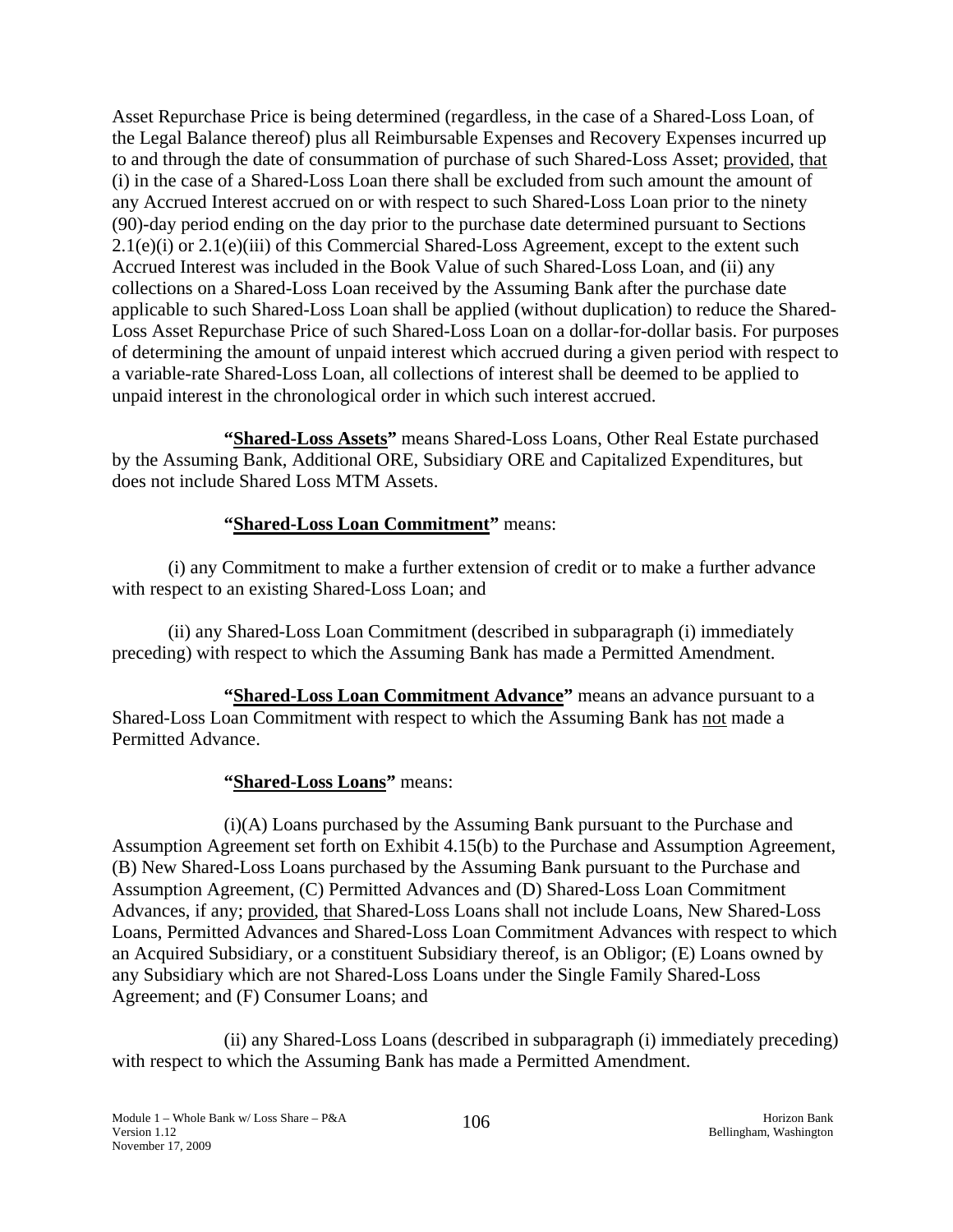Asset Repurchase Price is being determined (regardless, in the case of a Shared-Loss Loan, of the Legal Balance thereof) plus all Reimbursable Expenses and Recovery Expenses incurred up to and through the date of consummation of purchase of such Shared-Loss Asset; provided, that (i) in the case of a Shared-Loss Loan there shall be excluded from such amount the amount of any Accrued Interest accrued on or with respect to such Shared-Loss Loan prior to the ninety (90)-day period ending on the day prior to the purchase date determined pursuant to Sections 2.1(e)(i) or 2.1(e)(iii) of this Commercial Shared-Loss Agreement, except to the extent such Accrued Interest was included in the Book Value of such Shared-Loss Loan, and (ii) any collections on a Shared-Loss Loan received by the Assuming Bank after the purchase date applicable to such Shared-Loss Loan shall be applied (without duplication) to reduce the Shared-Loss Asset Repurchase Price of such Shared-Loss Loan on a dollar-for-dollar basis. For purposes of determining the amount of unpaid interest which accrued during a given period with respect to a variable-rate Shared-Loss Loan, all collections of interest shall be deemed to be applied to unpaid interest in the chronological order in which such interest accrued.

**"Shared-Loss Assets"** means Shared-Loss Loans, Other Real Estate purchased by the Assuming Bank, Additional ORE, Subsidiary ORE and Capitalized Expenditures, but does not include Shared Loss MTM Assets.

**"Shared-Loss Loan Commitment"** means:

(i) any Commitment to make a further extension of credit or to make a further advance with respect to an existing Shared-Loss Loan; and

(ii) any Shared-Loss Loan Commitment (described in subparagraph (i) immediately preceding) with respect to which the Assuming Bank has made a Permitted Amendment.

**"Shared-Loss Loan Commitment Advance"** means an advance pursuant to a Shared-Loss Loan Commitment with respect to which the Assuming Bank has not made a Permitted Advance.

**"Shared-Loss Loans"** means:

(i)(A) Loans purchased by the Assuming Bank pursuant to the Purchase and Assumption Agreement set forth on Exhibit 4.15(b) to the Purchase and Assumption Agreement, (B) New Shared-Loss Loans purchased by the Assuming Bank pursuant to the Purchase and Assumption Agreement, (C) Permitted Advances and (D) Shared-Loss Loan Commitment Advances, if any; provided, that Shared-Loss Loans shall not include Loans, New Shared-Loss Loans, Permitted Advances and Shared-Loss Loan Commitment Advances with respect to which an Acquired Subsidiary, or a constituent Subsidiary thereof, is an Obligor; (E) Loans owned by any Subsidiary which are not Shared-Loss Loans under the Single Family Shared-Loss Agreement; and (F) Consumer Loans; and

(ii) any Shared-Loss Loans (described in subparagraph (i) immediately preceding) with respect to which the Assuming Bank has made a Permitted Amendment.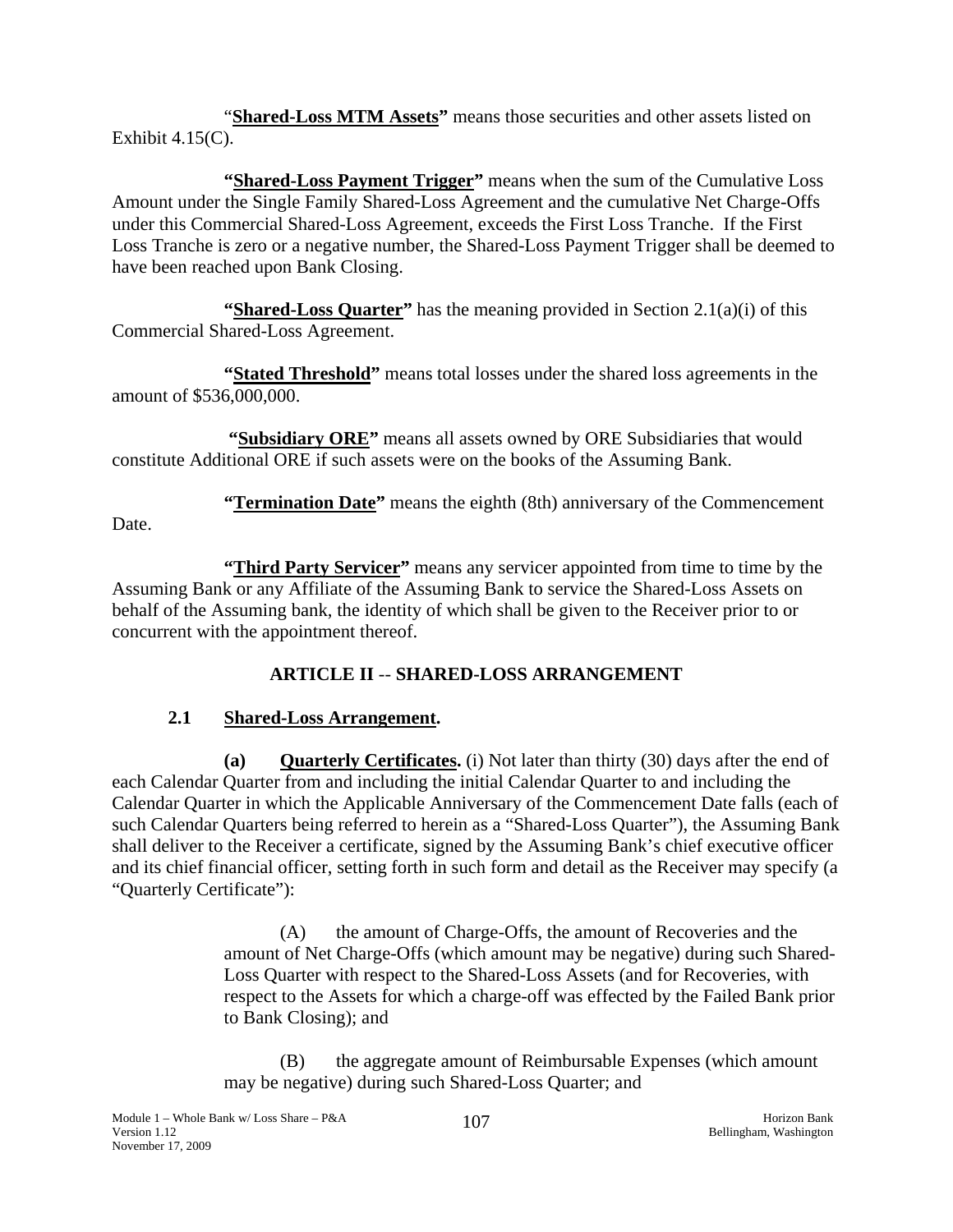"**Shared-Loss MTM Assets**" means those securities and other assets listed on Exhibit 4.15(C).

**"Shared-Loss Payment Trigger"** means when the sum of the Cumulative Loss Amount under the Single Family Shared-Loss Agreement and the cumulative Net Charge-Offs under this Commercial Shared-Loss Agreement, exceeds the First Loss Tranche. If the First Loss Tranche is zero or a negative number, the Shared-Loss Payment Trigger shall be deemed to have been reached upon Bank Closing.

**"Shared-Loss Quarter"** has the meaning provided in Section 2.1(a)(i) of this Commercial Shared-Loss Agreement.

**"Stated Threshold"** means total losses under the shared loss agreements in the amount of $536,000,000.

**"Subsidiary ORE"** means all assets owned by ORE Subsidiaries that would constitute Additional ORE if such assets were on the books of the Assuming Bank.

**"Termination Date"** means the eighth (8th) anniversary of the Commencement Date.

**"Third Party Servicer"** means any servicer appointed from time to time by the Assuming Bank or any Affiliate of the Assuming Bank to service the Shared-Loss Assets on behalf of the Assuming bank, the identity of which shall be given to the Receiver prior to or concurrent with the appointment thereof.

## ARTICLE II -- SHARED-LOSS ARRANGEMENT

### 2.1 Shared-Loss Arrangement.

**(a) Quarterly Certificates.** (i) Not later than thirty (30) days after the end of each Calendar Quarter from and including the initial Calendar Quarter to and including the Calendar Quarter in which the Applicable Anniversary of the Commencement Date falls (each of such Calendar Quarters being referred to herein as a "Shared-Loss Quarter"), the Assuming Bank shall deliver to the Receiver a certificate, signed by the Assuming Bank's chief executive officer and its chief financial officer, setting forth in such form and detail as the Receiver may specify (a "Quarterly Certificate"):

(A) the amount of Charge-Offs, the amount of Recoveries and the amount of Net Charge-Offs (which amount may be negative) during such Shared-Loss Quarter with respect to the Shared-Loss Assets (and for Recoveries, with respect to the Assets for which a charge-off was effected by the Failed Bank prior to Bank Closing); and

(B) the aggregate amount of Reimbursable Expenses (which amount may be negative) during such Shared-Loss Quarter; and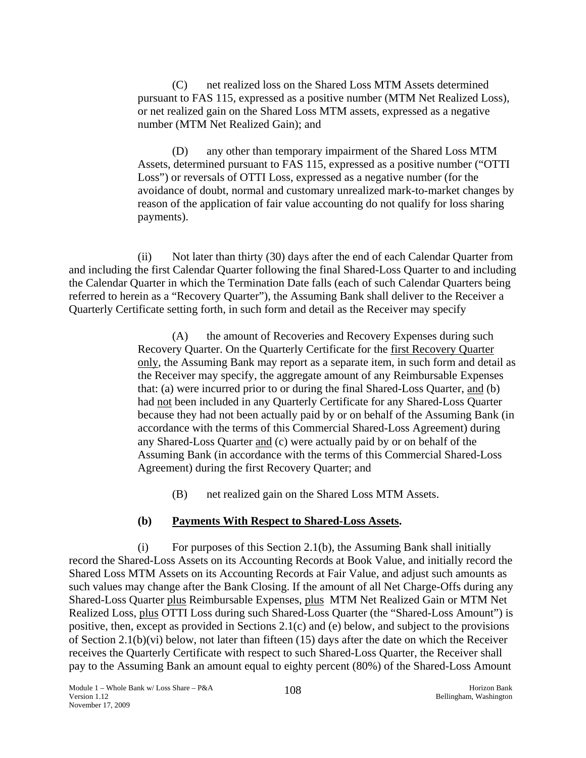(C) net realized loss on the Shared Loss MTM Assets determined pursuant to FAS 115, expressed as a positive number (MTM Net Realized Loss), or net realized gain on the Shared Loss MTM assets, expressed as a negative number (MTM Net Realized Gain); and

(D) any other than temporary impairment of the Shared Loss MTM Assets, determined pursuant to FAS 115, expressed as a positive number ("OTTI Loss") or reversals of OTTI Loss, expressed as a negative number (for the avoidance of doubt, normal and customary unrealized mark-to-market changes by reason of the application of fair value accounting do not qualify for loss sharing payments).

(ii) Not later than thirty (30) days after the end of each Calendar Quarter from and including the first Calendar Quarter following the final Shared-Loss Quarter to and including the Calendar Quarter in which the Termination Date falls (each of such Calendar Quarters being referred to herein as a "Recovery Quarter"), the Assuming Bank shall deliver to the Receiver a Quarterly Certificate setting forth, in such form and detail as the Receiver may specify

(A) the amount of Recoveries and Recovery Expenses during such Recovery Quarter. On the Quarterly Certificate for the first Recovery Quarter only, the Assuming Bank may report as a separate item, in such form and detail as the Receiver may specify, the aggregate amount of any Reimbursable Expenses that: (a) were incurred prior to or during the final Shared-Loss Quarter, and (b) had not been included in any Quarterly Certificate for any Shared-Loss Quarter because they had not been actually paid by or on behalf of the Assuming Bank (in accordance with the terms of this Commercial Shared-Loss Agreement) during any Shared-Loss Quarter and (c) were actually paid by or on behalf of the Assuming Bank (in accordance with the terms of this Commercial Shared-Loss Agreement) during the first Recovery Quarter; and

(B) net realized gain on the Shared Loss MTM Assets.

**(b) Payments With Respect to Shared-Loss Assets.**

(i) For purposes of this Section 2.1(b), the Assuming Bank shall initially record the Shared-Loss Assets on its Accounting Records at Book Value, and initially record the Shared Loss MTM Assets on its Accounting Records at Fair Value, and adjust such amounts as such values may change after the Bank Closing. If the amount of all Net Charge-Offs during any Shared-Loss Quarter plus Reimbursable Expenses, plus MTM Net Realized Gain or MTM Net Realized Loss, plus OTTI Loss during such Shared-Loss Quarter (the "Shared-Loss Amount") is positive, then, except as provided in Sections 2.1(c) and (e) below, and subject to the provisions of Section 2.1(b)(vi) below, not later than fifteen (15) days after the date on which the Receiver receives the Quarterly Certificate with respect to such Shared-Loss Quarter, the Receiver shall pay to the Assuming Bank an amount equal to eighty percent (80%) of the Shared-Loss Amount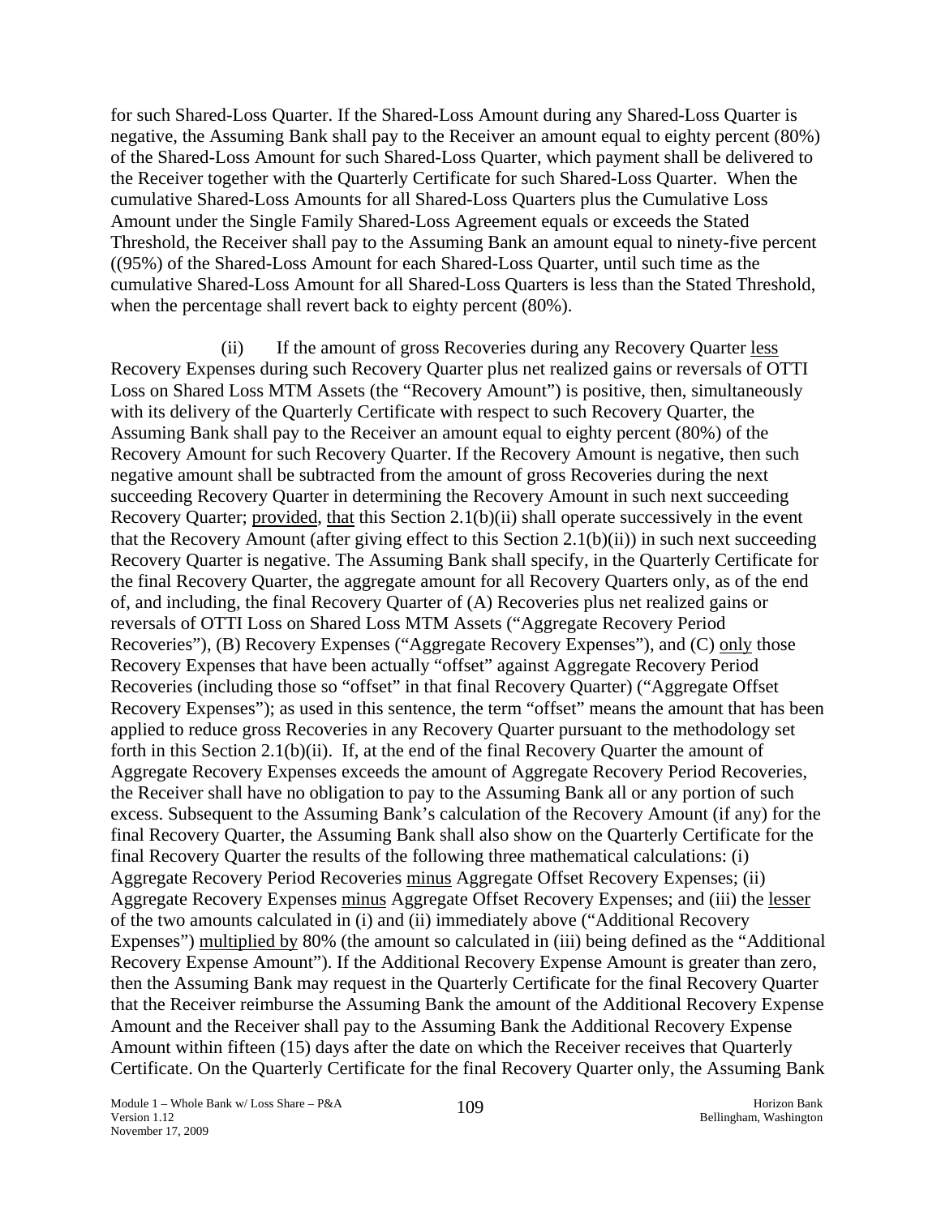for such Shared-Loss Quarter. If the Shared-Loss Amount during any Shared-Loss Quarter is negative, the Assuming Bank shall pay to the Receiver an amount equal to eighty percent (80%) of the Shared-Loss Amount for such Shared-Loss Quarter, which payment shall be delivered to the Receiver together with the Quarterly Certificate for such Shared-Loss Quarter. When the cumulative Shared-Loss Amounts for all Shared-Loss Quarters plus the Cumulative Loss Amount under the Single Family Shared-Loss Agreement equals or exceeds the Stated Threshold, the Receiver shall pay to the Assuming Bank an amount equal to ninety-five percent ((95%) of the Shared-Loss Amount for each Shared-Loss Quarter, until such time as the cumulative Shared-Loss Amount for all Shared-Loss Quarters is less than the Stated Threshold, when the percentage shall revert back to eighty percent (80%).

(ii) If the amount of gross Recoveries during any Recovery Quarter less Recovery Expenses during such Recovery Quarter plus net realized gains or reversals of OTTI Loss on Shared Loss MTM Assets (the "Recovery Amount") is positive, then, simultaneously with its delivery of the Quarterly Certificate with respect to such Recovery Quarter, the Assuming Bank shall pay to the Receiver an amount equal to eighty percent (80%) of the Recovery Amount for such Recovery Quarter. If the Recovery Amount is negative, then such negative amount shall be subtracted from the amount of gross Recoveries during the next succeeding Recovery Quarter in determining the Recovery Amount in such next succeeding Recovery Quarter; provided, that this Section 2.1(b)(ii) shall operate successively in the event that the Recovery Amount (after giving effect to this Section 2.1(b)(ii)) in such next succeeding Recovery Quarter is negative. The Assuming Bank shall specify, in the Quarterly Certificate for the final Recovery Quarter, the aggregate amount for all Recovery Quarters only, as of the end of, and including, the final Recovery Quarter of (A) Recoveries plus net realized gains or reversals of OTTI Loss on Shared Loss MTM Assets ("Aggregate Recovery Period Recoveries"), (B) Recovery Expenses ("Aggregate Recovery Expenses"), and (C) only those Recovery Expenses that have been actually "offset" against Aggregate Recovery Period Recoveries (including those so "offset" in that final Recovery Quarter) ("Aggregate Offset Recovery Expenses"); as used in this sentence, the term "offset" means the amount that has been applied to reduce gross Recoveries in any Recovery Quarter pursuant to the methodology set forth in this Section 2.1(b)(ii). If, at the end of the final Recovery Quarter the amount of Aggregate Recovery Expenses exceeds the amount of Aggregate Recovery Period Recoveries, the Receiver shall have no obligation to pay to the Assuming Bank all or any portion of such excess. Subsequent to the Assuming Bank's calculation of the Recovery Amount (if any) for the final Recovery Quarter, the Assuming Bank shall also show on the Quarterly Certificate for the final Recovery Quarter the results of the following three mathematical calculations: (i) Aggregate Recovery Period Recoveries minus Aggregate Offset Recovery Expenses; (ii) Aggregate Recovery Expenses minus Aggregate Offset Recovery Expenses; and (iii) the lesser of the two amounts calculated in (i) and (ii) immediately above ("Additional Recovery Expenses") multiplied by 80% (the amount so calculated in (iii) being defined as the "Additional Recovery Expense Amount"). If the Additional Recovery Expense Amount is greater than zero, then the Assuming Bank may request in the Quarterly Certificate for the final Recovery Quarter that the Receiver reimburse the Assuming Bank the amount of the Additional Recovery Expense Amount and the Receiver shall pay to the Assuming Bank the Additional Recovery Expense Amount within fifteen (15) days after the date on which the Receiver receives that Quarterly Certificate. On the Quarterly Certificate for the final Recovery Quarter only, the Assuming Bank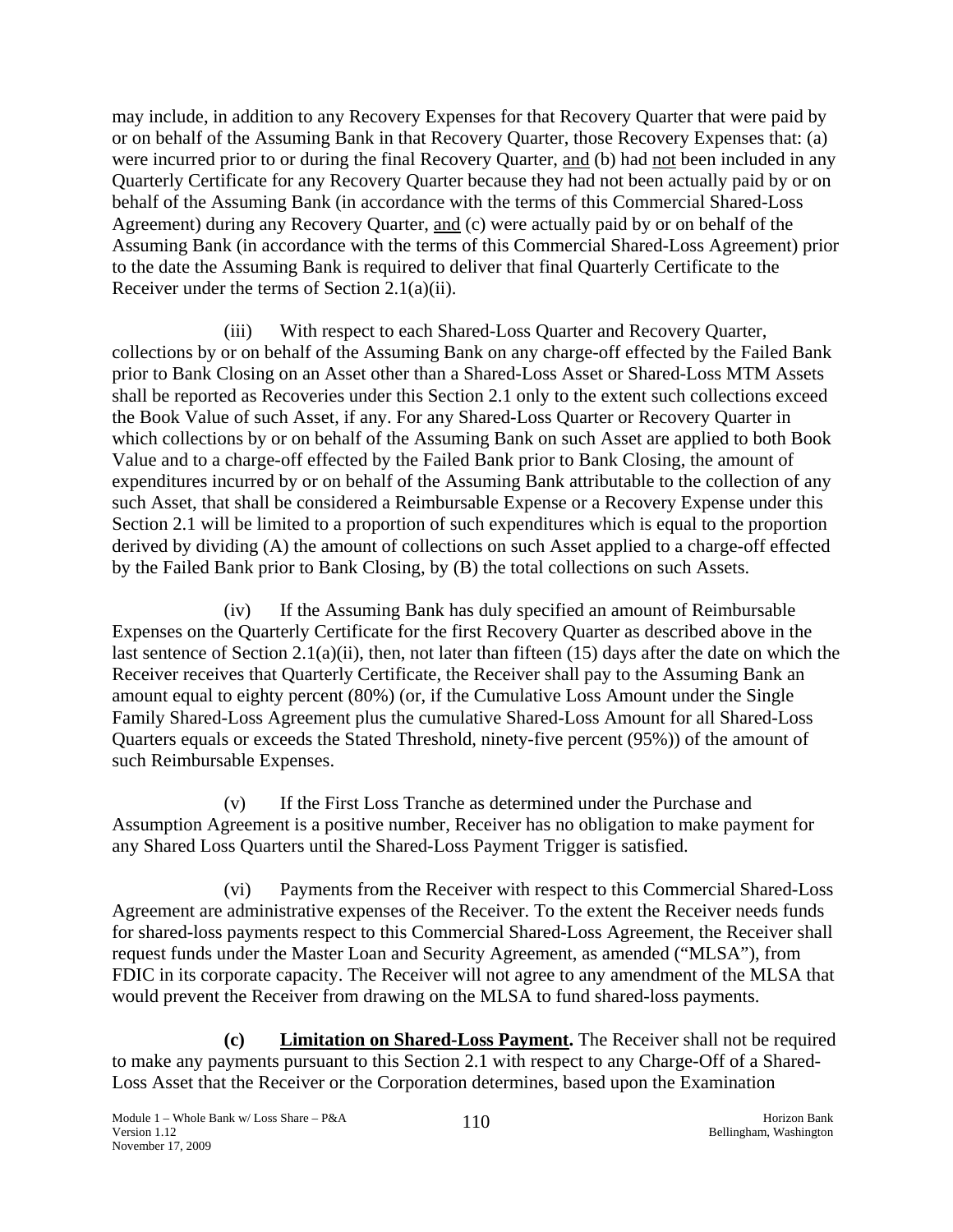may include, in addition to any Recovery Expenses for that Recovery Quarter that were paid by or on behalf of the Assuming Bank in that Recovery Quarter, those Recovery Expenses that: (a) were incurred prior to or during the final Recovery Quarter, and (b) had not been included in any Quarterly Certificate for any Recovery Quarter because they had not been actually paid by or on behalf of the Assuming Bank (in accordance with the terms of this Commercial Shared-Loss Agreement) during any Recovery Quarter, and (c) were actually paid by or on behalf of the Assuming Bank (in accordance with the terms of this Commercial Shared-Loss Agreement) prior to the date the Assuming Bank is required to deliver that final Quarterly Certificate to the Receiver under the terms of Section 2.1(a)(ii).

(iii) With respect to each Shared-Loss Quarter and Recovery Quarter, collections by or on behalf of the Assuming Bank on any charge-off effected by the Failed Bank prior to Bank Closing on an Asset other than a Shared-Loss Asset or Shared-Loss MTM Assets shall be reported as Recoveries under this Section 2.1 only to the extent such collections exceed the Book Value of such Asset, if any. For any Shared-Loss Quarter or Recovery Quarter in which collections by or on behalf of the Assuming Bank on such Asset are applied to both Book Value and to a charge-off effected by the Failed Bank prior to Bank Closing, the amount of expenditures incurred by or on behalf of the Assuming Bank attributable to the collection of any such Asset, that shall be considered a Reimbursable Expense or a Recovery Expense under this Section 2.1 will be limited to a proportion of such expenditures which is equal to the proportion derived by dividing (A) the amount of collections on such Asset applied to a charge-off effected by the Failed Bank prior to Bank Closing, by (B) the total collections on such Assets.

(iv) If the Assuming Bank has duly specified an amount of Reimbursable Expenses on the Quarterly Certificate for the first Recovery Quarter as described above in the last sentence of Section 2.1(a)(ii), then, not later than fifteen (15) days after the date on which the Receiver receives that Quarterly Certificate, the Receiver shall pay to the Assuming Bank an amount equal to eighty percent (80%) (or, if the Cumulative Loss Amount under the Single Family Shared-Loss Agreement plus the cumulative Shared-Loss Amount for all Shared-Loss Quarters equals or exceeds the Stated Threshold, ninety-five percent (95%)) of the amount of such Reimbursable Expenses.

(v) If the First Loss Tranche as determined under the Purchase and Assumption Agreement is a positive number, Receiver has no obligation to make payment for any Shared Loss Quarters until the Shared-Loss Payment Trigger is satisfied.

(vi) Payments from the Receiver with respect to this Commercial Shared-Loss Agreement are administrative expenses of the Receiver. To the extent the Receiver needs funds for shared-loss payments respect to this Commercial Shared-Loss Agreement, the Receiver shall request funds under the Master Loan and Security Agreement, as amended ("MLSA"), from FDIC in its corporate capacity. The Receiver will not agree to any amendment of the MLSA that would prevent the Receiver from drawing on the MLSA to fund shared-loss payments.

**(c) Limitation on Shared-Loss Payment.** The Receiver shall not be required to make any payments pursuant to this Section 2.1 with respect to any Charge-Off of a Shared-Loss Asset that the Receiver or the Corporation determines, based upon the Examination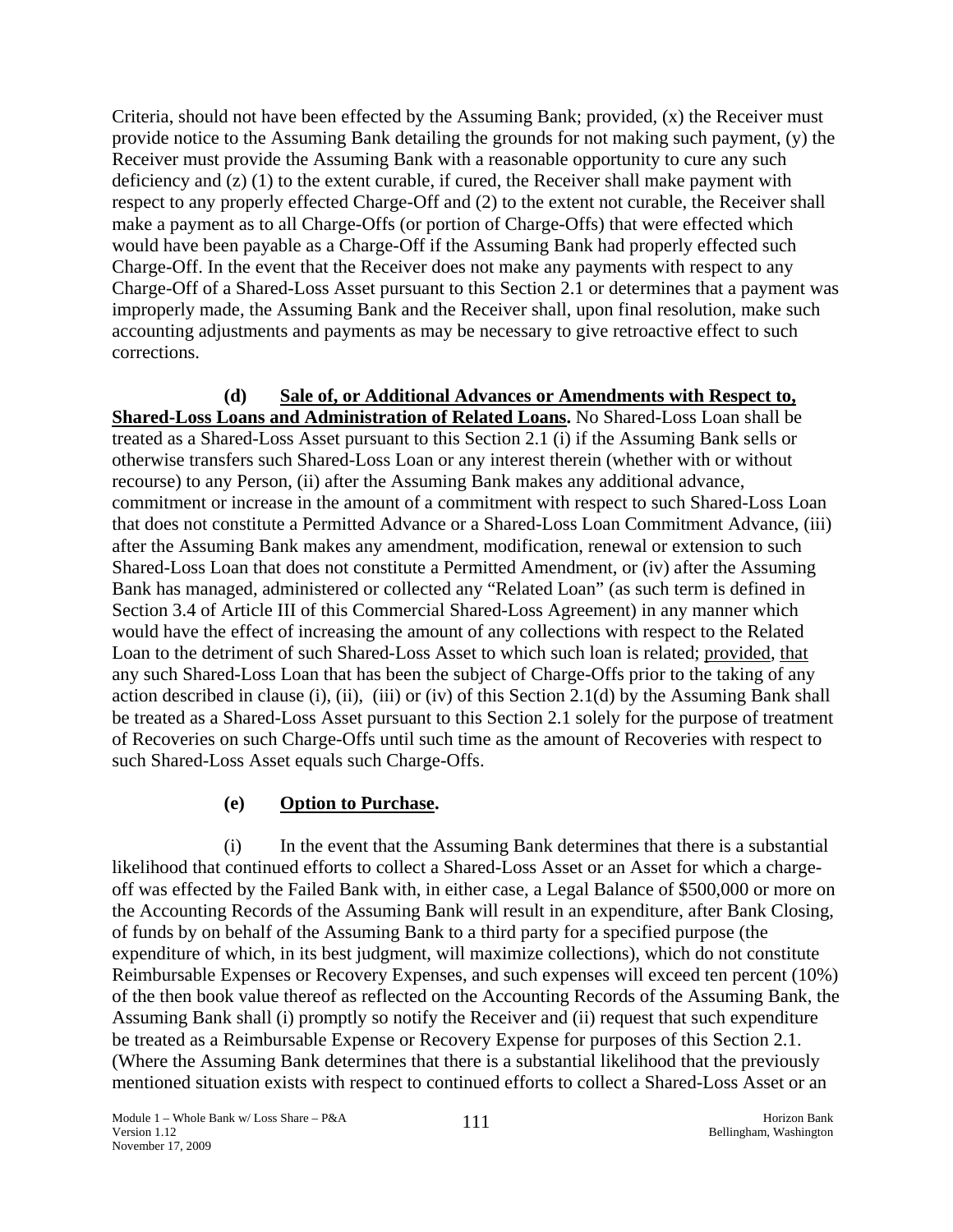Criteria, should not have been effected by the Assuming Bank; provided, (x) the Receiver must provide notice to the Assuming Bank detailing the grounds for not making such payment, (y) the Receiver must provide the Assuming Bank with a reasonable opportunity to cure any such deficiency and (z) (1) to the extent curable, if cured, the Receiver shall make payment with respect to any properly effected Charge-Off and (2) to the extent not curable, the Receiver shall make a payment as to all Charge-Offs (or portion of Charge-Offs) that were effected which would have been payable as a Charge-Off if the Assuming Bank had properly effected such Charge-Off. In the event that the Receiver does not make any payments with respect to any Charge-Off of a Shared-Loss Asset pursuant to this Section 2.1 or determines that a payment was improperly made, the Assuming Bank and the Receiver shall, upon final resolution, make such accounting adjustments and payments as may be necessary to give retroactive effect to such corrections.

**(d) Sale of, or Additional Advances or Amendments with Respect to, Shared-Loss Loans and Administration of Related Loans.** No Shared-Loss Loan shall be treated as a Shared-Loss Asset pursuant to this Section 2.1 (i) if the Assuming Bank sells or otherwise transfers such Shared-Loss Loan or any interest therein (whether with or without recourse) to any Person, (ii) after the Assuming Bank makes any additional advance, commitment or increase in the amount of a commitment with respect to such Shared-Loss Loan that does not constitute a Permitted Advance or a Shared-Loss Loan Commitment Advance, (iii) after the Assuming Bank makes any amendment, modification, renewal or extension to such Shared-Loss Loan that does not constitute a Permitted Amendment, or (iv) after the Assuming Bank has managed, administered or collected any "Related Loan" (as such term is defined in Section 3.4 of Article III of this Commercial Shared-Loss Agreement) in any manner which would have the effect of increasing the amount of any collections with respect to the Related Loan to the detriment of such Shared-Loss Asset to which such loan is related; provided, that any such Shared-Loss Loan that has been the subject of Charge-Offs prior to the taking of any action described in clause (i), (ii), (iii) or (iv) of this Section 2.1(d) by the Assuming Bank shall be treated as a Shared-Loss Asset pursuant to this Section 2.1 solely for the purpose of treatment of Recoveries on such Charge-Offs until such time as the amount of Recoveries with respect to such Shared-Loss Asset equals such Charge-Offs.

**(e) Option to Purchase.**

(i) In the event that the Assuming Bank determines that there is a substantial likelihood that continued efforts to collect a Shared-Loss Asset or an Asset for which a charge-off was effected by the Failed Bank with, in either case, a Legal Balance of $500,000 or more on the Accounting Records of the Assuming Bank will result in an expenditure, after Bank Closing, of funds by on behalf of the Assuming Bank to a third party for a specified purpose (the expenditure of which, in its best judgment, will maximize collections), which do not constitute Reimbursable Expenses or Recovery Expenses, and such expenses will exceed ten percent (10%) of the then book value thereof as reflected on the Accounting Records of the Assuming Bank, the Assuming Bank shall (i) promptly so notify the Receiver and (ii) request that such expenditure be treated as a Reimbursable Expense or Recovery Expense for purposes of this Section 2.1. (Where the Assuming Bank determines that there is a substantial likelihood that the previously mentioned situation exists with respect to continued efforts to collect a Shared-Loss Asset or an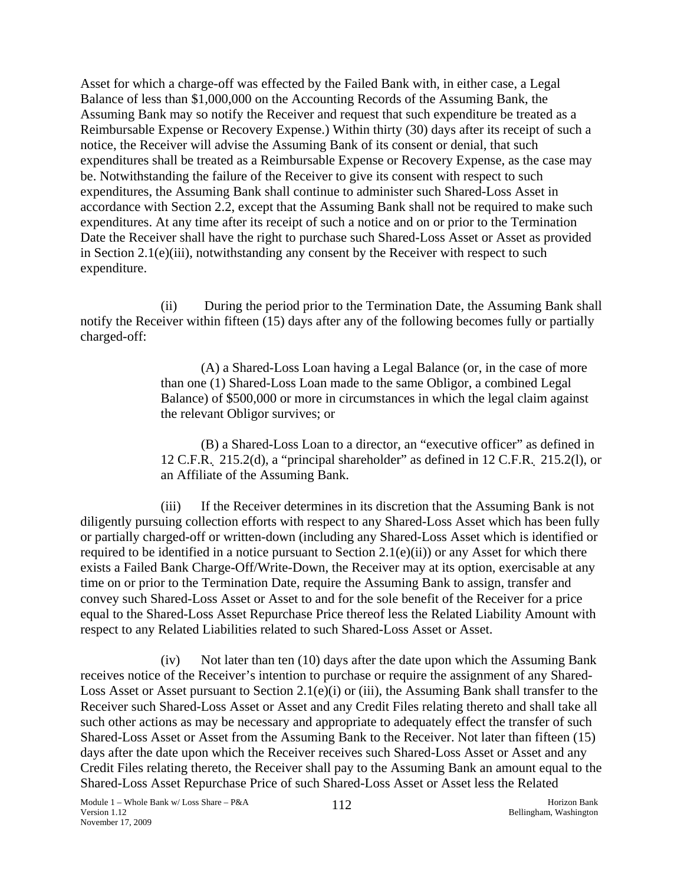Asset for which a charge-off was effected by the Failed Bank with, in either case, a Legal Balance of less than $1,000,000 on the Accounting Records of the Assuming Bank, the Assuming Bank may so notify the Receiver and request that such expenditure be treated as a Reimbursable Expense or Recovery Expense.) Within thirty (30) days after its receipt of such a notice, the Receiver will advise the Assuming Bank of its consent or denial, that such expenditures shall be treated as a Reimbursable Expense or Recovery Expense, as the case may be. Notwithstanding the failure of the Receiver to give its consent with respect to such expenditures, the Assuming Bank shall continue to administer such Shared-Loss Asset in accordance with Section 2.2, except that the Assuming Bank shall not be required to make such expenditures. At any time after its receipt of such a notice and on or prior to the Termination Date the Receiver shall have the right to purchase such Shared-Loss Asset or Asset as provided in Section 2.1(e)(iii), notwithstanding any consent by the Receiver with respect to such expenditure.

(ii) During the period prior to the Termination Date, the Assuming Bank shall notify the Receiver within fifteen (15) days after any of the following becomes fully or partially charged-off:

> (A) a Shared-Loss Loan having a Legal Balance (or, in the case of more than one (1) Shared-Loss Loan made to the same Obligor, a combined Legal Balance) of $500,000 or more in circumstances in which the legal claim against the relevant Obligor survives; or
>
> (B) a Shared-Loss Loan to a director, an "executive officer" as defined in 12 C.F.R. 215.2(d), a "principal shareholder" as defined in 12 C.F.R. 215.2(l), or an Affiliate of the Assuming Bank.

(iii) If the Receiver determines in its discretion that the Assuming Bank is not diligently pursuing collection efforts with respect to any Shared-Loss Asset which has been fully or partially charged-off or written-down (including any Shared-Loss Asset which is identified or required to be identified in a notice pursuant to Section 2.1(e)(ii)) or any Asset for which there exists a Failed Bank Charge-Off/Write-Down, the Receiver may at its option, exercisable at any time on or prior to the Termination Date, require the Assuming Bank to assign, transfer and convey such Shared-Loss Asset or Asset to and for the sole benefit of the Receiver for a price equal to the Shared-Loss Asset Repurchase Price thereof less the Related Liability Amount with respect to any Related Liabilities related to such Shared-Loss Asset or Asset.

(iv) Not later than ten (10) days after the date upon which the Assuming Bank receives notice of the Receiver's intention to purchase or require the assignment of any Shared-Loss Asset or Asset pursuant to Section 2.1(e)(i) or (iii), the Assuming Bank shall transfer to the Receiver such Shared-Loss Asset or Asset and any Credit Files relating thereto and shall take all such other actions as may be necessary and appropriate to adequately effect the transfer of such Shared-Loss Asset or Asset from the Assuming Bank to the Receiver. Not later than fifteen (15) days after the date upon which the Receiver receives such Shared-Loss Asset or Asset and any Credit Files relating thereto, the Receiver shall pay to the Assuming Bank an amount equal to the Shared-Loss Asset Repurchase Price of such Shared-Loss Asset or Asset less the Related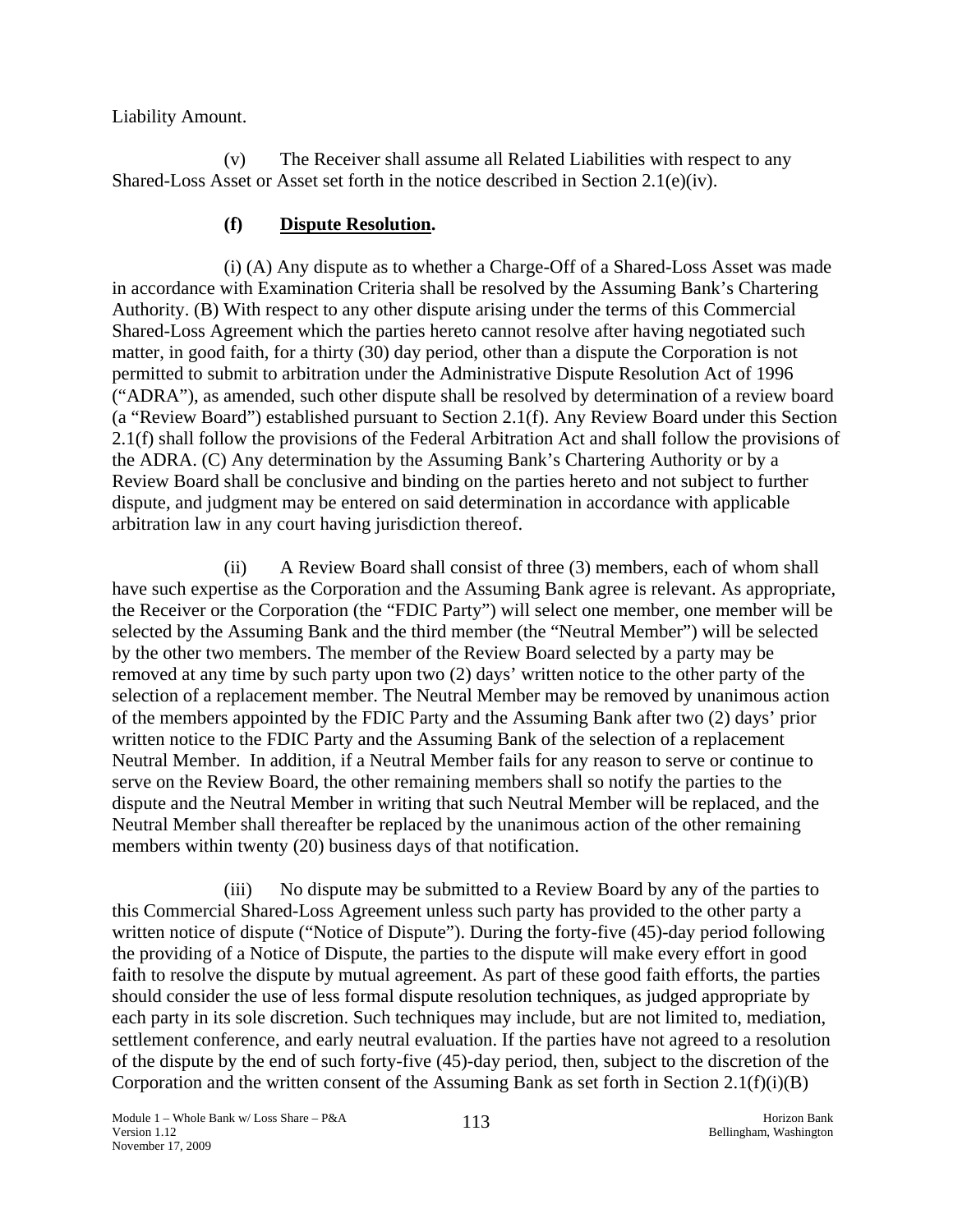Liability Amount.

(v) The Receiver shall assume all Related Liabilities with respect to any Shared-Loss Asset or Asset set forth in the notice described in Section 2.1(e)(iv).

**(f) <u>Dispute Resolution</u>.**

(i) (A) Any dispute as to whether a Charge-Off of a Shared-Loss Asset was made in accordance with Examination Criteria shall be resolved by the Assuming Bank's Chartering Authority. (B) With respect to any other dispute arising under the terms of this Commercial Shared-Loss Agreement which the parties hereto cannot resolve after having negotiated such matter, in good faith, for a thirty (30) day period, other than a dispute the Corporation is not permitted to submit to arbitration under the Administrative Dispute Resolution Act of 1996 ("ADRA"), as amended, such other dispute shall be resolved by determination of a review board (a "Review Board") established pursuant to Section 2.1(f). Any Review Board under this Section 2.1(f) shall follow the provisions of the Federal Arbitration Act and shall follow the provisions of the ADRA. (C) Any determination by the Assuming Bank's Chartering Authority or by a Review Board shall be conclusive and binding on the parties hereto and not subject to further dispute, and judgment may be entered on said determination in accordance with applicable arbitration law in any court having jurisdiction thereof.

(ii) A Review Board shall consist of three (3) members, each of whom shall have such expertise as the Corporation and the Assuming Bank agree is relevant. As appropriate, the Receiver or the Corporation (the "FDIC Party") will select one member, one member will be selected by the Assuming Bank and the third member (the "Neutral Member") will be selected by the other two members. The member of the Review Board selected by a party may be removed at any time by such party upon two (2) days' written notice to the other party of the selection of a replacement member. The Neutral Member may be removed by unanimous action of the members appointed by the FDIC Party and the Assuming Bank after two (2) days' prior written notice to the FDIC Party and the Assuming Bank of the selection of a replacement Neutral Member. In addition, if a Neutral Member fails for any reason to serve or continue to serve on the Review Board, the other remaining members shall so notify the parties to the dispute and the Neutral Member in writing that such Neutral Member will be replaced, and the Neutral Member shall thereafter be replaced by the unanimous action of the other remaining members within twenty (20) business days of that notification.

(iii) No dispute may be submitted to a Review Board by any of the parties to this Commercial Shared-Loss Agreement unless such party has provided to the other party a written notice of dispute ("Notice of Dispute"). During the forty-five (45)-day period following the providing of a Notice of Dispute, the parties to the dispute will make every effort in good faith to resolve the dispute by mutual agreement. As part of these good faith efforts, the parties should consider the use of less formal dispute resolution techniques, as judged appropriate by each party in its sole discretion. Such techniques may include, but are not limited to, mediation, settlement conference, and early neutral evaluation. If the parties have not agreed to a resolution of the dispute by the end of such forty-five (45)-day period, then, subject to the discretion of the Corporation and the written consent of the Assuming Bank as set forth in Section 2.1(f)(i)(B)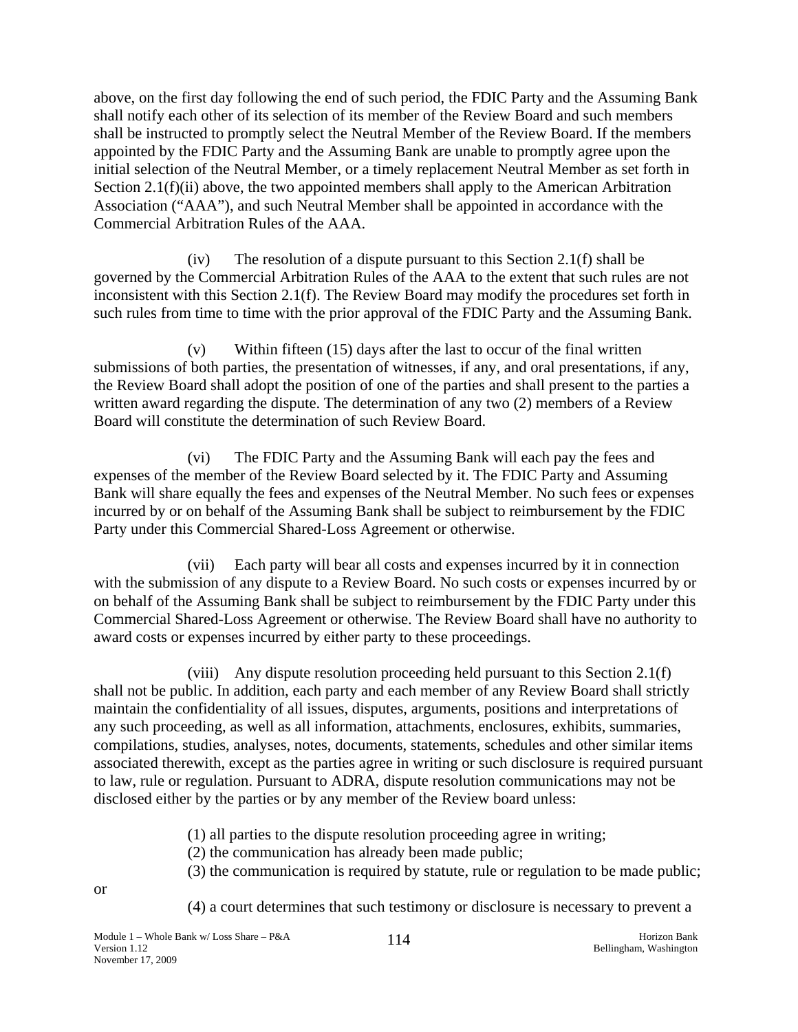above, on the first day following the end of such period, the FDIC Party and the Assuming Bank shall notify each other of its selection of its member of the Review Board and such members shall be instructed to promptly select the Neutral Member of the Review Board. If the members appointed by the FDIC Party and the Assuming Bank are unable to promptly agree upon the initial selection of the Neutral Member, or a timely replacement Neutral Member as set forth in Section 2.1(f)(ii) above, the two appointed members shall apply to the American Arbitration Association ("AAA"), and such Neutral Member shall be appointed in accordance with the Commercial Arbitration Rules of the AAA.

(iv) The resolution of a dispute pursuant to this Section 2.1(f) shall be governed by the Commercial Arbitration Rules of the AAA to the extent that such rules are not inconsistent with this Section 2.1(f). The Review Board may modify the procedures set forth in such rules from time to time with the prior approval of the FDIC Party and the Assuming Bank.

(v) Within fifteen (15) days after the last to occur of the final written submissions of both parties, the presentation of witnesses, if any, and oral presentations, if any, the Review Board shall adopt the position of one of the parties and shall present to the parties a written award regarding the dispute. The determination of any two (2) members of a Review Board will constitute the determination of such Review Board.

(vi) The FDIC Party and the Assuming Bank will each pay the fees and expenses of the member of the Review Board selected by it. The FDIC Party and Assuming Bank will share equally the fees and expenses of the Neutral Member. No such fees or expenses incurred by or on behalf of the Assuming Bank shall be subject to reimbursement by the FDIC Party under this Commercial Shared-Loss Agreement or otherwise.

(vii) Each party will bear all costs and expenses incurred by it in connection with the submission of any dispute to a Review Board. No such costs or expenses incurred by or on behalf of the Assuming Bank shall be subject to reimbursement by the FDIC Party under this Commercial Shared-Loss Agreement or otherwise. The Review Board shall have no authority to award costs or expenses incurred by either party to these proceedings.

(viii) Any dispute resolution proceeding held pursuant to this Section 2.1(f) shall not be public. In addition, each party and each member of any Review Board shall strictly maintain the confidentiality of all issues, disputes, arguments, positions and interpretations of any such proceeding, as well as all information, attachments, enclosures, exhibits, summaries, compilations, studies, analyses, notes, documents, statements, schedules and other similar items associated therewith, except as the parties agree in writing or such disclosure is required pursuant to law, rule or regulation. Pursuant to ADRA, dispute resolution communications may not be disclosed either by the parties or by any member of the Review board unless:

(1) all parties to the dispute resolution proceeding agree in writing;
(2) the communication has already been made public;
(3) the communication is required by statute, rule or regulation to be made public;

or

(4) a court determines that such testimony or disclosure is necessary to prevent a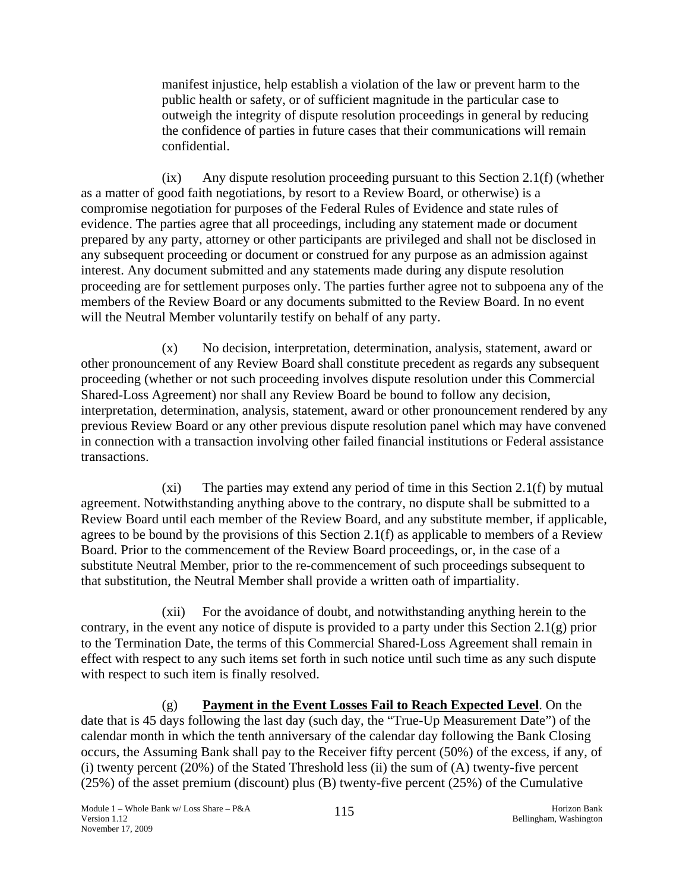manifest injustice, help establish a violation of the law or prevent harm to the public health or safety, or of sufficient magnitude in the particular case to outweigh the integrity of dispute resolution proceedings in general by reducing the confidence of parties in future cases that their communications will remain confidential.

(ix) Any dispute resolution proceeding pursuant to this Section 2.1(f) (whether as a matter of good faith negotiations, by resort to a Review Board, or otherwise) is a compromise negotiation for purposes of the Federal Rules of Evidence and state rules of evidence. The parties agree that all proceedings, including any statement made or document prepared by any party, attorney or other participants are privileged and shall not be disclosed in any subsequent proceeding or document or construed for any purpose as an admission against interest. Any document submitted and any statements made during any dispute resolution proceeding are for settlement purposes only. The parties further agree not to subpoena any of the members of the Review Board or any documents submitted to the Review Board. In no event will the Neutral Member voluntarily testify on behalf of any party.

(x) No decision, interpretation, determination, analysis, statement, award or other pronouncement of any Review Board shall constitute precedent as regards any subsequent proceeding (whether or not such proceeding involves dispute resolution under this Commercial Shared-Loss Agreement) nor shall any Review Board be bound to follow any decision, interpretation, determination, analysis, statement, award or other pronouncement rendered by any previous Review Board or any other previous dispute resolution panel which may have convened in connection with a transaction involving other failed financial institutions or Federal assistance transactions.

(xi) The parties may extend any period of time in this Section 2.1(f) by mutual agreement. Notwithstanding anything above to the contrary, no dispute shall be submitted to a Review Board until each member of the Review Board, and any substitute member, if applicable, agrees to be bound by the provisions of this Section 2.1(f) as applicable to members of a Review Board. Prior to the commencement of the Review Board proceedings, or, in the case of a substitute Neutral Member, prior to the re-commencement of such proceedings subsequent to that substitution, the Neutral Member shall provide a written oath of impartiality.

(xii) For the avoidance of doubt, and notwithstanding anything herein to the contrary, in the event any notice of dispute is provided to a party under this Section 2.1(g) prior to the Termination Date, the terms of this Commercial Shared-Loss Agreement shall remain in effect with respect to any such items set forth in such notice until such time as any such dispute with respect to such item is finally resolved.

(g) **Payment in the Event Losses Fail to Reach Expected Level**. On the date that is 45 days following the last day (such day, the "True-Up Measurement Date") of the calendar month in which the tenth anniversary of the calendar day following the Bank Closing occurs, the Assuming Bank shall pay to the Receiver fifty percent (50%) of the excess, if any, of (i) twenty percent (20%) of the Stated Threshold less (ii) the sum of (A) twenty-five percent (25%) of the asset premium (discount) plus (B) twenty-five percent (25%) of the Cumulative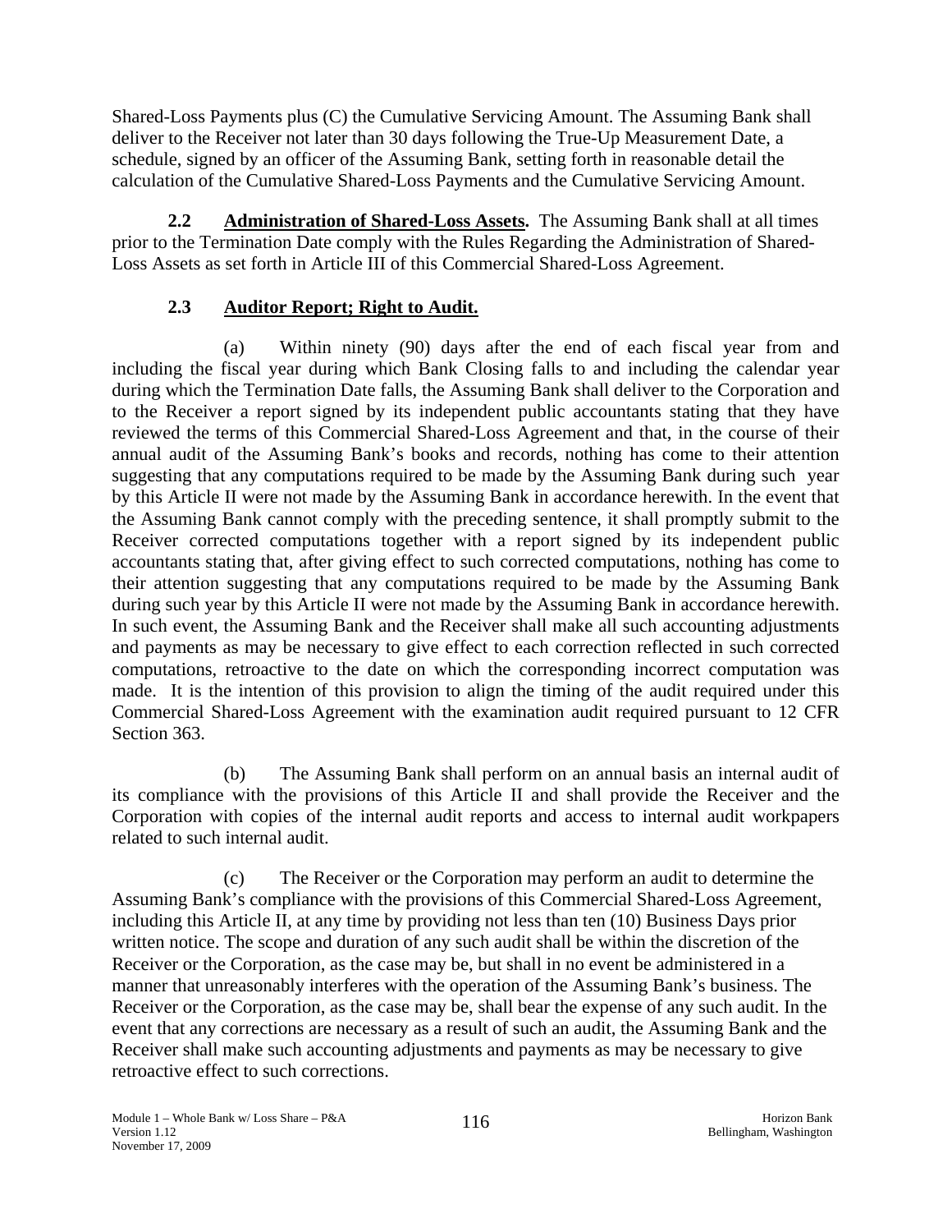Shared-Loss Payments plus (C) the Cumulative Servicing Amount. The Assuming Bank shall deliver to the Receiver not later than 30 days following the True-Up Measurement Date, a schedule, signed by an officer of the Assuming Bank, setting forth in reasonable detail the calculation of the Cumulative Shared-Loss Payments and the Cumulative Servicing Amount.

**2.2 Administration of Shared-Loss Assets.** The Assuming Bank shall at all times prior to the Termination Date comply with the Rules Regarding the Administration of Shared-Loss Assets as set forth in Article III of this Commercial Shared-Loss Agreement.

**2.3 Auditor Report; Right to Audit.**

(a) Within ninety (90) days after the end of each fiscal year from and including the fiscal year during which Bank Closing falls to and including the calendar year during which the Termination Date falls, the Assuming Bank shall deliver to the Corporation and to the Receiver a report signed by its independent public accountants stating that they have reviewed the terms of this Commercial Shared-Loss Agreement and that, in the course of their annual audit of the Assuming Bank's books and records, nothing has come to their attention suggesting that any computations required to be made by the Assuming Bank during such year by this Article II were not made by the Assuming Bank in accordance herewith. In the event that the Assuming Bank cannot comply with the preceding sentence, it shall promptly submit to the Receiver corrected computations together with a report signed by its independent public accountants stating that, after giving effect to such corrected computations, nothing has come to their attention suggesting that any computations required to be made by the Assuming Bank during such year by this Article II were not made by the Assuming Bank in accordance herewith. In such event, the Assuming Bank and the Receiver shall make all such accounting adjustments and payments as may be necessary to give effect to each correction reflected in such corrected computations, retroactive to the date on which the corresponding incorrect computation was made. It is the intention of this provision to align the timing of the audit required under this Commercial Shared-Loss Agreement with the examination audit required pursuant to 12 CFR Section 363.

(b) The Assuming Bank shall perform on an annual basis an internal audit of its compliance with the provisions of this Article II and shall provide the Receiver and the Corporation with copies of the internal audit reports and access to internal audit workpapers related to such internal audit.

(c) The Receiver or the Corporation may perform an audit to determine the Assuming Bank's compliance with the provisions of this Commercial Shared-Loss Agreement, including this Article II, at any time by providing not less than ten (10) Business Days prior written notice. The scope and duration of any such audit shall be within the discretion of the Receiver or the Corporation, as the case may be, but shall in no event be administered in a manner that unreasonably interferes with the operation of the Assuming Bank's business. The Receiver or the Corporation, as the case may be, shall bear the expense of any such audit. In the event that any corrections are necessary as a result of such an audit, the Assuming Bank and the Receiver shall make such accounting adjustments and payments as may be necessary to give retroactive effect to such corrections.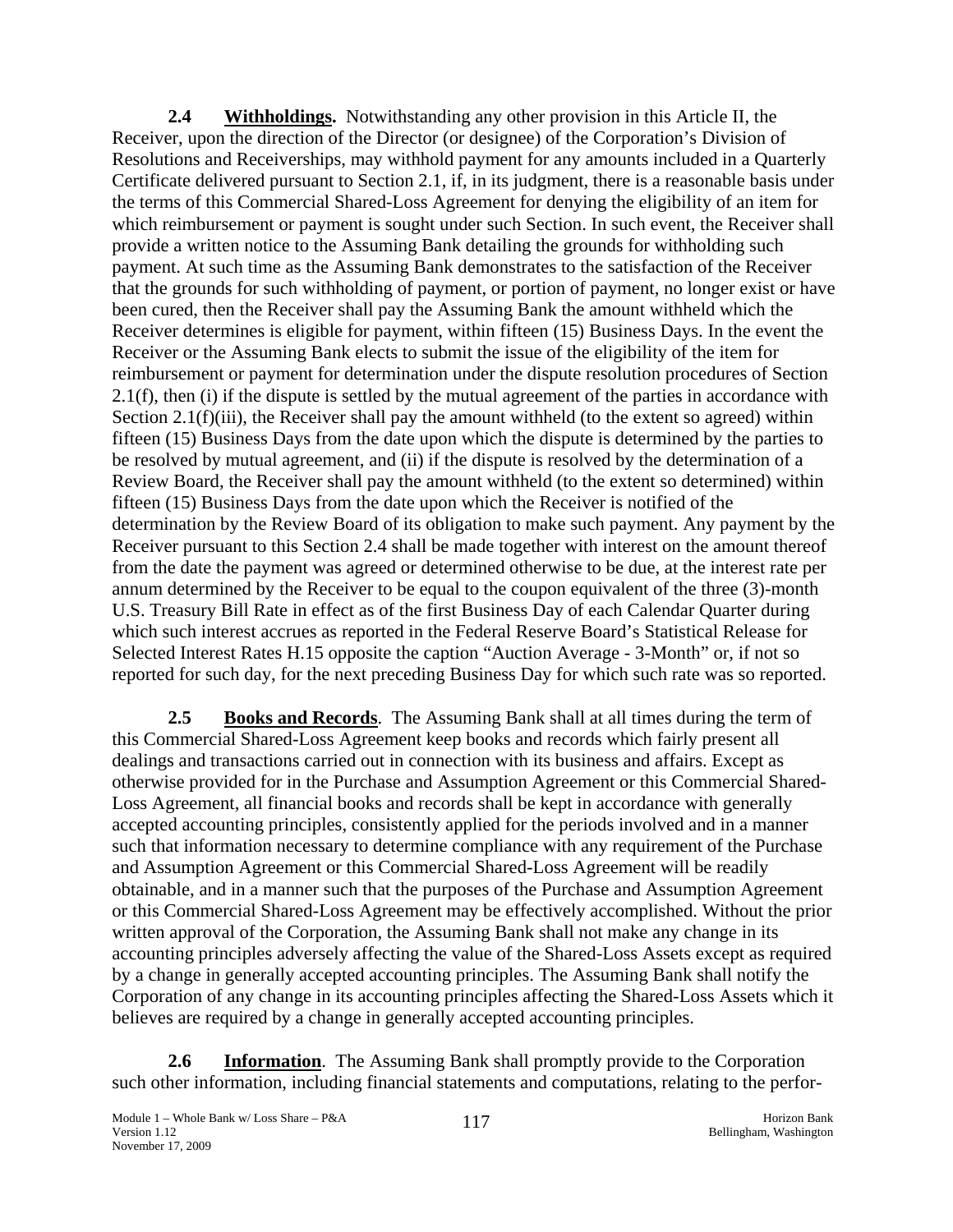**2.4 Withholdings.** Notwithstanding any other provision in this Article II, the Receiver, upon the direction of the Director (or designee) of the Corporation's Division of Resolutions and Receiverships, may withhold payment for any amounts included in a Quarterly Certificate delivered pursuant to Section 2.1, if, in its judgment, there is a reasonable basis under the terms of this Commercial Shared-Loss Agreement for denying the eligibility of an item for which reimbursement or payment is sought under such Section. In such event, the Receiver shall provide a written notice to the Assuming Bank detailing the grounds for withholding such payment. At such time as the Assuming Bank demonstrates to the satisfaction of the Receiver that the grounds for such withholding of payment, or portion of payment, no longer exist or have been cured, then the Receiver shall pay the Assuming Bank the amount withheld which the Receiver determines is eligible for payment, within fifteen (15) Business Days. In the event the Receiver or the Assuming Bank elects to submit the issue of the eligibility of the item for reimbursement or payment for determination under the dispute resolution procedures of Section 2.1(f), then (i) if the dispute is settled by the mutual agreement of the parties in accordance with Section 2.1(f)(iii), the Receiver shall pay the amount withheld (to the extent so agreed) within fifteen (15) Business Days from the date upon which the dispute is determined by the parties to be resolved by mutual agreement, and (ii) if the dispute is resolved by the determination of a Review Board, the Receiver shall pay the amount withheld (to the extent so determined) within fifteen (15) Business Days from the date upon which the Receiver is notified of the determination by the Review Board of its obligation to make such payment. Any payment by the Receiver pursuant to this Section 2.4 shall be made together with interest on the amount thereof from the date the payment was agreed or determined otherwise to be due, at the interest rate per annum determined by the Receiver to be equal to the coupon equivalent of the three (3)-month U.S. Treasury Bill Rate in effect as of the first Business Day of each Calendar Quarter during which such interest accrues as reported in the Federal Reserve Board's Statistical Release for Selected Interest Rates H.15 opposite the caption "Auction Average - 3-Month" or, if not so reported for such day, for the next preceding Business Day for which such rate was so reported.

**2.5 Books and Records**. The Assuming Bank shall at all times during the term of this Commercial Shared-Loss Agreement keep books and records which fairly present all dealings and transactions carried out in connection with its business and affairs. Except as otherwise provided for in the Purchase and Assumption Agreement or this Commercial Shared-Loss Agreement, all financial books and records shall be kept in accordance with generally accepted accounting principles, consistently applied for the periods involved and in a manner such that information necessary to determine compliance with any requirement of the Purchase and Assumption Agreement or this Commercial Shared-Loss Agreement will be readily obtainable, and in a manner such that the purposes of the Purchase and Assumption Agreement or this Commercial Shared-Loss Agreement may be effectively accomplished. Without the prior written approval of the Corporation, the Assuming Bank shall not make any change in its accounting principles adversely affecting the value of the Shared-Loss Assets except as required by a change in generally accepted accounting principles. The Assuming Bank shall notify the Corporation of any change in its accounting principles affecting the Shared-Loss Assets which it believes are required by a change in generally accepted accounting principles.

**2.6 Information**. The Assuming Bank shall promptly provide to the Corporation such other information, including financial statements and computations, relating to the perfor-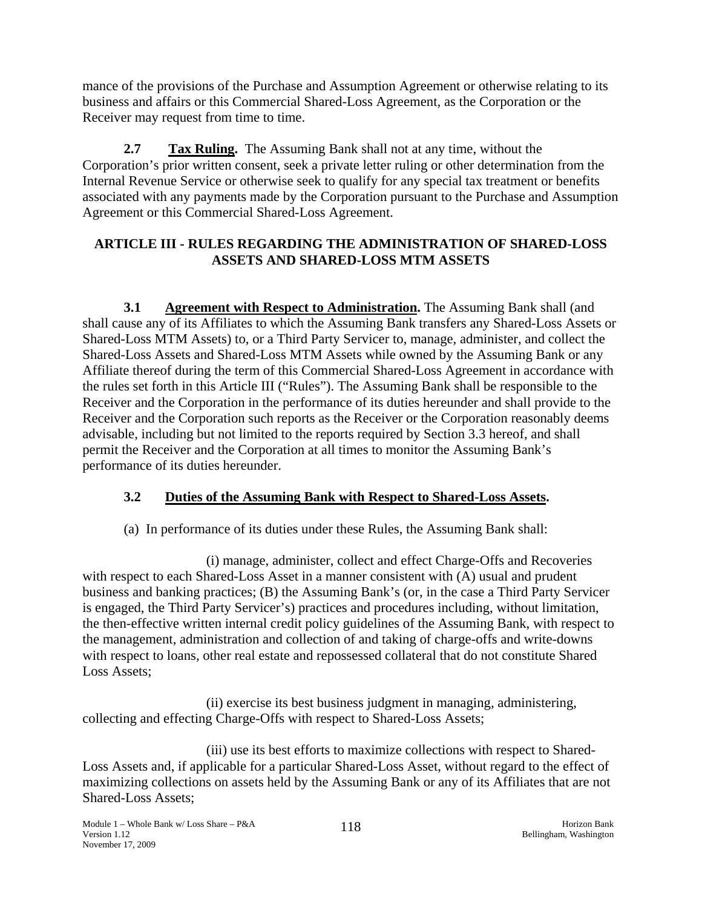mance of the provisions of the Purchase and Assumption Agreement or otherwise relating to its business and affairs or this Commercial Shared-Loss Agreement, as the Corporation or the Receiver may request from time to time.

**2.7 Tax Ruling.** The Assuming Bank shall not at any time, without the Corporation's prior written consent, seek a private letter ruling or other determination from the Internal Revenue Service or otherwise seek to qualify for any special tax treatment or benefits associated with any payments made by the Corporation pursuant to the Purchase and Assumption Agreement or this Commercial Shared-Loss Agreement.

## ARTICLE III - RULES REGARDING THE ADMINISTRATION OF SHARED-LOSS ASSETS AND SHARED-LOSS MTM ASSETS

**3.1 Agreement with Respect to Administration.** The Assuming Bank shall (and shall cause any of its Affiliates to which the Assuming Bank transfers any Shared-Loss Assets or Shared-Loss MTM Assets) to, or a Third Party Servicer to, manage, administer, and collect the Shared-Loss Assets and Shared-Loss MTM Assets while owned by the Assuming Bank or any Affiliate thereof during the term of this Commercial Shared-Loss Agreement in accordance with the rules set forth in this Article III ("Rules"). The Assuming Bank shall be responsible to the Receiver and the Corporation in the performance of its duties hereunder and shall provide to the Receiver and the Corporation such reports as the Receiver or the Corporation reasonably deems advisable, including but not limited to the reports required by Section 3.3 hereof, and shall permit the Receiver and the Corporation at all times to monitor the Assuming Bank's performance of its duties hereunder.

**3.2 Duties of the Assuming Bank with Respect to Shared-Loss Assets.**

(a) In performance of its duties under these Rules, the Assuming Bank shall:

(i) manage, administer, collect and effect Charge-Offs and Recoveries with respect to each Shared-Loss Asset in a manner consistent with (A) usual and prudent business and banking practices; (B) the Assuming Bank's (or, in the case a Third Party Servicer is engaged, the Third Party Servicer's) practices and procedures including, without limitation, the then-effective written internal credit policy guidelines of the Assuming Bank, with respect to the management, administration and collection of and taking of charge-offs and write-downs with respect to loans, other real estate and repossessed collateral that do not constitute Shared Loss Assets;

(ii) exercise its best business judgment in managing, administering, collecting and effecting Charge-Offs with respect to Shared-Loss Assets;

(iii) use its best efforts to maximize collections with respect to Shared-Loss Assets and, if applicable for a particular Shared-Loss Asset, without regard to the effect of maximizing collections on assets held by the Assuming Bank or any of its Affiliates that are not Shared-Loss Assets;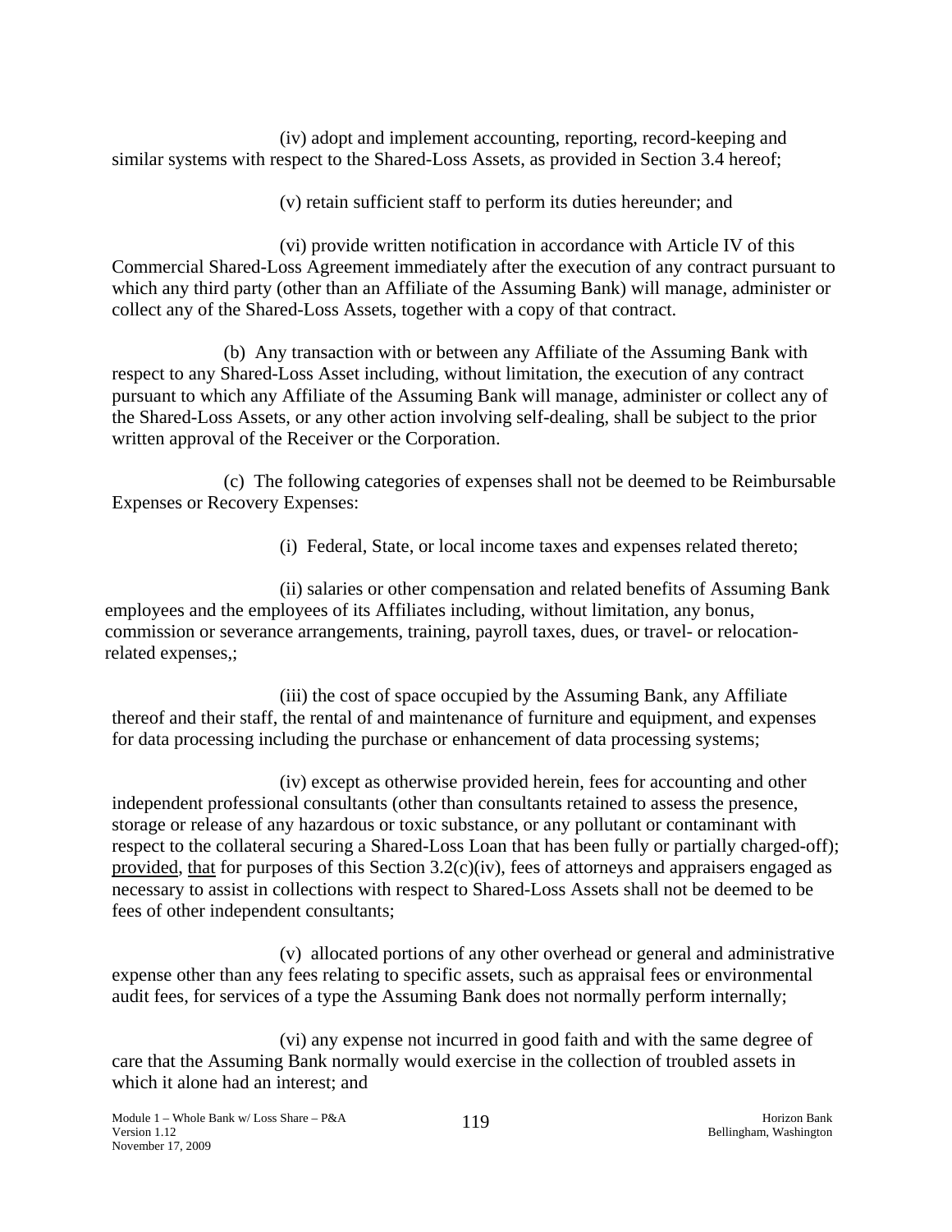(iv) adopt and implement accounting, reporting, record-keeping and similar systems with respect to the Shared-Loss Assets, as provided in Section 3.4 hereof;

(v) retain sufficient staff to perform its duties hereunder; and

(vi) provide written notification in accordance with Article IV of this Commercial Shared-Loss Agreement immediately after the execution of any contract pursuant to which any third party (other than an Affiliate of the Assuming Bank) will manage, administer or collect any of the Shared-Loss Assets, together with a copy of that contract.

(b) Any transaction with or between any Affiliate of the Assuming Bank with respect to any Shared-Loss Asset including, without limitation, the execution of any contract pursuant to which any Affiliate of the Assuming Bank will manage, administer or collect any of the Shared-Loss Assets, or any other action involving self-dealing, shall be subject to the prior written approval of the Receiver or the Corporation.

(c) The following categories of expenses shall not be deemed to be Reimbursable Expenses or Recovery Expenses:

(i) Federal, State, or local income taxes and expenses related thereto;

(ii) salaries or other compensation and related benefits of Assuming Bank employees and the employees of its Affiliates including, without limitation, any bonus, commission or severance arrangements, training, payroll taxes, dues, or travel- or relocation-related expenses,;

(iii) the cost of space occupied by the Assuming Bank, any Affiliate thereof and their staff, the rental of and maintenance of furniture and equipment, and expenses for data processing including the purchase or enhancement of data processing systems;

(iv) except as otherwise provided herein, fees for accounting and other independent professional consultants (other than consultants retained to assess the presence, storage or release of any hazardous or toxic substance, or any pollutant or contaminant with respect to the collateral securing a Shared-Loss Loan that has been fully or partially charged-off); provided, that for purposes of this Section 3.2(c)(iv), fees of attorneys and appraisers engaged as necessary to assist in collections with respect to Shared-Loss Assets shall not be deemed to be fees of other independent consultants;

(v) allocated portions of any other overhead or general and administrative expense other than any fees relating to specific assets, such as appraisal fees or environmental audit fees, for services of a type the Assuming Bank does not normally perform internally;

(vi) any expense not incurred in good faith and with the same degree of care that the Assuming Bank normally would exercise in the collection of troubled assets in which it alone had an interest; and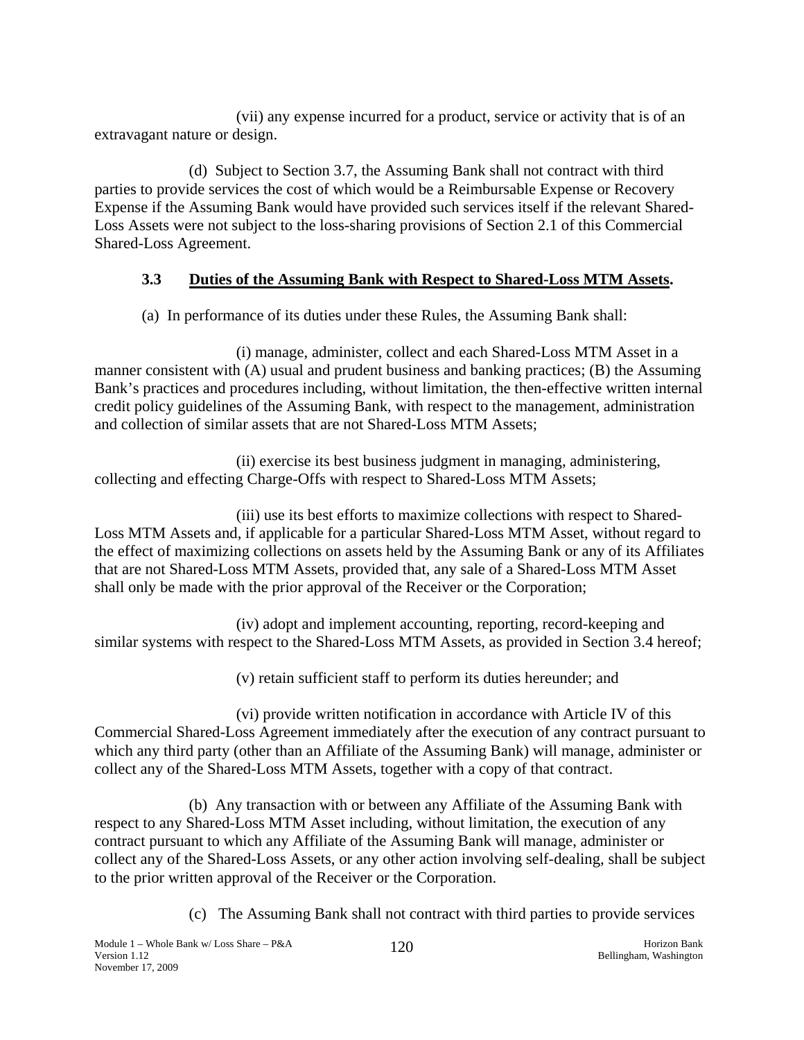(vii) any expense incurred for a product, service or activity that is of an extravagant nature or design.

(d) Subject to Section 3.7, the Assuming Bank shall not contract with third parties to provide services the cost of which would be a Reimbursable Expense or Recovery Expense if the Assuming Bank would have provided such services itself if the relevant Shared-Loss Assets were not subject to the loss-sharing provisions of Section 2.1 of this Commercial Shared-Loss Agreement.

### 3.3 Duties of the Assuming Bank with Respect to Shared-Loss MTM Assets.

(a) In performance of its duties under these Rules, the Assuming Bank shall:

(i) manage, administer, collect and each Shared-Loss MTM Asset in a manner consistent with (A) usual and prudent business and banking practices; (B) the Assuming Bank's practices and procedures including, without limitation, the then-effective written internal credit policy guidelines of the Assuming Bank, with respect to the management, administration and collection of similar assets that are not Shared-Loss MTM Assets;

(ii) exercise its best business judgment in managing, administering, collecting and effecting Charge-Offs with respect to Shared-Loss MTM Assets;

(iii) use its best efforts to maximize collections with respect to Shared-Loss MTM Assets and, if applicable for a particular Shared-Loss MTM Asset, without regard to the effect of maximizing collections on assets held by the Assuming Bank or any of its Affiliates that are not Shared-Loss MTM Assets, provided that, any sale of a Shared-Loss MTM Asset shall only be made with the prior approval of the Receiver or the Corporation;

(iv) adopt and implement accounting, reporting, record-keeping and similar systems with respect to the Shared-Loss MTM Assets, as provided in Section 3.4 hereof;

(v) retain sufficient staff to perform its duties hereunder; and

(vi) provide written notification in accordance with Article IV of this Commercial Shared-Loss Agreement immediately after the execution of any contract pursuant to which any third party (other than an Affiliate of the Assuming Bank) will manage, administer or collect any of the Shared-Loss MTM Assets, together with a copy of that contract.

(b) Any transaction with or between any Affiliate of the Assuming Bank with respect to any Shared-Loss MTM Asset including, without limitation, the execution of any contract pursuant to which any Affiliate of the Assuming Bank will manage, administer or collect any of the Shared-Loss Assets, or any other action involving self-dealing, shall be subject to the prior written approval of the Receiver or the Corporation.

(c) The Assuming Bank shall not contract with third parties to provide services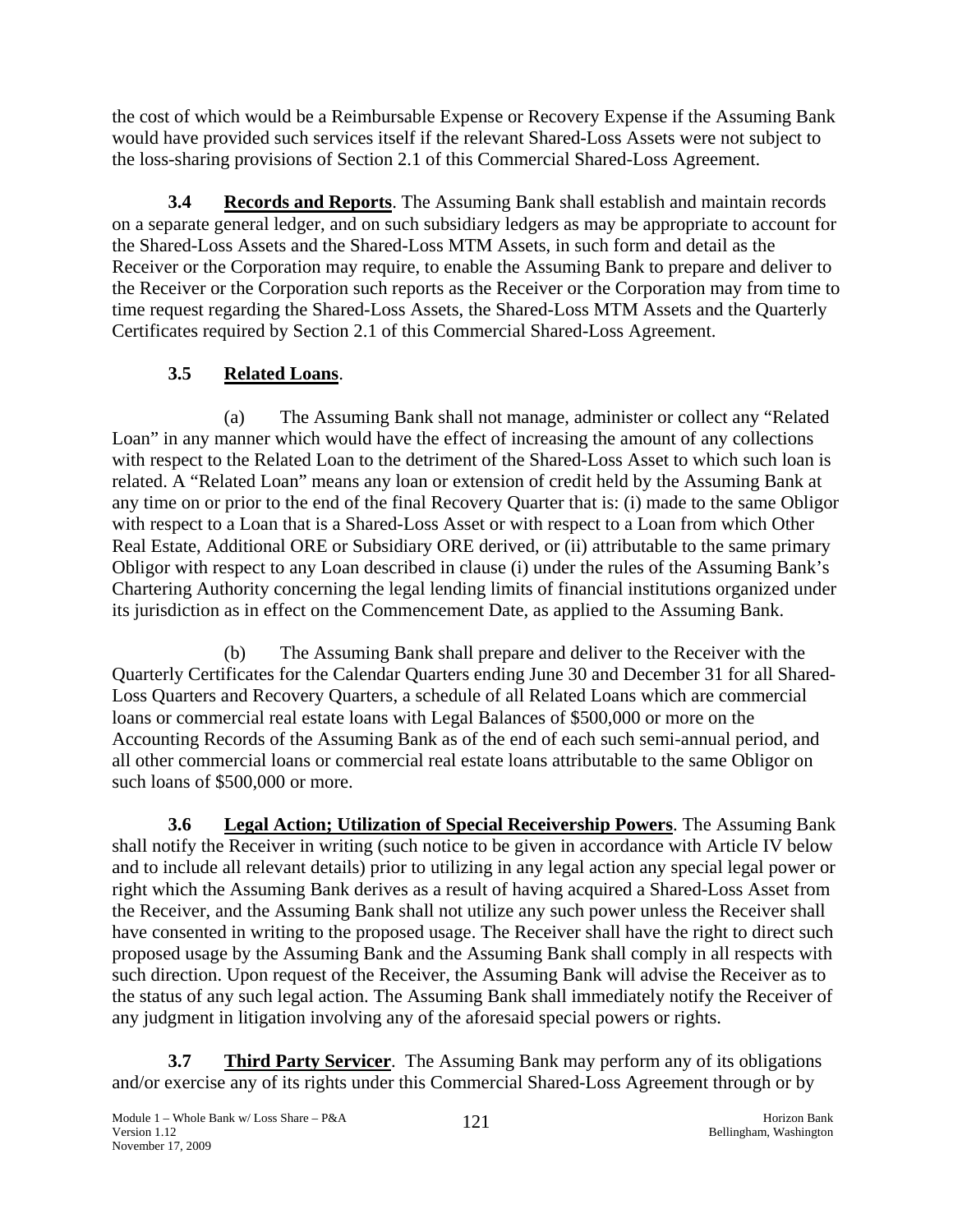the cost of which would be a Reimbursable Expense or Recovery Expense if the Assuming Bank would have provided such services itself if the relevant Shared-Loss Assets were not subject to the loss-sharing provisions of Section 2.1 of this Commercial Shared-Loss Agreement.

**3.4 Records and Reports**. The Assuming Bank shall establish and maintain records on a separate general ledger, and on such subsidiary ledgers as may be appropriate to account for the Shared-Loss Assets and the Shared-Loss MTM Assets, in such form and detail as the Receiver or the Corporation may require, to enable the Assuming Bank to prepare and deliver to the Receiver or the Corporation such reports as the Receiver or the Corporation may from time to time request regarding the Shared-Loss Assets, the Shared-Loss MTM Assets and the Quarterly Certificates required by Section 2.1 of this Commercial Shared-Loss Agreement.

**3.5 Related Loans**.

(a) The Assuming Bank shall not manage, administer or collect any "Related Loan" in any manner which would have the effect of increasing the amount of any collections with respect to the Related Loan to the detriment of the Shared-Loss Asset to which such loan is related. A "Related Loan" means any loan or extension of credit held by the Assuming Bank at any time on or prior to the end of the final Recovery Quarter that is: (i) made to the same Obligor with respect to a Loan that is a Shared-Loss Asset or with respect to a Loan from which Other Real Estate, Additional ORE or Subsidiary ORE derived, or (ii) attributable to the same primary Obligor with respect to any Loan described in clause (i) under the rules of the Assuming Bank's Chartering Authority concerning the legal lending limits of financial institutions organized under its jurisdiction as in effect on the Commencement Date, as applied to the Assuming Bank.

(b) The Assuming Bank shall prepare and deliver to the Receiver with the Quarterly Certificates for the Calendar Quarters ending June 30 and December 31 for all Shared-Loss Quarters and Recovery Quarters, a schedule of all Related Loans which are commercial loans or commercial real estate loans with Legal Balances of $500,000 or more on the Accounting Records of the Assuming Bank as of the end of each such semi-annual period, and all other commercial loans or commercial real estate loans attributable to the same Obligor on such loans of $500,000 or more.

**3.6 Legal Action; Utilization of Special Receivership Powers**. The Assuming Bank shall notify the Receiver in writing (such notice to be given in accordance with Article IV below and to include all relevant details) prior to utilizing in any legal action any special legal power or right which the Assuming Bank derives as a result of having acquired a Shared-Loss Asset from the Receiver, and the Assuming Bank shall not utilize any such power unless the Receiver shall have consented in writing to the proposed usage. The Receiver shall have the right to direct such proposed usage by the Assuming Bank and the Assuming Bank shall comply in all respects with such direction. Upon request of the Receiver, the Assuming Bank will advise the Receiver as to the status of any such legal action. The Assuming Bank shall immediately notify the Receiver of any judgment in litigation involving any of the aforesaid special powers or rights.

**3.7 Third Party Servicer**. The Assuming Bank may perform any of its obligations and/or exercise any of its rights under this Commercial Shared-Loss Agreement through or by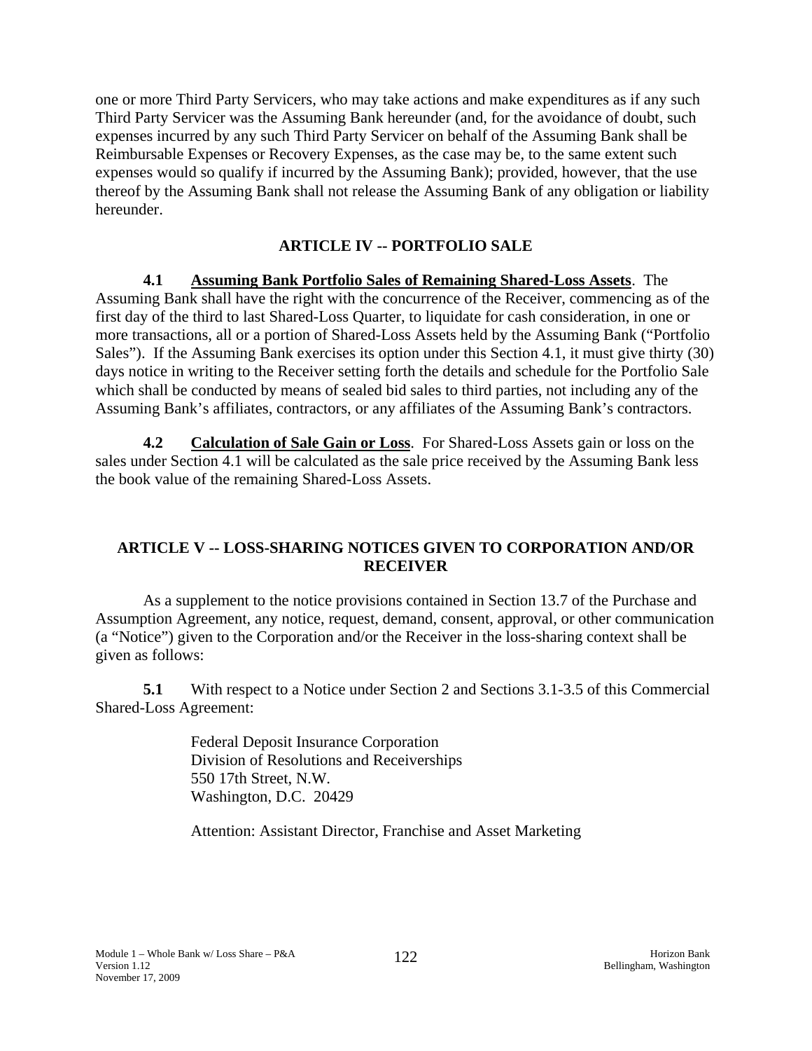one or more Third Party Servicers, who may take actions and make expenditures as if any such Third Party Servicer was the Assuming Bank hereunder (and, for the avoidance of doubt, such expenses incurred by any such Third Party Servicer on behalf of the Assuming Bank shall be Reimbursable Expenses or Recovery Expenses, as the case may be, to the same extent such expenses would so qualify if incurred by the Assuming Bank); provided, however, that the use thereof by the Assuming Bank shall not release the Assuming Bank of any obligation or liability hereunder.

## ARTICLE IV -- PORTFOLIO SALE

**4.1 <u>Assuming Bank Portfolio Sales of Remaining Shared-Loss Assets</u>**. The Assuming Bank shall have the right with the concurrence of the Receiver, commencing as of the first day of the third to last Shared-Loss Quarter, to liquidate for cash consideration, in one or more transactions, all or a portion of Shared-Loss Assets held by the Assuming Bank ("Portfolio Sales"). If the Assuming Bank exercises its option under this Section 4.1, it must give thirty (30) days notice in writing to the Receiver setting forth the details and schedule for the Portfolio Sale which shall be conducted by means of sealed bid sales to third parties, not including any of the Assuming Bank's affiliates, contractors, or any affiliates of the Assuming Bank's contractors.

**4.2 <u>Calculation of Sale Gain or Loss</u>**. For Shared-Loss Assets gain or loss on the sales under Section 4.1 will be calculated as the sale price received by the Assuming Bank less the book value of the remaining Shared-Loss Assets.

## ARTICLE V -- LOSS-SHARING NOTICES GIVEN TO CORPORATION AND/OR RECEIVER

As a supplement to the notice provisions contained in Section 13.7 of the Purchase and Assumption Agreement, any notice, request, demand, consent, approval, or other communication (a "Notice") given to the Corporation and/or the Receiver in the loss-sharing context shall be given as follows:

**5.1** With respect to a Notice under Section 2 and Sections 3.1-3.5 of this Commercial Shared-Loss Agreement:

Federal Deposit Insurance Corporation
Division of Resolutions and Receiverships
550 17th Street, N.W.
Washington, D.C. 20429

Attention: Assistant Director, Franchise and Asset Marketing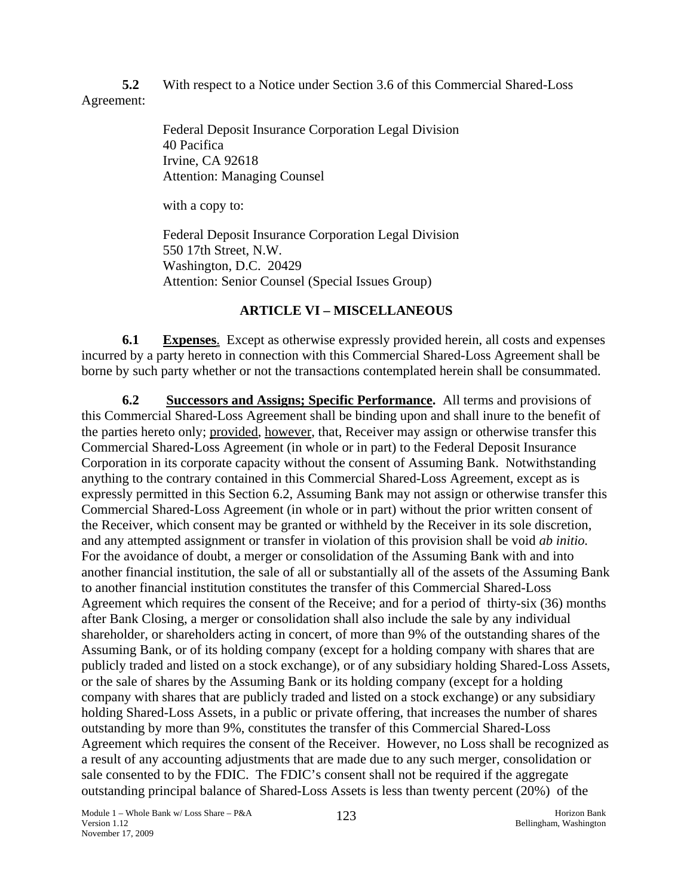**5.2** With respect to a Notice under Section 3.6 of this Commercial Shared-Loss Agreement:

Federal Deposit Insurance Corporation Legal Division
40 Pacifica
Irvine, CA 92618
Attention: Managing Counsel

with a copy to:

Federal Deposit Insurance Corporation Legal Division
550 17th Street, N.W.
Washington, D.C. 20429
Attention: Senior Counsel (Special Issues Group)

## ARTICLE VI – MISCELLANEOUS

**6.1** **Expenses**. Except as otherwise expressly provided herein, all costs and expenses incurred by a party hereto in connection with this Commercial Shared-Loss Agreement shall be borne by such party whether or not the transactions contemplated herein shall be consummated.

**6.2** **Successors and Assigns; Specific Performance.** All terms and provisions of this Commercial Shared-Loss Agreement shall be binding upon and shall inure to the benefit of the parties hereto only; provided, however, that, Receiver may assign or otherwise transfer this Commercial Shared-Loss Agreement (in whole or in part) to the Federal Deposit Insurance Corporation in its corporate capacity without the consent of Assuming Bank. Notwithstanding anything to the contrary contained in this Commercial Shared-Loss Agreement, except as is expressly permitted in this Section 6.2, Assuming Bank may not assign or otherwise transfer this Commercial Shared-Loss Agreement (in whole or in part) without the prior written consent of the Receiver, which consent may be granted or withheld by the Receiver in its sole discretion, and any attempted assignment or transfer in violation of this provision shall be void *ab initio.* For the avoidance of doubt, a merger or consolidation of the Assuming Bank with and into another financial institution, the sale of all or substantially all of the assets of the Assuming Bank to another financial institution constitutes the transfer of this Commercial Shared-Loss Agreement which requires the consent of the Receive; and for a period of thirty-six (36) months after Bank Closing, a merger or consolidation shall also include the sale by any individual shareholder, or shareholders acting in concert, of more than 9% of the outstanding shares of the Assuming Bank, or of its holding company (except for a holding company with shares that are publicly traded and listed on a stock exchange), or of any subsidiary holding Shared-Loss Assets, or the sale of shares by the Assuming Bank or its holding company (except for a holding company with shares that are publicly traded and listed on a stock exchange) or any subsidiary holding Shared-Loss Assets, in a public or private offering, that increases the number of shares outstanding by more than 9%, constitutes the transfer of this Commercial Shared-Loss Agreement which requires the consent of the Receiver. However, no Loss shall be recognized as a result of any accounting adjustments that are made due to any such merger, consolidation or sale consented to by the FDIC. The FDIC's consent shall not be required if the aggregate outstanding principal balance of Shared-Loss Assets is less than twenty percent (20%) of the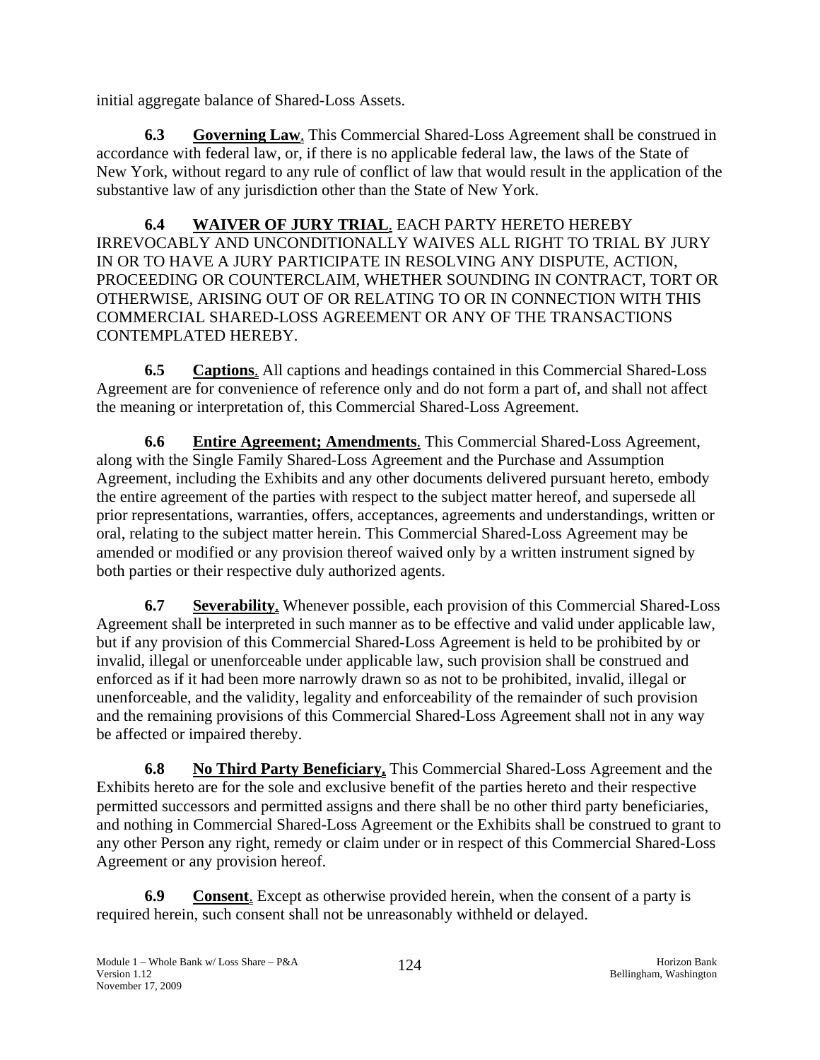initial aggregate balance of Shared-Loss Assets.

**6.3 Governing Law**. This Commercial Shared-Loss Agreement shall be construed in accordance with federal law, or, if there is no applicable federal law, the laws of the State of New York, without regard to any rule of conflict of law that would result in the application of the substantive law of any jurisdiction other than the State of New York.

**6.4 WAIVER OF JURY TRIAL**. EACH PARTY HERETO HEREBY IRREVOCABLY AND UNCONDITIONALLY WAIVES ALL RIGHT TO TRIAL BY JURY IN OR TO HAVE A JURY PARTICIPATE IN RESOLVING ANY DISPUTE, ACTION, PROCEEDING OR COUNTERCLAIM, WHETHER SOUNDING IN CONTRACT, TORT OR OTHERWISE, ARISING OUT OF OR RELATING TO OR IN CONNECTION WITH THIS COMMERCIAL SHARED-LOSS AGREEMENT OR ANY OF THE TRANSACTIONS CONTEMPLATED HEREBY.

**6.5 Captions**. All captions and headings contained in this Commercial Shared-Loss Agreement are for convenience of reference only and do not form a part of, and shall not affect the meaning or interpretation of, this Commercial Shared-Loss Agreement.

**6.6 Entire Agreement; Amendments**. This Commercial Shared-Loss Agreement, along with the Single Family Shared-Loss Agreement and the Purchase and Assumption Agreement, including the Exhibits and any other documents delivered pursuant hereto, embody the entire agreement of the parties with respect to the subject matter hereof, and supersede all prior representations, warranties, offers, acceptances, agreements and understandings, written or oral, relating to the subject matter herein. This Commercial Shared-Loss Agreement may be amended or modified or any provision thereof waived only by a written instrument signed by both parties or their respective duly authorized agents.

**6.7 Severability**. Whenever possible, each provision of this Commercial Shared-Loss Agreement shall be interpreted in such manner as to be effective and valid under applicable law, but if any provision of this Commercial Shared-Loss Agreement is held to be prohibited by or invalid, illegal or unenforceable under applicable law, such provision shall be construed and enforced as if it had been more narrowly drawn so as not to be prohibited, invalid, illegal or unenforceable, and the validity, legality and enforceability of the remainder of such provision and the remaining provisions of this Commercial Shared-Loss Agreement shall not in any way be affected or impaired thereby.

**6.8 No Third Party Beneficiary.** This Commercial Shared-Loss Agreement and the Exhibits hereto are for the sole and exclusive benefit of the parties hereto and their respective permitted successors and permitted assigns and there shall be no other third party beneficiaries, and nothing in Commercial Shared-Loss Agreement or the Exhibits shall be construed to grant to any other Person any right, remedy or claim under or in respect of this Commercial Shared-Loss Agreement or any provision hereof.

**6.9 Consent**. Except as otherwise provided herein, when the consent of a party is required herein, such consent shall not be unreasonably withheld or delayed.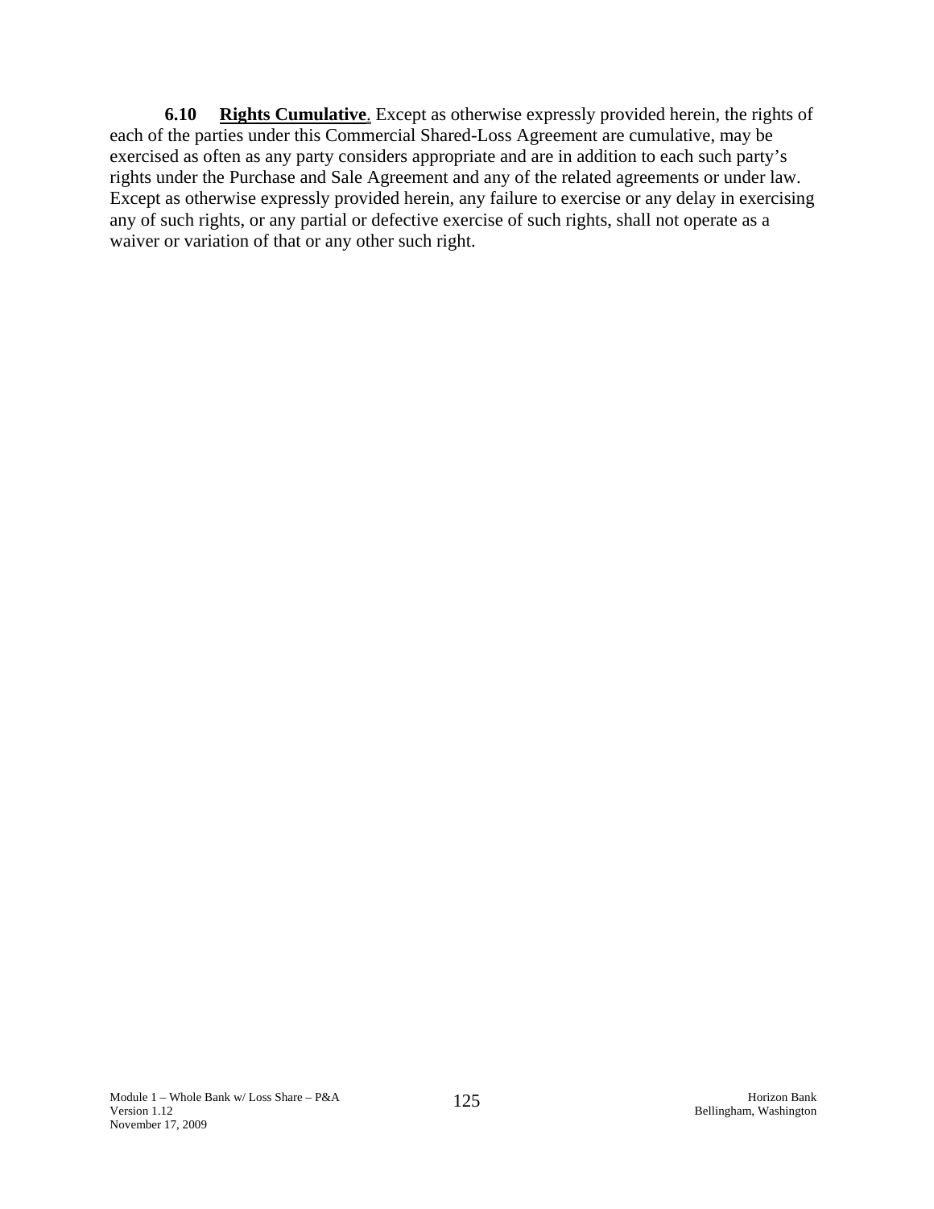**6.10 Rights Cumulative**. Except as otherwise expressly provided herein, the rights of each of the parties under this Commercial Shared-Loss Agreement are cumulative, may be exercised as often as any party considers appropriate and are in addition to each such party's rights under the Purchase and Sale Agreement and any of the related agreements or under law. Except as otherwise expressly provided herein, any failure to exercise or any delay in exercising any of such rights, or any partial or defective exercise of such rights, shall not operate as a waiver or variation of that or any other such right.